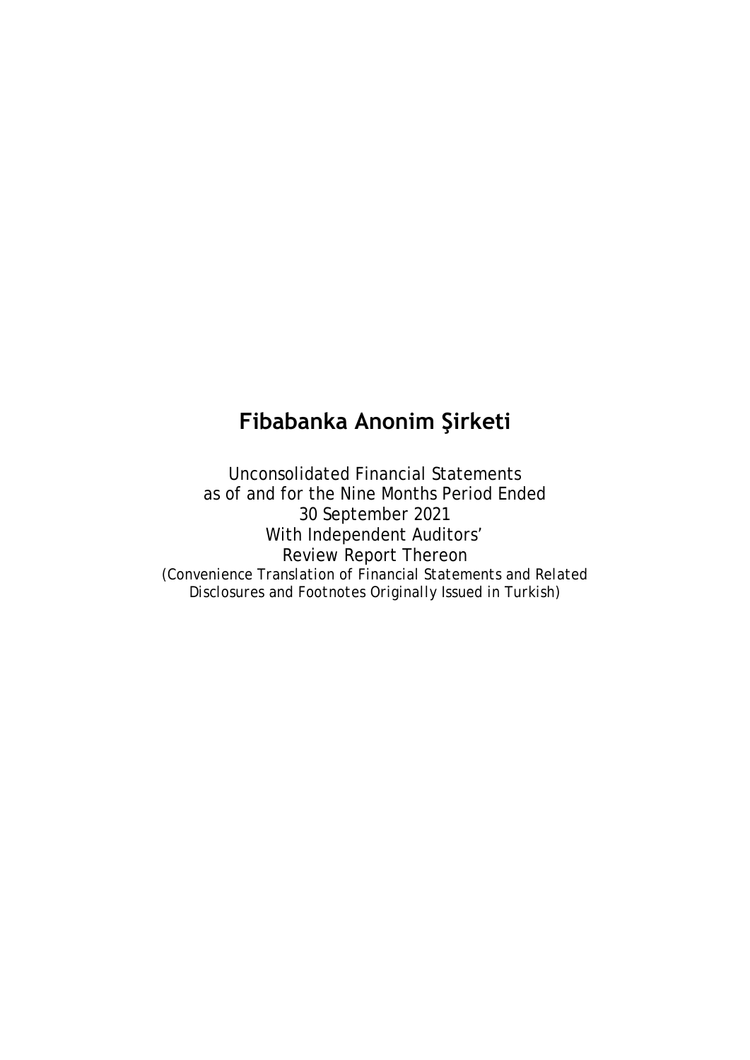# Fibabanka Anonim Şirketi

Unconsolidated Financial Statements
as of and for the Nine Months Period Ended
30 September 2021
With Independent Auditors'
Review Report Thereon

*(Convenience Translation of Financial Statements and Related Disclosures and Footnotes Originally Issued in Turkish)*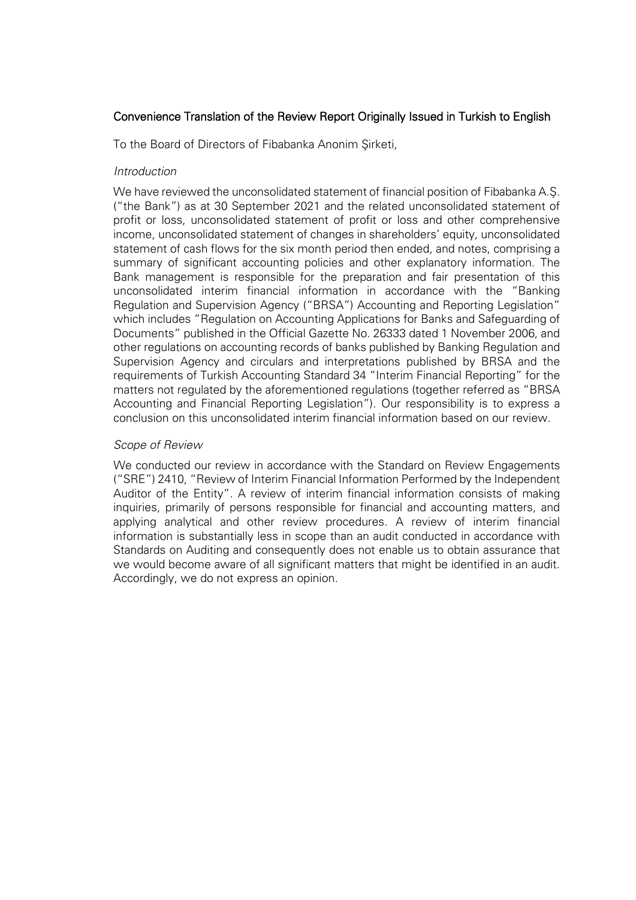Convenience Translation of the Review Report Originally Issued in Turkish to English

To the Board of Directors of Fibabanka Anonim Şirketi,

*Introduction*

We have reviewed the unconsolidated statement of financial position of Fibabanka A.Ş. ("the Bank") as at 30 September 2021 and the related unconsolidated statement of profit or loss, unconsolidated statement of profit or loss and other comprehensive income, unconsolidated statement of changes in shareholders' equity, unconsolidated statement of cash flows for the six month period then ended, and notes, comprising a summary of significant accounting policies and other explanatory information. The Bank management is responsible for the preparation and fair presentation of this unconsolidated interim financial information in accordance with the "Banking Regulation and Supervision Agency ("BRSA") Accounting and Reporting Legislation" which includes "Regulation on Accounting Applications for Banks and Safeguarding of Documents" published in the Official Gazette No. 26333 dated 1 November 2006, and other regulations on accounting records of banks published by Banking Regulation and Supervision Agency and circulars and interpretations published by BRSA and the requirements of Turkish Accounting Standard 34 "Interim Financial Reporting" for the matters not regulated by the aforementioned regulations (together referred as "BRSA Accounting and Financial Reporting Legislation"). Our responsibility is to express a conclusion on this unconsolidated interim financial information based on our review.

*Scope of Review*

We conducted our review in accordance with the Standard on Review Engagements ("SRE") 2410, "Review of Interim Financial Information Performed by the Independent Auditor of the Entity". A review of interim financial information consists of making inquiries, primarily of persons responsible for financial and accounting matters, and applying analytical and other review procedures. A review of interim financial information is substantially less in scope than an audit conducted in accordance with Standards on Auditing and consequently does not enable us to obtain assurance that we would become aware of all significant matters that might be identified in an audit. Accordingly, we do not express an opinion.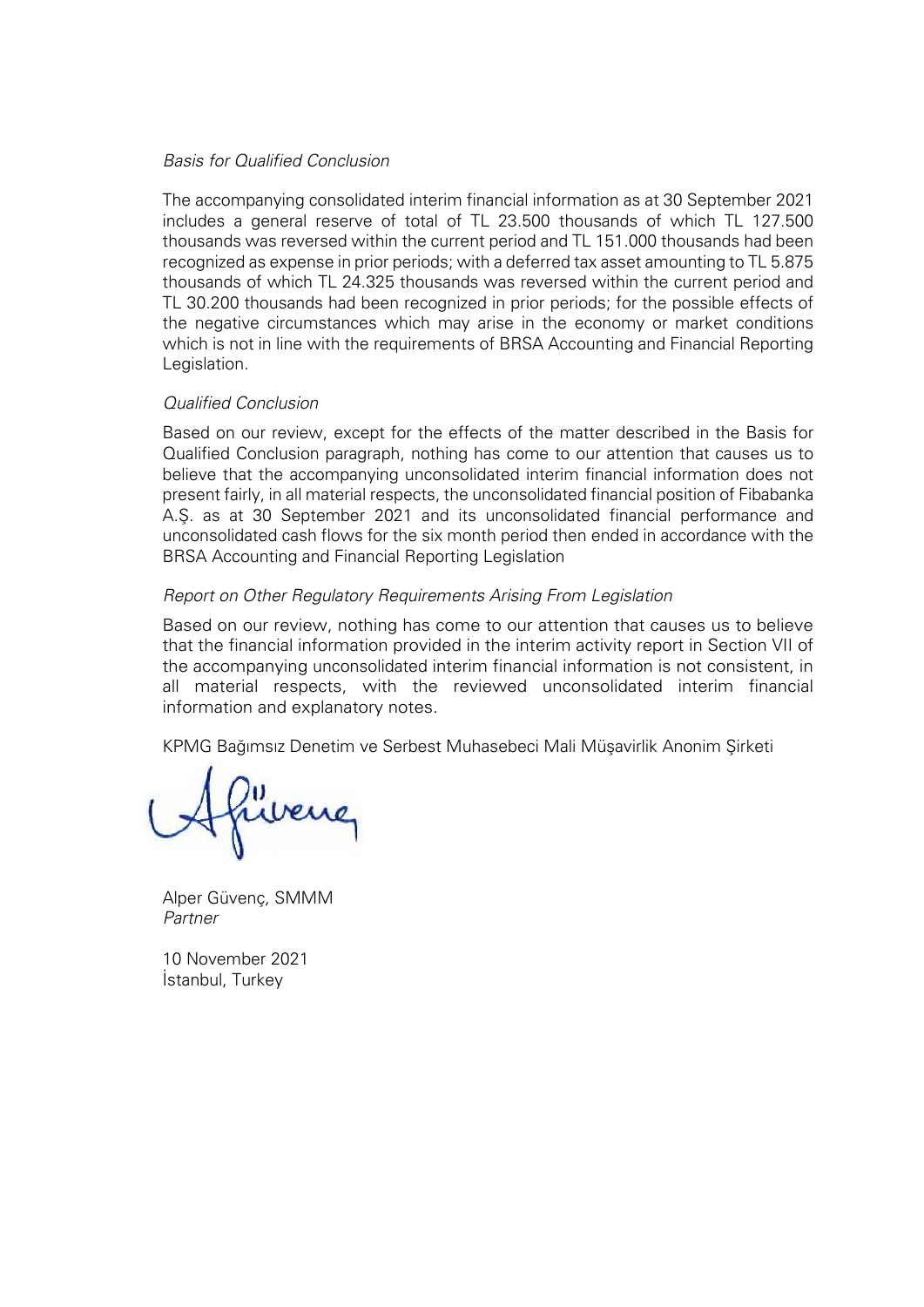*Basis for Qualified Conclusion*

The accompanying consolidated interim financial information as at 30 September 2021 includes a general reserve of total of TL 23.500 thousands of which TL 127.500 thousands was reversed within the current period and TL 151.000 thousands had been recognized as expense in prior periods; with a deferred tax asset amounting to TL 5.875 thousands of which TL 24.325 thousands was reversed within the current period and TL 30.200 thousands had been recognized in prior periods; for the possible effects of the negative circumstances which may arise in the economy or market conditions which is not in line with the requirements of BRSA Accounting and Financial Reporting Legislation.

*Qualified Conclusion*

Based on our review, except for the effects of the matter described in the Basis for Qualified Conclusion paragraph, nothing has come to our attention that causes us to believe that the accompanying unconsolidated interim financial information does not present fairly, in all material respects, the unconsolidated financial position of Fibabanka A.Ş. as at 30 September 2021 and its unconsolidated financial performance and unconsolidated cash flows for the six month period then ended in accordance with the BRSA Accounting and Financial Reporting Legislation

*Report on Other Regulatory Requirements Arising From Legislation*

Based on our review, nothing has come to our attention that causes us to believe that the financial information provided in the interim activity report in Section VII of the accompanying unconsolidated interim financial information is not consistent, in all material respects, with the reviewed unconsolidated interim financial information and explanatory notes.

KPMG Bağımsız Denetim ve Serbest Muhasebeci Mali Müşavirlik Anonim Şirketi

Alper Güvenç, SMMM
*Partner*

10 November 2021
İstanbul, Turkey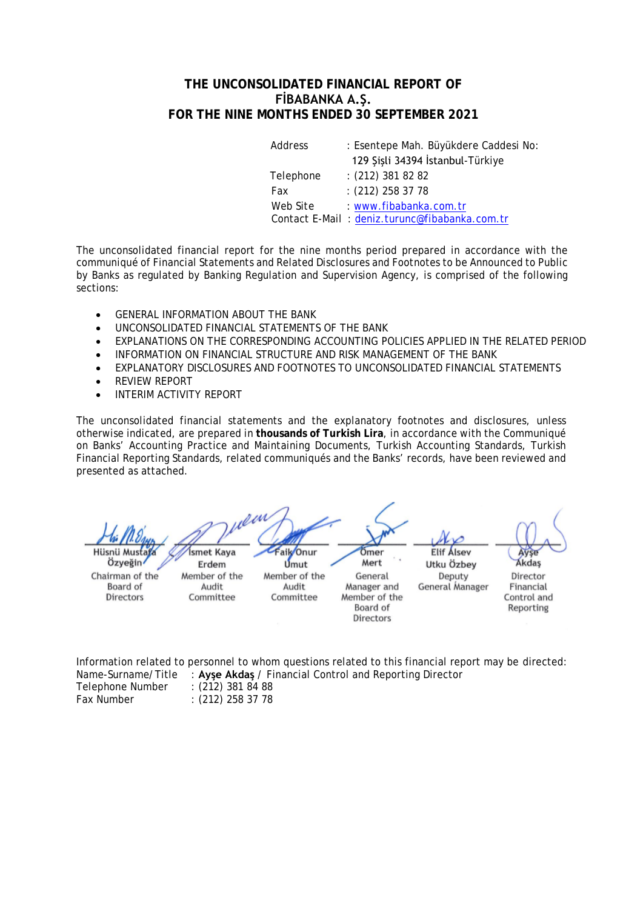# THE UNCONSOLIDATED FINANCIAL REPORT OF FİBABANKA A.Ş. FOR THE NINE MONTHS ENDED 30 SEPTEMBER 2021

| | |
|---|---|
| Address | : Esentepe Mah. Büyükdere Caddesi No: 129 Şişli 34394 İstanbul-Türkiye |
| Telephone | : (212) 381 82 82 |
| Fax | : (212) 258 37 78 |
| Web Site | : www.fibabanka.com.tr |
| Contact E-Mail | : deniz.turunc@fibabanka.com.tr |

The unconsolidated financial report for the nine months period prepared in accordance with the communiqué of Financial Statements and Related Disclosures and Footnotes to be Announced to Public by Banks as regulated by Banking Regulation and Supervision Agency, is comprised of the following sections:

- GENERAL INFORMATION ABOUT THE BANK
- UNCONSOLIDATED FINANCIAL STATEMENTS OF THE BANK
- EXPLANATIONS ON THE CORRESPONDING ACCOUNTING POLICIES APPLIED IN THE RELATED PERIOD
- INFORMATION ON FINANCIAL STRUCTURE AND RISK MANAGEMENT OF THE BANK
- EXPLANATORY DISCLOSURES AND FOOTNOTES TO UNCONSOLIDATED FINANCIAL STATEMENTS
- REVIEW REPORT
- INTERIM ACTIVITY REPORT

The unconsolidated financial statements and the explanatory footnotes and disclosures, unless otherwise indicated, are prepared in **thousands of Turkish Lira**, in accordance with the Communiqué on Banks' Accounting Practice and Maintaining Documents, Turkish Accounting Standards, Turkish Financial Reporting Standards, related communiqués and the Banks' records, have been reviewed and presented as attached.

| Hüsnü Mustafa Özyeğin | İsmet Kaya Erdem | Faik Onur Umut | Ömer Mert | Elif Alsev Utku Özbey | Ayşe Akdaş |
|---|---|---|---|---|---|
| Chairman of the Board of Directors | Member of the Audit Committee | Member of the Audit Committee | General Manager and Member of the Board of Directors | Deputy General Manager | Director Financial Control and Reporting |

Information related to personnel to whom questions related to this financial report may be directed:

Name-Surname/Title : **Ayşe Akdaş** / Financial Control and Reporting Director
Telephone Number : (212) 381 84 88
Fax Number : (212) 258 37 78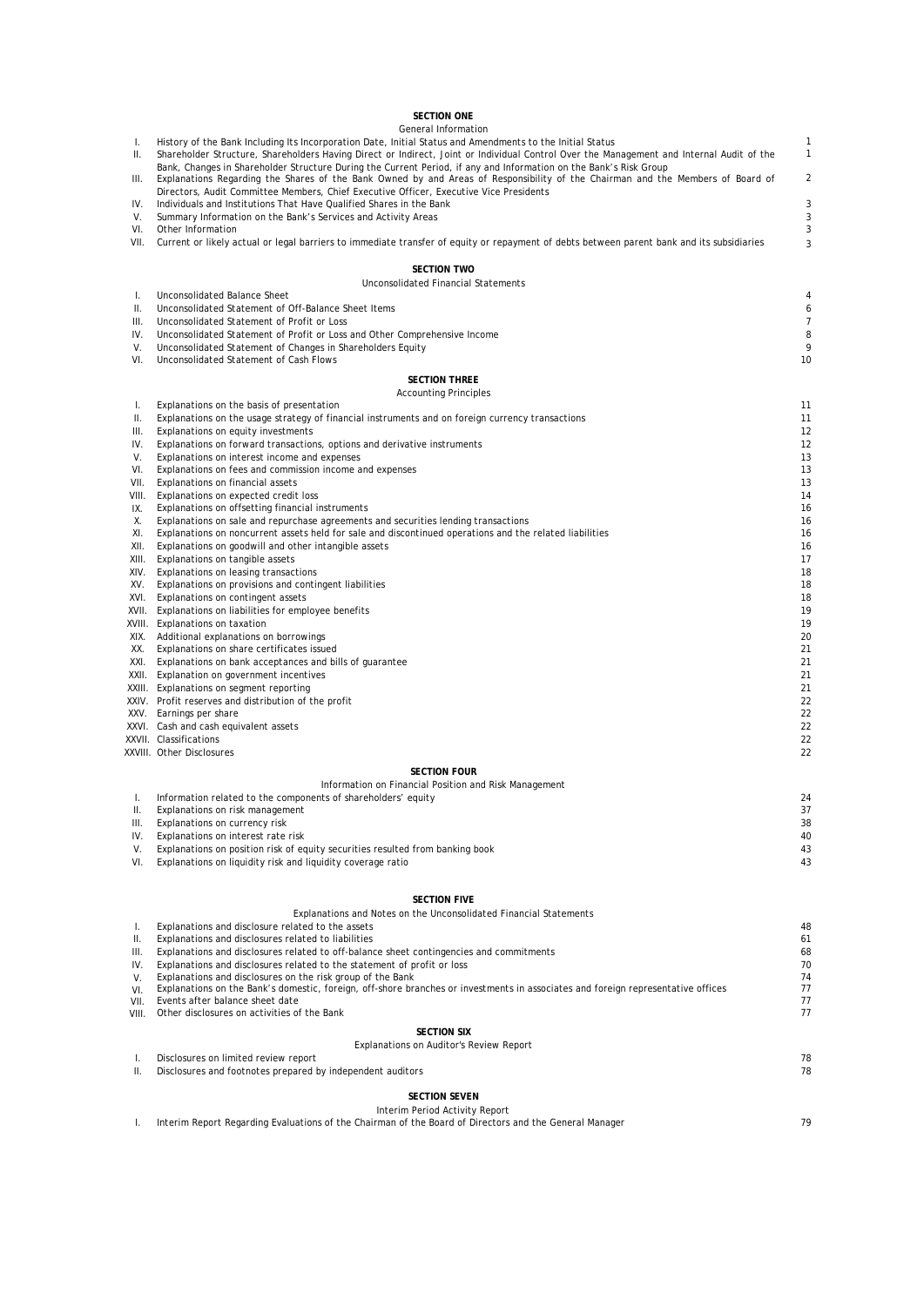## SECTION ONE

General Information

| | | |
|---|---|---|
| I. | History of the Bank Including Its Incorporation Date, Initial Status and Amendments to the Initial Status | 1 |
| II. | Shareholder Structure, Shareholders Having Direct or Indirect, Joint or Individual Control Over the Management and Internal Audit of the Bank, Changes in Shareholder Structure During the Current Period, if any and Information on the Bank's Risk Group | 1 |
| III. | Explanations Regarding the Shares of the Bank Owned by and Areas of Responsibility of the Chairman and the Members of Board of Directors, Audit Committee Members, Chief Executive Officer, Executive Vice Presidents | 2 |
| IV. | Individuals and Institutions That Have Qualified Shares in the Bank | 3 |
| V. | Summary Information on the Bank's Services and Activity Areas | 3 |
| VI. | Other Information | 3 |
| VII. | Current or likely actual or legal barriers to immediate transfer of equity or repayment of debts between parent bank and its subsidiaries | 3 |

## SECTION TWO

Unconsolidated Financial Statements

| | | |
|---|---|---|
| I. | Unconsolidated Balance Sheet | 4 |
| II. | Unconsolidated Statement of Off-Balance Sheet Items | 6 |
| III. | Unconsolidated Statement of Profit or Loss | 7 |
| IV. | Unconsolidated Statement of Profit or Loss and Other Comprehensive Income | 8 |
| V. | Unconsolidated Statement of Changes in Shareholders Equity | 9 |
| VI. | Unconsolidated Statement of Cash Flows | 10 |

## SECTION THREE

Accounting Principles

| | | |
|---|---|---|
| I. | Explanations on the basis of presentation | 11 |
| II. | Explanations on the usage strategy of financial instruments and on foreign currency transactions | 11 |
| III. | Explanations on equity investments | 12 |
| IV. | Explanations on forward transactions, options and derivative instruments | 12 |
| V. | Explanations on interest income and expenses | 13 |
| VI. | Explanations on fees and commission income and expenses | 13 |
| VII. | Explanations on financial assets | 13 |
| VIII. | Explanations on expected credit loss | 14 |
| IX. | Explanations on offsetting financial instruments | 16 |
| X. | Explanations on sale and repurchase agreements and securities lending transactions | 16 |
| XI. | Explanations on noncurrent assets held for sale and discontinued operations and the related liabilities | 16 |
| XII. | Explanations on goodwill and other intangible assets | 16 |
| XIII. | Explanations on tangible assets | 17 |
| XIV. | Explanations on leasing transactions | 18 |
| XV. | Explanations on provisions and contingent liabilities | 18 |
| XVI. | Explanations on contingent assets | 18 |
| XVII. | Explanations on liabilities for employee benefits | 19 |
| XVIII. | Explanations on taxation | 19 |
| XIX. | Additional explanations on borrowings | 20 |
| XX. | Explanations on share certificates issued | 21 |
| XXI. | Explanations on bank acceptances and bills of guarantee | 21 |
| XXII. | Explanation on government incentives | 21 |
| XXIII. | Explanations on segment reporting | 21 |
| XXIV. | Profit reserves and distribution of the profit | 22 |
| XXV. | Earnings per share | 22 |
| XXVI. | Cash and cash equivalent assets | 22 |
| XXVII. | Classifications | 22 |
| XXVIII. | Other Disclosures | 22 |

## SECTION FOUR

Information on Financial Position and Risk Management

| | | |
|---|---|---|
| I. | Information related to the components of shareholders' equity | 24 |
| II. | Explanations on risk management | 37 |
| III. | Explanations on currency risk | 38 |
| IV. | Explanations on interest rate risk | 40 |
| V. | Explanations on position risk of equity securities resulted from banking book | 43 |
| VI. | Explanations on liquidity risk and liquidity coverage ratio | 43 |

## SECTION FIVE

Explanations and Notes on the Unconsolidated Financial Statements

| | | |
|---|---|---|
| I. | Explanations and disclosure related to the assets | 48 |
| II. | Explanations and disclosures related to liabilities | 61 |
| III. | Explanations and disclosures related to off-balance sheet contingencies and commitments | 68 |
| IV. | Explanations and disclosures related to the statement of profit or loss | 70 |
| V. | Explanations and disclosures on the risk group of the Bank | 74 |
| VI. | Explanations on the Bank's domestic, foreign, off-shore branches or investments in associates and foreign representative offices | 77 |
| VII. | Events after balance sheet date | 77 |
| VIII. | Other disclosures on activities of the Bank | 77 |

## SECTION SIX

Explanations on Auditor's Review Report

| | | |
|---|---|---|
| I. | Disclosures on limited review report | 78 |
| II. | Disclosures and footnotes prepared by independent auditors | 78 |

## SECTION SEVEN

Interim Period Activity Report

| | | |
|---|---|---|
| I. | Interim Report Regarding Evaluations of the Chairman of the Board of Directors and the General Manager | 79 |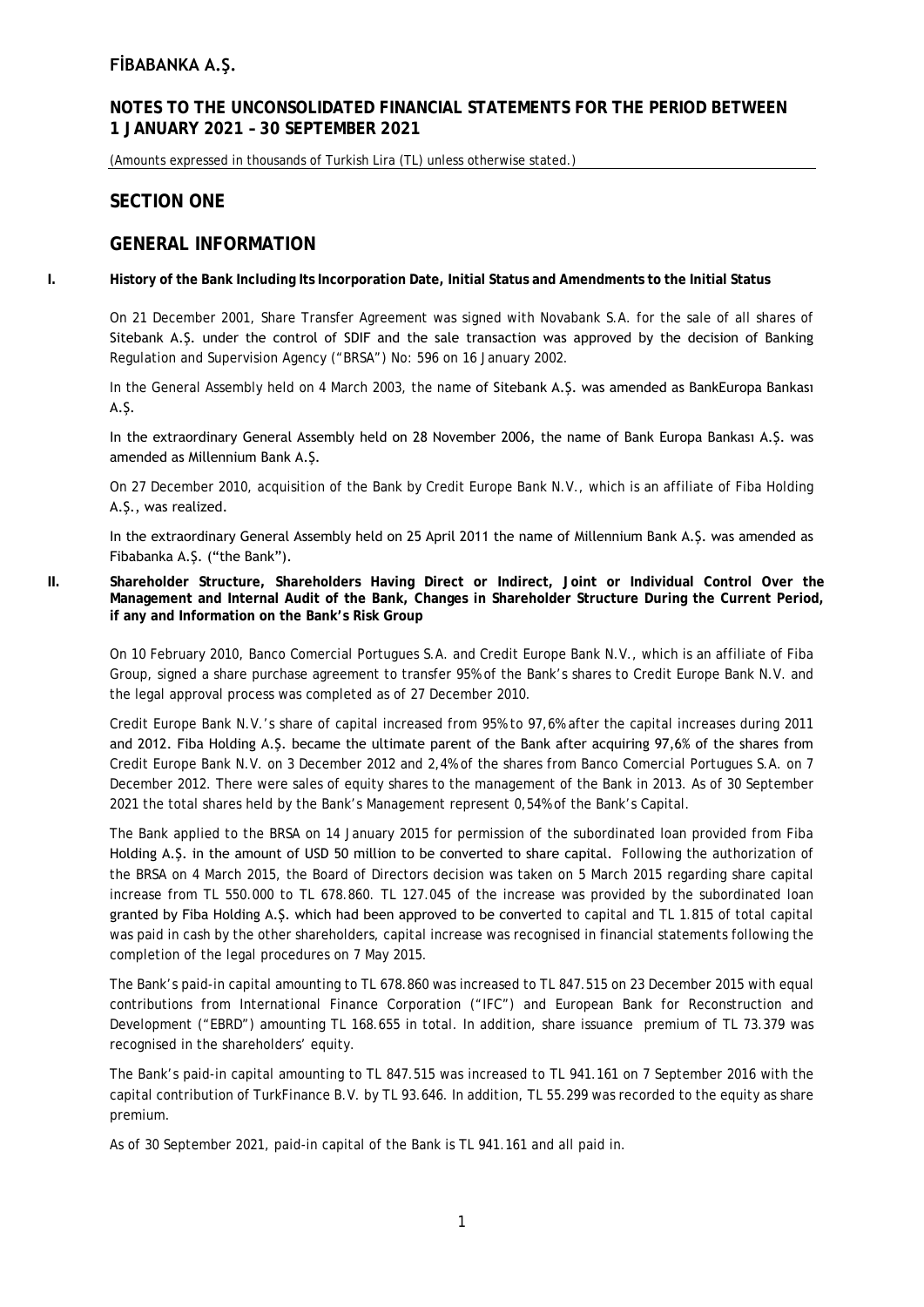# FİBABANKA A.Ş.

## NOTES TO THE UNCONSOLIDATED FINANCIAL STATEMENTS FOR THE PERIOD BETWEEN 1 JANUARY 2021 – 30 SEPTEMBER 2021

(Amounts expressed in thousands of Turkish Lira (TL) unless otherwise stated.)

## SECTION ONE

## GENERAL INFORMATION

### I. History of the Bank Including Its Incorporation Date, Initial Status and Amendments to the Initial Status

On 21 December 2001, Share Transfer Agreement was signed with Novabank S.A. for the sale of all shares of Sitebank A.Ş. under the control of SDIF and the sale transaction was approved by the decision of Banking Regulation and Supervision Agency ("BRSA") No: 596 on 16 January 2002.

In the General Assembly held on 4 March 2003, the name of Sitebank A.Ş. was amended as BankEuropa Bankası A.Ş.

In the extraordinary General Assembly held on 28 November 2006, the name of Bank Europa Bankası A.Ş. was amended as Millennium Bank A.Ş.

On 27 December 2010, acquisition of the Bank by Credit Europe Bank N.V., which is an affiliate of Fiba Holding A.Ş., was realized.

In the extraordinary General Assembly held on 25 April 2011 the name of Millennium Bank A.Ş. was amended as Fibabanka A.Ş. ("the Bank").

### II. Shareholder Structure, Shareholders Having Direct or Indirect, Joint or Individual Control Over the Management and Internal Audit of the Bank, Changes in Shareholder Structure During the Current Period, if any and Information on the Bank's Risk Group

On 10 February 2010, Banco Comercial Portugues S.A. and Credit Europe Bank N.V., which is an affiliate of Fiba Group, signed a share purchase agreement to transfer 95% of the Bank's shares to Credit Europe Bank N.V. and the legal approval process was completed as of 27 December 2010.

Credit Europe Bank N.V.'s share of capital increased from 95% to 97,6% after the capital increases during 2011 and 2012. Fiba Holding A.Ş. became the ultimate parent of the Bank after acquiring 97,6% of the shares from Credit Europe Bank N.V. on 3 December 2012 and 2,4% of the shares from Banco Comercial Portugues S.A. on 7 December 2012. There were sales of equity shares to the management of the Bank in 2013. As of 30 September 2021 the total shares held by the Bank's Management represent 0,54% of the Bank's Capital.

The Bank applied to the BRSA on 14 January 2015 for permission of the subordinated loan provided from Fiba Holding A.Ş. in the amount of USD 50 million to be converted to share capital. Following the authorization of the BRSA on 4 March 2015, the Board of Directors decision was taken on 5 March 2015 regarding share capital increase from TL 550.000 to TL 678.860. TL 127.045 of the increase was provided by the subordinated loan granted by Fiba Holding A.Ş. which had been approved to be converted to capital and TL 1.815 of total capital was paid in cash by the other shareholders, capital increase was recognised in financial statements following the completion of the legal procedures on 7 May 2015.

The Bank's paid-in capital amounting to TL 678.860 was increased to TL 847.515 on 23 December 2015 with equal contributions from International Finance Corporation ("IFC") and European Bank for Reconstruction and Development ("EBRD") amounting TL 168.655 in total. In addition, share issuance premium of TL 73.379 was recognised in the shareholders' equity.

The Bank's paid-in capital amounting to TL 847.515 was increased to TL 941.161 on 7 September 2016 with the capital contribution of TurkFinance B.V. by TL 93.646. In addition, TL 55.299 was recorded to the equity as share premium.

As of 30 September 2021, paid-in capital of the Bank is TL 941.161 and all paid in.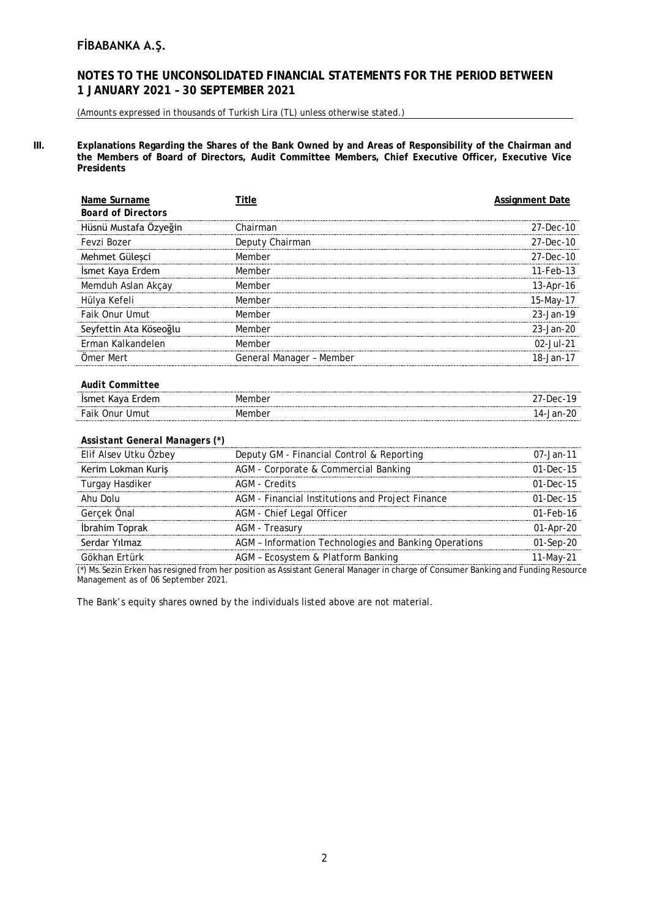**III. Explanations Regarding the Shares of the Bank Owned by and Areas of Responsibility of the Chairman and the Members of Board of Directors, Audit Committee Members, Chief Executive Officer, Executive Vice Presidents**

| Name Surname | Title | Assignment Date |
|---|---|---|
| ***Board of Directors*** | | |
| Hüsnü Mustafa Özyeğin | Chairman | 27-Dec-10 |
| Fevzi Bozer | Deputy Chairman | 27-Dec-10 |
| Mehmet Güleşci | Member | 27-Dec-10 |
| İsmet Kaya Erdem | Member | 11-Feb-13 |
| Memduh Aslan Akçay | Member | 13-Apr-16 |
| Hülya Kefeli | Member | 15-May-17 |
| Faik Onur Umut | Member | 23-Jan-19 |
| Seyfettin Ata Köseoğlu | Member | 23-Jan-20 |
| Erman Kalkandelen | Member | 02-Jul-21 |
| Ömer Mert | General Manager – Member | 18-Jan-17 |
| ***Audit Committee*** | | |
| İsmet Kaya Erdem | Member | 27-Dec-19 |
| Faik Onur Umut | Member | 14-Jan-20 |
| ***Assistant General Managers (\*)*** | | |
| Elif Alsev Utku Özbey | Deputy GM - Financial Control & Reporting | 07-Jan-11 |
| Kerim Lokman Kuriş | AGM - Corporate & Commercial Banking | 01-Dec-15 |
| Turgay Hasdiker | AGM - Credits | 01-Dec-15 |
| Ahu Dolu | AGM - Financial Institutions and Project Finance | 01-Dec-15 |
| Gerçek Önal | AGM - Chief Legal Officer | 01-Feb-16 |
| İbrahim Toprak | AGM - Treasury | 01-Apr-20 |
| Serdar Yılmaz | AGM – Information Technologies and Banking Operations | 01-Sep-20 |
| Gökhan Ertürk | AGM – Ecosystem & Platform Banking | 11-May-21 |

(*) Ms. Sezin Erken has resigned from her position as Assistant General Manager in charge of Consumer Banking and Funding Resource Management as of 06 September 2021.

The Bank's equity shares owned by the individuals listed above are not material.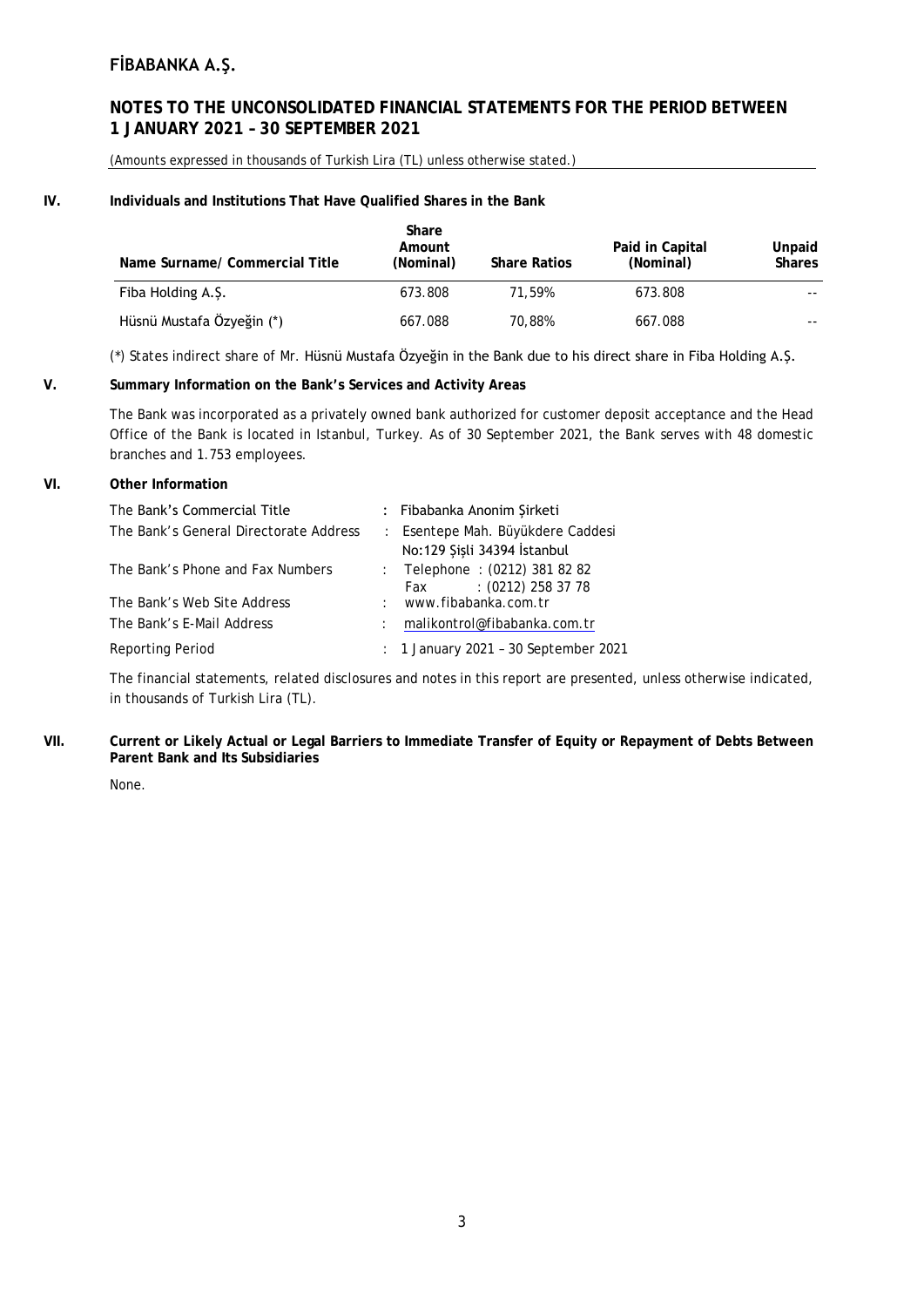## IV. Individuals and Institutions That Have Qualified Shares in the Bank

| Name Surname/ Commercial Title | Share Amount (Nominal) | Share Ratios | Paid in Capital (Nominal) | Unpaid Shares |
|---|---|---|---|---|
| Fiba Holding A.Ş. | 673.808 | 71,59% | 673.808 | -- |
| Hüsnü Mustafa Özyeğin (*) | 667.088 | 70,88% | 667.088 | -- |

(*) States indirect share of Mr. Hüsnü Mustafa Özyeğin in the Bank due to his direct share in Fiba Holding A.Ş.

## V. Summary Information on the Bank's Services and Activity Areas

The Bank was incorporated as a privately owned bank authorized for customer deposit acceptance and the Head Office of the Bank is located in Istanbul, Turkey. As of 30 September 2021, the Bank serves with 48 domestic branches and 1.753 employees.

## VI. Other Information

| | |
|---|---|
| The Bank's Commercial Title | : Fibabanka Anonim Şirketi |
| The Bank's General Directorate Address | : Esentepe Mah. Büyükdere Caddesi No:129 Şişli 34394 İstanbul |
| The Bank's Phone and Fax Numbers | : Telephone : (0212) 381 82 82<br>Fax : (0212) 258 37 78 |
| The Bank's Web Site Address | : www.fibabanka.com.tr |
| The Bank's E-Mail Address | : malikontrol@fibabanka.com.tr |
| Reporting Period | : 1 January 2021 – 30 September 2021 |

The financial statements, related disclosures and notes in this report are presented, unless otherwise indicated, in thousands of Turkish Lira (TL).

## VII. Current or Likely Actual or Legal Barriers to Immediate Transfer of Equity or Repayment of Debts Between Parent Bank and Its Subsidiaries

None.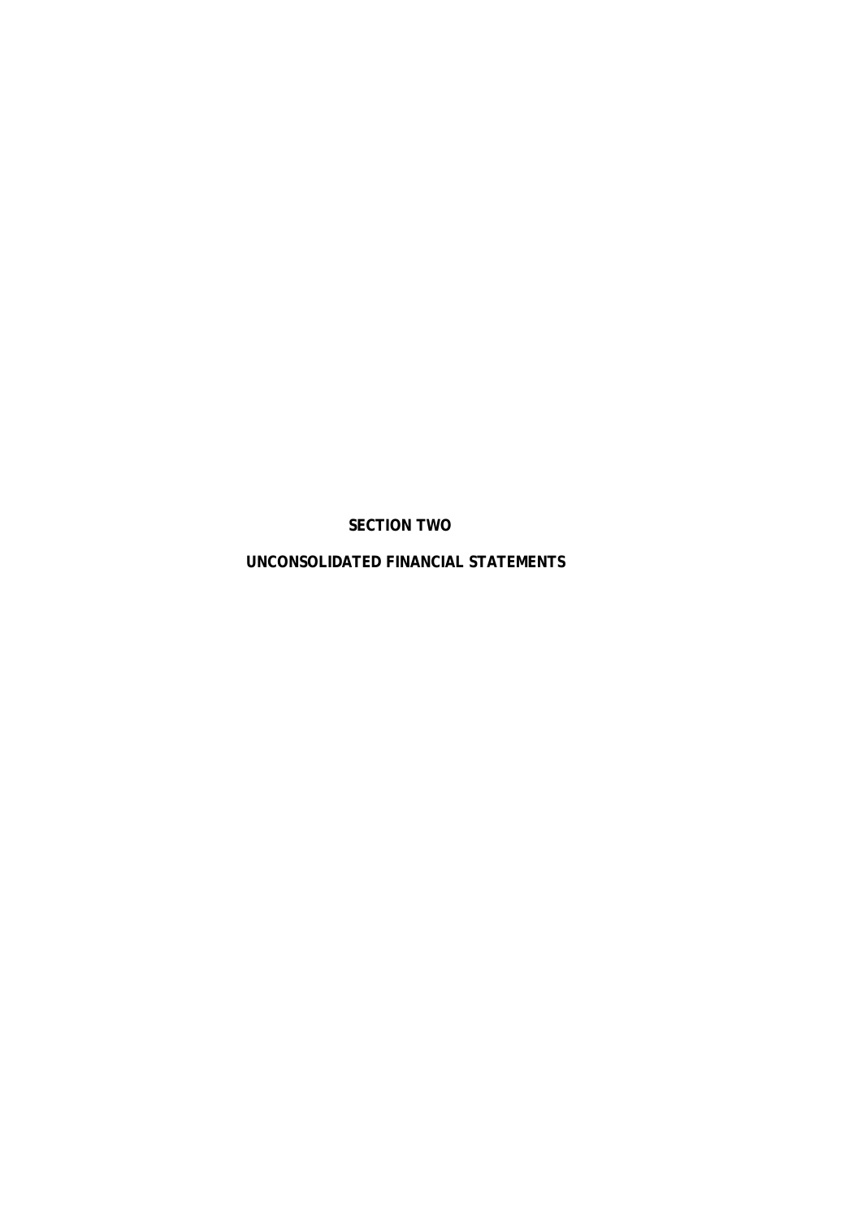# SECTION TWO

# UNCONSOLIDATED FINANCIAL STATEMENTS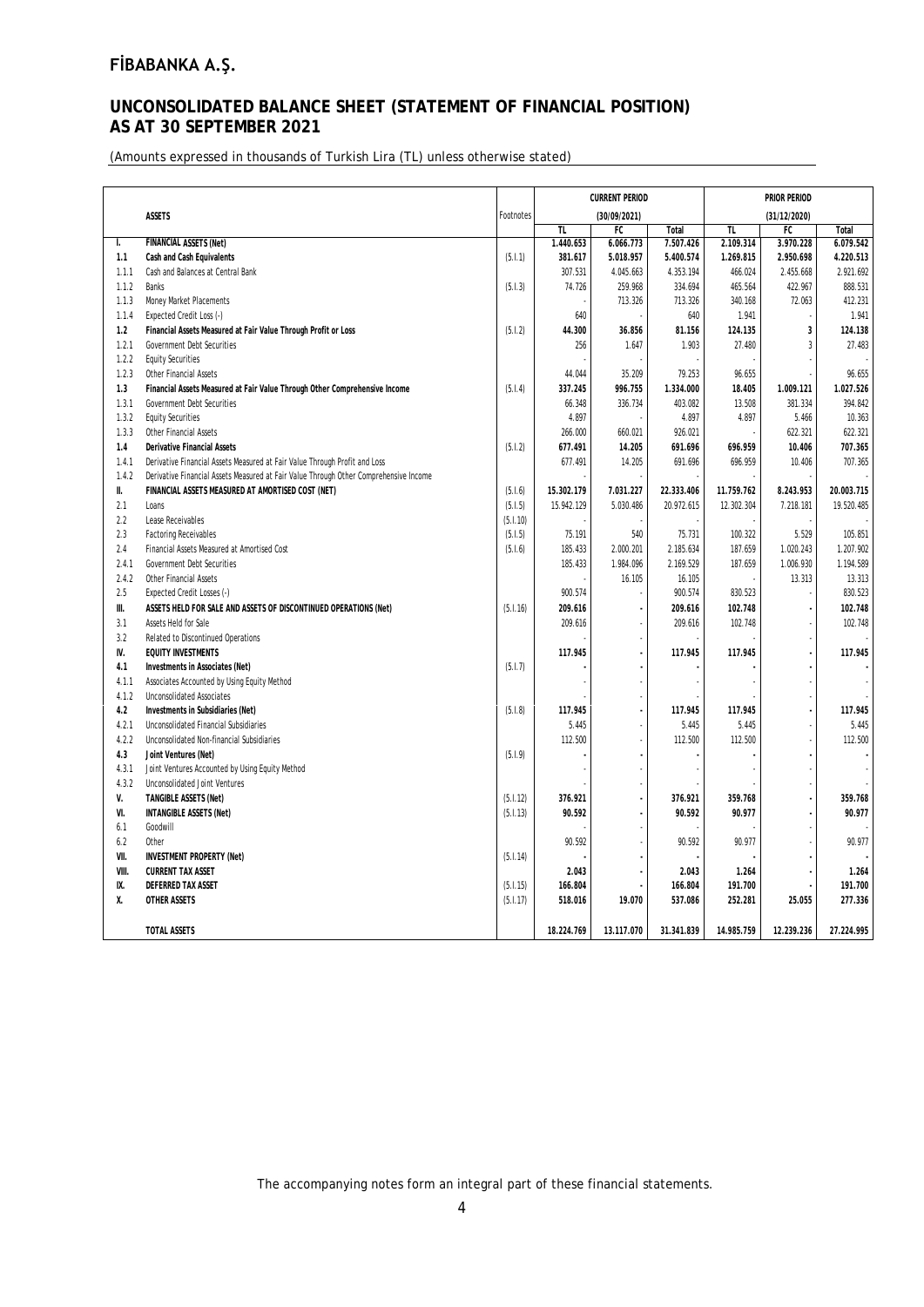# FİBABANKA A.Ş.

## UNCONSOLIDATED BALANCE SHEET (STATEMENT OF FINANCIAL POSITION) AS AT 30 SEPTEMBER 2021

(Amounts expressed in thousands of Turkish Lira (TL) unless otherwise stated)

| | ASSETS | Footnotes | CURRENT PERIOD (30/09/2021) | | | PRIOR PERIOD (31/12/2020) | | |
|---|---|---|---|---|---|---|---|---|
| | | | TL | FC | Total | TL | FC | Total |
| I. | FINANCIAL ASSETS (Net) | | 1.440.653 | 6.066.773 | 7.507.426 | 2.109.314 | 3.970.228 | 6.079.542 |
| 1.1 | Cash and Cash Equivalents | (5.I.1) | 381.617 | 5.018.957 | 5.400.574 | 1.269.815 | 2.950.698 | 4.220.513 |
| 1.1.1 | Cash and Balances at Central Bank | | 307.531 | 4.045.663 | 4.353.194 | 466.024 | 2.455.668 | 2.921.692 |
| 1.1.2 | Banks | (5.I.3) | 74.726 | 259.968 | 334.694 | 465.564 | 422.967 | 888.531 |
| 1.1.3 | Money Market Placements | | - | 713.326 | 713.326 | 340.168 | 72.063 | 412.231 |
| 1.1.4 | Expected Credit Loss (-) | | 640 | - | 640 | 1.941 | - | 1.941 |
| 1.2 | Financial Assets Measured at Fair Value Through Profit or Loss | (5.I.2) | 44.300 | 36.856 | 81.156 | 124.135 | 3 | 124.138 |
| 1.2.1 | Government Debt Securities | | 256 | 1.647 | 1.903 | 27.480 | 3 | 27.483 |
| 1.2.2 | Equity Securities | | - | - | - | - | - | - |
| 1.2.3 | Other Financial Assets | | 44.044 | 35.209 | 79.253 | 96.655 | - | 96.655 |
| 1.3 | Financial Assets Measured at Fair Value Through Other Comprehensive Income | (5.I.4) | 337.245 | 996.755 | 1.334.000 | 18.405 | 1.009.121 | 1.027.526 |
| 1.3.1 | Government Debt Securities | | 66.348 | 336.734 | 403.082 | 13.508 | 381.334 | 394.842 |
| 1.3.2 | Equity Securities | | 4.897 | - | 4.897 | 4.897 | 5.466 | 10.363 |
| 1.3.3 | Other Financial Assets | | 266.000 | 660.021 | 926.021 | - | 622.321 | 622.321 |
| 1.4 | Derivative Financial Assets | (5.I.2) | 677.491 | 14.205 | 691.696 | 696.959 | 10.406 | 707.365 |
| 1.4.1 | Derivative Financial Assets Measured at Fair Value Through Profit and Loss | | 677.491 | 14.205 | 691.696 | 696.959 | 10.406 | 707.365 |
| 1.4.2 | Derivative Financial Assets Measured at Fair Value Through Other Comprehensive Income | | - | - | - | - | - | - |
| II. | FINANCIAL ASSETS MEASURED AT AMORTISED COST (NET) | (5.I.6) | 15.302.179 | 7.031.227 | 22.333.406 | 11.759.762 | 8.243.953 | 20.003.715 |
| 2.1 | Loans | (5.I.5) | 15.942.129 | 5.030.486 | 20.972.615 | 12.302.304 | 7.218.181 | 19.520.485 |
| 2.2 | Lease Receivables | (5.I.10) | - | - | - | - | - | - |
| 2.3 | Factoring Receivables | (5.I.5) | 75.191 | 540 | 75.731 | 100.322 | 5.529 | 105.851 |
| 2.4 | Financial Assets Measured at Amortised Cost | (5.I.6) | 185.433 | 2.000.201 | 2.185.634 | 187.659 | 1.020.243 | 1.207.902 |
| 2.4.1 | Government Debt Securities | | 185.433 | 1.984.096 | 2.169.529 | 187.659 | 1.006.930 | 1.194.589 |
| 2.4.2 | Other Financial Assets | | - | 16.105 | 16.105 | - | 13.313 | 13.313 |
| 2.5 | Expected Credit Losses (-) | | 900.574 | - | 900.574 | 830.523 | - | 830.523 |
| III. | ASSETS HELD FOR SALE AND ASSETS OF DISCONTINUED OPERATIONS (Net) | (5.I.16) | 209.616 | - | 209.616 | 102.748 | - | 102.748 |
| 3.1 | Assets Held for Sale | | 209.616 | - | 209.616 | 102.748 | - | 102.748 |
| 3.2 | Related to Discontinued Operations | | - | - | - | - | - | - |
| IV. | EQUITY INVESTMENTS | | 117.945 | - | 117.945 | 117.945 | - | 117.945 |
| 4.1 | Investments in Associates (Net) | (5.I.7) | - | - | - | - | - | - |
| 4.1.1 | Associates Accounted by Using Equity Method | | - | - | - | - | - | - |
| 4.1.2 | Unconsolidated Associates | | - | - | - | - | - | - |
| 4.2 | Investments in Subsidiaries (Net) | (5.I.8) | 117.945 | - | 117.945 | 117.945 | - | 117.945 |
| 4.2.1 | Unconsolidated Financial Subsidiaries | | 5.445 | - | 5.445 | 5.445 | - | 5.445 |
| 4.2.2 | Unconsolidated Non-financial Subsidiaries | | 112.500 | - | 112.500 | 112.500 | - | 112.500 |
| 4.3 | Joint Ventures (Net) | (5.I.9) | - | - | - | - | - | - |
| 4.3.1 | Joint Ventures Accounted by Using Equity Method | | - | - | - | - | - | - |
| 4.3.2 | Unconsolidated Joint Ventures | | - | - | - | - | - | - |
| V. | TANGIBLE ASSETS (Net) | (5.I.12) | 376.921 | - | 376.921 | 359.768 | - | 359.768 |
| VI. | INTANGIBLE ASSETS (Net) | (5.I.13) | 90.592 | - | 90.592 | 90.977 | - | 90.977 |
| 6.1 | Goodwill | | - | - | - | - | - | - |
| 6.2 | Other | | 90.592 | - | 90.592 | 90.977 | - | 90.977 |
| VII. | INVESTMENT PROPERTY (Net) | (5.I.14) | - | - | - | - | - | - |
| VIII. | CURRENT TAX ASSET | | 2.043 | - | 2.043 | 1.264 | - | 1.264 |
| IX. | DEFERRED TAX ASSET | (5.I.15) | 166.804 | - | 166.804 | 191.700 | - | 191.700 |
| X. | OTHER ASSETS | (5.I.17) | 518.016 | 19.070 | 537.086 | 252.281 | 25.055 | 277.336 |
| | TOTAL ASSETS | | 18.224.769 | 13.117.070 | 31.341.839 | 14.985.759 | 12.239.236 | 27.224.995 |

The accompanying notes form an integral part of these financial statements.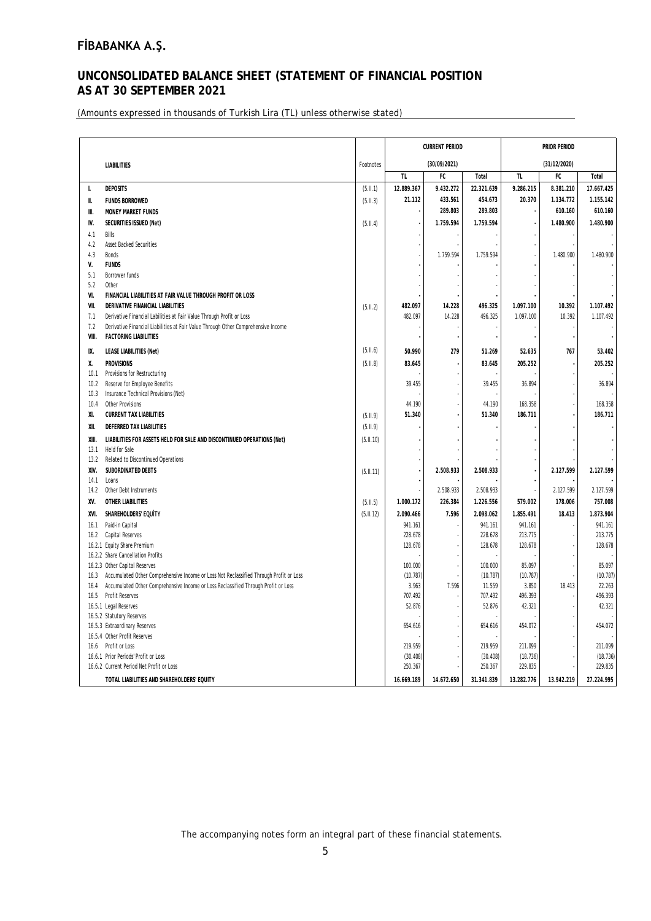# FİBABANKA A.Ş.

## UNCONSOLIDATED BALANCE SHEET (STATEMENT OF FINANCIAL POSITION AS AT 30 SEPTEMBER 2021

(Amounts expressed in thousands of Turkish Lira (TL) unless otherwise stated)

| | LIABILITIES | Footnotes | CURRENT PERIOD (30/09/2021) | | | PRIOR PERIOD (31/12/2020) | | |
|---|---|---|---|---|---|---|---|---|
| | | | TL | FC | Total | TL | FC | Total |
| I. | DEPOSITS | (5.II.1) | 12.889.367 | 9.432.272 | 22.321.639 | 9.286.215 | 8.381.210 | 17.667.425 |
| II. | FUNDS BORROWED | (5.II.3) | 21.112 | 433.561 | 454.673 | 20.370 | 1.134.772 | 1.155.142 |
| III. | MONEY MARKET FUNDS | | - | 289.803 | 289.803 | - | 610.160 | 610.160 |
| IV. | SECURITIES ISSUED (Net) | (5.II.4) | - | 1.759.594 | 1.759.594 | - | 1.480.900 | 1.480.900 |
| 4.1 | Bills | | - | - | - | - | - | - |
| 4.2 | Asset Backed Securities | | - | - | - | - | - | - |
| 4.3 | Bonds | | - | 1.759.594 | 1.759.594 | - | 1.480.900 | 1.480.900 |
| V. | FUNDS | | - | - | - | - | - | - |
| 5.1 | Borrower funds | | - | - | - | - | - | - |
| 5.2 | Other | | - | - | - | - | - | - |
| VI. | FINANCIAL LIABILITIES AT FAIR VALUE THROUGH PROFIT OR LOSS | | - | - | - | - | - | - |
| VII. | DERIVATIVE FINANCIAL LIABILITIES | (5.II.2) | 482.097 | 14.228 | 496.325 | 1.097.100 | 10.392 | 1.107.492 |
| 7.1 | Derivative Financial Liabilities at Fair Value Through Profit or Loss | | 482.097 | 14.228 | 496.325 | 1.097.100 | 10.392 | 1.107.492 |
| 7.2 | Derivative Financial Liabilities at Fair Value Through Other Comprehensive Income | | - | - | - | - | - | - |
| VIII. | FACTORING LIABILITIES | | - | - | - | - | - | - |
| IX. | LEASE LIABILITIES (Net) | (5.II.6) | 50.990 | 279 | 51.269 | 52.635 | 767 | 53.402 |
| X. | PROVISIONS | (5.II.8) | 83.645 | - | 83.645 | 205.252 | - | 205.252 |
| 10.1 | Provisions for Restructuring | | - | - | - | - | - | - |
| 10.2 | Reserve for Employee Benefits | | 39.455 | - | 39.455 | 36.894 | - | 36.894 |
| 10.3 | Insurance Technical Provisions (Net) | | - | - | - | - | - | - |
| 10.4 | Other Provisions | | 44.190 | - | 44.190 | 168.358 | - | 168.358 |
| XI. | CURRENT TAX LIABILITIES | (5.II.9) | 51.340 | - | 51.340 | 186.711 | - | 186.711 |
| XII. | DEFERRED TAX LIABILITIES | (5.II.9) | - | - | - | - | - | - |
| XIII. | LIABILITIES FOR ASSETS HELD FOR SALE AND DISCONTINUED OPERATIONS (Net) | (5.II.10) | - | - | - | - | - | - |
| 13.1 | Held for Sale | | - | - | - | - | - | - |
| 13.2 | Related to Discontinued Operations | | - | - | - | - | - | - |
| XIV. | SUBORDINATED DEBTS | (5.II.11) | - | 2.508.933 | 2.508.933 | - | 2.127.599 | 2.127.599 |
| 14.1 | Loans | | - | - | - | - | - | - |
| 14.2 | Other Debt Instruments | | - | 2.508.933 | 2.508.933 | - | 2.127.599 | 2.127.599 |
| XV. | OTHER LIABILITIES | (5.II.5) | 1.000.172 | 226.384 | 1.226.556 | 579.002 | 178.006 | 757.008 |
| XVI. | SHAREHOLDERS' EQUİTY | (5.II.12) | 2.090.466 | 7.596 | 2.098.062 | 1.855.491 | 18.413 | 1.873.904 |
| 16.1 | Paid-in Capital | | 941.161 | - | 941.161 | 941.161 | - | 941.161 |
| 16.2 | Capital Reserves | | 228.678 | - | 228.678 | 213.775 | - | 213.775 |
| 16.2.1 | Equity Share Premium | | 128.678 | - | 128.678 | 128.678 | - | 128.678 |
| 16.2.2 | Share Cancellation Profits | | - | - | - | - | - | - |
| 16.2.3 | Other Capital Reserves | | 100.000 | - | 100.000 | 85.097 | - | 85.097 |
| 16.3 | Accumulated Other Comprehensive Income or Loss Not Reclassified Through Profit or Loss | | (10.787) | - | (10.787) | (10.787) | - | (10.787) |
| 16.4 | Accumulated Other Comprehensive Income or Loss Reclassified Through Profit or Loss | | 3.963 | 7.596 | 11.559 | 3.850 | 18.413 | 22.263 |
| 16.5 | Profit Reserves | | 707.492 | - | 707.492 | 496.393 | - | 496.393 |
| 16.5.1 | Legal Reserves | | 52.876 | - | 52.876 | 42.321 | - | 42.321 |
| 16.5.2 | Statutory Reserves | | - | - | - | - | - | - |
| 16.5.3 | Extraordinary Reserves | | 654.616 | - | 654.616 | 454.072 | - | 454.072 |
| 16.5.4 | Other Profit Reserves | | - | - | - | - | - | - |
| 16.6 | Profit or Loss | | 219.959 | - | 219.959 | 211.099 | - | 211.099 |
| 16.6.1 | Prior Periods' Profit or Loss | | (30.408) | - | (30.408) | (18.736) | - | (18.736) |
| 16.6.2 | Current Period Net Profit or Loss | | 250.367 | - | 250.367 | 229.835 | - | 229.835 |
| | TOTAL LIABILITIES AND SHAREHOLDERS' EQUITY | | 16.669.189 | 14.672.650 | 31.341.839 | 13.282.776 | 13.942.219 | 27.224.995 |

The accompanying notes form an integral part of these financial statements.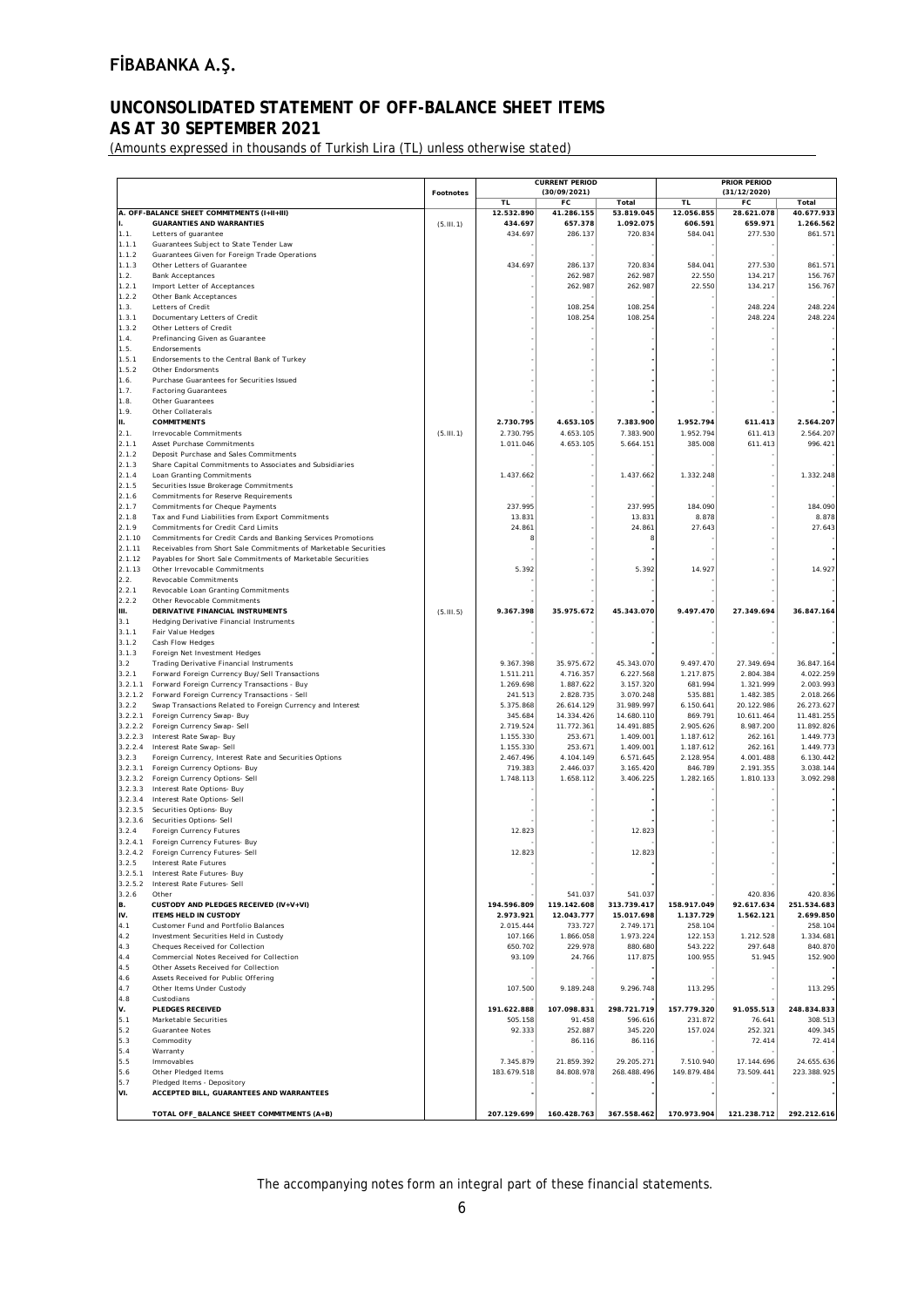# FİBABANKA A.Ş.

## UNCONSOLIDATED STATEMENT OF OFF-BALANCE SHEET ITEMS AS AT 30 SEPTEMBER 2021

(Amounts expressed in thousands of Turkish Lira (TL) unless otherwise stated)

| | | Footnotes | CURRENT PERIOD (30/09/2021) | | | PRIOR PERIOD (31/12/2020) | | |
|---|---|---|---|---|---|---|---|---|
| | | | TL | FC | Total | TL | FC | Total |
| A. | OFF-BALANCE SHEET COMMITMENTS (I+II+III) | | 12.532.890 | 41.286.155 | 53.819.045 | 12.056.855 | 28.621.078 | 40.677.933 |
| I. | GUARANTEES AND WARRANTIES | (5.III.1) | 434.697 | 657.378 | 1.092.075 | 606.591 | 659.971 | 1.266.562 |
| 1.1. | Letters of guarantee | | 434.697 | 286.137 | 720.834 | 584.041 | 277.530 | 861.571 |
| 1.1.1 | Guarantees Subject to State Tender Law | | - | - | - | - | - | - |
| 1.1.2 | Guarantees Given for Foreign Trade Operations | | - | - | - | - | - | - |
| 1.1.3 | Other Letters of Guarantee | | 434.697 | 286.137 | 720.834 | 584.041 | 277.530 | 861.571 |
| 1.2. | Bank Acceptances | | - | 262.987 | 262.987 | 22.550 | 134.217 | 156.767 |
| 1.2.1 | Import Letter of Acceptances | | - | 262.987 | 262.987 | 22.550 | 134.217 | 156.767 |
| 1.2.2 | Other Bank Acceptances | | - | - | - | - | - | - |
| 1.3. | Letters of Credit | | - | 108.254 | 108.254 | - | 248.224 | 248.224 |
| 1.3.1 | Documentary Letters of Credit | | - | 108.254 | 108.254 | - | 248.224 | 248.224 |
| 1.3.2 | Other Letters of Credit | | - | - | - | - | - | - |
| 1.4. | Prefinancing Given as Guarantee | | - | - | - | - | - | - |
| 1.5. | Endorsements | | - | - | - | - | - | - |
| 1.5.1 | Endorsements to the Central Bank of Turkey | | - | - | - | - | - | - |
| 1.5.2 | Other Endorsments | | - | - | - | - | - | - |
| 1.6. | Purchase Guarantees for Securities Issued | | - | - | - | - | - | - |
| 1.7. | Factoring Guarantees | | - | - | - | - | - | - |
| 1.8. | Other Guarantees | | - | - | - | - | - | - |
| 1.9. | Other Collaterals | | - | - | - | - | - | - |
| II. | COMMITMENTS | | 2.730.795 | 4.653.105 | 7.383.900 | 1.952.794 | 611.413 | 2.564.207 |
| 2.1. | Irrevocable Commitments | (5.III.1) | 2.730.795 | 4.653.105 | 7.383.900 | 1.952.794 | 611.413 | 2.564.207 |
| 2.1.1 | Asset Purchase Commitments | | 1.011.046 | 4.653.105 | 5.664.151 | 385.008 | 611.413 | 996.421 |
| 2.1.2 | Deposit Purchase and Sales Commitments | | - | - | - | - | - | - |
| 2.1.3 | Share Capital Commitments to Associates and Subsidiaries | | - | - | - | - | - | - |
| 2.1.4 | Loan Granting Commitments | | 1.437.662 | - | 1.437.662 | 1.332.248 | - | 1.332.248 |
| 2.1.5 | Securities Issue Brokerage Commitments | | - | - | - | - | - | - |
| 2.1.6 | Commitments for Reserve Requirements | | - | - | - | - | - | - |
| 2.1.7 | Commitments for Cheque Payments | | 237.995 | - | 237.995 | 184.090 | - | 184.090 |
| 2.1.8 | Tax and Fund Liabilities from Export Commitments | | 13.831 | - | 13.831 | 8.878 | - | 8.878 |
| 2.1.9 | Commitments for Credit Card Limits | | 24.861 | - | 24.861 | 27.643 | - | 27.643 |
| 2.1.10 | Commitments for Credit Cards and Banking Services Promotions | | 8 | - | 8 | - | - | - |
| 2.1.11 | Receivables from Short Sale Commitments of Marketable Securities | | - | - | - | - | - | - |
| 2.1.12 | Payables for Short Sale Commitments of Marketable Securities | | - | - | - | - | - | - |
| 2.1.13 | Other Irrevocable Commitments | | 5.392 | - | 5.392 | 14.927 | - | 14.927 |
| 2.2. | Revocable Commitments | | - | - | - | - | - | - |
| 2.2.1 | Revocable Loan Granting Commitments | | - | - | - | - | - | - |
| 2.2.2 | Other Revocable Commitments | | - | - | - | - | - | - |
| III. | DERIVATIVE FINANCIAL INSTRUMENTS | (5.III.5) | 9.367.398 | 35.975.672 | 45.343.070 | 9.497.470 | 27.349.694 | 36.847.164 |
| 3.1 | Hedging Derivative Financial Instruments | | - | - | - | - | - | - |
| 3.1.1 | Fair Value Hedges | | - | - | - | - | - | - |
| 3.1.2 | Cash Flow Hedges | | - | - | - | - | - | - |
| 3.1.3 | Foreign Net Investment Hedges | | - | - | - | - | - | - |
| 3.2 | Trading Derivative Financial Instruments | | 9.367.398 | 35.975.672 | 45.343.070 | 9.497.470 | 27.349.694 | 36.847.164 |
| 3.2.1 | Forward Foreign Currency Buy/Sell Transactions | | 1.511.211 | 4.716.357 | 6.227.568 | 1.217.875 | 2.804.384 | 4.022.259 |
| 3.2.1.1 | Forward Foreign Currency Transactions - Buy | | 1.269.698 | 1.887.622 | 3.157.320 | 681.994 | 1.321.999 | 2.003.993 |
| 3.2.1.2 | Forward Foreign Currency Transactions - Sell | | 241.513 | 2.828.735 | 3.070.248 | 535.881 | 1.482.385 | 2.018.266 |
| 3.2.2 | Swap Transactions Related to Foreign Currency and Interest | | 5.375.868 | 26.614.129 | 31.989.997 | 6.150.641 | 20.122.986 | 26.273.627 |
| 3.2.2.1 | Foreign Currency Swap- Buy | | 345.684 | 14.334.426 | 14.680.110 | 869.791 | 10.611.464 | 11.481.255 |
| 3.2.2.2 | Foreign Currency Swap- Sell | | 2.719.524 | 11.772.361 | 14.491.885 | 2.905.626 | 8.987.200 | 11.892.826 |
| 3.2.2.3 | Interest Rate Swap- Buy | | 1.155.330 | 253.671 | 1.409.001 | 1.187.612 | 262.161 | 1.449.773 |
| 3.2.2.4 | Interest Rate Swap- Sell | | 1.155.330 | 253.671 | 1.409.001 | 1.187.612 | 262.161 | 1.449.773 |
| 3.2.3 | Foreign Currency, Interest Rate and Securities Options | | 2.467.496 | 4.104.149 | 6.571.645 | 2.128.954 | 4.001.488 | 6.130.442 |
| 3.2.3.1 | Foreign Currency Options- Buy | | 719.383 | 2.446.037 | 3.165.420 | 846.789 | 2.191.355 | 3.038.144 |
| 3.2.3.2 | Foreign Currency Options- Sell | | 1.748.113 | 1.658.112 | 3.406.225 | 1.282.165 | 1.810.133 | 3.092.298 |
| 3.2.3.3 | Interest Rate Options- Buy | | - | - | - | - | - | - |
| 3.2.3.4 | Interest Rate Options- Sell | | - | - | - | - | - | - |
| 3.2.3.5 | Securities Options- Buy | | - | - | - | - | - | - |
| 3.2.3.6 | Securities Options- Sell | | - | - | - | - | - | - |
| 3.2.4 | Foreign Currency Futures | | 12.823 | - | 12.823 | - | - | - |
| 3.2.4.1 | Foreign Currency Futures- Buy | | - | - | - | - | - | - |
| 3.2.4.2 | Foreign Currency Futures- Sell | | 12.823 | - | 12.823 | - | - | - |
| 3.2.5 | Interest Rate Futures | | - | - | - | - | - | - |
| 3.2.5.1 | Interest Rate Futures- Buy | | - | - | - | - | - | - |
| 3.2.5.2 | Interest Rate Futures- Sell | | - | - | - | - | - | - |
| 3.2.6 | Other | | - | 541.037 | 541.037 | - | 420.836 | 420.836 |
| B. | CUSTODY AND PLEDGES RECEIVED (IV+V+VI) | | 194.596.809 | 119.142.608 | 313.739.417 | 158.917.049 | 92.617.634 | 251.534.683 |
| IV. | ITEMS HELD IN CUSTODY | | 2.973.921 | 12.043.777 | 15.017.698 | 1.137.729 | 1.562.121 | 2.699.850 |
| 4.1 | Customer Fund and Portfolio Balances | | 2.015.444 | 733.727 | 2.749.171 | 258.104 | - | 258.104 |
| 4.2 | Investment Securities Held in Custody | | 107.166 | 1.866.058 | 1.973.224 | 122.153 | 1.212.528 | 1.334.681 |
| 4.3 | Cheques Received for Collection | | 650.702 | 229.978 | 880.680 | 543.222 | 297.648 | 840.870 |
| 4.4 | Commercial Notes Received for Collection | | 93.109 | 24.766 | 117.875 | 100.955 | 51.945 | 152.900 |
| 4.5 | Other Assets Received for Collection | | - | - | - | - | - | - |
| 4.6 | Assets Received for Public Offering | | - | - | - | - | - | - |
| 4.7 | Other Items Under Custody | | 107.500 | 9.189.248 | 9.296.748 | 113.295 | - | 113.295 |
| 4.8 | Custodians | | - | - | - | - | - | - |
| V. | PLEDGES RECEIVED | | 191.622.888 | 107.098.831 | 298.721.719 | 157.779.320 | 91.055.513 | 248.834.833 |
| 5.1 | Marketable Securities | | 505.158 | 91.458 | 596.616 | 231.872 | 76.641 | 308.513 |
| 5.2 | Guarantee Notes | | 92.333 | 252.887 | 345.220 | 157.024 | 252.321 | 409.345 |
| 5.3 | Commodity | | - | 86.116 | 86.116 | - | 72.414 | 72.414 |
| 5.4 | Warranty | | - | - | - | - | - | - |
| 5.5 | Immovables | | 7.345.879 | 21.859.392 | 29.205.271 | 7.510.940 | 17.144.696 | 24.655.636 |
| 5.6 | Other Pledged Items | | 183.679.518 | 84.808.978 | 268.488.496 | 149.879.484 | 73.509.441 | 223.388.925 |
| 5.7 | Pledged Items - Depository | | - | - | - | - | - | - |
| VI. | ACCEPTED BILL, GUARANTEES AND WARRANTEES | | - | - | - | - | - | - |
| | TOTAL OFF_BALANCE SHEET COMMITMENTS (A+B) | | 207.129.699 | 160.428.763 | 367.558.462 | 170.973.904 | 121.238.712 | 292.212.616 |

The accompanying notes form an integral part of these financial statements.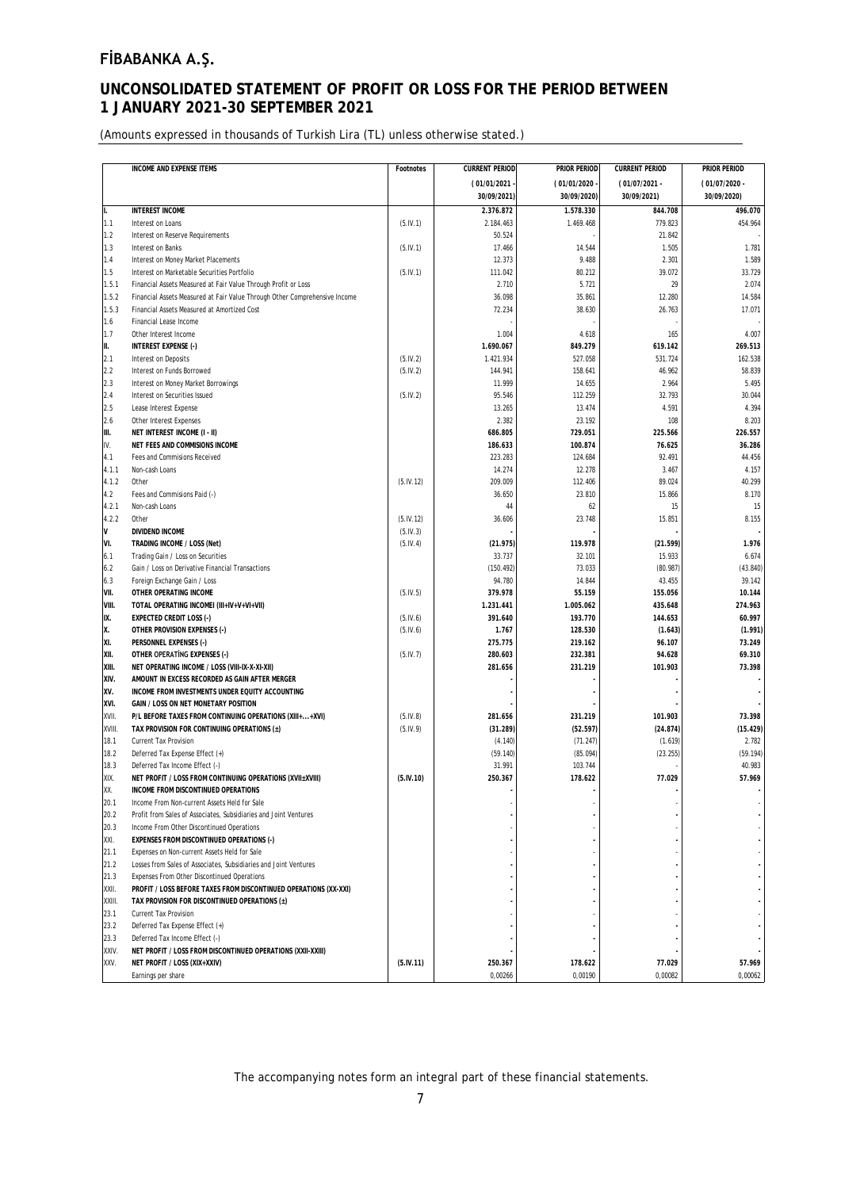## FİBABANKA A.Ş.

## UNCONSOLIDATED STATEMENT OF PROFIT OR LOSS FOR THE PERIOD BETWEEN 1 JANUARY 2021-30 SEPTEMBER 2021

*(Amounts expressed in thousands of Turkish Lira (TL) unless otherwise stated.)*

| | INCOME AND EXPENSE ITEMS | Footnotes | CURRENT PERIOD | PRIOR PERIOD | CURRENT PERIOD | PRIOR PERIOD |
|---|---|---|---|---|---|---|
| | | | (01/01/2021 - 30/09/2021) | (01/01/2020 - 30/09/2020) | (01/07/2021 - 30/09/2021) | (01/07/2020 - 30/09/2020) |
| **I.** | **INTEREST INCOME** | | **2.376.872** | **1.578.330** | **844.708** | **496.070** |
| 1.1 | Interest on Loans | (5.IV.1) | 2.184.463 | 1.469.468 | 779.823 | 454.964 |
| 1.2 | Interest on Reserve Requirements | | 50.524 | - | 21.842 | - |
| 1.3 | Interest on Banks | (5.IV.1) | 17.466 | 14.544 | 1.505 | 1.781 |
| 1.4 | Interest on Money Market Placements | | 12.373 | 9.488 | 2.301 | 1.589 |
| 1.5 | Interest on Marketable Securities Portfolio | (5.IV.1) | 111.042 | 80.212 | 39.072 | 33.729 |
| 1.5.1 | Financial Assets Measured at Fair Value Through Profit or Loss | | 2.710 | 5.721 | 29 | 2.074 |
| 1.5.2 | Financial Assets Measured at Fair Value Through Other Comprehensive Income | | 36.098 | 35.861 | 12.280 | 14.584 |
| 1.5.3 | Financial Assets Measured at Amortized Cost | | 72.234 | 38.630 | 26.763 | 17.071 |
| 1.6 | Financial Lease Income | | - | - | - | - |
| 1.7 | Other Interest Income | | 1.004 | 4.618 | 165 | 4.007 |
| **II.** | **INTEREST EXPENSE (-)** | | **1.690.067** | **849.279** | **619.142** | **269.513** |
| 2.1 | Interest on Deposits | (5.IV.2) | 1.421.934 | 527.058 | 531.724 | 162.538 |
| 2.2 | Interest on Funds Borrowed | (5.IV.2) | 144.941 | 158.641 | 46.962 | 58.839 |
| 2.3 | Interest on Money Market Borrowings | | 11.999 | 14.655 | 2.964 | 5.495 |
| 2.4 | Interest on Securities Issued | (5.IV.2) | 95.546 | 112.259 | 32.793 | 30.044 |
| 2.5 | Lease Interest Expense | | 13.265 | 13.474 | 4.591 | 4.394 |
| 2.6 | Other Interest Expenses | | 2.382 | 23.192 | 108 | 8.203 |
| **III.** | **NET INTEREST INCOME (I - II)** | | **686.805** | **729.051** | **225.566** | **226.557** |
| **IV.** | **NET FEES AND COMMISIONS INCOME** | | **186.633** | **100.874** | **76.625** | **36.286** |
| 4.1 | Fees and Commisions Received | | 223.283 | 124.684 | 92.491 | 44.456 |
| 4.1.1 | Non-cash Loans | | 14.274 | 12.278 | 3.467 | 4.157 |
| 4.1.2 | Other | (5.IV.12) | 209.009 | 112.406 | 89.024 | 40.299 |
| 4.2 | Fees and Commisions Paid (-) | | 36.650 | 23.810 | 15.866 | 8.170 |
| 4.2.1 | Non-cash Loans | | 44 | 62 | 15 | 15 |
| 4.2.2 | Other | (5.IV.12) | 36.606 | 23.748 | 15.851 | 8.155 |
| **V** | **DIVIDEND INCOME** | (5.IV.3) | - | - | - | - |
| **VI.** | **TRADING INCOME / LOSS (Net)** | (5.IV.4) | **(21.975)** | **119.978** | **(21.599)** | **1.976** |
| 6.1 | Trading Gain / Loss on Securities | | 33.737 | 32.101 | 15.933 | 6.674 |
| 6.2 | Gain / Loss on Derivative Financial Transactions | | (150.492) | 73.033 | (80.987) | (43.840) |
| 6.3 | Foreign Exchange Gain / Loss | | 94.780 | 14.844 | 43.455 | 39.142 |
| **VII.** | **OTHER OPERATING INCOME** | (5.IV.5) | **379.978** | **55.159** | **155.056** | **10.144** |
| **VIII.** | **TOTAL OPERATING INCOMEI (III+IV+V+VI+VII)** | | **1.231.441** | **1.005.062** | **435.648** | **274.963** |
| **IX.** | **EXPECTED CREDIT LOSS (-)** | (5.IV.6) | **391.640** | **193.770** | **144.653** | **60.997** |
| **X.** | **OTHER PROVISION EXPENSES (-)** | (5.IV.6) | **1.767** | **128.530** | **(1.643)** | **(1.991)** |
| **XI.** | **PERSONNEL EXPENSES (-)** | | **275.775** | **219.162** | **96.107** | **73.249** |
| **XII.** | **OTHER OPERATİNG EXPENSES (-)** | (5.IV.7) | **280.603** | **232.381** | **94.628** | **69.310** |
| **XIII.** | **NET OPERATING INCOME / LOSS (VIII-IX-X-XI-XII)** | | **281.656** | **231.219** | **101.903** | **73.398** |
| **XIV.** | **AMOUNT IN EXCESS RECORDED AS GAIN AFTER MERGER** | | - | - | - | - |
| **XV.** | **INCOME FROM INVESTMENTS UNDER EQUITY ACCOUNTING** | | - | - | - | - |
| **XVI.** | **GAIN / LOSS ON NET MONETARY POSITION** | | - | - | - | - |
| XVII. | **P/L BEFORE TAXES FROM CONTINUING OPERATIONS (XIII+...+XVI)** | (5.IV.8) | **281.656** | **231.219** | **101.903** | **73.398** |
| XVIII. | **TAX PROVISION FOR CONTINUING OPERATIONS (±)** | (5.IV.9) | **(31.289)** | **(52.597)** | **(24.874)** | **(15.429)** |
| 18.1 | Current Tax Provision | | (4.140) | (71.247) | (1.619) | 2.782 |
| 18.2 | Deferred Tax Expense Effect (+) | | (59.140) | (85.094) | (23.255) | (59.194) |
| 18.3 | Deferred Tax Income Effect (-) | | 31.991 | 103.744 | - | 40.983 |
| XIX. | **NET PROFIT / LOSS FROM CONTINUING OPERATIONS (XVII±XVIII)** | **(5.IV.10)** | **250.367** | **178.622** | **77.029** | **57.969** |
| XX. | **INCOME FROM DISCONTINUED OPERATIONS** | | - | - | - | - |
| 20.1 | Income From Non-current Assets Held for Sale | | - | - | - | - |
| 20.2 | Profit from Sales of Associates, Subsidiaries and Joint Ventures | | - | - | - | - |
| 20.3 | Income From Other Discontinued Operations | | - | - | - | - |
| XXI. | **EXPENSES FROM DISCONTINUED OPERATIONS (-)** | | - | - | - | - |
| 21.1 | Expenses on Non-current Assets Held for Sale | | - | - | - | - |
| 21.2 | Losses from Sales of Associates, Subsidiaries and Joint Ventures | | - | - | - | - |
| 21.3 | Expenses From Other Discontinued Operations | | - | - | - | - |
| XXII. | **PROFIT / LOSS BEFORE TAXES FROM DISCONTINUED OPERATIONS (XX-XXI)** | | - | - | - | - |
| XXIII. | **TAX PROVISION FOR DISCONTINUED OPERATIONS (±)** | | - | - | - | - |
| 23.1 | Current Tax Provision | | - | - | - | - |
| 23.2 | Deferred Tax Expense Effect (+) | | - | - | - | - |
| 23.3 | Deferred Tax Income Effect (-) | | - | - | - | - |
| XXIV. | **NET PROFIT / LOSS FROM DISCONTINUED OPERATIONS (XXII-XXIII)** | | - | - | - | - |
| XXV. | **NET PROFIT / LOSS (XIX+XXIV)** | **(5.IV.11)** | **250.367** | **178.622** | **77.029** | **57.969** |
| | Earnings per share | | 0,00266 | 0,00190 | 0,00082 | 0,00062 |

The accompanying notes form an integral part of these financial statements.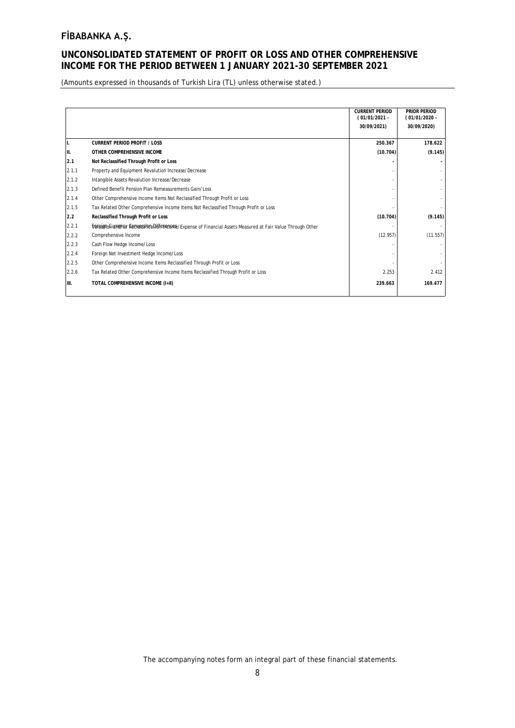# FİBABANKA A.Ş.

## UNCONSOLIDATED STATEMENT OF PROFIT OR LOSS AND OTHER COMPREHENSIVE INCOME FOR THE PERIOD BETWEEN 1 JANUARY 2021-30 SEPTEMBER 2021

*(Amounts expressed in thousands of Turkish Lira (TL) unless otherwise stated.)*

| | | CURRENT PERIOD (01/01/2021 - 30/09/2021) | PRIOR PERIOD (01/01/2020 - 30/09/2020) |
|---|---|---|---|
| **I.** | **CURRENT PERIOD PROFIT / LOSS** | **250.367** | **178.622** |
| **II.** | **OTHER COMPREHENSIVE INCOME** | **(10.704)** | **(9.145)** |
| **2.1** | **Not Reclassified Through Profit or Loss** | **-** | **-** |
| 2.1.1 | Property and Equipment Revalution Increase/Decrease | - | - |
| 2.1.2 | Intangible Assets Revalution Increase/Decrease | - | - |
| 2.1.3 | Defined Benefit Pension Plan Remeasurements Gain/Loss | - | - |
| 2.1.4 | Other Comprehensive Income Items Not Reclassified Through Profit or Loss | - | - |
| 2.1.5 | Tax Related Other Comprehensive Income Items Not Reclassified Through Profit or Loss | - | - |
| **2.2** | **Reclassified Through Profit or Loss** | **(10.704)** | **(9.145)** |
| 2.2.1 | Foreign Currency Conversion Differences | - | - |
| 2.2.2 | Valuation and/or Reclassification Income/Expense of Financial Assets Measured at Fair Value Through Other Comprehensive Income | (12.957) | (11.557) |
| 2.2.3 | Cash Flow Hedge Income/Loss | - | - |
| 2.2.4 | Foreign Net Investment Hedge Income/Loss | - | - |
| 2.2.5 | Other Comprehensive Income Items Reclassified Through Profit or Loss | - | - |
| 2.2.6 | Tax Related Other Comprehensive Income Items Reclassified Through Profit or Loss | 2.253 | 2.412 |
| **III.** | **TOTAL COMPREHENSIVE INCOME (I+II)** | **239.663** | **169.477** |

The accompanying notes form an integral part of these financial statements.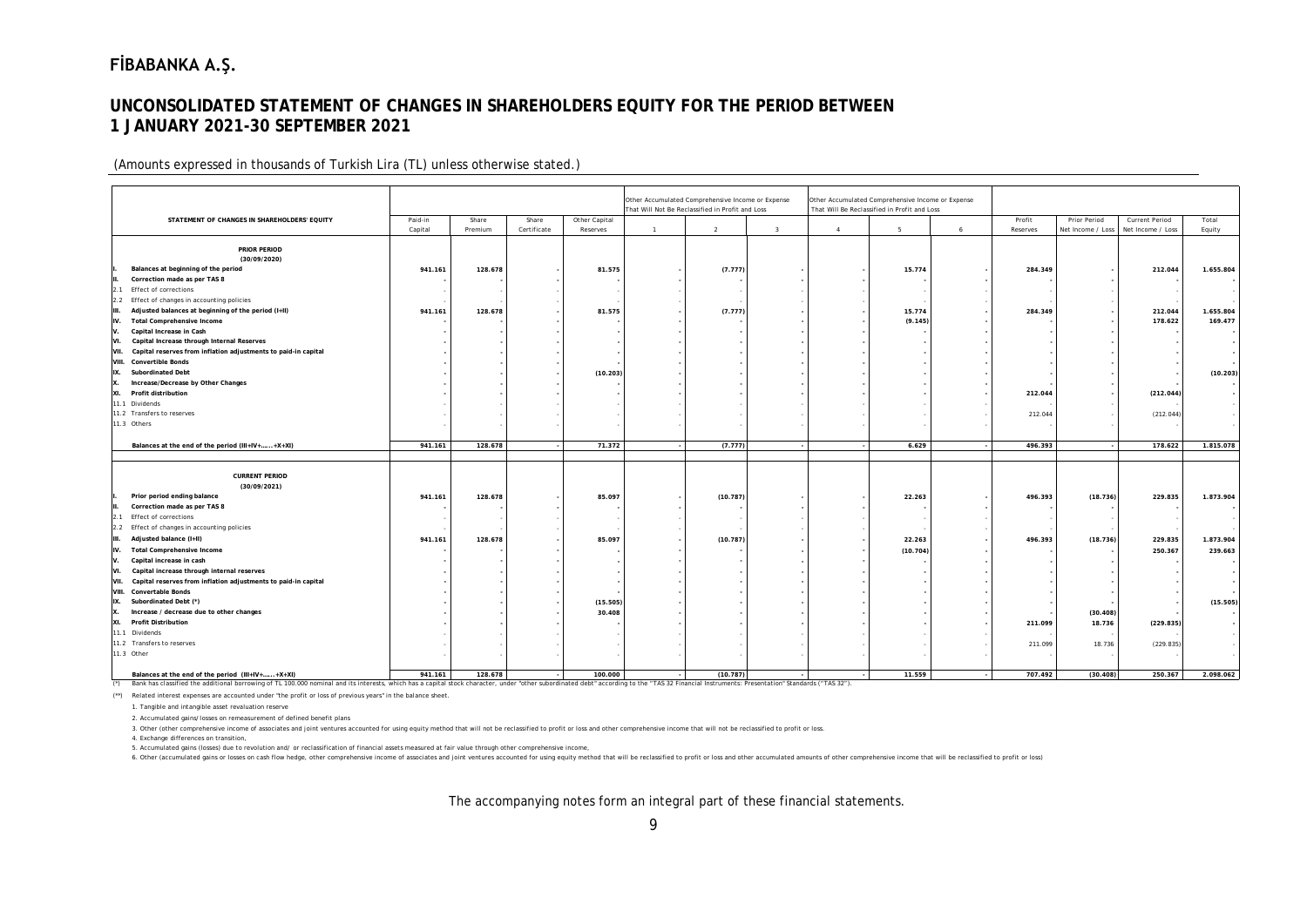## FİBABANKA A.Ş.

## UNCONSOLIDATED STATEMENT OF CHANGES IN SHAREHOLDERS EQUITY FOR THE PERIOD BETWEEN 1 JANUARY 2021-30 SEPTEMBER 2021

(Amounts expressed in thousands of Turkish Lira (TL) unless otherwise stated.)

| STATEMENT OF CHANGES IN SHAREHOLDERS' EQUITY | Paid-in Capital | Share Premium | Share Certificate | Other Capital Reserves | Other Accumulated Comprehensive Income or Expense That Will Not Be Reclassified in Profit and Loss | | | Other Accumulated Comprehensive Income or Expense That Will Be Reclassified in Profit and Loss | | | Profit Reserves | Prior Period Net Income / Loss | Current Period Net Income / Loss | Total Equity |
|---|---|---|---|---|---|---|---|---|---|---|---|---|---|---|
| | | | | | 1 | 2 | 3 | 4 | 5 | 6 | | | | |
| **PRIOR PERIOD (30/09/2020)** | | | | | | | | | | | | | | |
| **I. Balances at beginning of the period** | 941.161 | 128.678 | - | 81.575 | - | (7.777) | - | - | 15.774 | - | 284.349 | - | 212.044 | 1.655.804 |
| **II. Correction made as per TAS 8** | - | - | - | - | - | - | - | - | - | - | - | - | - | - |
| 2.1 Effect of corrections | - | - | - | - | - | - | - | - | - | - | - | - | - | - |
| 2.2 Effect of changes in accounting policies | - | - | - | - | - | - | - | - | - | - | - | - | - | - |
| **III. Adjusted balances at beginning of the period (I+II)** | 941.161 | 128.678 | - | 81.575 | - | (7.777) | - | - | 15.774 | - | 284.349 | - | 212.044 | 1.655.804 |
| **IV. Total Comprehensive Income** | - | - | - | - | - | - | - | - | (9.145) | - | - | - | 178.622 | 169.477 |
| **V. Capital Increase in Cash** | - | - | - | - | - | - | - | - | - | - | - | - | - | - |
| **VI. Capital increase through Internal Reserves** | - | - | - | - | - | - | - | - | - | - | - | - | - | - |
| **VII. Capital reserves from inflation adjustments to paid-in capital** | - | - | - | - | - | - | - | - | - | - | - | - | - | - |
| **VIII. Convertible Bonds** | - | - | - | - | - | - | - | - | - | - | - | - | - | - |
| **IX. Subordinated Debt** | - | - | - | (10.203) | - | - | - | - | - | - | - | - | - | (10.203) |
| **X. Increase/Decrease by Other Changes** | - | - | - | - | - | - | - | - | - | - | - | - | - | - |
| **XI. Profit distribution** | - | - | - | - | - | - | - | - | - | - | 212.044 | - | (212.044) | - |
| 11.1 Dividends | - | - | - | - | - | - | - | - | - | - | - | - | - | - |
| 11.2 Transfers to reserves | - | - | - | - | - | - | - | - | - | - | 212.044 | - | (212.044) | - |
| 11.3 Others | - | - | - | - | - | - | - | - | - | - | - | - | - | - |
| **Balances at the end of the period (III+IV+……+X+XI)** | 941.161 | 128.678 | - | 71.372 | - | (7.777) | - | - | 6.629 | - | 496.393 | - | 178.622 | 1.815.078 |
| **CURRENT PERIOD (30/09/2021)** | | | | | | | | | | | | | | |
| **I. Prior period ending balance** | 941.161 | 128.678 | - | 85.097 | - | (10.787) | - | - | 22.263 | - | 496.393 | (18.736) | 229.835 | 1.873.904 |
| **II. Correction made as per TAS 8** | - | - | - | - | - | - | - | - | - | - | - | - | - | - |
| 2.1 Effect of corrections | - | - | - | - | - | - | - | - | - | - | - | - | - | - |
| 2.2 Effect of changes in accounting policies | - | - | - | - | - | - | - | - | - | - | - | - | - | - |
| **III. Adjusted balance (I+II)** | 941.161 | 128.678 | - | 85.097 | - | (10.787) | - | - | 22.263 | - | 496.393 | (18.736) | 229.835 | 1.873.904 |
| **IV. Total Comprehensive Income** | - | - | - | - | - | - | - | - | (10.704) | - | - | - | 250.367 | 239.663 |
| **V. Capital increase in cash** | - | - | - | - | - | - | - | - | - | - | - | - | - | - |
| **VI. Capital increase through internal reserves** | - | - | - | - | - | - | - | - | - | - | - | - | - | - |
| **VII. Capital reserves from inflation adjustments to paid-in capital** | - | - | - | - | - | - | - | - | - | - | - | - | - | - |
| **VIII. Convertable Bonds** | - | - | - | - | - | - | - | - | - | - | - | - | - | - |
| **IX. Subordinated Debt (*)** | - | - | - | (15.505) | - | - | - | - | - | - | - | - | - | (15.505) |
| **X. Increase / decrease due to other changes** | - | - | - | 30.408 | - | - | - | - | - | - | - | (30.408) | - | - |
| **XI. Profit Distribution** | - | - | - | - | - | - | - | - | - | - | 211.099 | 18.736 | (229.835) | - |
| 11.1 Dividends | - | - | - | - | - | - | - | - | - | - | - | - | - | - |
| 11.2 Transfers to reserves | - | - | - | - | - | - | - | - | - | - | 211.099 | 18.736 | (229.835) | - |
| 11.3 Other | - | - | - | - | - | - | - | - | - | - | - | - | - | - |
| **Balances at the end of the period (III+IV+……+X+XI)** | 941.161 | 128.678 | - | 100.000 | - | (10.787) | - | - | 11.559 | - | 707.492 | (30.408) | 250.367 | 2.098.062 |

(*) Bank has classified the additional borrowing of TL 100.000 nominal and its interests, which has a capital stock character, under "other subordinated debt" according to the "TAS 32 Financial Instruments: Presentation" Standards ("TAS 32").

(**) Related interest expenses are accounted under "the profit or loss of previous years" in the balance sheet.

1. Tangible and intangible asset revaluation reserve

2. Accumulated gains/losses on remeasurement of defined benefit plans

3. Other (other comprehensive income of associates and joint ventures accounted for using equity method that will not be reclassified to profit or loss and other comprehensive income that will not be reclassified to profit or loss.

4. Exchange differences on transition,

5. Accumulated gains (losses) due to revolution and/ or reclassification of financial assets measured at fair value through other comprehensive income,

6. Other (accumulated gains or losses on cash flow hedge, other comprehensive income of associates and joint ventures accounted for using equity method that will be reclassified to profit or loss and other accumulated amounts of other comprehensive income that will be reclassified to profit or loss)

The accompanying notes form an integral part of these financial statements.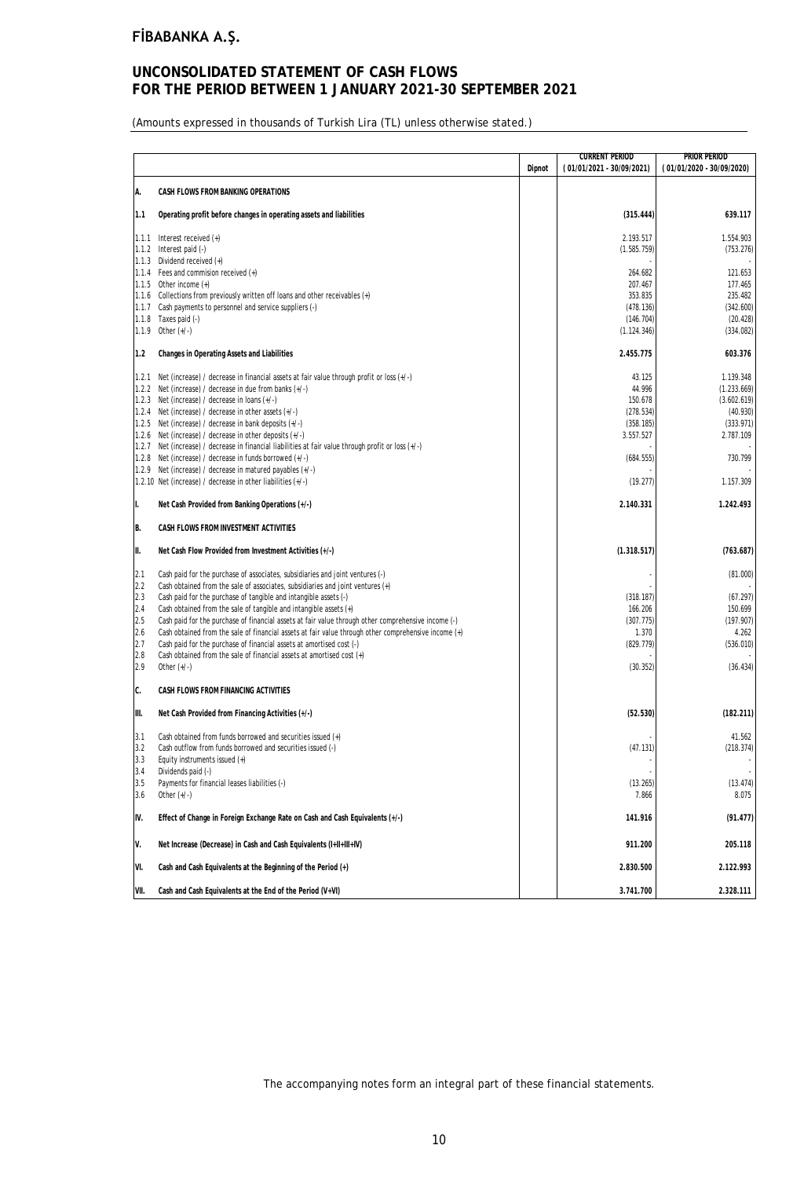# FİBABANKA A.Ş.

## UNCONSOLIDATED STATEMENT OF CASH FLOWS FOR THE PERIOD BETWEEN 1 JANUARY 2021-30 SEPTEMBER 2021

(Amounts expressed in thousands of Turkish Lira (TL) unless otherwise stated.)

| | | Dipnot | CURRENT PERIOD (01/01/2021 - 30/09/2021) | PRIOR PERIOD (01/01/2020 - 30/09/2020) |
|---|---|---|---|---|
| A. | CASH FLOWS FROM BANKING OPERATIONS | | | |
| 1.1 | Operating profit before changes in operating assets and liabilities | | (315.444) | 639.117 |
| 1.1.1 | Interest received (+) | | 2.193.517 | 1.554.903 |
| 1.1.2 | Interest paid (-) | | (1.585.759) | (753.276) |
| 1.1.3 | Dividend received (+) | | - | - |
| 1.1.4 | Fees and commision received (+) | | 264.682 | 121.653 |
| 1.1.5 | Other income (+) | | 207.467 | 177.465 |
| 1.1.6 | Collections from previously written off loans and other receivables (+) | | 353.835 | 235.482 |
| 1.1.7 | Cash payments to personnel and service suppliers (-) | | (478.136) | (342.600) |
| 1.1.8 | Taxes paid (-) | | (146.704) | (20.428) |
| 1.1.9 | Other (+/-) | | (1.124.346) | (334.082) |
| 1.2 | Changes in Operating Assets and Liabilities | | 2.455.775 | 603.376 |
| 1.2.1 | Net (increase) / decrease in financial assets at fair value through profit or loss (+/-) | | 43.125 | 1.139.348 |
| 1.2.2 | Net (increase) / decrease in due from banks (+/-) | | 44.996 | (1.233.669) |
| 1.2.3 | Net (increase) / decrease in loans (+/-) | | 150.678 | (3.602.619) |
| 1.2.4 | Net (increase) / decrease in other assets (+/-) | | (278.534) | (40.930) |
| 1.2.5 | Net (increase) / decrease in bank deposits (+/-) | | (358.185) | (333.971) |
| 1.2.6 | Net (increase) / decrease in other deposits (+/-) | | 3.557.527 | 2.787.109 |
| 1.2.7 | Net (increase) / decrease in financial liabilities at fair value through profit or loss (+/-) | | - | - |
| 1.2.8 | Net (increase) / decrease in funds borrowed (+/-) | | (684.555) | 730.799 |
| 1.2.9 | Net (increase) / decrease in matured payables (+/-) | | - | - |
| 1.2.10 | Net (increase) / decrease in other liabilities (+/-) | | (19.277) | 1.157.309 |
| I. | Net Cash Provided from Banking Operations (+/-) | | 2.140.331 | 1.242.493 |
| B. | CASH FLOWS FROM INVESTMENT ACTIVITIES | | | |
| II. | Net Cash Flow Provided from Investment Activities (+/-) | | (1.318.517) | (763.687) |
| 2.1 | Cash paid for the purchase of associates, subsidiaries and joint ventures (-) | | - | (81.000) |
| 2.2 | Cash obtained from the sale of associates, subsidiaries and joint ventures (+) | | - | - |
| 2.3 | Cash paid for the purchase of tangible and intangible assets (-) | | (318.187) | (67.297) |
| 2.4 | Cash obtained from the sale of tangible and intangible assets (+) | | 166.206 | 150.699 |
| 2.5 | Cash paid for the purchase of financial assets at fair value through other comprehensive income (-) | | (307.775) | (197.907) |
| 2.6 | Cash obtained from the sale of financial assets at fair value through other comprehensive income (+) | | 1.370 | 4.262 |
| 2.7 | Cash paid for the purchase of financial assets at amortised cost (-) | | (829.779) | (536.010) |
| 2.8 | Cash obtained from the sale of financial assets at amortised cost (+) | | - | - |
| 2.9 | Other (+/-) | | (30.352) | (36.434) |
| C. | CASH FLOWS FROM FINANCING ACTIVITIES | | | |
| III. | Net Cash Provided from Financing Activities (+/-) | | (52.530) | (182.211) |
| 3.1 | Cash obtained from funds borrowed and securities issued (+) | | - | 41.562 |
| 3.2 | Cash outflow from funds borrowed and securities issued (-) | | (47.131) | (218.374) |
| 3.3 | Equity instruments issued (+) | | - | - |
| 3.4 | Dividends paid (-) | | - | - |
| 3.5 | Payments for financial leases liabilities (-) | | (13.265) | (13.474) |
| 3.6 | Other (+/-) | | 7.866 | 8.075 |
| IV. | Effect of Change in Foreign Exchange Rate on Cash and Cash Equivalents (+/-) | | 141.916 | (91.477) |
| V. | Net Increase (Decrease) in Cash and Cash Equivalents (I+II+III+IV) | | 911.200 | 205.118 |
| VI. | Cash and Cash Equivalents at the Beginning of the Period (+) | | 2.830.500 | 2.122.993 |
| VII. | Cash and Cash Equivalents at the End of the Period (V+VI) | | 3.741.700 | 2.328.111 |

The accompanying notes form an integral part of these financial statements.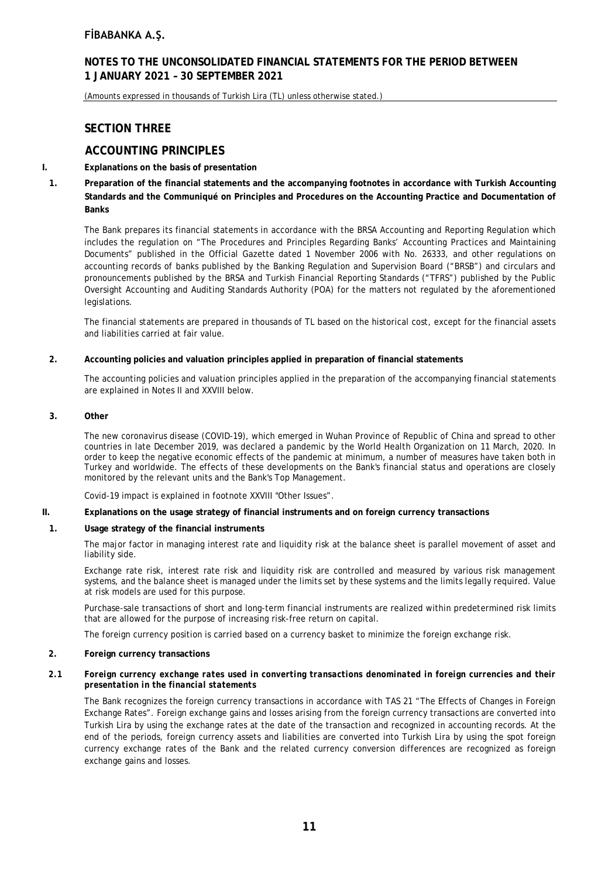# SECTION THREE

## ACCOUNTING PRINCIPLES

### I. Explanations on the basis of presentation

#### 1. Preparation of the financial statements and the accompanying footnotes in accordance with Turkish Accounting Standards and the Communiqué on Principles and Procedures on the Accounting Practice and Documentation of Banks

The Bank prepares its financial statements in accordance with the BRSA Accounting and Reporting Regulation which includes the regulation on "The Procedures and Principles Regarding Banks' Accounting Practices and Maintaining Documents" published in the Official Gazette dated 1 November 2006 with No. 26333, and other regulations on accounting records of banks published by the Banking Regulation and Supervision Board ("BRSB") and circulars and pronouncements published by the BRSA and Turkish Financial Reporting Standards ("TFRS") published by the Public Oversight Accounting and Auditing Standards Authority (POA) for the matters not regulated by the aforementioned legislations.

The financial statements are prepared in thousands of TL based on the historical cost, except for the financial assets and liabilities carried at fair value.

#### 2. Accounting policies and valuation principles applied in preparation of financial statements

The accounting policies and valuation principles applied in the preparation of the accompanying financial statements are explained in Notes II and XXVIII below.

#### 3. Other

The new coronavirus disease (COVID-19), which emerged in Wuhan Province of Republic of China and spread to other countries in late December 2019, was declared a pandemic by the World Health Organization on 11 March, 2020. In order to keep the negative economic effects of the pandemic at minimum, a number of measures have taken both in Turkey and worldwide. The effects of these developments on the Bank's financial status and operations are closely monitored by the relevant units and the Bank's Top Management.

Covid-19 impact is explained in footnote XXVIII "Other Issues".

### II. Explanations on the usage strategy of financial instruments and on foreign currency transactions

#### 1. Usage strategy of the financial instruments

The major factor in managing interest rate and liquidity risk at the balance sheet is parallel movement of asset and liability side.

Exchange rate risk, interest rate risk and liquidity risk are controlled and measured by various risk management systems, and the balance sheet is managed under the limits set by these systems and the limits legally required. Value at risk models are used for this purpose.

Purchase-sale transactions of short and long-term financial instruments are realized within predetermined risk limits that are allowed for the purpose of increasing risk-free return on capital.

The foreign currency position is carried based on a currency basket to minimize the foreign exchange risk.

#### 2. Foreign currency transactions

##### *2.1 Foreign currency exchange rates used in converting transactions denominated in foreign currencies and their presentation in the financial statements*

The Bank recognizes the foreign currency transactions in accordance with TAS 21 "The Effects of Changes in Foreign Exchange Rates". Foreign exchange gains and losses arising from the foreign currency transactions are converted into Turkish Lira by using the exchange rates at the date of the transaction and recognized in accounting records. At the end of the periods, foreign currency assets and liabilities are converted into Turkish Lira by using the spot foreign currency exchange rates of the Bank and the related currency conversion differences are recognized as foreign exchange gains and losses.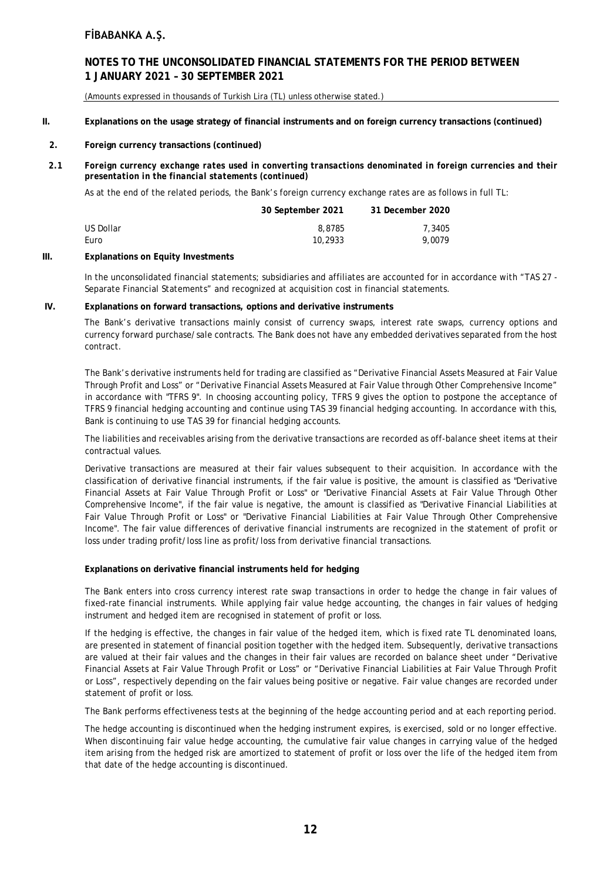**II. Explanations on the usage strategy of financial instruments and on foreign currency transactions (continued)**

**2. Foreign currency transactions (continued)**

***2.1 Foreign currency exchange rates used in converting transactions denominated in foreign currencies and their presentation in the financial statements (continued)***

As at the end of the related periods, the Bank's foreign currency exchange rates are as follows in full TL:

| | 30 September 2021 | 31 December 2020 |
|---|---|---|
| US Dollar | 8,8785 | 7,3405 |
| Euro | 10,2933 | 9,0079 |

**III. Explanations on Equity Investments**

In the unconsolidated financial statements; subsidiaries and affiliates are accounted for in accordance with "TAS 27 - Separate Financial Statements" and recognized at acquisition cost in financial statements.

**IV. Explanations on forward transactions, options and derivative instruments**

The Bank's derivative transactions mainly consist of currency swaps, interest rate swaps, currency options and currency forward purchase/sale contracts. The Bank does not have any embedded derivatives separated from the host contract.

The Bank's derivative instruments held for trading are classified as "Derivative Financial Assets Measured at Fair Value Through Profit and Loss" or "Derivative Financial Assets Measured at Fair Value through Other Comprehensive Income" in accordance with "TFRS 9". In choosing accounting policy, TFRS 9 gives the option to postpone the acceptance of TFRS 9 financial hedging accounting and continue using TAS 39 financial hedging accounting. In accordance with this, Bank is continuing to use TAS 39 for financial hedging accounts.

The liabilities and receivables arising from the derivative transactions are recorded as off-balance sheet items at their contractual values.

Derivative transactions are measured at their fair values subsequent to their acquisition. In accordance with the classification of derivative financial instruments, if the fair value is positive, the amount is classified as "Derivative Financial Assets at Fair Value Through Profit or Loss" or "Derivative Financial Assets at Fair Value Through Other Comprehensive Income", if the fair value is negative, the amount is classified as "Derivative Financial Liabilities at Fair Value Through Profit or Loss" or "Derivative Financial Liabilities at Fair Value Through Other Comprehensive Income". The fair value differences of derivative financial instruments are recognized in the statement of profit or loss under trading profit/loss line as profit/loss from derivative financial transactions.

**Explanations on derivative financial instruments held for hedging**

The Bank enters into cross currency interest rate swap transactions in order to hedge the change in fair values of fixed-rate financial instruments. While applying fair value hedge accounting, the changes in fair values of hedging instrument and hedged item are recognised in statement of profit or loss.

If the hedging is effective, the changes in fair value of the hedged item, which is fixed rate TL denominated loans, are presented in statement of financial position together with the hedged item. Subsequently, derivative transactions are valued at their fair values and the changes in their fair values are recorded on balance sheet under "Derivative Financial Assets at Fair Value Through Profit or Loss" or "Derivative Financial Liabilities at Fair Value Through Profit or Loss", respectively depending on the fair values being positive or negative. Fair value changes are recorded under statement of profit or loss.

The Bank performs effectiveness tests at the beginning of the hedge accounting period and at each reporting period.

The hedge accounting is discontinued when the hedging instrument expires, is exercised, sold or no longer effective. When discontinuing fair value hedge accounting, the cumulative fair value changes in carrying value of the hedged item arising from the hedged risk are amortized to statement of profit or loss over the life of the hedged item from that date of the hedge accounting is discontinued.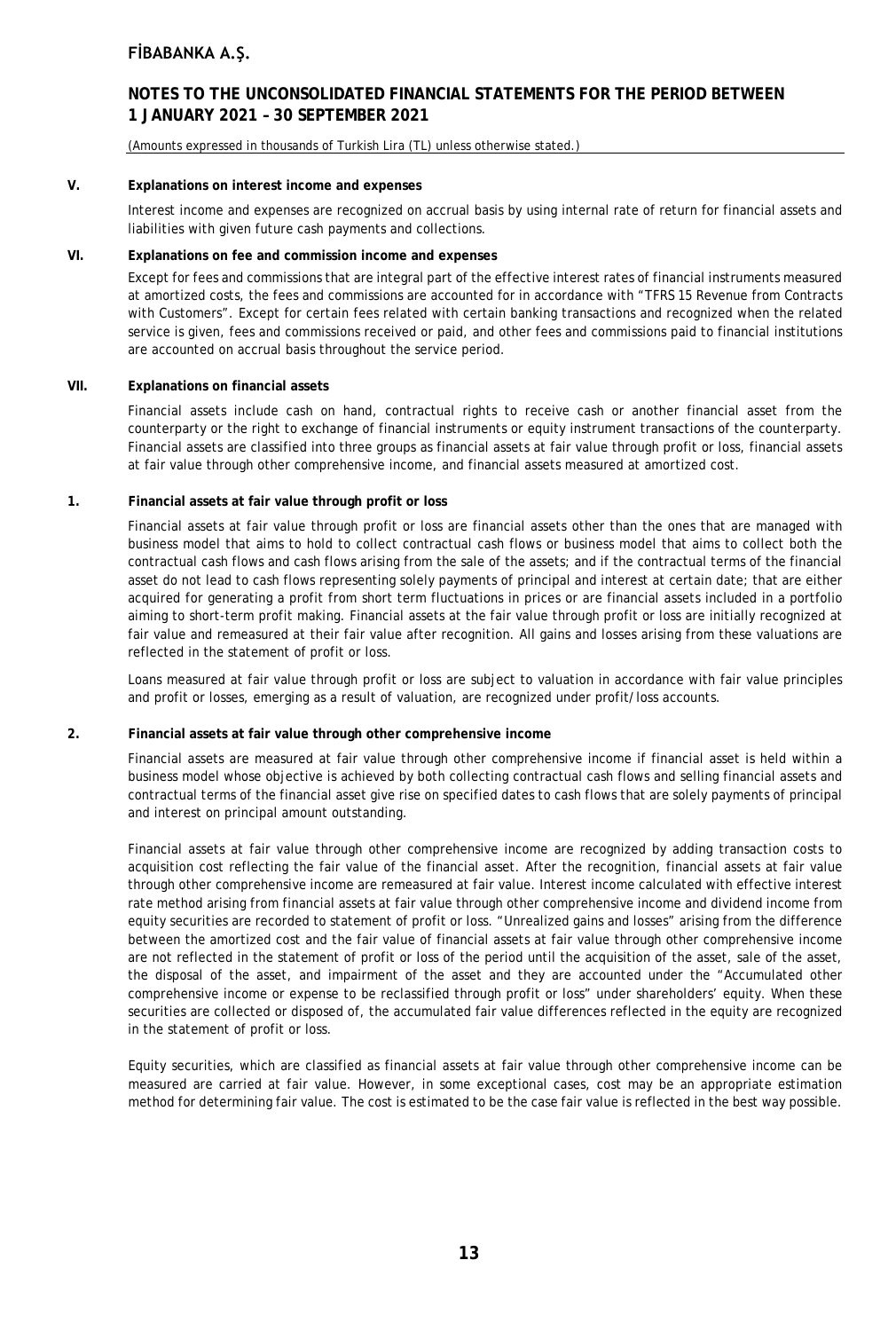### V. Explanations on interest income and expenses

Interest income and expenses are recognized on accrual basis by using internal rate of return for financial assets and liabilities with given future cash payments and collections.

### VI. Explanations on fee and commission income and expenses

Except for fees and commissions that are integral part of the effective interest rates of financial instruments measured at amortized costs, the fees and commissions are accounted for in accordance with "TFRS 15 Revenue from Contracts with Customers". Except for certain fees related with certain banking transactions and recognized when the related service is given, fees and commissions received or paid, and other fees and commissions paid to financial institutions are accounted on accrual basis throughout the service period.

### VII. Explanations on financial assets

Financial assets include cash on hand, contractual rights to receive cash or another financial asset from the counterparty or the right to exchange of financial instruments or equity instrument transactions of the counterparty. Financial assets are classified into three groups as financial assets at fair value through profit or loss, financial assets at fair value through other comprehensive income, and financial assets measured at amortized cost.

#### 1. Financial assets at fair value through profit or loss

Financial assets at fair value through profit or loss are financial assets other than the ones that are managed with business model that aims to hold to collect contractual cash flows or business model that aims to collect both the contractual cash flows and cash flows arising from the sale of the assets; and if the contractual terms of the financial asset do not lead to cash flows representing solely payments of principal and interest at certain date; that are either acquired for generating a profit from short term fluctuations in prices or are financial assets included in a portfolio aiming to short-term profit making. Financial assets at the fair value through profit or loss are initially recognized at fair value and remeasured at their fair value after recognition. All gains and losses arising from these valuations are reflected in the statement of profit or loss.

Loans measured at fair value through profit or loss are subject to valuation in accordance with fair value principles and profit or losses, emerging as a result of valuation, are recognized under profit/loss accounts.

#### 2. Financial assets at fair value through other comprehensive income

Financial assets are measured at fair value through other comprehensive income if financial asset is held within a business model whose objective is achieved by both collecting contractual cash flows and selling financial assets and contractual terms of the financial asset give rise on specified dates to cash flows that are solely payments of principal and interest on principal amount outstanding.

Financial assets at fair value through other comprehensive income are recognized by adding transaction costs to acquisition cost reflecting the fair value of the financial asset. After the recognition, financial assets at fair value through other comprehensive income are remeasured at fair value. Interest income calculated with effective interest rate method arising from financial assets at fair value through other comprehensive income and dividend income from equity securities are recorded to statement of profit or loss. "Unrealized gains and losses" arising from the difference between the amortized cost and the fair value of financial assets at fair value through other comprehensive income are not reflected in the statement of profit or loss of the period until the acquisition of the asset, sale of the asset, the disposal of the asset, and impairment of the asset and they are accounted under the "Accumulated other comprehensive income or expense to be reclassified through profit or loss" under shareholders' equity. When these securities are collected or disposed of, the accumulated fair value differences reflected in the equity are recognized in the statement of profit or loss.

Equity securities, which are classified as financial assets at fair value through other comprehensive income can be measured are carried at fair value. However, in some exceptional cases, cost may be an appropriate estimation method for determining fair value. The cost is estimated to be the case fair value is reflected in the best way possible.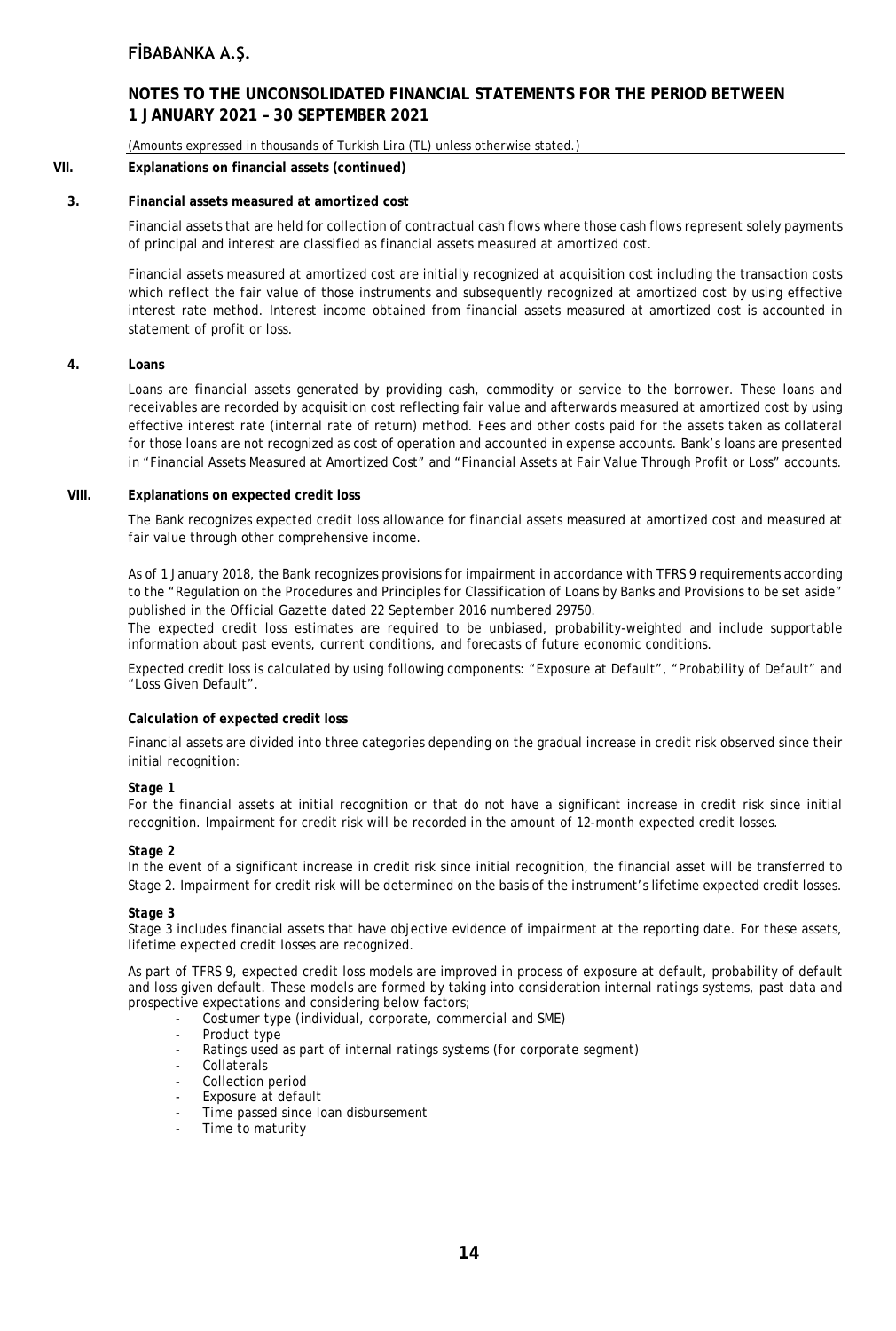## VII. Explanations on financial assets (continued)

### 3. Financial assets measured at amortized cost

Financial assets that are held for collection of contractual cash flows where those cash flows represent solely payments of principal and interest are classified as financial assets measured at amortized cost.

Financial assets measured at amortized cost are initially recognized at acquisition cost including the transaction costs which reflect the fair value of those instruments and subsequently recognized at amortized cost by using effective interest rate method. Interest income obtained from financial assets measured at amortized cost is accounted in statement of profit or loss.

### 4. Loans

Loans are financial assets generated by providing cash, commodity or service to the borrower. These loans and receivables are recorded by acquisition cost reflecting fair value and afterwards measured at amortized cost by using effective interest rate (internal rate of return) method. Fees and other costs paid for the assets taken as collateral for those loans are not recognized as cost of operation and accounted in expense accounts. Bank's loans are presented in "Financial Assets Measured at Amortized Cost" and "Financial Assets at Fair Value Through Profit or Loss" accounts.

## VIII. Explanations on expected credit loss

The Bank recognizes expected credit loss allowance for financial assets measured at amortized cost and measured at fair value through other comprehensive income.

As of 1 January 2018, the Bank recognizes provisions for impairment in accordance with TFRS 9 requirements according to the "Regulation on the Procedures and Principles for Classification of Loans by Banks and Provisions to be set aside" published in the Official Gazette dated 22 September 2016 numbered 29750.
The expected credit loss estimates are required to be unbiased, probability-weighted and include supportable information about past events, current conditions, and forecasts of future economic conditions.

Expected credit loss is calculated by using following components: "Exposure at Default", "Probability of Default" and "Loss Given Default".

**Calculation of expected credit loss**

Financial assets are divided into three categories depending on the gradual increase in credit risk observed since their initial recognition:

***Stage 1***
For the financial assets at initial recognition or that do not have a significant increase in credit risk since initial recognition. Impairment for credit risk will be recorded in the amount of 12-month expected credit losses.

***Stage 2***
In the event of a significant increase in credit risk since initial recognition, the financial asset will be transferred to Stage 2. Impairment for credit risk will be determined on the basis of the instrument's lifetime expected credit losses.

***Stage 3***
Stage 3 includes financial assets that have objective evidence of impairment at the reporting date. For these assets, lifetime expected credit losses are recognized.

As part of TFRS 9, expected credit loss models are improved in process of exposure at default, probability of default and loss given default. These models are formed by taking into consideration internal ratings systems, past data and prospective expectations and considering below factors;

- Costumer type (individual, corporate, commercial and SME)
- Product type
- Ratings used as part of internal ratings systems (for corporate segment)
- Collaterals
- Collection period
- Exposure at default
- Time passed since loan disbursement
- Time to maturity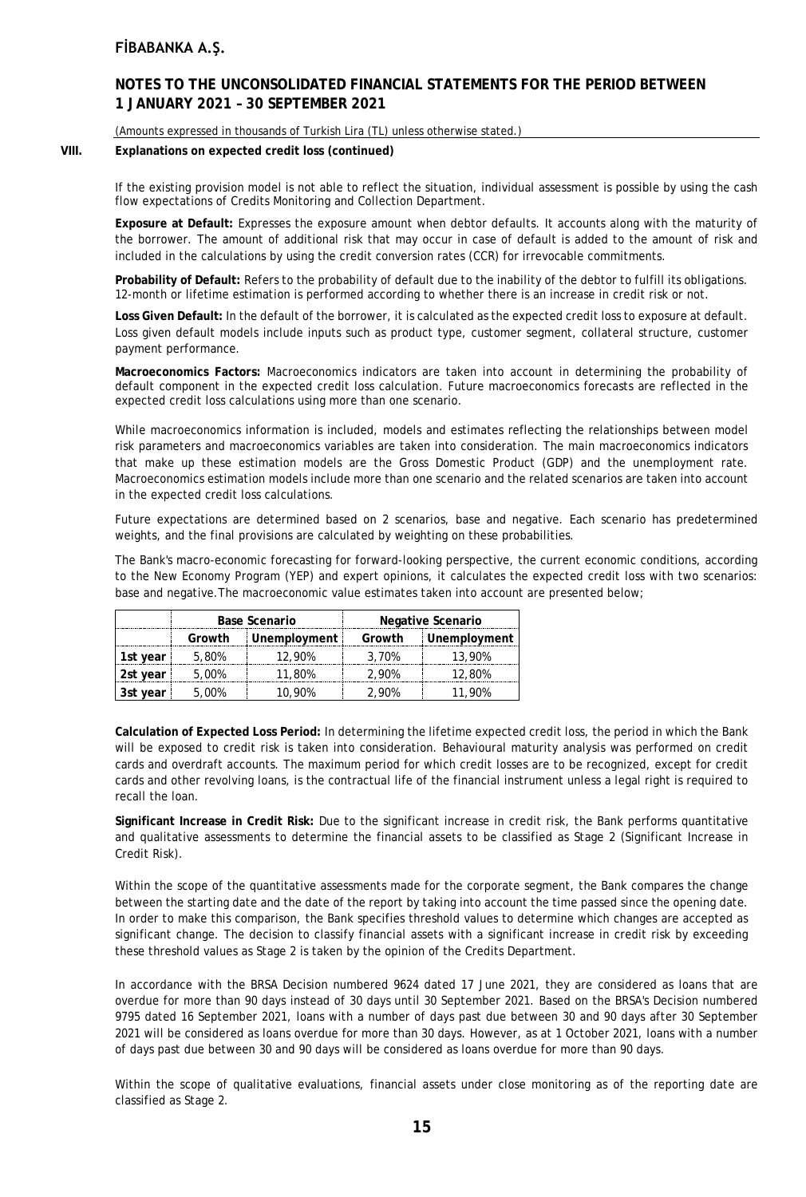## VIII. Explanations on expected credit loss (continued)

If the existing provision model is not able to reflect the situation, individual assessment is possible by using the cash flow expectations of Credits Monitoring and Collection Department.

**Exposure at Default:** Expresses the exposure amount when debtor defaults. It accounts along with the maturity of the borrower. The amount of additional risk that may occur in case of default is added to the amount of risk and included in the calculations by using the credit conversion rates (CCR) for irrevocable commitments.

**Probability of Default:** Refers to the probability of default due to the inability of the debtor to fulfill its obligations. 12-month or lifetime estimation is performed according to whether there is an increase in credit risk or not.

**Loss Given Default:** In the default of the borrower, it is calculated as the expected credit loss to exposure at default. Loss given default models include inputs such as product type, customer segment, collateral structure, customer payment performance.

**Macroeconomics Factors:** Macroeconomics indicators are taken into account in determining the probability of default component in the expected credit loss calculation. Future macroeconomics forecasts are reflected in the expected credit loss calculations using more than one scenario.

While macroeconomics information is included, models and estimates reflecting the relationships between model risk parameters and macroeconomics variables are taken into consideration. The main macroeconomics indicators that make up these estimation models are the Gross Domestic Product (GDP) and the unemployment rate. Macroeconomics estimation models include more than one scenario and the related scenarios are taken into account in the expected credit loss calculations.

Future expectations are determined based on 2 scenarios, base and negative. Each scenario has predetermined weights, and the final provisions are calculated by weighting on these probabilities.

The Bank's macro-economic forecasting for forward-looking perspective, the current economic conditions, according to the New Economy Program (YEP) and expert opinions, it calculates the expected credit loss with two scenarios: base and negative.The macroeconomic value estimates taken into account are presented below;

| | Base Scenario | | Negative Scenario | |
|---|---|---|---|---|
| | Growth | Unemployment | Growth | Unemployment |
| 1st year | 5,80% | 12,90% | 3,70% | 13,90% |
| 2st year | 5,00% | 11,80% | 2,90% | 12,80% |
| 3st year | 5,00% | 10,90% | 2,90% | 11,90% |

**Calculation of Expected Loss Period:** In determining the lifetime expected credit loss, the period in which the Bank will be exposed to credit risk is taken into consideration. Behavioural maturity analysis was performed on credit cards and overdraft accounts. The maximum period for which credit losses are to be recognized, except for credit cards and other revolving loans, is the contractual life of the financial instrument unless a legal right is required to recall the loan.

**Significant Increase in Credit Risk:** Due to the significant increase in credit risk, the Bank performs quantitative and qualitative assessments to determine the financial assets to be classified as Stage 2 (Significant Increase in Credit Risk).

Within the scope of the quantitative assessments made for the corporate segment, the Bank compares the change between the starting date and the date of the report by taking into account the time passed since the opening date. In order to make this comparison, the Bank specifies threshold values to determine which changes are accepted as significant change. The decision to classify financial assets with a significant increase in credit risk by exceeding these threshold values as Stage 2 is taken by the opinion of the Credits Department.

In accordance with the BRSA Decision numbered 9624 dated 17 June 2021, they are considered as loans that are overdue for more than 90 days instead of 30 days until 30 September 2021. Based on the BRSA's Decision numbered 9795 dated 16 September 2021, loans with a number of days past due between 30 and 90 days after 30 September 2021 will be considered as loans overdue for more than 30 days. However, as at 1 October 2021, loans with a number of days past due between 30 and 90 days will be considered as loans overdue for more than 90 days.

Within the scope of qualitative evaluations, financial assets under close monitoring as of the reporting date are classified as Stage 2.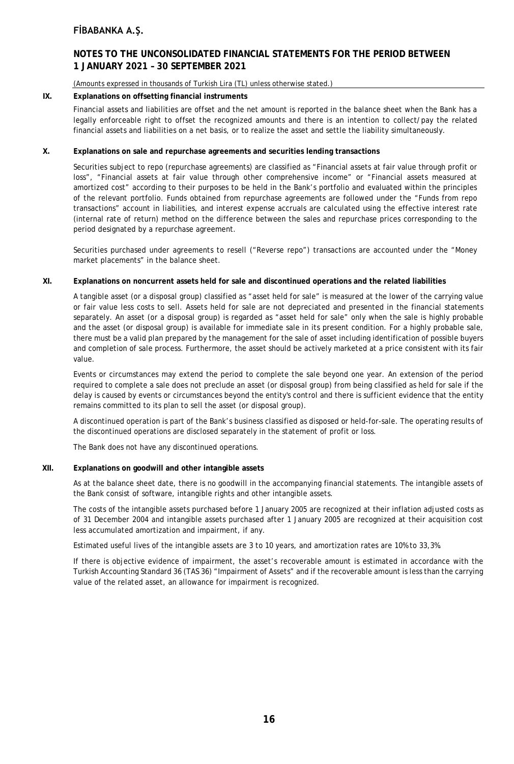(Amounts expressed in thousands of Turkish Lira (TL) unless otherwise stated.)

## IX. Explanations on offsetting financial instruments

Financial assets and liabilities are offset and the net amount is reported in the balance sheet when the Bank has a legally enforceable right to offset the recognized amounts and there is an intention to collect/pay the related financial assets and liabilities on a net basis, or to realize the asset and settle the liability simultaneously.

## X. Explanations on sale and repurchase agreements and securities lending transactions

Securities subject to repo (repurchase agreements) are classified as "Financial assets at fair value through profit or loss", "Financial assets at fair value through other comprehensive income" or "Financial assets measured at amortized cost" according to their purposes to be held in the Bank's portfolio and evaluated within the principles of the relevant portfolio. Funds obtained from repurchase agreements are followed under the "Funds from repo transactions" account in liabilities, and interest expense accruals are calculated using the effective interest rate (internal rate of return) method on the difference between the sales and repurchase prices corresponding to the period designated by a repurchase agreement.

Securities purchased under agreements to resell ("Reverse repo") transactions are accounted under the "Money market placements" in the balance sheet.

## XI. Explanations on noncurrent assets held for sale and discontinued operations and the related liabilities

A tangible asset (or a disposal group) classified as "asset held for sale" is measured at the lower of the carrying value or fair value less costs to sell. Assets held for sale are not depreciated and presented in the financial statements separately. An asset (or a disposal group) is regarded as "asset held for sale" only when the sale is highly probable and the asset (or disposal group) is available for immediate sale in its present condition. For a highly probable sale, there must be a valid plan prepared by the management for the sale of asset including identification of possible buyers and completion of sale process. Furthermore, the asset should be actively marketed at a price consistent with its fair value.

Events or circumstances may extend the period to complete the sale beyond one year. An extension of the period required to complete a sale does not preclude an asset (or disposal group) from being classified as held for sale if the delay is caused by events or circumstances beyond the entity's control and there is sufficient evidence that the entity remains committed to its plan to sell the asset (or disposal group).

A discontinued operation is part of the Bank's business classified as disposed or held-for-sale. The operating results of the discontinued operations are disclosed separately in the statement of profit or loss.

The Bank does not have any discontinued operations.

## XII. Explanations on goodwill and other intangible assets

As at the balance sheet date, there is no goodwill in the accompanying financial statements. The intangible assets of the Bank consist of software, intangible rights and other intangible assets.

The costs of the intangible assets purchased before 1 January 2005 are recognized at their inflation adjusted costs as of 31 December 2004 and intangible assets purchased after 1 January 2005 are recognized at their acquisition cost less accumulated amortization and impairment, if any.

Estimated useful lives of the intangible assets are 3 to 10 years, and amortization rates are 10% to 33,3%.

If there is objective evidence of impairment, the asset's recoverable amount is estimated in accordance with the Turkish Accounting Standard 36 (TAS 36) "Impairment of Assets" and if the recoverable amount is less than the carrying value of the related asset, an allowance for impairment is recognized.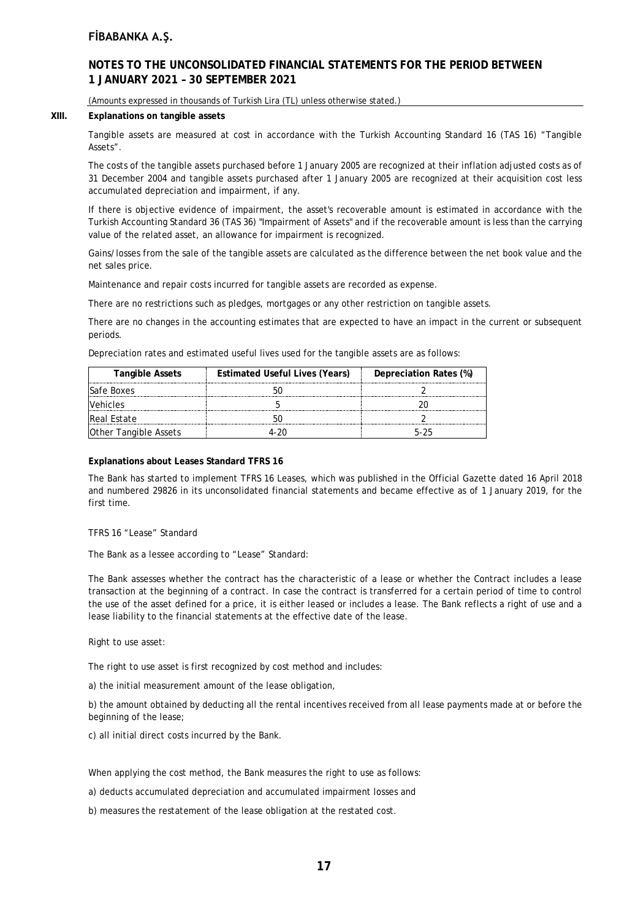## XIII. Explanations on tangible assets

Tangible assets are measured at cost in accordance with the Turkish Accounting Standard 16 (TAS 16) "Tangible Assets".

The costs of the tangible assets purchased before 1 January 2005 are recognized at their inflation adjusted costs as of 31 December 2004 and tangible assets purchased after 1 January 2005 are recognized at their acquisition cost less accumulated depreciation and impairment, if any.

If there is objective evidence of impairment, the asset's recoverable amount is estimated in accordance with the Turkish Accounting Standard 36 (TAS 36) "Impairment of Assets" and if the recoverable amount is less than the carrying value of the related asset, an allowance for impairment is recognized.

Gains/losses from the sale of the tangible assets are calculated as the difference between the net book value and the net sales price.

Maintenance and repair costs incurred for tangible assets are recorded as expense.

There are no restrictions such as pledges, mortgages or any other restriction on tangible assets.

There are no changes in the accounting estimates that are expected to have an impact in the current or subsequent periods.

Depreciation rates and estimated useful lives used for the tangible assets are as follows:

| Tangible Assets | Estimated Useful Lives (Years) | Depreciation Rates (%) |
|---|---|---|
| Safe Boxes | 50 | 2 |
| Vehicles | 5 | 20 |
| Real Estate | 50 | 2 |
| Other Tangible Assets | 4-20 | 5-25 |

**Explanations about Leases Standard TFRS 16**

The Bank has started to implement TFRS 16 Leases, which was published in the Official Gazette dated 16 April 2018 and numbered 29826 in its unconsolidated financial statements and became effective as of 1 January 2019, for the first time.

TFRS 16 "Lease" Standard

The Bank as a lessee according to "Lease" Standard:

The Bank assesses whether the contract has the characteristic of a lease or whether the Contract includes a lease transaction at the beginning of a contract. In case the contract is transferred for a certain period of time to control the use of the asset defined for a price, it is either leased or includes a lease. The Bank reflects a right of use and a lease liability to the financial statements at the effective date of the lease.

Right to use asset:

The right to use asset is first recognized by cost method and includes:

a) the initial measurement amount of the lease obligation,

b) the amount obtained by deducting all the rental incentives received from all lease payments made at or before the beginning of the lease;

c) all initial direct costs incurred by the Bank.

When applying the cost method, the Bank measures the right to use as follows:

a) deducts accumulated depreciation and accumulated impairment losses and

b) measures the restatement of the lease obligation at the restated cost.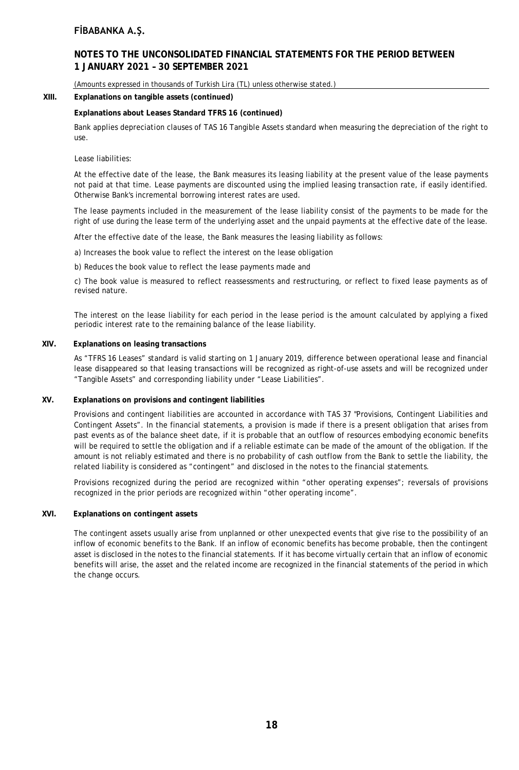## XIII. Explanations on tangible assets (continued)

**Explanations about Leases Standard TFRS 16 (continued)**

Bank applies depreciation clauses of TAS 16 Tangible Assets standard when measuring the depreciation of the right to use.

Lease liabilities:

At the effective date of the lease, the Bank measures its leasing liability at the present value of the lease payments not paid at that time. Lease payments are discounted using the implied leasing transaction rate, if easily identified. Otherwise Bank's incremental borrowing interest rates are used.

The lease payments included in the measurement of the lease liability consist of the payments to be made for the right of use during the lease term of the underlying asset and the unpaid payments at the effective date of the lease.

After the effective date of the lease, the Bank measures the leasing liability as follows:

a) Increases the book value to reflect the interest on the lease obligation

b) Reduces the book value to reflect the lease payments made and

c) The book value is measured to reflect reassessments and restructuring, or reflect to fixed lease payments as of revised nature.

The interest on the lease liability for each period in the lease period is the amount calculated by applying a fixed periodic interest rate to the remaining balance of the lease liability.

## XIV. Explanations on leasing transactions

As "TFRS 16 Leases" standard is valid starting on 1 January 2019, difference between operational lease and financial lease disappeared so that leasing transactions will be recognized as right-of-use assets and will be recognized under "Tangible Assets" and corresponding liability under "Lease Liabilities".

## XV. Explanations on provisions and contingent liabilities

Provisions and contingent liabilities are accounted in accordance with TAS 37 "Provisions, Contingent Liabilities and Contingent Assets". In the financial statements, a provision is made if there is a present obligation that arises from past events as of the balance sheet date, if it is probable that an outflow of resources embodying economic benefits will be required to settle the obligation and if a reliable estimate can be made of the amount of the obligation. If the amount is not reliably estimated and there is no probability of cash outflow from the Bank to settle the liability, the related liability is considered as "contingent" and disclosed in the notes to the financial statements.

Provisions recognized during the period are recognized within "other operating expenses"; reversals of provisions recognized in the prior periods are recognized within "other operating income".

## XVI. Explanations on contingent assets

The contingent assets usually arise from unplanned or other unexpected events that give rise to the possibility of an inflow of economic benefits to the Bank. If an inflow of economic benefits has become probable, then the contingent asset is disclosed in the notes to the financial statements. If it has become virtually certain that an inflow of economic benefits will arise, the asset and the related income are recognized in the financial statements of the period in which the change occurs.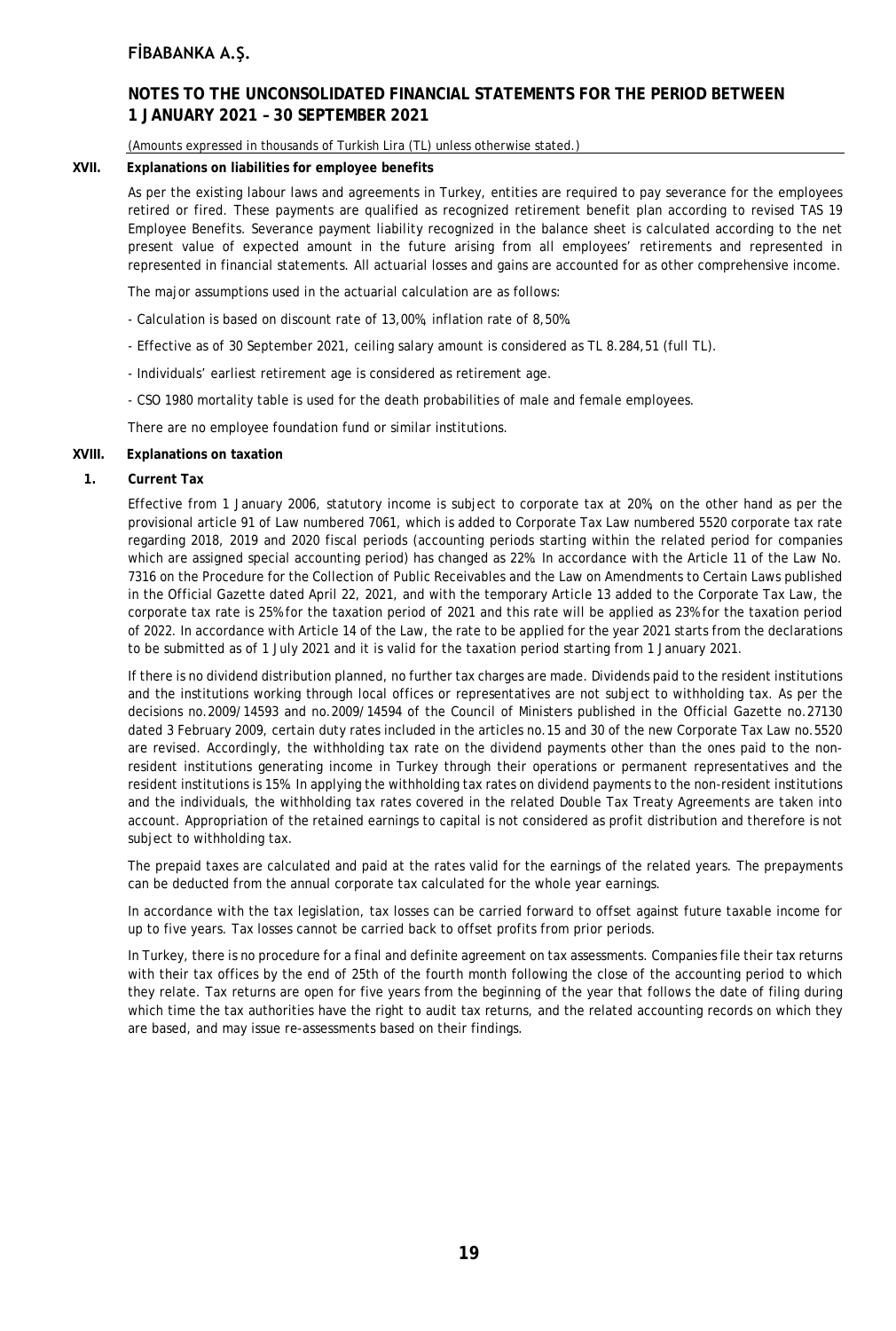(Amounts expressed in thousands of Turkish Lira (TL) unless otherwise stated.)

## XVII. Explanations on liabilities for employee benefits

As per the existing labour laws and agreements in Turkey, entities are required to pay severance for the employees retired or fired. These payments are qualified as recognized retirement benefit plan according to revised TAS 19 Employee Benefits. Severance payment liability recognized in the balance sheet is calculated according to the net present value of expected amount in the future arising from all employees' retirements and represented in represented in financial statements. All actuarial losses and gains are accounted for as other comprehensive income.

The major assumptions used in the actuarial calculation are as follows:

- Calculation is based on discount rate of 13,00%, inflation rate of 8,50%.
- Effective as of 30 September 2021, ceiling salary amount is considered as TL 8.284,51 (full TL).
- Individuals' earliest retirement age is considered as retirement age.
- CSO 1980 mortality table is used for the death probabilities of male and female employees.

There are no employee foundation fund or similar institutions.

## XVIII. Explanations on taxation

### 1. Current Tax

Effective from 1 January 2006, statutory income is subject to corporate tax at 20%, on the other hand as per the provisional article 91 of Law numbered 7061, which is added to Corporate Tax Law numbered 5520 corporate tax rate regarding 2018, 2019 and 2020 fiscal periods (accounting periods starting within the related period for companies which are assigned special accounting period) has changed as 22%. In accordance with the Article 11 of the Law No. 7316 on the Procedure for the Collection of Public Receivables and the Law on Amendments to Certain Laws published in the Official Gazette dated April 22, 2021, and with the temporary Article 13 added to the Corporate Tax Law, the corporate tax rate is 25% for the taxation period of 2021 and this rate will be applied as 23% for the taxation period of 2022. In accordance with Article 14 of the Law, the rate to be applied for the year 2021 starts from the declarations to be submitted as of 1 July 2021 and it is valid for the taxation period starting from 1 January 2021.

If there is no dividend distribution planned, no further tax charges are made. Dividends paid to the resident institutions and the institutions working through local offices or representatives are not subject to withholding tax. As per the decisions no.2009/14593 and no.2009/14594 of the Council of Ministers published in the Official Gazette no.27130 dated 3 February 2009, certain duty rates included in the articles no.15 and 30 of the new Corporate Tax Law no.5520 are revised. Accordingly, the withholding tax rate on the dividend payments other than the ones paid to the non-resident institutions generating income in Turkey through their operations or permanent representatives and the resident institutions is 15%. In applying the withholding tax rates on dividend payments to the non-resident institutions and the individuals, the withholding tax rates covered in the related Double Tax Treaty Agreements are taken into account. Appropriation of the retained earnings to capital is not considered as profit distribution and therefore is not subject to withholding tax.

The prepaid taxes are calculated and paid at the rates valid for the earnings of the related years. The prepayments can be deducted from the annual corporate tax calculated for the whole year earnings.

In accordance with the tax legislation, tax losses can be carried forward to offset against future taxable income for up to five years. Tax losses cannot be carried back to offset profits from prior periods.

In Turkey, there is no procedure for a final and definite agreement on tax assessments. Companies file their tax returns with their tax offices by the end of 25th of the fourth month following the close of the accounting period to which they relate. Tax returns are open for five years from the beginning of the year that follows the date of filing during which time the tax authorities have the right to audit tax returns, and the related accounting records on which they are based, and may issue re-assessments based on their findings.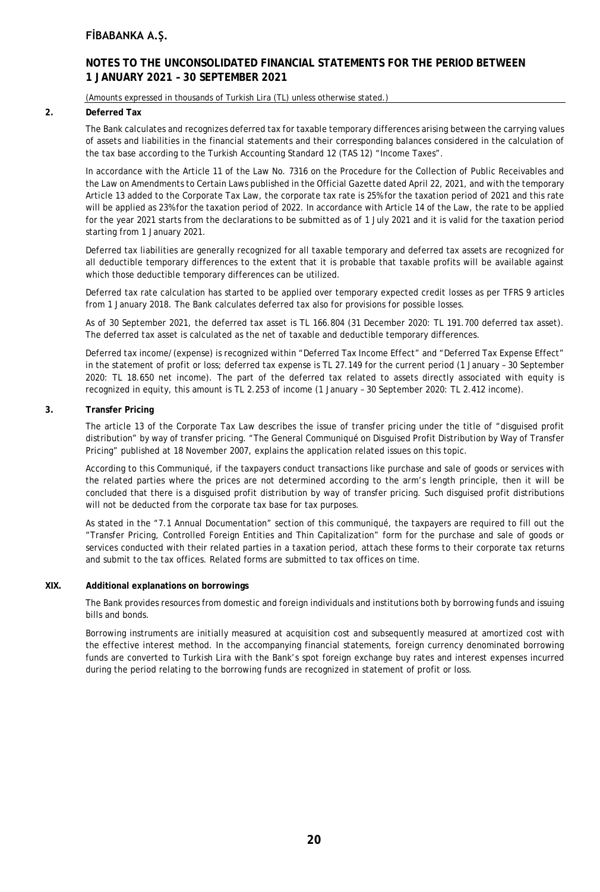(Amounts expressed in thousands of Turkish Lira (TL) unless otherwise stated.)

### 2. Deferred Tax

The Bank calculates and recognizes deferred tax for taxable temporary differences arising between the carrying values of assets and liabilities in the financial statements and their corresponding balances considered in the calculation of the tax base according to the Turkish Accounting Standard 12 (TAS 12) "Income Taxes".

In accordance with the Article 11 of the Law No. 7316 on the Procedure for the Collection of Public Receivables and the Law on Amendments to Certain Laws published in the Official Gazette dated April 22, 2021, and with the temporary Article 13 added to the Corporate Tax Law, the corporate tax rate is 25% for the taxation period of 2021 and this rate will be applied as 23% for the taxation period of 2022. In accordance with Article 14 of the Law, the rate to be applied for the year 2021 starts from the declarations to be submitted as of 1 July 2021 and it is valid for the taxation period starting from 1 January 2021.

Deferred tax liabilities are generally recognized for all taxable temporary and deferred tax assets are recognized for all deductible temporary differences to the extent that it is probable that taxable profits will be available against which those deductible temporary differences can be utilized.

Deferred tax rate calculation has started to be applied over temporary expected credit losses as per TFRS 9 articles from 1 January 2018. The Bank calculates deferred tax also for provisions for possible losses.

As of 30 September 2021, the deferred tax asset is TL 166.804 (31 December 2020: TL 191.700 deferred tax asset). The deferred tax asset is calculated as the net of taxable and deductible temporary differences.

Deferred tax income/(expense) is recognized within "Deferred Tax Income Effect" and "Deferred Tax Expense Effect" in the statement of profit or loss; deferred tax expense is TL 27.149 for the current period (1 January – 30 September 2020: TL 18.650 net income). The part of the deferred tax related to assets directly associated with equity is recognized in equity, this amount is TL 2.253 of income (1 January – 30 September 2020: TL 2.412 income).

### 3. Transfer Pricing

The article 13 of the Corporate Tax Law describes the issue of transfer pricing under the title of "disguised profit distribution" by way of transfer pricing. "The General Communiqué on Disguised Profit Distribution by Way of Transfer Pricing" published at 18 November 2007, explains the application related issues on this topic.

According to this Communiqué, if the taxpayers conduct transactions like purchase and sale of goods or services with the related parties where the prices are not determined according to the arm's length principle, then it will be concluded that there is a disguised profit distribution by way of transfer pricing. Such disguised profit distributions will not be deducted from the corporate tax base for tax purposes.

As stated in the "7.1 Annual Documentation" section of this communiqué, the taxpayers are required to fill out the "Transfer Pricing, Controlled Foreign Entities and Thin Capitalization" form for the purchase and sale of goods or services conducted with their related parties in a taxation period, attach these forms to their corporate tax returns and submit to the tax offices. Related forms are submitted to tax offices on time.

## XIX. Additional explanations on borrowings

The Bank provides resources from domestic and foreign individuals and institutions both by borrowing funds and issuing bills and bonds.

Borrowing instruments are initially measured at acquisition cost and subsequently measured at amortized cost with the effective interest method. In the accompanying financial statements, foreign currency denominated borrowing funds are converted to Turkish Lira with the Bank's spot foreign exchange buy rates and interest expenses incurred during the period relating to the borrowing funds are recognized in statement of profit or loss.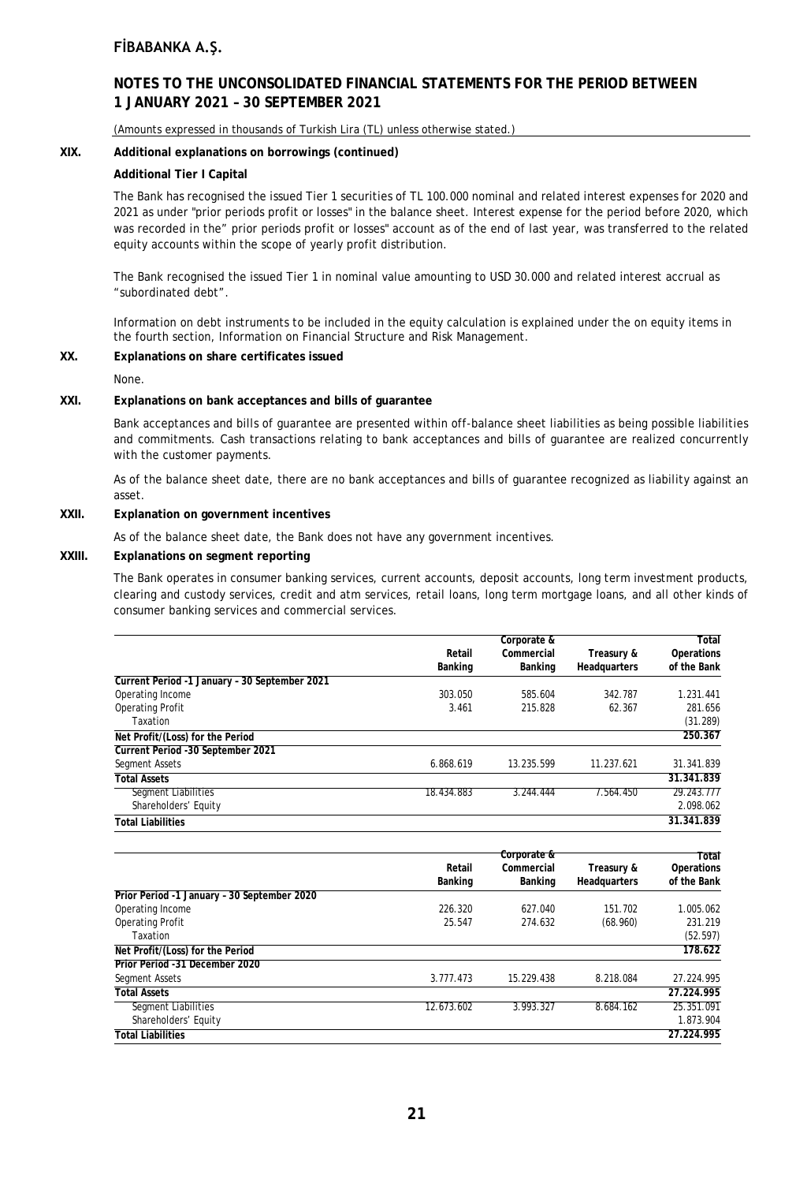**XIX. Additional explanations on borrowings (continued)**

**Additional Tier I Capital**

The Bank has recognised the issued Tier 1 securities of TL 100.000 nominal and related interest expenses for 2020 and 2021 as under "prior periods profit or losses" in the balance sheet. Interest expense for the period before 2020, which was recorded in the" prior periods profit or losses" account as of the end of last year, was transferred to the related equity accounts within the scope of yearly profit distribution.

The Bank recognised the issued Tier 1 in nominal value amounting to USD 30.000 and related interest accrual as "subordinated debt".

Information on debt instruments to be included in the equity calculation is explained under the on equity items in the fourth section, Information on Financial Structure and Risk Management.

**XX. Explanations on share certificates issued**

None.

**XXI. Explanations on bank acceptances and bills of guarantee**

Bank acceptances and bills of guarantee are presented within off-balance sheet liabilities as being possible liabilities and commitments. Cash transactions relating to bank acceptances and bills of guarantee are realized concurrently with the customer payments.

As of the balance sheet date, there are no bank acceptances and bills of guarantee recognized as liability against an asset.

**XXII. Explanation on government incentives**

As of the balance sheet date, the Bank does not have any government incentives.

**XXIII. Explanations on segment reporting**

The Bank operates in consumer banking services, current accounts, deposit accounts, long term investment products, clearing and custody services, credit and atm services, retail loans, long term mortgage loans, and all other kinds of consumer banking services and commercial services.

| | Retail Banking | Corporate & Commercial Banking | Treasury & Headquarters | Total Operations of the Bank |
|---|---|---|---|---|
| **Current Period -1 January – 30 September 2021** | | | | |
| Operating Income | 303.050 | 585.604 | 342.787 | 1.231.441 |
| Operating Profit | 3.461 | 215.828 | 62.367 | 281.656 |
| Taxation | | | | (31.289) |
| **Net Profit/(Loss) for the Period** | | | | **250.367** |
| **Current Period -30 September 2021** | | | | |
| Segment Assets | 6.868.619 | 13.235.599 | 11.237.621 | 31.341.839 |
| **Total Assets** | | | | **31.341.839** |
| Segment Liabilities | 18.434.883 | 3.244.444 | 7.564.450 | 29.243.777 |
| Shareholders' Equity | | | | 2.098.062 |
| **Total Liabilities** | | | | **31.341.839** |

| | Retail Banking | Corporate & Commercial Banking | Treasury & Headquarters | Total Operations of the Bank |
|---|---|---|---|---|
| **Prior Period -1 January – 30 September 2020** | | | | |
| Operating Income | 226.320 | 627.040 | 151.702 | 1.005.062 |
| Operating Profit | 25.547 | 274.632 | (68.960) | 231.219 |
| Taxation | | | | (52.597) |
| **Net Profit/(Loss) for the Period** | | | | **178.622** |
| **Prior Period -31 December 2020** | | | | |
| Segment Assets | 3.777.473 | 15.229.438 | 8.218.084 | 27.224.995 |
| **Total Assets** | | | | **27.224.995** |
| Segment Liabilities | 12.673.602 | 3.993.327 | 8.684.162 | 25.351.091 |
| Shareholders' Equity | | | | 1.873.904 |
| **Total Liabilities** | | | | **27.224.995** |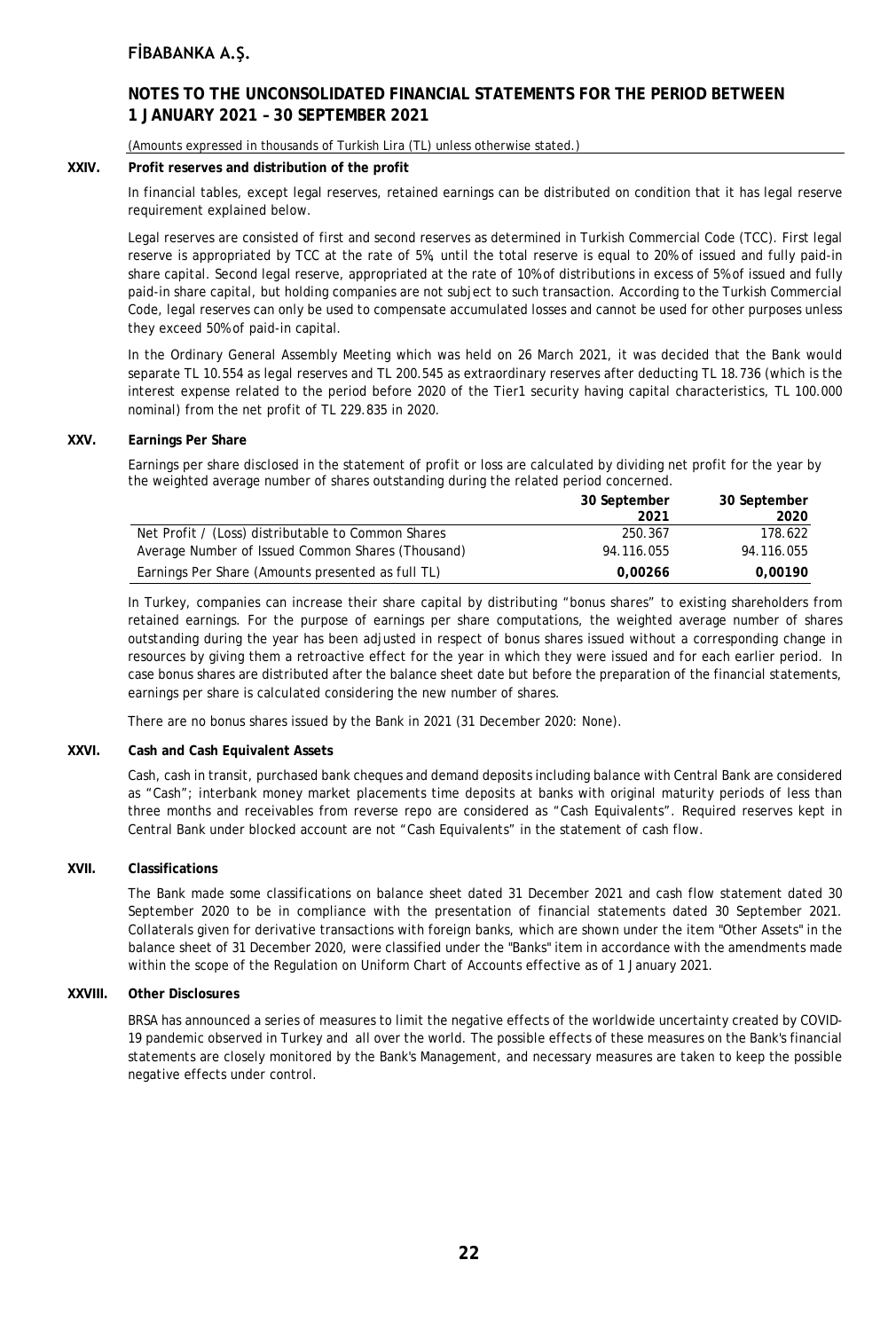## XXIV. Profit reserves and distribution of the profit

In financial tables, except legal reserves, retained earnings can be distributed on condition that it has legal reserve requirement explained below.

Legal reserves are consisted of first and second reserves as determined in Turkish Commercial Code (TCC). First legal reserve is appropriated by TCC at the rate of 5%, until the total reserve is equal to 20% of issued and fully paid-in share capital. Second legal reserve, appropriated at the rate of 10% of distributions in excess of 5% of issued and fully paid-in share capital, but holding companies are not subject to such transaction. According to the Turkish Commercial Code, legal reserves can only be used to compensate accumulated losses and cannot be used for other purposes unless they exceed 50% of paid-in capital.

In the Ordinary General Assembly Meeting which was held on 26 March 2021, it was decided that the Bank would separate TL 10.554 as legal reserves and TL 200.545 as extraordinary reserves after deducting TL 18.736 (which is the interest expense related to the period before 2020 of the Tier1 security having capital characteristics, TL 100.000 nominal) from the net profit of TL 229.835 in 2020.

## XXV. Earnings Per Share

Earnings per share disclosed in the statement of profit or loss are calculated by dividing net profit for the year by the weighted average number of shares outstanding during the related period concerned.

| | 30 September 2021 | 30 September 2020 |
|---|---|---|
| Net Profit / (Loss) distributable to Common Shares | 250.367 | 178.622 |
| Average Number of Issued Common Shares (Thousand) | 94.116.055 | 94.116.055 |
| Earnings Per Share (Amounts presented as full TL) | **0,00266** | **0,00190** |

In Turkey, companies can increase their share capital by distributing "bonus shares" to existing shareholders from retained earnings. For the purpose of earnings per share computations, the weighted average number of shares outstanding during the year has been adjusted in respect of bonus shares issued without a corresponding change in resources by giving them a retroactive effect for the year in which they were issued and for each earlier period. In case bonus shares are distributed after the balance sheet date but before the preparation of the financial statements, earnings per share is calculated considering the new number of shares.

There are no bonus shares issued by the Bank in 2021 (31 December 2020: None).

## XXVI. Cash and Cash Equivalent Assets

Cash, cash in transit, purchased bank cheques and demand deposits including balance with Central Bank are considered as "Cash"; interbank money market placements time deposits at banks with original maturity periods of less than three months and receivables from reverse repo are considered as "Cash Equivalents". Required reserves kept in Central Bank under blocked account are not "Cash Equivalents" in the statement of cash flow.

## XVII. Classifications

The Bank made some classifications on balance sheet dated 31 December 2021 and cash flow statement dated 30 September 2020 to be in compliance with the presentation of financial statements dated 30 September 2021. Collaterals given for derivative transactions with foreign banks, which are shown under the item "Other Assets" in the balance sheet of 31 December 2020, were classified under the "Banks" item in accordance with the amendments made within the scope of the Regulation on Uniform Chart of Accounts effective as of 1 January 2021.

## XXVIII. Other Disclosures

BRSA has announced a series of measures to limit the negative effects of the worldwide uncertainty created by COVID-19 pandemic observed in Turkey and all over the world. The possible effects of these measures on the Bank's financial statements are closely monitored by the Bank's Management, and necessary measures are taken to keep the possible negative effects under control.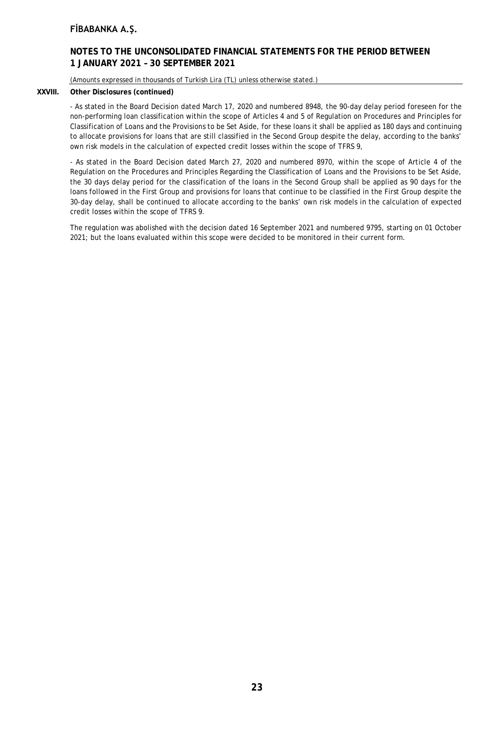(Amounts expressed in thousands of Turkish Lira (TL) unless otherwise stated.)

**XXVIII. Other Disclosures (continued)**

- As stated in the Board Decision dated March 17, 2020 and numbered 8948, the 90-day delay period foreseen for the non-performing loan classification within the scope of Articles 4 and 5 of Regulation on Procedures and Principles for Classification of Loans and the Provisions to be Set Aside, for these loans it shall be applied as 180 days and continuing to allocate provisions for loans that are still classified in the Second Group despite the delay, according to the banks' own risk models in the calculation of expected credit losses within the scope of TFRS 9,

- As stated in the Board Decision dated March 27, 2020 and numbered 8970, within the scope of Article 4 of the Regulation on the Procedures and Principles Regarding the Classification of Loans and the Provisions to be Set Aside, the 30 days delay period for the classification of the loans in the Second Group shall be applied as 90 days for the loans followed in the First Group and provisions for loans that continue to be classified in the First Group despite the 30-day delay, shall be continued to allocate according to the banks' own risk models in the calculation of expected credit losses within the scope of TFRS 9.

The regulation was abolished with the decision dated 16 September 2021 and numbered 9795, starting on 01 October 2021; but the loans evaluated within this scope were decided to be monitored in their current form.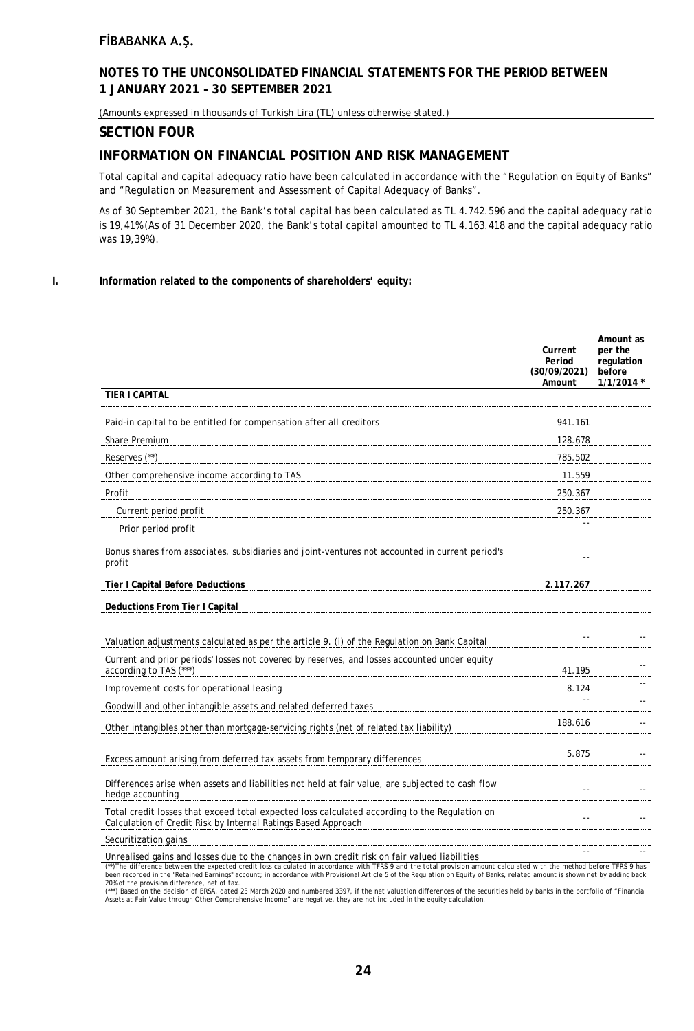FİBABANKA A.Ş.

## NOTES TO THE UNCONSOLIDATED FINANCIAL STATEMENTS FOR THE PERIOD BETWEEN 1 JANUARY 2021 – 30 SEPTEMBER 2021

(Amounts expressed in thousands of Turkish Lira (TL) unless otherwise stated.)

## SECTION FOUR

## INFORMATION ON FINANCIAL POSITION AND RISK MANAGEMENT

Total capital and capital adequacy ratio have been calculated in accordance with the "Regulation on Equity of Banks" and "Regulation on Measurement and Assessment of Capital Adequacy of Banks".

As of 30 September 2021, the Bank's total capital has been calculated as TL 4.742.596 and the capital adequacy ratio is 19,41% (As of 31 December 2020, the Bank's total capital amounted to TL 4.163.418 and the capital adequacy ratio was 19,39%).

**I. Information related to the components of shareholders' equity:**

| | Current Period (30/09/2021) Amount | Amount as per the regulation before 1/1/2014 * |
|---|---|---|
| **TIER I CAPITAL** | | |
| Paid-in capital to be entitled for compensation after all creditors | 941.161 | |
| Share Premium | 128.678 | |
| Reserves (**) | 785.502 | |
| Other comprehensive income according to TAS | 11.559 | |
| Profit | 250.367 | |
| Current period profit | 250.367 | |
| Prior period profit | -- | |
| Bonus shares from associates, subsidiaries and joint-ventures not accounted in current period's profit | -- | |
| **Tier I Capital Before Deductions** | **2.117.267** | |
| **Deductions From Tier I Capital** | | |
| Valuation adjustments calculated as per the article 9. (i) of the Regulation on Bank Capital | -- | -- |
| Current and prior periods' losses not covered by reserves, and losses accounted under equity according to TAS (***) | 41.195 | -- |
| Improvement costs for operational leasing | 8.124 | -- |
| Goodwill and other intangible assets and related deferred taxes | -- | -- |
| Other intangibles other than mortgage-servicing rights (net of related tax liability) | 188.616 | -- |
| Excess amount arising from deferred tax assets from temporary differences | 5.875 | -- |
| Differences arise when assets and liabilities not held at fair value, are subjected to cash flow hedge accounting | -- | -- |
| Total credit losses that exceed total expected loss calculated according to the Regulation on Calculation of Credit Risk by Internal Ratings Based Approach | -- | -- |
| Securitization gains | | |
| Unrealised gains and losses due to the changes in own credit risk on fair valued liabilities | -- | -- |

(**)The difference between the expected credit loss calculated in accordance with TFRS 9 and the total provision amount calculated with the method before TFRS 9 has been recorded in the "Retained Earnings" account; in accordance with Provisional Article 5 of the Regulation on Equity of Banks, related amount is shown net by adding back 20% of the provision difference, net of tax.

(***) Based on the decision of BRSA, dated 23 March 2020 and numbered 3397, if the net valuation differences of the securities held by banks in the portfolio of "Financial Assets at Fair Value through Other Comprehensive Income" are negative, they are not included in the equity calculation.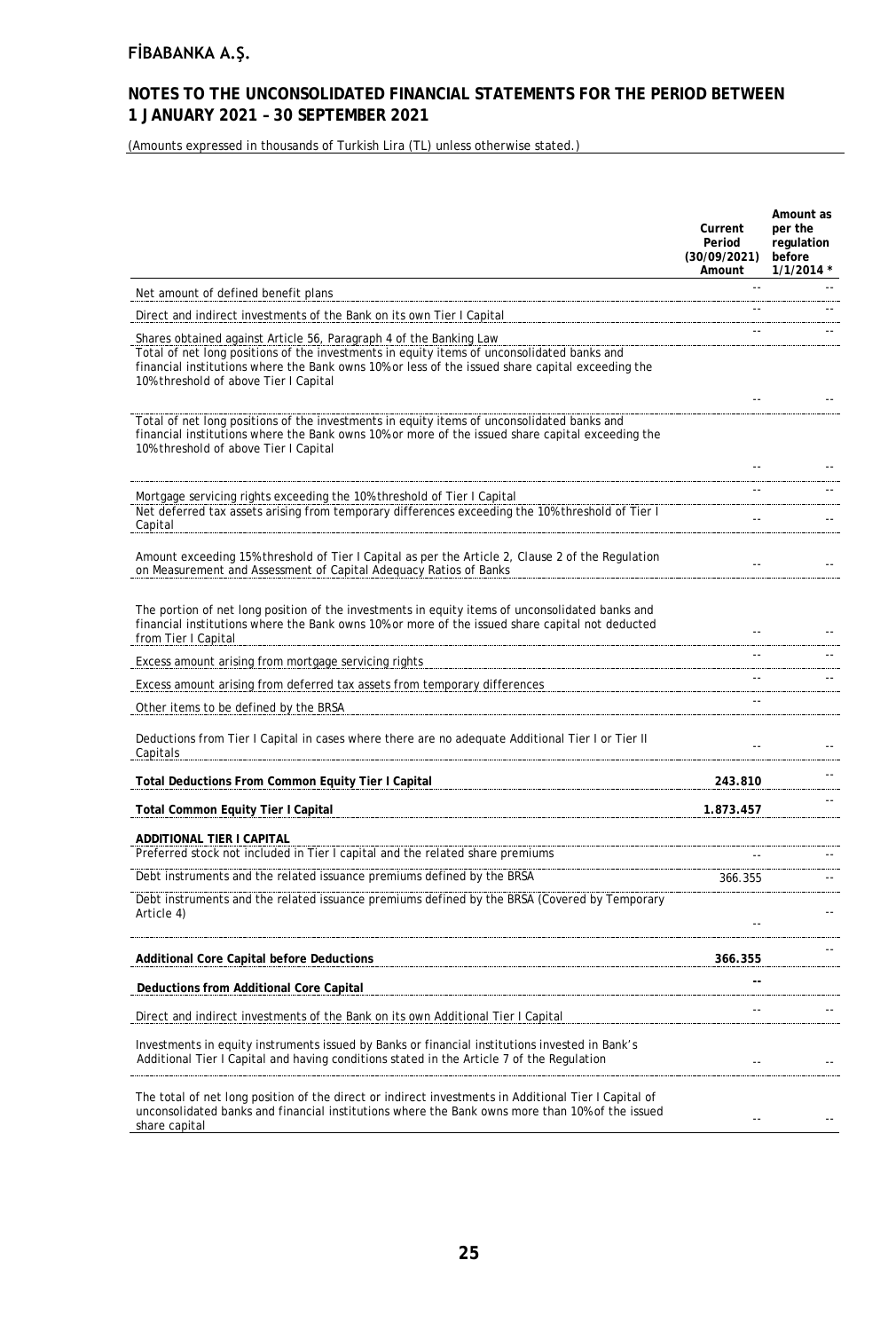# FİBABANKA A.Ş.

## NOTES TO THE UNCONSOLIDATED FINANCIAL STATEMENTS FOR THE PERIOD BETWEEN 1 JANUARY 2021 – 30 SEPTEMBER 2021

(Amounts expressed in thousands of Turkish Lira (TL) unless otherwise stated.)

| | Current Period (30/09/2021) Amount | Amount as per the regulation before 1/1/2014 * |
|---|---|---|
| Net amount of defined benefit plans | -- | -- |
| Direct and indirect investments of the Bank on its own Tier I Capital | -- | -- |
| Shares obtained against Article 56, Paragraph 4 of the Banking Law | -- | -- |
| Total of net long positions of the investments in equity items of unconsolidated banks and financial institutions where the Bank owns 10% or less of the issued share capital exceeding the 10% threshold of above Tier I Capital | -- | -- |
| Total of net long positions of the investments in equity items of unconsolidated banks and financial institutions where the Bank owns 10% or more of the issued share capital exceeding the 10% threshold of above Tier I Capital | -- | -- |
| Mortgage servicing rights exceeding the 10% threshold of Tier I Capital | -- | -- |
| Net deferred tax assets arising from temporary differences exceeding the 10% threshold of Tier I Capital | -- | -- |
| Amount exceeding 15% threshold of Tier I Capital as per the Article 2, Clause 2 of the Regulation on Measurement and Assessment of Capital Adequacy Ratios of Banks | -- | -- |
| The portion of net long position of the investments in equity items of unconsolidated banks and financial institutions where the Bank owns 10% or more of the issued share capital not deducted from Tier I Capital | -- | -- |
| Excess amount arising from mortgage servicing rights | -- | -- |
| Excess amount arising from deferred tax assets from temporary differences | -- | -- |
| Other items to be defined by the BRSA | -- | |
| Deductions from Tier I Capital in cases where there are no adequate Additional Tier I or Tier II Capitals | -- | -- |
| **Total Deductions From Common Equity Tier I Capital** | **243.810** | -- |
| **Total Common Equity Tier I Capital** | **1.873.457** | -- |
| **ADDITIONAL TIER I CAPITAL** | | |
| Preferred stock not included in Tier I capital and the related share premiums | -- | -- |
| Debt instruments and the related issuance premiums defined by the BRSA | 366.355 | -- |
| Debt instruments and the related issuance premiums defined by the BRSA (Covered by Temporary Article 4) | -- | -- |
| **Additional Core Capital before Deductions** | **366.355** | -- |
| **Deductions from Additional Core Capital** | **--** | |
| Direct and indirect investments of the Bank on its own Additional Tier I Capital | -- | -- |
| Investments in equity instruments issued by Banks or financial institutions invested in Bank's Additional Tier I Capital and having conditions stated in the Article 7 of the Regulation | -- | -- |
| The total of net long position of the direct or indirect investments in Additional Tier I Capital of unconsolidated banks and financial institutions where the Bank owns more than 10% of the issued share capital | -- | -- |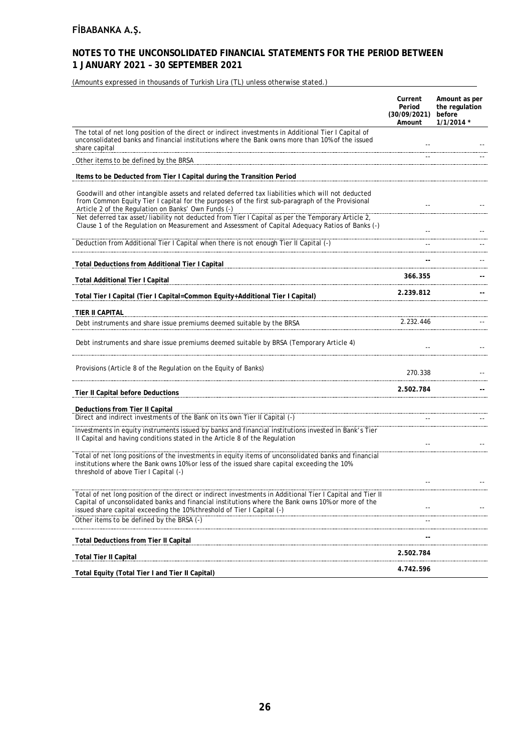# FİBABANKA A.Ş.

## NOTES TO THE UNCONSOLIDATED FINANCIAL STATEMENTS FOR THE PERIOD BETWEEN 1 JANUARY 2021 – 30 SEPTEMBER 2021

(Amounts expressed in thousands of Turkish Lira (TL) unless otherwise stated.)

| | Current Period (30/09/2021) Amount | Amount as per the regulation before 1/1/2014 * |
|---|---|---|
| The total of net long position of the direct or indirect investments in Additional Tier I Capital of unconsolidated banks and financial institutions where the Bank owns more than 10% of the issued share capital | -- | -- |
| Other items to be defined by the BRSA | -- | -- |
| **Items to be Deducted from Tier I Capital during the Transition Period** | | |
| Goodwill and other intangible assets and related deferred tax liabilities which will not deducted from Common Equity Tier I capital for the purposes of the first sub-paragraph of the Provisional Article 2 of the Regulation on Banks' Own Funds (-) | -- | -- |
| Net deferred tax asset/liability not deducted from Tier I Capital as per the Temporary Article 2, Clause 1 of the Regulation on Measurement and Assessment of Capital Adequacy Ratios of Banks (-) | -- | -- |
| Deduction from Additional Tier I Capital when there is not enough Tier II Capital (-) | -- | -- |
| **Total Deductions from Additional Tier I Capital** | **--** | -- |
| **Total Additional Tier I Capital** | **366.355** | **--** |
| **Total Tier I Capital (Tier I Capital=Common Equity+Additional Tier I Capital)** | **2.239.812** | **--** |
| **TIER II CAPITAL** | | |
| Debt instruments and share issue premiums deemed suitable by the BRSA | 2.232.446 | -- |
| Debt instruments and share issue premiums deemed suitable by BRSA (Temporary Article 4) | -- | -- |
| Provisions (Article 8 of the Regulation on the Equity of Banks) | 270.338 | -- |
| **Tier II Capital before Deductions** | **2.502.784** | **--** |
| **Deductions from Tier II Capital** | | |
| Direct and indirect investments of the Bank on its own Tier II Capital (-) | -- | -- |
| Investments in equity instruments issued by banks and financial institutions invested in Bank's Tier II Capital and having conditions stated in the Article 8 of the Regulation | -- | -- |
| Total of net long positions of the investments in equity items of unconsolidated banks and financial institutions where the Bank owns 10% or less of the issued share capital exceeding the 10% threshold of above Tier I Capital (-) | -- | -- |
| Total of net long position of the direct or indirect investments in Additional Tier I Capital and Tier II Capital of unconsolidated banks and financial institutions where the Bank owns 10% or more of the issued share capital exceeding the 10% threshold of Tier I Capital (-) | -- | -- |
| Other items to be defined by the BRSA (-) | -- | |
| **Total Deductions from Tier II Capital** | **--** | |
| **Total Tier II Capital** | **2.502.784** | |
| **Total Equity (Total Tier I and Tier II Capital)** | **4.742.596** | |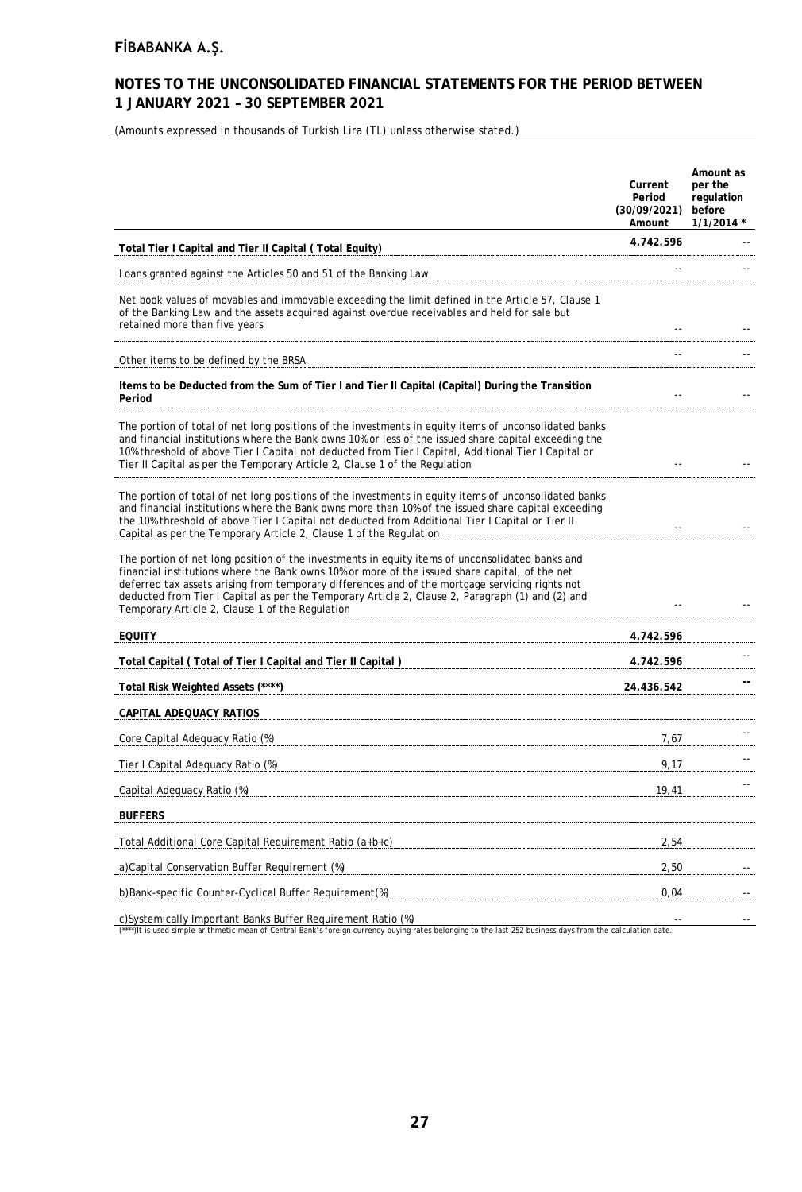(Amounts expressed in thousands of Turkish Lira (TL) unless otherwise stated.)

| | Current Period (30/09/2021) Amount | Amount as per the regulation before 1/1/2014 * |
|---|---|---|
| **Total Tier I Capital and Tier II Capital ( Total Equity)** | 4.742.596 | -- |
| Loans granted against the Articles 50 and 51 of the Banking Law | -- | -- |
| Net book values of movables and immovable exceeding the limit defined in the Article 57, Clause 1 of the Banking Law and the assets acquired against overdue receivables and held for sale but retained more than five years | -- | -- |
| Other items to be defined by the BRSA | -- | -- |
| **Items to be Deducted from the Sum of Tier I and Tier II Capital (Capital) During the Transition Period** | -- | -- |
| The portion of total of net long positions of the investments in equity items of unconsolidated banks and financial institutions where the Bank owns 10% or less of the issued share capital exceeding the 10% threshold of above Tier I Capital not deducted from Tier I Capital, Additional Tier I Capital or Tier II Capital as per the Temporary Article 2, Clause 1 of the Regulation | -- | -- |
| The portion of total of net long positions of the investments in equity items of unconsolidated banks and financial institutions where the Bank owns more than 10% of the issued share capital exceeding the 10% threshold of above Tier I Capital not deducted from Additional Tier I Capital or Tier II Capital as per the Temporary Article 2, Clause 1 of the Regulation | -- | -- |
| The portion of net long position of the investments in equity items of unconsolidated banks and financial institutions where the Bank owns 10% or more of the issued share capital, of the net deferred tax assets arising from temporary differences and of the mortgage servicing rights not deducted from Tier I Capital as per the Temporary Article 2, Clause 2, Paragraph (1) and (2) and Temporary Article 2, Clause 1 of the Regulation | -- | -- |
| **EQUITY** | 4.742.596 | |
| **Total Capital ( Total of Tier I Capital and Tier II Capital )** | 4.742.596 | -- |
| **Total Risk Weighted Assets (****)** | 24.436.542 | -- |
| **CAPITAL ADEQUACY RATIOS** | | |
| Core Capital Adequacy Ratio (%) | 7,67 | -- |
| Tier I Capital Adequacy Ratio (%) | 9,17 | -- |
| Capital Adequacy Ratio (%) | 19,41 | -- |
| **BUFFERS** | | |
| Total Additional Core Capital Requirement Ratio (a+b+c) | 2,54 | |
| a)Capital Conservation Buffer Requirement (%) | 2,50 | -- |
| b)Bank-specific Counter-Cyclical Buffer Requirement(%) | 0,04 | -- |
| c)Systemically Important Banks Buffer Requirement Ratio (%) | -- | -- |

(****)It is used simple arithmetic mean of Central Bank's foreign currency buying rates belonging to the last 252 business days from the calculation date.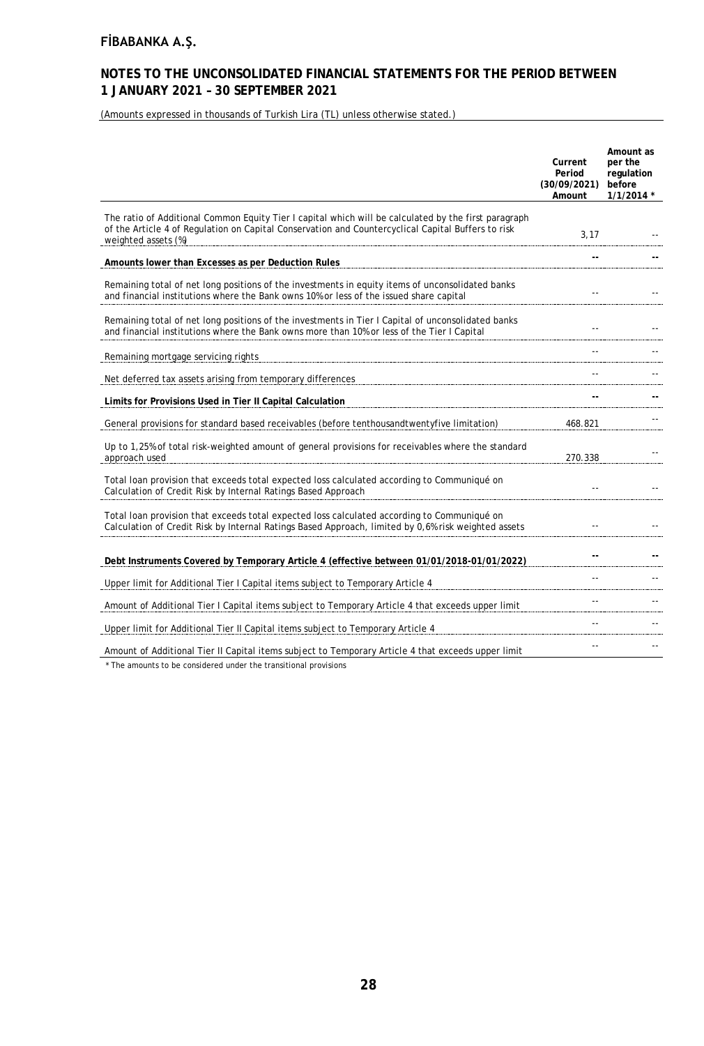# FİBABANKA A.Ş.

## NOTES TO THE UNCONSOLIDATED FINANCIAL STATEMENTS FOR THE PERIOD BETWEEN 1 JANUARY 2021 – 30 SEPTEMBER 2021

(Amounts expressed in thousands of Turkish Lira (TL) unless otherwise stated.)

| | Current Period (30/09/2021) Amount | Amount as per the regulation before 1/1/2014 * |
|---|---|---|
| The ratio of Additional Common Equity Tier I capital which will be calculated by the first paragraph of the Article 4 of Regulation on Capital Conservation and Countercyclical Capital Buffers to risk weighted assets (%) | 3,17 | -- |
| **Amounts lower than Excesses as per Deduction Rules** | **--** | **--** |
| Remaining total of net long positions of the investments in equity items of unconsolidated banks and financial institutions where the Bank owns 10% or less of the issued share capital | -- | -- |
| Remaining total of net long positions of the investments in Tier I Capital of unconsolidated banks and financial institutions where the Bank owns more than 10% or less of the Tier I Capital | -- | -- |
| Remaining mortgage servicing rights | -- | -- |
| Net deferred tax assets arising from temporary differences | -- | -- |
| **Limits for Provisions Used in Tier II Capital Calculation** | **--** | **--** |
| General provisions for standard based receivables (before tenthousandtwentyfive limitation) | 468.821 | -- |
| Up to 1,25% of total risk-weighted amount of general provisions for receivables where the standard approach used | 270.338 | -- |
| Total loan provision that exceeds total expected loss calculated according to Communiqué on Calculation of Credit Risk by Internal Ratings Based Approach | -- | -- |
| Total loan provision that exceeds total expected loss calculated according to Communiqué on Calculation of Credit Risk by Internal Ratings Based Approach, limited by 0,6% risk weighted assets | -- | -- |
| **Debt Instruments Covered by Temporary Article 4 (effective between 01/01/2018-01/01/2022)** | **--** | **--** |
| Upper limit for Additional Tier I Capital items subject to Temporary Article 4 | -- | -- |
| Amount of Additional Tier I Capital items subject to Temporary Article 4 that exceeds upper limit | -- | -- |
| Upper limit for Additional Tier II Capital items subject to Temporary Article 4 | -- | -- |
| Amount of Additional Tier II Capital items subject to Temporary Article 4 that exceeds upper limit | -- | -- |

\* The amounts to be considered under the transitional provisions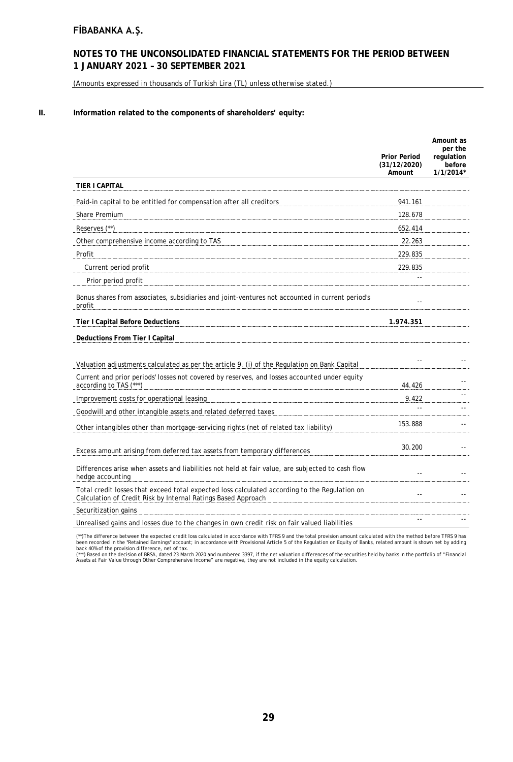## II. Information related to the components of shareholders' equity:

| | Prior Period (31/12/2020) Amount | Amount as per the regulation before 1/1/2014* |
|---|---|---|
| **TIER I CAPITAL** | | |
| Paid-in capital to be entitled for compensation after all creditors | 941.161 | |
| Share Premium | 128.678 | |
| Reserves (**) | 652.414 | |
| Other comprehensive income according to TAS | 22.263 | |
| Profit | 229.835 | |
| Current period profit | 229.835 | |
| Prior period profit | -- | |
| Bonus shares from associates, subsidiaries and joint-ventures not accounted in current period's profit | -- | |
| **Tier I Capital Before Deductions** | **1.974.351** | |
| **Deductions From Tier I Capital** | | |
| Valuation adjustments calculated as per the article 9. (i) of the Regulation on Bank Capital | -- | -- |
| Current and prior periods' losses not covered by reserves, and losses accounted under equity according to TAS (***) | 44.426 | -- |
| Improvement costs for operational leasing | 9.422 | -- |
| Goodwill and other intangible assets and related deferred taxes | -- | -- |
| Other intangibles other than mortgage-servicing rights (net of related tax liability) | 153.888 | -- |
| Excess amount arising from deferred tax assets from temporary differences | 30.200 | -- |
| Differences arise when assets and liabilities not held at fair value, are subjected to cash flow hedge accounting | -- | -- |
| Total credit losses that exceed total expected loss calculated according to the Regulation on Calculation of Credit Risk by Internal Ratings Based Approach | -- | -- |
| Securitization gains | | |
| Unrealised gains and losses due to the changes in own credit risk on fair valued liabilities | -- | -- |

(**)The difference between the expected credit loss calculated in accordance with TFRS 9 and the total provision amount calculated with the method before TFRS 9 has been recorded in the "Retained Earnings" account; in accordance with Provisional Article 5 of the Regulation on Equity of Banks, related amount is shown net by adding back 40% of the provision difference, net of tax.

(***) Based on the decision of BRSA, dated 23 March 2020 and numbered 3397, if the net valuation differences of the securities held by banks in the portfolio of "Financial Assets at Fair Value through Other Comprehensive Income" are negative, they are not included in the equity calculation.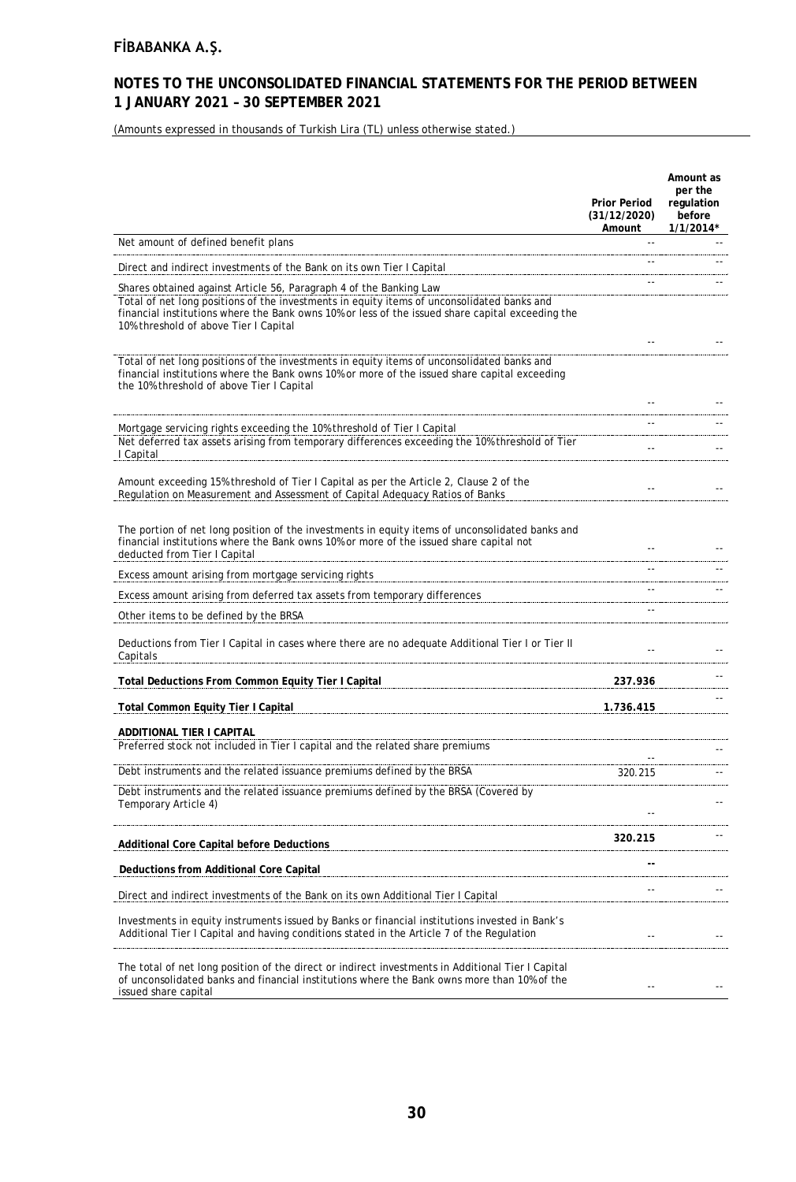# FİBABANKA A.Ş.

## NOTES TO THE UNCONSOLIDATED FINANCIAL STATEMENTS FOR THE PERIOD BETWEEN 1 JANUARY 2021 – 30 SEPTEMBER 2021

(Amounts expressed in thousands of Turkish Lira (TL) unless otherwise stated.)

| | Prior Period (31/12/2020) Amount | Amount as per the regulation before 1/1/2014* |
|---|---|---|
| Net amount of defined benefit plans | -- | -- |
| Direct and indirect investments of the Bank on its own Tier I Capital | -- | -- |
| Shares obtained against Article 56, Paragraph 4 of the Banking Law | -- | -- |
| Total of net long positions of the investments in equity items of unconsolidated banks and financial institutions where the Bank owns 10% or less of the issued share capital exceeding the 10% threshold of above Tier I Capital | -- | -- |
| Total of net long positions of the investments in equity items of unconsolidated banks and financial institutions where the Bank owns 10% or more of the issued share capital exceeding the 10% threshold of above Tier I Capital | -- | -- |
| Mortgage servicing rights exceeding the 10% threshold of Tier I Capital | -- | -- |
| Net deferred tax assets arising from temporary differences exceeding the 10% threshold of Tier I Capital | -- | -- |
| Amount exceeding 15% threshold of Tier I Capital as per the Article 2, Clause 2 of the Regulation on Measurement and Assessment of Capital Adequacy Ratios of Banks | -- | -- |
| The portion of net long position of the investments in equity items of unconsolidated banks and financial institutions where the Bank owns 10% or more of the issued share capital not deducted from Tier I Capital | -- | -- |
| Excess amount arising from mortgage servicing rights | -- | -- |
| Excess amount arising from deferred tax assets from temporary differences | -- | -- |
| Other items to be defined by the BRSA | -- | |
| Deductions from Tier I Capital in cases where there are no adequate Additional Tier I or Tier II Capitals | -- | -- |
| **Total Deductions From Common Equity Tier I Capital** | **237.936** | -- |
| **Total Common Equity Tier I Capital** | **1.736.415** | -- |
| **ADDITIONAL TIER I CAPITAL** | | |
| Preferred stock not included in Tier I capital and the related share premiums | -- | -- |
| Debt instruments and the related issuance premiums defined by the BRSA | 320.215 | -- |
| Debt instruments and the related issuance premiums defined by the BRSA (Covered by Temporary Article 4) | -- | -- |
| **Additional Core Capital before Deductions** | **320.215** | -- |
| **Deductions from Additional Core Capital** | **--** | |
| Direct and indirect investments of the Bank on its own Additional Tier I Capital | -- | -- |
| Investments in equity instruments issued by Banks or financial institutions invested in Bank's Additional Tier I Capital and having conditions stated in the Article 7 of the Regulation | -- | -- |
| The total of net long position of the direct or indirect investments in Additional Tier I Capital of unconsolidated banks and financial institutions where the Bank owns more than 10% of the issued share capital | -- | -- |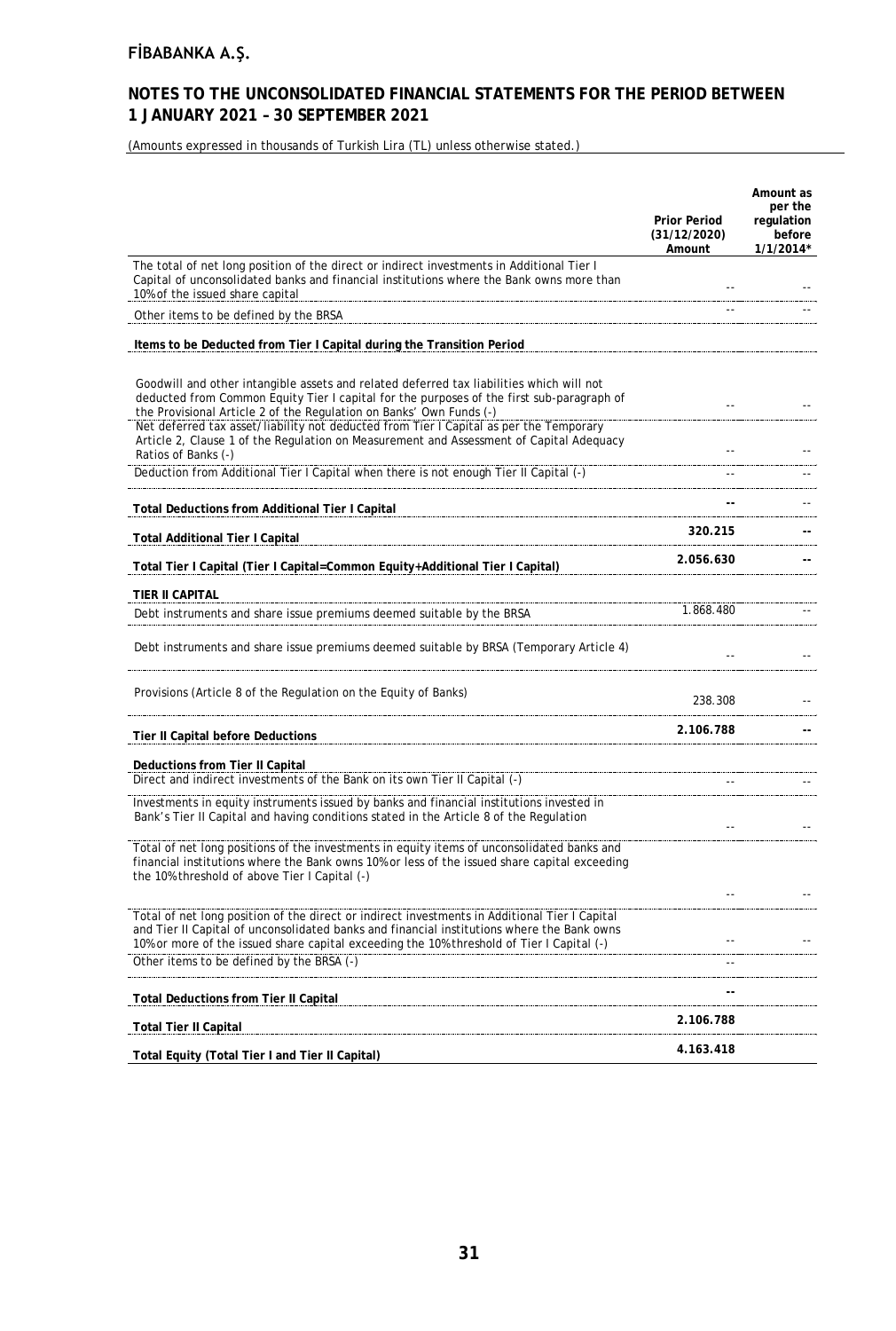## FİBABANKA A.Ş.

## NOTES TO THE UNCONSOLIDATED FINANCIAL STATEMENTS FOR THE PERIOD BETWEEN 1 JANUARY 2021 – 30 SEPTEMBER 2021

(Amounts expressed in thousands of Turkish Lira (TL) unless otherwise stated.)

| | Prior Period (31/12/2020) Amount | Amount as per the regulation before 1/1/2014* |
|---|---|---|
| The total of net long position of the direct or indirect investments in Additional Tier I Capital of unconsolidated banks and financial institutions where the Bank owns more than 10% of the issued share capital | -- | -- |
| Other items to be defined by the BRSA | -- | -- |
| **Items to be Deducted from Tier I Capital during the Transition Period** | | |
| Goodwill and other intangible assets and related deferred tax liabilities which will not deducted from Common Equity Tier I capital for the purposes of the first sub-paragraph of the Provisional Article 2 of the Regulation on Banks' Own Funds (-) | -- | -- |
| Net deferred tax asset/liability not deducted from Tier I Capital as per the Temporary Article 2, Clause 1 of the Regulation on Measurement and Assessment of Capital Adequacy Ratios of Banks (-) | -- | -- |
| Deduction from Additional Tier I Capital when there is not enough Tier II Capital (-) | -- | -- |
| **Total Deductions from Additional Tier I Capital** | **--** | -- |
| **Total Additional Tier I Capital** | **320.215** | **--** |
| **Total Tier I Capital (Tier I Capital=Common Equity+Additional Tier I Capital)** | **2.056.630** | **--** |
| **TIER II CAPITAL** | | |
| Debt instruments and share issue premiums deemed suitable by the BRSA | 1.868.480 | -- |
| Debt instruments and share issue premiums deemed suitable by BRSA (Temporary Article 4) | -- | -- |
| Provisions (Article 8 of the Regulation on the Equity of Banks) | 238.308 | -- |
| **Tier II Capital before Deductions** | **2.106.788** | **--** |
| **Deductions from Tier II Capital** | | |
| Direct and indirect investments of the Bank on its own Tier II Capital (-) | -- | -- |
| Investments in equity instruments issued by banks and financial institutions invested in Bank's Tier II Capital and having conditions stated in the Article 8 of the Regulation | -- | -- |
| Total of net long positions of the investments in equity items of unconsolidated banks and financial institutions where the Bank owns 10% or less of the issued share capital exceeding the 10% threshold of above Tier I Capital (-) | -- | -- |
| Total of net long position of the direct or indirect investments in Additional Tier I Capital and Tier II Capital of unconsolidated banks and financial institutions where the Bank owns 10% or more of the issued share capital exceeding the 10% threshold of Tier I Capital (-) | -- | -- |
| Other items to be defined by the BRSA (-) | -- | |
| **Total Deductions from Tier II Capital** | **--** | |
| **Total Tier II Capital** | **2.106.788** | |
| **Total Equity (Total Tier I and Tier II Capital)** | **4.163.418** | |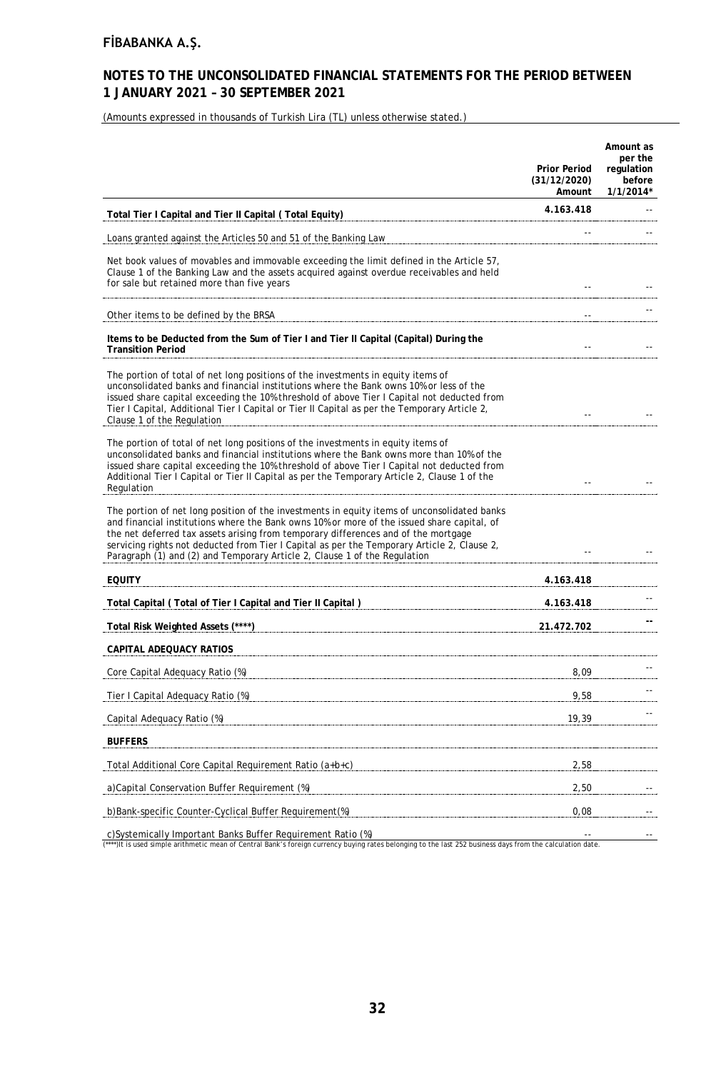(Amounts expressed in thousands of Turkish Lira (TL) unless otherwise stated.)

| | Prior Period (31/12/2020) Amount | Amount as per the regulation before 1/1/2014* |
|---|---|---|
| **Total Tier I Capital and Tier II Capital ( Total Equity)** | 4.163.418 | -- |
| Loans granted against the Articles 50 and 51 of the Banking Law | -- | -- |
| Net book values of movables and immovable exceeding the limit defined in the Article 57, Clause 1 of the Banking Law and the assets acquired against overdue receivables and held for sale but retained more than five years | -- | -- |
| Other items to be defined by the BRSA | -- | -- |
| **Items to be Deducted from the Sum of Tier I and Tier II Capital (Capital) During the Transition Period** | -- | -- |
| The portion of total of net long positions of the investments in equity items of unconsolidated banks and financial institutions where the Bank owns 10% or less of the issued share capital exceeding the 10% threshold of above Tier I Capital not deducted from Tier I Capital, Additional Tier I Capital or Tier II Capital as per the Temporary Article 2, Clause 1 of the Regulation | -- | -- |
| The portion of total of net long positions of the investments in equity items of unconsolidated banks and financial institutions where the Bank owns more than 10% of the issued share capital exceeding the 10% threshold of above Tier I Capital not deducted from Additional Tier I Capital or Tier II Capital as per the Temporary Article 2, Clause 1 of the Regulation | -- | -- |
| The portion of net long position of the investments in equity items of unconsolidated banks and financial institutions where the Bank owns 10% or more of the issued share capital, of the net deferred tax assets arising from temporary differences and of the mortgage servicing rights not deducted from Tier I Capital as per the Temporary Article 2, Clause 2, Paragraph (1) and (2) and Temporary Article 2, Clause 1 of the Regulation | -- | -- |
| **EQUITY** | **4.163.418** | |
| **Total Capital ( Total of Tier I Capital and Tier II Capital )** | **4.163.418** | -- |
| **Total Risk Weighted Assets (\*\*\*\*)** | **21.472.702** | -- |
| **CAPITAL ADEQUACY RATIOS** | | |
| Core Capital Adequacy Ratio (%) | 8,09 | -- |
| Tier I Capital Adequacy Ratio (%) | 9,58 | -- |
| Capital Adequacy Ratio (%) | 19,39 | -- |
| **BUFFERS** | | |
| Total Additional Core Capital Requirement Ratio (a+b+c) | 2,58 | |
| a)Capital Conservation Buffer Requirement (%) | 2,50 | -- |
| b)Bank-specific Counter-Cyclical Buffer Requirement(%) | 0,08 | -- |
| c)Systemically Important Banks Buffer Requirement Ratio (%) | -- | -- |

(****)It is used simple arithmetic mean of Central Bank's foreign currency buying rates belonging to the last 252 business days from the calculation date.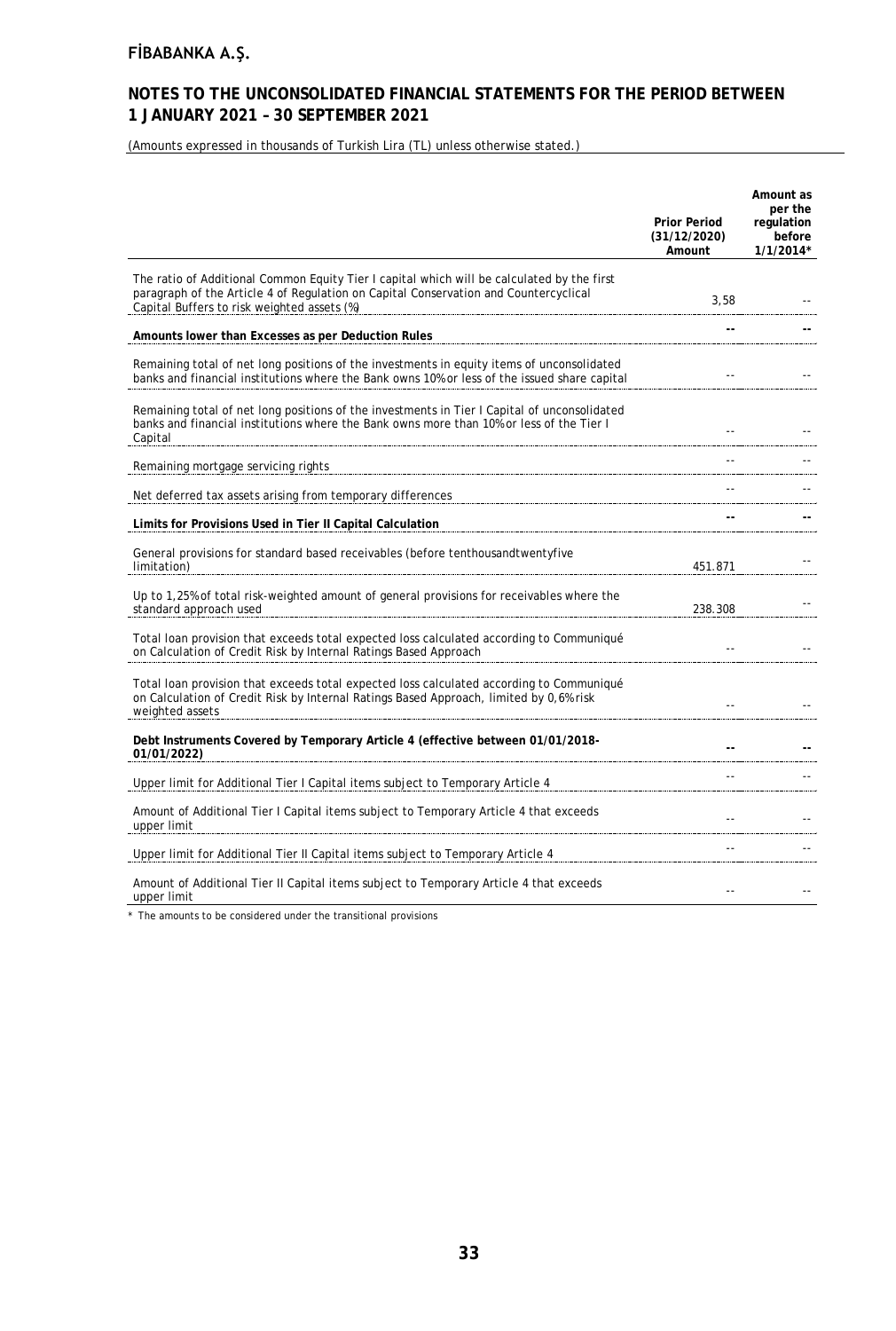# FİBABANKA A.Ş.

## NOTES TO THE UNCONSOLIDATED FINANCIAL STATEMENTS FOR THE PERIOD BETWEEN 1 JANUARY 2021 – 30 SEPTEMBER 2021

(Amounts expressed in thousands of Turkish Lira (TL) unless otherwise stated.)

| | Prior Period (31/12/2020) Amount | Amount as per the regulation before 1/1/2014* |
|---|---|---|
| The ratio of Additional Common Equity Tier I capital which will be calculated by the first paragraph of the Article 4 of Regulation on Capital Conservation and Countercyclical Capital Buffers to risk weighted assets (%) | 3,58 | -- |
| **Amounts lower than Excesses as per Deduction Rules** | **--** | **--** |
| Remaining total of net long positions of the investments in equity items of unconsolidated banks and financial institutions where the Bank owns 10% or less of the issued share capital | -- | -- |
| Remaining total of net long positions of the investments in Tier I Capital of unconsolidated banks and financial institutions where the Bank owns more than 10% or less of the Tier I Capital | -- | -- |
| Remaining mortgage servicing rights | -- | -- |
| Net deferred tax assets arising from temporary differences | -- | -- |
| **Limits for Provisions Used in Tier II Capital Calculation** | **--** | **--** |
| General provisions for standard based receivables (before tenthousandtwentyfive limitation) | 451.871 | -- |
| Up to 1,25% of total risk-weighted amount of general provisions for receivables where the standard approach used | 238.308 | -- |
| Total loan provision that exceeds total expected loss calculated according to Communiqué on Calculation of Credit Risk by Internal Ratings Based Approach | -- | -- |
| Total loan provision that exceeds total expected loss calculated according to Communiqué on Calculation of Credit Risk by Internal Ratings Based Approach, limited by 0,6% risk weighted assets | -- | -- |
| **Debt Instruments Covered by Temporary Article 4 (effective between 01/01/2018-01/01/2022)** | **--** | **--** |
| Upper limit for Additional Tier I Capital items subject to Temporary Article 4 | -- | -- |
| Amount of Additional Tier I Capital items subject to Temporary Article 4 that exceeds upper limit | -- | -- |
| Upper limit for Additional Tier II Capital items subject to Temporary Article 4 | -- | -- |
| Amount of Additional Tier II Capital items subject to Temporary Article 4 that exceeds upper limit | -- | -- |

* The amounts to be considered under the transitional provisions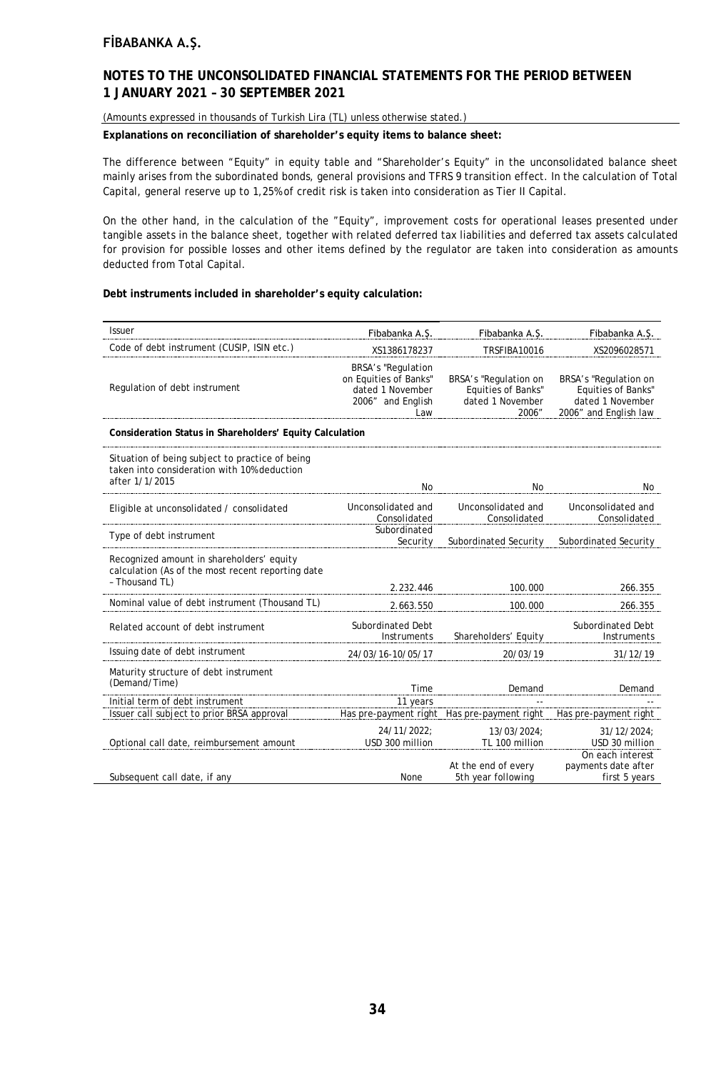(Amounts expressed in thousands of Turkish Lira (TL) unless otherwise stated.)

**Explanations on reconciliation of shareholder's equity items to balance sheet:**

The difference between "Equity" in equity table and "Shareholder's Equity" in the unconsolidated balance sheet mainly arises from the subordinated bonds, general provisions and TFRS 9 transition effect. In the calculation of Total Capital, general reserve up to 1,25% of credit risk is taken into consideration as Tier II Capital.

On the other hand, in the calculation of the "Equity", improvement costs for operational leases presented under tangible assets in the balance sheet, together with related deferred tax liabilities and deferred tax assets calculated for provision for possible losses and other items defined by the regulator are taken into consideration as amounts deducted from Total Capital.

**Debt instruments included in shareholder's equity calculation:**

| Issuer | Fibabanka A.Ş. | Fibabanka A.Ş. | Fibabanka A.Ş. |
|---|---|---|---|
| Code of debt instrument (CUSIP, ISIN etc.) | XS1386178237 | TRSFIBA10016 | XS2096028571 |
| Regulation of debt instrument | BRSA's "Regulation on Equities of Banks" dated 1 November 2006" and English Law | BRSA's "Regulation on Equities of Banks" dated 1 November 2006" | BRSA's "Regulation on Equities of Banks" dated 1 November 2006" and English law |
| **Consideration Status in Shareholders' Equity Calculation** | | | |
| Situation of being subject to practice of being taken into consideration with 10% deduction after 1/1/2015 | No | No | No |
| Eligible at unconsolidated / consolidated | Unconsolidated and Consolidated | Unconsolidated and Consolidated | Unconsolidated and Consolidated |
| Type of debt instrument | Subordinated Security | Subordinated Security | Subordinated Security |
| Recognized amount in shareholders' equity calculation (As of the most recent reporting date – Thousand TL) | 2.232.446 | 100.000 | 266.355 |
| Nominal value of debt instrument (Thousand TL) | 2.663.550 | 100.000 | 266.355 |
| Related account of debt instrument | Subordinated Debt Instruments | Shareholders' Equity | Subordinated Debt Instruments |
| Issuing date of debt instrument | 24/03/16-10/05/17 | 20/03/19 | 31/12/19 |
| Maturity structure of debt instrument (Demand/Time) | Time | Demand | Demand |
| Initial term of debt instrument | 11 years | -- | -- |
| Issuer call subject to prior BRSA approval | Has pre-payment right | Has pre-payment right | Has pre-payment right |
| Optional call date, reimbursement amount | 24/11/2022; USD 300 million | 13/03/2024; TL 100 million | 31/12/2024; USD 30 million |
| Subsequent call date, if any | None | At the end of every 5th year following | On each interest payments date after first 5 years |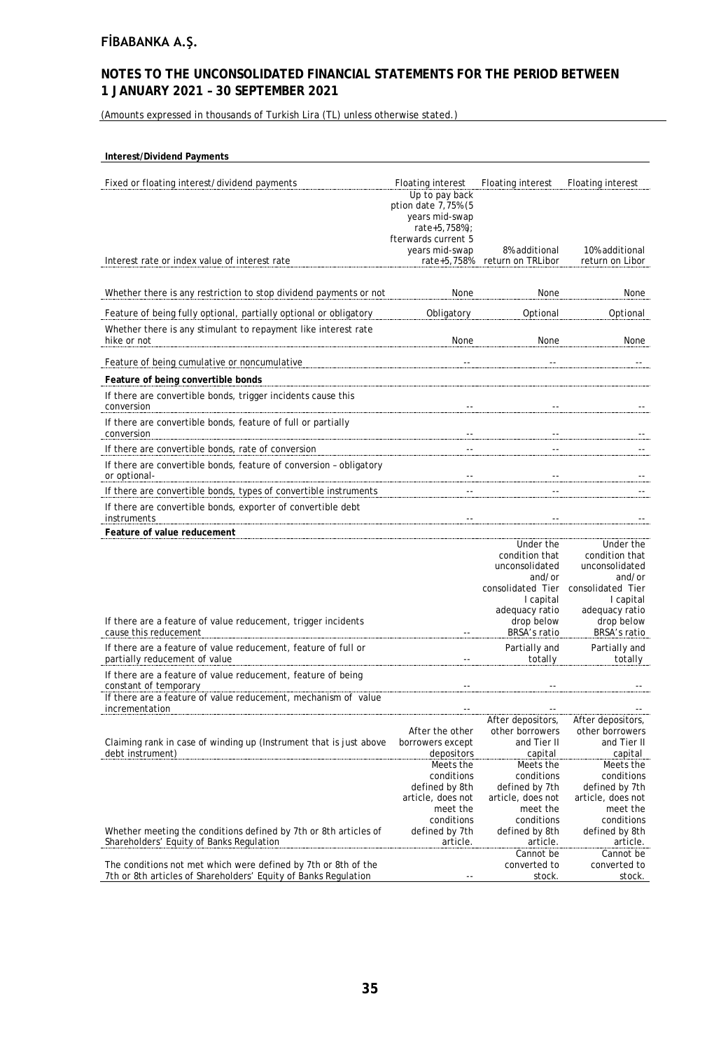**Interest/Dividend Payments**

| | | | |
|---|---|---|---|
| Fixed or floating interest/dividend payments | Floating interest | Floating interest | Floating interest |
| Interest rate or index value of interest rate | Up to pay back ption date 7,75% (5 years mid-swap rate+5,758%); fterwards current 5 years mid-swap rate+5,758% | 8% additional return on TRLibor | 10% additional return on Libor |
| Whether there is any restriction to stop dividend payments or not | None | None | None |
| Feature of being fully optional, partially optional or obligatory | Obligatory | Optional | Optional |
| Whether there is any stimulant to repayment like interest rate hike or not | None | None | None |
| Feature of being cumulative or noncumulative | -- | -- | -- |
| **Feature of being convertible bonds** | | | |
| If there are convertible bonds, trigger incidents cause this conversion | -- | -- | -- |
| If there are convertible bonds, feature of full or partially conversion | -- | -- | -- |
| If there are convertible bonds, rate of conversion | -- | -- | -- |
| If there are convertible bonds, feature of conversion – obligatory or optional- | -- | -- | -- |
| If there are convertible bonds, types of convertible instruments | -- | -- | -- |
| If there are convertible bonds, exporter of convertible debt instruments | -- | -- | -- |
| **Feature of value reducement** | | | |
| If there are a feature of value reducement, trigger incidents cause this reducement | -- | Under the condition that unconsolidated and/or consolidated Tier I capital adequacy ratio drop below BRSA's ratio | Under the condition that unconsolidated and/or consolidated Tier I capital adequacy ratio drop below BRSA's ratio |
| If there are a feature of value reducement, feature of full or partially reducement of value | -- | Partially and totally | Partially and totally |
| If there are a feature of value reducement, feature of being constant of temporary | -- | -- | -- |
| If there are a feature of value reducement, mechanism of value incrementation | -- | -- | -- |
| Claiming rank in case of winding up (Instrument that is just above debt instrument) | After the other borrowers except depositors | After depositors, other borrowers and Tier II capital | After depositors, other borrowers and Tier II capital |
| Whether meeting the conditions defined by 7th or 8th articles of Shareholders' Equity of Banks Regulation | Meets the conditions defined by 8th article, does not meet the conditions defined by 7th article. | Meets the conditions defined by 7th article, does not meet the conditions defined by 8th article. | Meets the conditions defined by 7th article, does not meet the conditions defined by 8th article. |
| The conditions not met which were defined by 7th or 8th of the 7th or 8th articles of Shareholders' Equity of Banks Regulation | -- | Cannot be converted to stock. | Cannot be converted to stock. |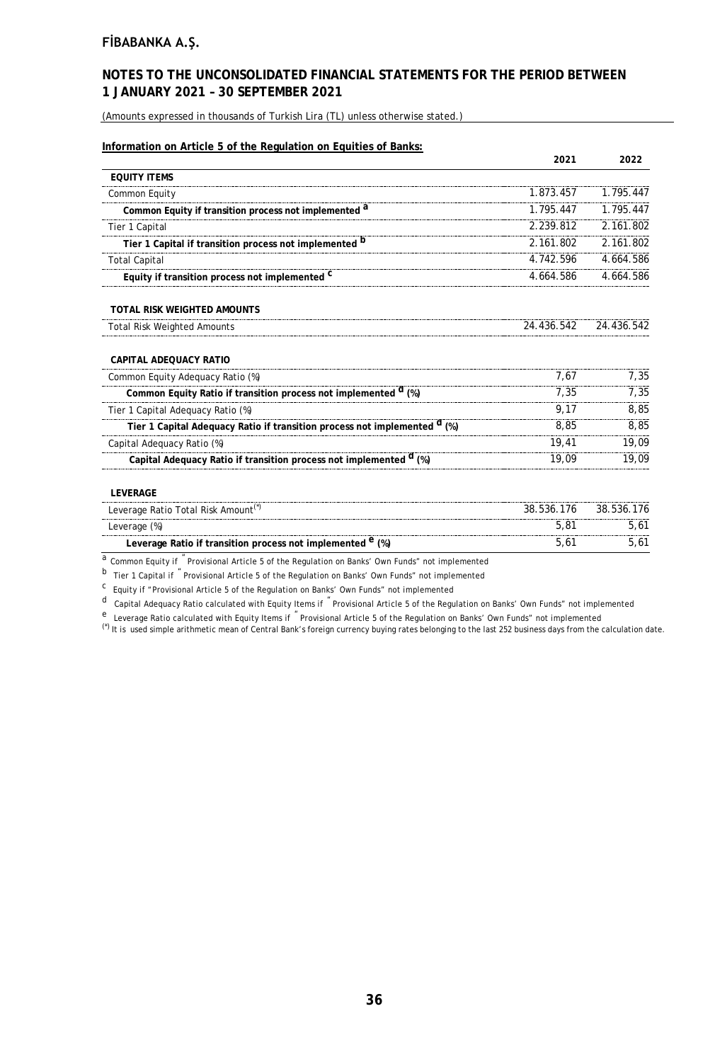# FİBABANKA A.Ş.

## NOTES TO THE UNCONSOLIDATED FINANCIAL STATEMENTS FOR THE PERIOD BETWEEN 1 JANUARY 2021 – 30 SEPTEMBER 2021

(Amounts expressed in thousands of Turkish Lira (TL) unless otherwise stated.)

**Information on Article 5 of the Regulation on Equities of Banks:**

| | 2021 | 2022 |
|---|---|---|
| **EQUITY ITEMS** | | |
| Common Equity | 1.873.457 | 1.795.447 |
| **Common Equity if transition process not implemented [a]** | 1.795.447 | 1.795.447 |
| Tier 1 Capital | 2.239.812 | 2.161.802 |
| **Tier 1 Capital if transition process not implemented [b]** | 2.161.802 | 2.161.802 |
| Total Capital | 4.742.596 | 4.664.586 |
| **Equity if transition process not implemented [c]** | 4.664.586 | 4.664.586 |
| **TOTAL RISK WEIGHTED AMOUNTS** | | |
| Total Risk Weighted Amounts | 24.436.542 | 24.436.542 |
| **CAPITAL ADEQUACY RATIO** | | |
| Common Equity Adequacy Ratio (%) | 7,67 | 7,35 |
| **Common Equity Ratio if transition process not implemented [d] (%)** | 7,35 | 7,35 |
| Tier 1 Capital Adequacy Ratio (%) | 9,17 | 8,85 |
| **Tier 1 Capital Adequacy Ratio if transition process not implemented [d] (%)** | 8,85 | 8,85 |
| Capital Adequacy Ratio (%) | 19,41 | 19,09 |
| **Capital Adequacy Ratio if transition process not implemented [d] (%)** | 19,09 | 19,09 |
| **LEVERAGE** | | |
| Leverage Ratio Total Risk Amount[(*)] | 38.536.176 | 38.536.176 |
| Leverage (%) | 5,81 | 5,61 |
| **Leverage Ratio if transition process not implemented [e] (%)** | 5,61 | 5,61 |

[a] Common Equity if "Provisional Article 5 of the Regulation on Banks' Own Funds" not implemented

[b] Tier 1 Capital if "Provisional Article 5 of the Regulation on Banks' Own Funds" not implemented

[c] Equity if "Provisional Article 5 of the Regulation on Banks' Own Funds" not implemented

[d] Capital Adequacy Ratio calculated with Equity Items if "Provisional Article 5 of the Regulation on Banks' Own Funds" not implemented

[e] Leverage Ratio calculated with Equity Items if "Provisional Article 5 of the Regulation on Banks' Own Funds" not implemented

(*) It is used simple arithmetic mean of Central Bank's foreign currency buying rates belonging to the last 252 business days from the calculation date.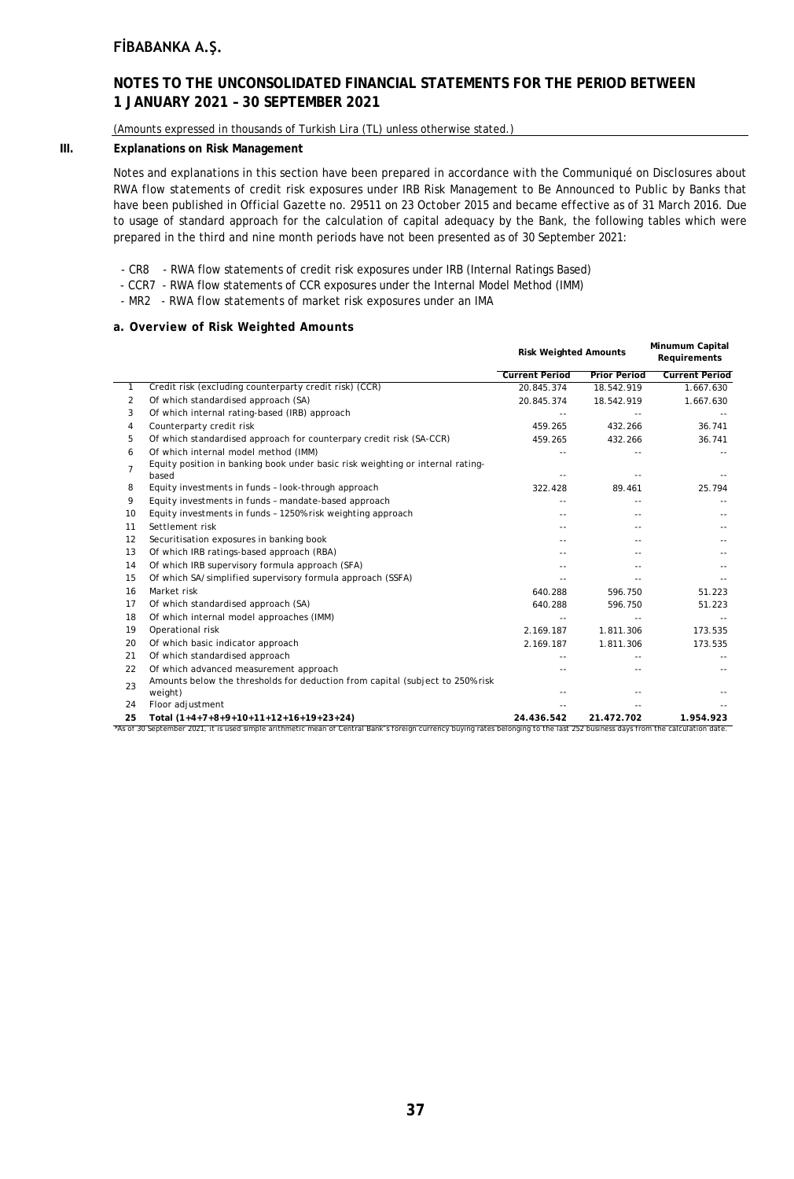## III. Explanations on Risk Management

Notes and explanations in this section have been prepared in accordance with the Communiqué on Disclosures about RWA flow statements of credit risk exposures under IRB Risk Management to Be Announced to Public by Banks that have been published in Official Gazette no. 29511 on 23 October 2015 and became effective as of 31 March 2016. Due to usage of standard approach for the calculation of capital adequacy by the Bank, the following tables which were prepared in the third and nine month periods have not been presented as of 30 September 2021:

- CR8 - RWA flow statements of credit risk exposures under IRB (Internal Ratings Based)
- CCR7 - RWA flow statements of CCR exposures under the Internal Model Method (IMM)
- MR2 - RWA flow statements of market risk exposures under an IMA

### a. Overview of Risk Weighted Amounts

| | | Risk Weighted Amounts | | Minumum Capital Requirements |
|---|---|---|---|---|
| | | Current Period | Prior Period | Current Period |
| 1 | Credit risk (excluding counterparty credit risk) (CCR) | 20.845.374 | 18.542.919 | 1.667.630 |
| 2 | Of which standardised approach (SA) | 20.845.374 | 18.542.919 | 1.667.630 |
| 3 | Of which internal rating-based (IRB) approach | -- | -- | -- |
| 4 | Counterparty credit risk | 459.265 | 432.266 | 36.741 |
| 5 | Of which standardised approach for counterparty credit risk (SA-CCR) | 459.265 | 432.266 | 36.741 |
| 6 | Of which internal model method (IMM) | -- | -- | -- |
| 7 | Equity position in banking book under basic risk weighting or internal rating-based | -- | -- | -- |
| 8 | Equity investments in funds – look-through approach | 322.428 | 89.461 | 25.794 |
| 9 | Equity investments in funds – mandate-based approach | -- | -- | -- |
| 10 | Equity investments in funds – 1250% risk weighting approach | -- | -- | -- |
| 11 | Settlement risk | -- | -- | -- |
| 12 | Securitisation exposures in banking book | -- | -- | -- |
| 13 | Of which IRB ratings-based approach (RBA) | -- | -- | -- |
| 14 | Of which IRB supervisory formula approach (SFA) | -- | -- | -- |
| 15 | Of which SA/simplified supervisory formula approach (SSFA) | -- | -- | -- |
| 16 | Market risk | 640.288 | 596.750 | 51.223 |
| 17 | Of which standardised approach (SA) | 640.288 | 596.750 | 51.223 |
| 18 | Of which internal model approaches (IMM) | -- | -- | -- |
| 19 | Operational risk | 2.169.187 | 1.811.306 | 173.535 |
| 20 | Of which basic indicator approach | 2.169.187 | 1.811.306 | 173.535 |
| 21 | Of which standardised approach | -- | -- | -- |
| 22 | Of which advanced measurement approach | -- | -- | -- |
| 23 | Amounts below the thresholds for deduction from capital (subject to 250% risk weight) | -- | -- | -- |
| 24 | Floor adjustment | -- | -- | -- |
| 25 | **Total (1+4+7+8+9+10+11+12+16+19+23+24)** | **24.436.542** | **21.472.702** | **1.954.923** |

*As of 30 September 2021, it is used simple arithmetic mean of Central Bank's foreign currency buying rates belonging to the last 252 business days from the calculation date.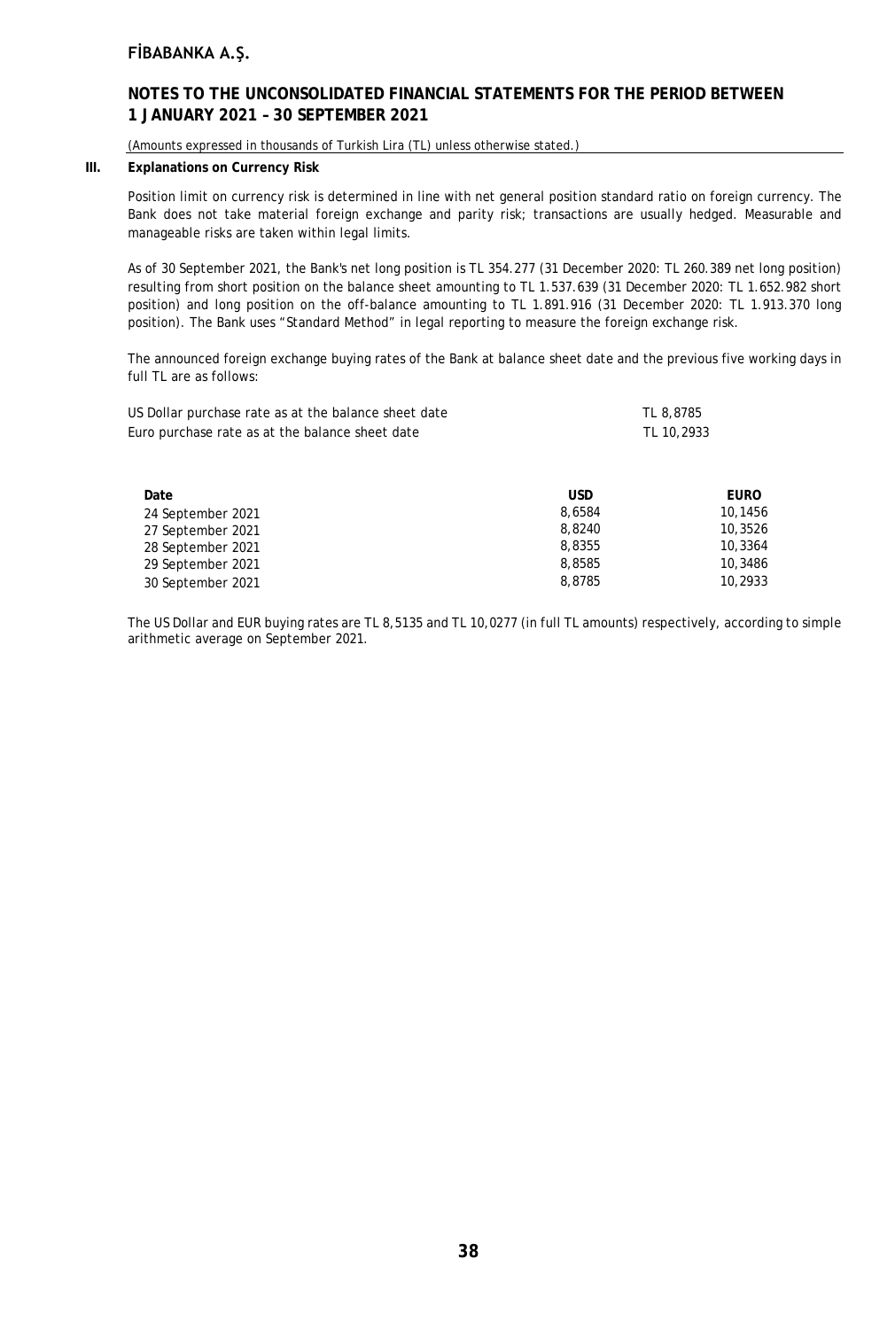(Amounts expressed in thousands of Turkish Lira (TL) unless otherwise stated.)

### III. Explanations on Currency Risk

Position limit on currency risk is determined in line with net general position standard ratio on foreign currency. The Bank does not take material foreign exchange and parity risk; transactions are usually hedged. Measurable and manageable risks are taken within legal limits.

As of 30 September 2021, the Bank's net long position is TL 354.277 (31 December 2020: TL 260.389 net long position) resulting from short position on the balance sheet amounting to TL 1.537.639 (31 December 2020: TL 1.652.982 short position) and long position on the off-balance amounting to TL 1.891.916 (31 December 2020: TL 1.913.370 long position). The Bank uses "Standard Method" in legal reporting to measure the foreign exchange risk.

The announced foreign exchange buying rates of the Bank at balance sheet date and the previous five working days in full TL are as follows:

| | |
|---|---|
| US Dollar purchase rate as at the balance sheet date | TL 8,8785 |
| Euro purchase rate as at the balance sheet date | TL 10,2933 |

| Date | USD | EURO |
|---|---|---|
| 24 September 2021 | 8,6584 | 10,1456 |
| 27 September 2021 | 8,8240 | 10,3526 |
| 28 September 2021 | 8,8355 | 10,3364 |
| 29 September 2021 | 8,8585 | 10,3486 |
| 30 September 2021 | 8,8785 | 10,2933 |

The US Dollar and EUR buying rates are TL 8,5135 and TL 10,0277 (in full TL amounts) respectively, according to simple arithmetic average on September 2021.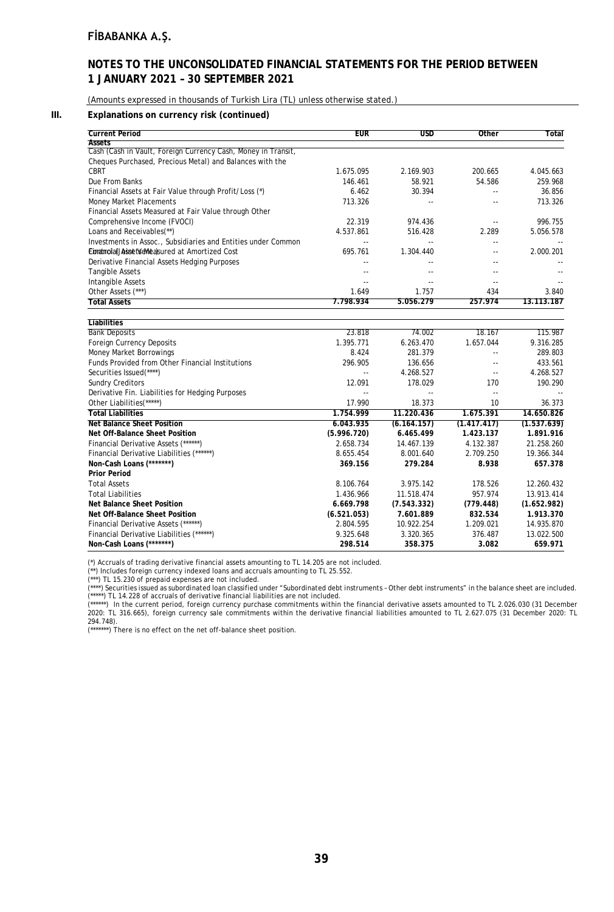(Amounts expressed in thousands of Turkish Lira (TL) unless otherwise stated.)

### III. Explanations on currency risk (continued)

| Current Period | EUR | USD | Other | Total |
|---|---|---|---|---|
| **Assets** | | | | |
| Cash (Cash in Vault, Foreign Currency Cash, Money in Transit, Cheques Purchased, Precious Metal) and Balances with the CBRT | 1.675.095 | 2.169.903 | 200.665 | 4.045.663 |
| Due From Banks | 146.461 | 58.921 | 54.586 | 259.968 |
| Financial Assets at Fair Value through Profit/Loss (*) | 6.462 | 30.394 | -- | 36.856 |
| Money Market Placements | 713.326 | -- | -- | 713.326 |
| Financial Assets Measured at Fair Value through Other Comprehensive Income (FVOCI) | 22.319 | 974.436 | -- | 996.755 |
| Loans and Receivables(**) | 4.537.861 | 516.428 | 2.289 | 5.056.578 |
| Investments in Assoc., Subsidiaries and Entities under Common Control (Joint Vent.) | -- | -- | -- | -- |
| Financial Assets Measured at Amortized Cost | 695.761 | 1.304.440 | -- | 2.000.201 |
| Derivative Financial Assets Hedging Purposes | -- | -- | -- | -- |
| Tangible Assets | -- | -- | -- | -- |
| Intangible Assets | -- | -- | -- | -- |
| Other Assets (***) | 1.649 | 1.757 | 434 | 3.840 |
| **Total Assets** | **7.798.934** | **5.056.279** | **257.974** | **13.113.187** |
| **Liabilities** | | | | |
| Bank Deposits | 23.818 | 74.002 | 18.167 | 115.987 |
| Foreign Currency Deposits | 1.395.771 | 6.263.470 | 1.657.044 | 9.316.285 |
| Money Market Borrowings | 8.424 | 281.379 | -- | 289.803 |
| Funds Provided from Other Financial Institutions | 296.905 | 136.656 | -- | 433.561 |
| Securities Issued(****) | -- | 4.268.527 | -- | 4.268.527 |
| Sundry Creditors | 12.091 | 178.029 | 170 | 190.290 |
| Derivative Fin. Liabilities for Hedging Purposes | -- | -- | -- | -- |
| Other Liabilities(*****) | 17.990 | 18.373 | 10 | 36.373 |
| **Total Liabilities** | **1.754.999** | **11.220.436** | **1.675.391** | **14.650.826** |
| **Net Balance Sheet Position** | **6.043.935** | **(6.164.157)** | **(1.417.417)** | **(1.537.639)** |
| **Net Off-Balance Sheet Position** | **(5.996.720)** | **6.465.499** | **1.423.137** | **1.891.916** |
| Financial Derivative Assets (******) | 2.658.734 | 14.467.139 | 4.132.387 | 21.258.260 |
| Financial Derivative Liabilities (******) | 8.655.454 | 8.001.640 | 2.709.250 | 19.366.344 |
| **Non-Cash Loans (*******)** | **369.156** | **279.284** | **8.938** | **657.378** |
| **Prior Period** | | | | |
| Total Assets | 8.106.764 | 3.975.142 | 178.526 | 12.260.432 |
| Total Liabilities | 1.436.966 | 11.518.474 | 957.974 | 13.913.414 |
| **Net Balance Sheet Position** | **6.669.798** | **(7.543.332)** | **(779.448)** | **(1.652.982)** |
| **Net Off-Balance Sheet Position** | **(6.521.053)** | **7.601.889** | **832.534** | **1.913.370** |
| Financial Derivative Assets (******) | 2.804.595 | 10.922.254 | 1.209.021 | 14.935.870 |
| Financial Derivative Liabilities (******) | 9.325.648 | 3.320.365 | 376.487 | 13.022.500 |
| **Non-Cash Loans (*******)** | **298.514** | **358.375** | **3.082** | **659.971** |

(*) Accruals of trading derivative financial assets amounting to TL 14.205 are not included.
(**) Includes foreign currency indexed loans and accruals amounting to TL 25.552.
(***) TL 15.230 of prepaid expenses are not included.
(****) Securities issued as subordinated loan classified under "Subordinated debt instruments – Other debt instruments" in the balance sheet are included.
(*****) TL 14.228 of accruals of derivative financial liabilities are not included.
(******) In the current period, foreign currency purchase commitments within the financial derivative assets amounted to TL 2.026.030 (31 December 2020: TL 316.665), foreign currency sale commitments within the derivative financial liabilities amounted to TL 2.627.075 (31 December 2020: TL 294.748).
(*******) There is no effect on the net off-balance sheet position.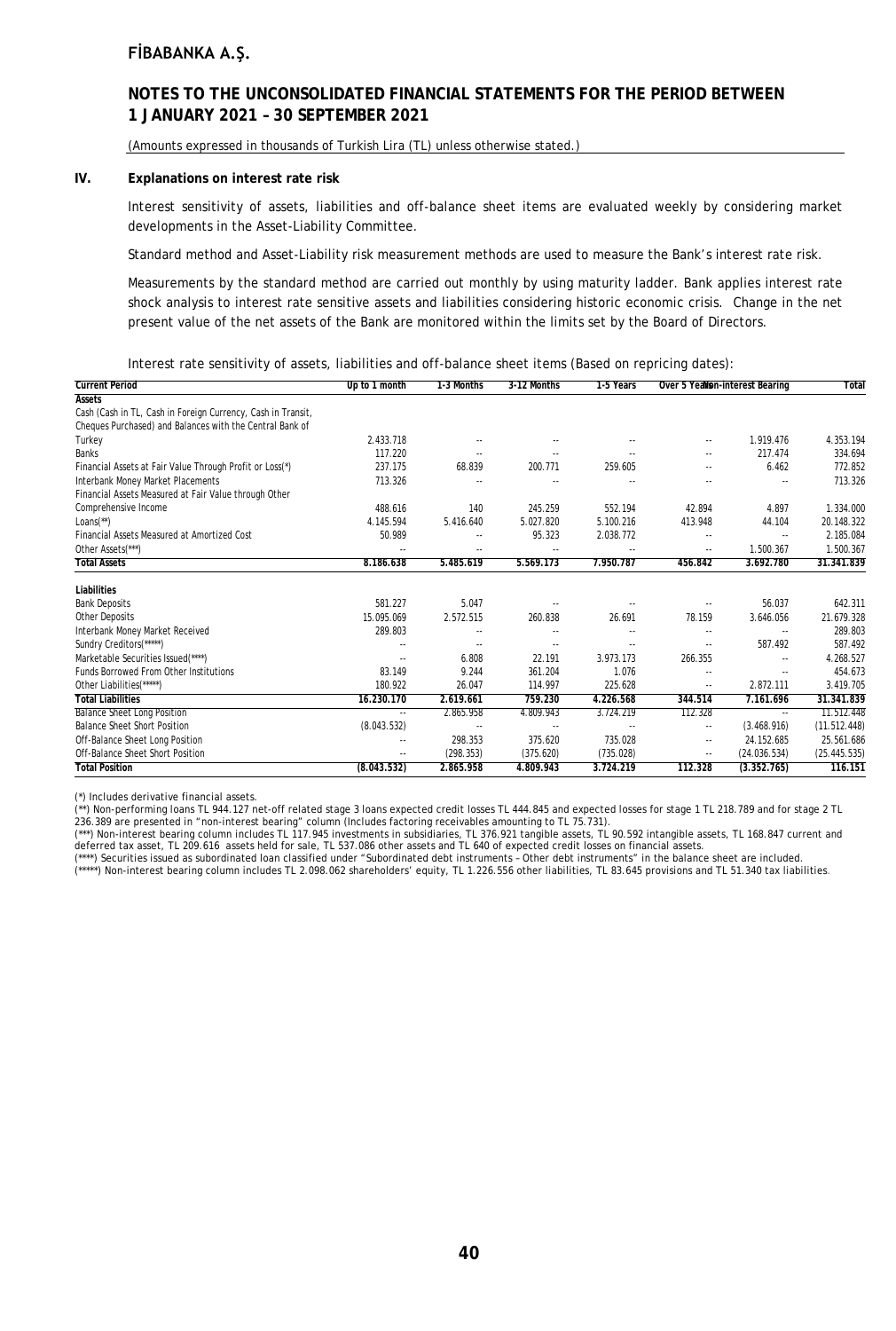## IV. Explanations on interest rate risk

Interest sensitivity of assets, liabilities and off-balance sheet items are evaluated weekly by considering market developments in the Asset-Liability Committee.

Standard method and Asset-Liability risk measurement methods are used to measure the Bank's interest rate risk.

Measurements by the standard method are carried out monthly by using maturity ladder. Bank applies interest rate shock analysis to interest rate sensitive assets and liabilities considering historic economic crisis. Change in the net present value of the net assets of the Bank are monitored within the limits set by the Board of Directors.

Interest rate sensitivity of assets, liabilities and off-balance sheet items (Based on repricing dates):

| Current Period | Up to 1 month | 1-3 Months | 3-12 Months | 1-5 Years | Over 5 Years | Non-interest Bearing | Total |
|---|---|---|---|---|---|---|---|
| **Assets** | | | | | | | |
| Cash (Cash in TL, Cash in Foreign Currency, Cash in Transit, Cheques Purchased) and Balances with the Central Bank of Turkey | 2.433.718 | -- | -- | -- | -- | 1.919.476 | 4.353.194 |
| Banks | 117.220 | -- | -- | -- | -- | 217.474 | 334.694 |
| Financial Assets at Fair Value Through Profit or Loss(*) | 237.175 | 68.839 | 200.771 | 259.605 | -- | 6.462 | 772.852 |
| Interbank Money Market Placements | 713.326 | -- | -- | -- | -- | -- | 713.326 |
| Financial Assets Measured at Fair Value through Other Comprehensive Income | 488.616 | 140 | 245.259 | 552.194 | 42.894 | 4.897 | 1.334.000 |
| Loans(**) | 4.145.594 | 5.416.640 | 5.027.820 | 5.100.216 | 413.948 | 44.104 | 20.148.322 |
| Financial Assets Measured at Amortized Cost | 50.989 | -- | 95.323 | 2.038.772 | -- | -- | 2.185.084 |
| Other Assets(***) | -- | -- | -- | -- | -- | 1.500.367 | 1.500.367 |
| **Total Assets** | **8.186.638** | **5.485.619** | **5.569.173** | **7.950.787** | **456.842** | **3.692.780** | **31.341.839** |
| **Liabilities** | | | | | | | |
| Bank Deposits | 581.227 | 5.047 | -- | -- | -- | 56.037 | 642.311 |
| Other Deposits | 15.095.069 | 2.572.515 | 260.838 | 26.691 | 78.159 | 3.646.056 | 21.679.328 |
| Interbank Money Market Received | 289.803 | -- | -- | -- | -- | -- | 289.803 |
| Sundry Creditors(*****) | -- | -- | -- | -- | -- | 587.492 | 587.492 |
| Marketable Securities Issued(****) | -- | 6.808 | 22.191 | 3.973.173 | 266.355 | -- | 4.268.527 |
| Funds Borrowed From Other Institutions | 83.149 | 9.244 | 361.204 | 1.076 | -- | -- | 454.673 |
| Other Liabilities(*****) | 180.922 | 26.047 | 114.997 | 225.628 | -- | 2.872.111 | 3.419.705 |
| **Total Liabilities** | **16.230.170** | **2.619.661** | **759.230** | **4.226.568** | **344.514** | **7.161.696** | **31.341.839** |
| Balance Sheet Long Position | -- | 2.865.958 | 4.809.943 | 3.724.219 | 112.328 | -- | 11.512.448 |
| Balance Sheet Short Position | (8.043.532) | -- | -- | -- | -- | (3.468.916) | (11.512.448) |
| Off-Balance Sheet Long Position | -- | 298.353 | 375.620 | 735.028 | -- | 24.152.685 | 25.561.686 |
| Off-Balance Sheet Short Position | -- | (298.353) | (375.620) | (735.028) | -- | (24.036.534) | (25.445.535) |
| **Total Position** | **(8.043.532)** | **2.865.958** | **4.809.943** | **3.724.219** | **112.328** | **(3.352.765)** | **116.151** |

(*) Includes derivative financial assets.
(**) Non-performing loans TL 944.127 net-off related stage 3 loans expected credit losses TL 444.845 and expected losses for stage 1 TL 218.789 and for stage 2 TL 236.389 are presented in "non-interest bearing" column (Includes factoring receivables amounting to TL 75.731).
(***) Non-interest bearing column includes TL 117.945 investments in subsidiaries, TL 376.921 tangible assets, TL 90.592 intangible assets, TL 168.847 current and deferred tax asset, TL 209.616 assets held for sale, TL 537.086 other assets and TL 640 of expected credit losses on financial assets.
(****) Securities issued as subordinated loan classified under "Subordinated debt instruments – Other debt instruments" in the balance sheet are included.
(*****) Non-interest bearing column includes TL 2.098.062 shareholders' equity, TL 1.226.556 other liabilities, TL 83.645 provisions and TL 51.340 tax liabilities.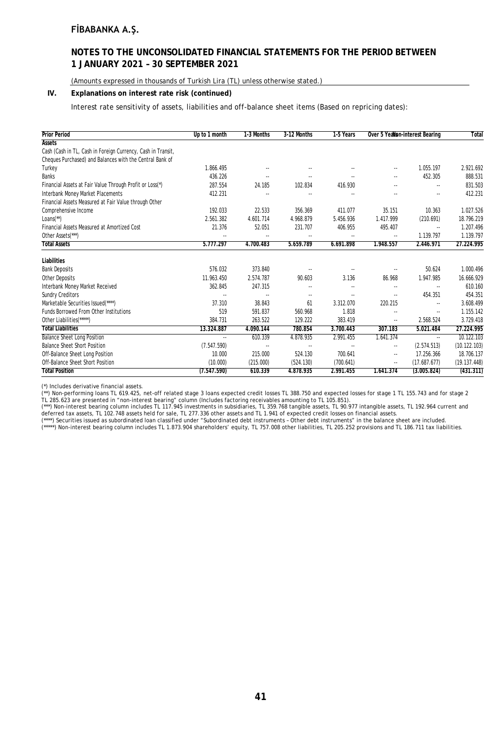## FİBABANKA A.Ş.

## NOTES TO THE UNCONSOLIDATED FINANCIAL STATEMENTS FOR THE PERIOD BETWEEN 1 JANUARY 2021 – 30 SEPTEMBER 2021

(Amounts expressed in thousands of Turkish Lira (TL) unless otherwise stated.)

### IV. Explanations on interest rate risk (continued)

Interest rate sensitivity of assets, liabilities and off-balance sheet items (Based on repricing dates):

| Prior Period | Up to 1 month | 1-3 Months | 3-12 Months | 1-5 Years | Over 5 Years | Non-interest Bearing | Total |
|---|---|---|---|---|---|---|---|
| **Assets** | | | | | | | |
| Cash (Cash in TL, Cash in Foreign Currency, Cash in Transit, Cheques Purchased) and Balances with the Central Bank of Turkey | 1.866.495 | -- | -- | -- | -- | 1.055.197 | 2.921.692 |
| Banks | 436.226 | -- | -- | -- | -- | 452.305 | 888.531 |
| Financial Assets at Fair Value Through Profit or Loss(*) | 287.554 | 24.185 | 102.834 | 416.930 | -- | -- | 831.503 |
| Interbank Money Market Placements | 412.231 | -- | -- | -- | -- | -- | 412.231 |
| Financial Assets Measured at Fair Value through Other Comprehensive Income | 192.033 | 22.533 | 356.369 | 411.077 | 35.151 | 10.363 | 1.027.526 |
| Loans(**) | 2.561.382 | 4.601.714 | 4.968.879 | 5.456.936 | 1.417.999 | (210.691) | 18.796.219 |
| Financial Assets Measured at Amortized Cost | 21.376 | 52.051 | 231.707 | 406.955 | 495.407 | -- | 1.207.496 |
| Other Assets(***) | -- | -- | -- | -- | -- | 1.139.797 | 1.139.797 |
| **Total Assets** | **5.777.297** | **4.700.483** | **5.659.789** | **6.691.898** | **1.948.557** | **2.446.971** | **27.224.995** |
| **Liabilities** | | | | | | | |
| Bank Deposits | 576.032 | 373.840 | -- | -- | -- | 50.624 | 1.000.496 |
| Other Deposits | 11.963.450 | 2.574.787 | 90.603 | 3.136 | 86.968 | 1.947.985 | 16.666.929 |
| Interbank Money Market Received | 362.845 | 247.315 | -- | -- | -- | -- | 610.160 |
| Sundry Creditors | -- | -- | -- | -- | -- | 454.351 | 454.351 |
| Marketable Securities Issued(****) | 37.310 | 38.843 | 61 | 3.312.070 | 220.215 | -- | 3.608.499 |
| Funds Borrowed From Other Institutions | 519 | 591.837 | 560.968 | 1.818 | -- | -- | 1.155.142 |
| Other Liabilities(*****) | 384.731 | 263.522 | 129.222 | 383.419 | -- | 2.568.524 | 3.729.418 |
| **Total Liabilities** | **13.324.887** | **4.090.144** | **780.854** | **3.700.443** | **307.183** | **5.021.484** | **27.224.995** |
| Balance Sheet Long Position | -- | 610.339 | 4.878.935 | 2.991.455 | 1.641.374 | -- | 10.122.103 |
| Balance Sheet Short Position | (7.547.590) | -- | -- | -- | -- | (2.574.513) | (10.122.103) |
| Off-Balance Sheet Long Position | 10.000 | 215.000 | 524.130 | 700.641 | -- | 17.256.366 | 18.706.137 |
| Off-Balance Sheet Short Position | (10.000) | (215.000) | (524.130) | (700.641) | -- | (17.687.677) | (19.137.448) |
| **Total Position** | **(7.547.590)** | **610.339** | **4.878.935** | **2.991.455** | **1.641.374** | **(3.005.824)** | **(431.311)** |

(*) Includes derivative financial assets.
(**) Non-performing loans TL 619.425, net-off related stage 3 loans expected credit losses TL 388.750 and expected losses for stage 1 TL 155.743 and for stage 2 TL 285.623 are presented in "non-interest bearing" column (Includes factoring receivables amounting to TL 105.851).
(***) Non-interest bearing column includes TL 117.945 investments in subsidiaries, TL 359.768 tangible assets, TL 90.977 intangible assets, TL 192.964 current and deferred tax assets, TL 102.748 assets held for sale, TL 277.336 other assets and TL 1.941 of expected credit losses on financial assets.
(****) Securities issued as subordinated loan classified under "Subordinated debt instruments – Other debt instruments" in the balance sheet are included.
(*****) Non-interest bearing column includes TL 1.873.904 shareholders' equity, TL 757.008 other liabilities, TL 205.252 provisions and TL 186.711 tax liabilities.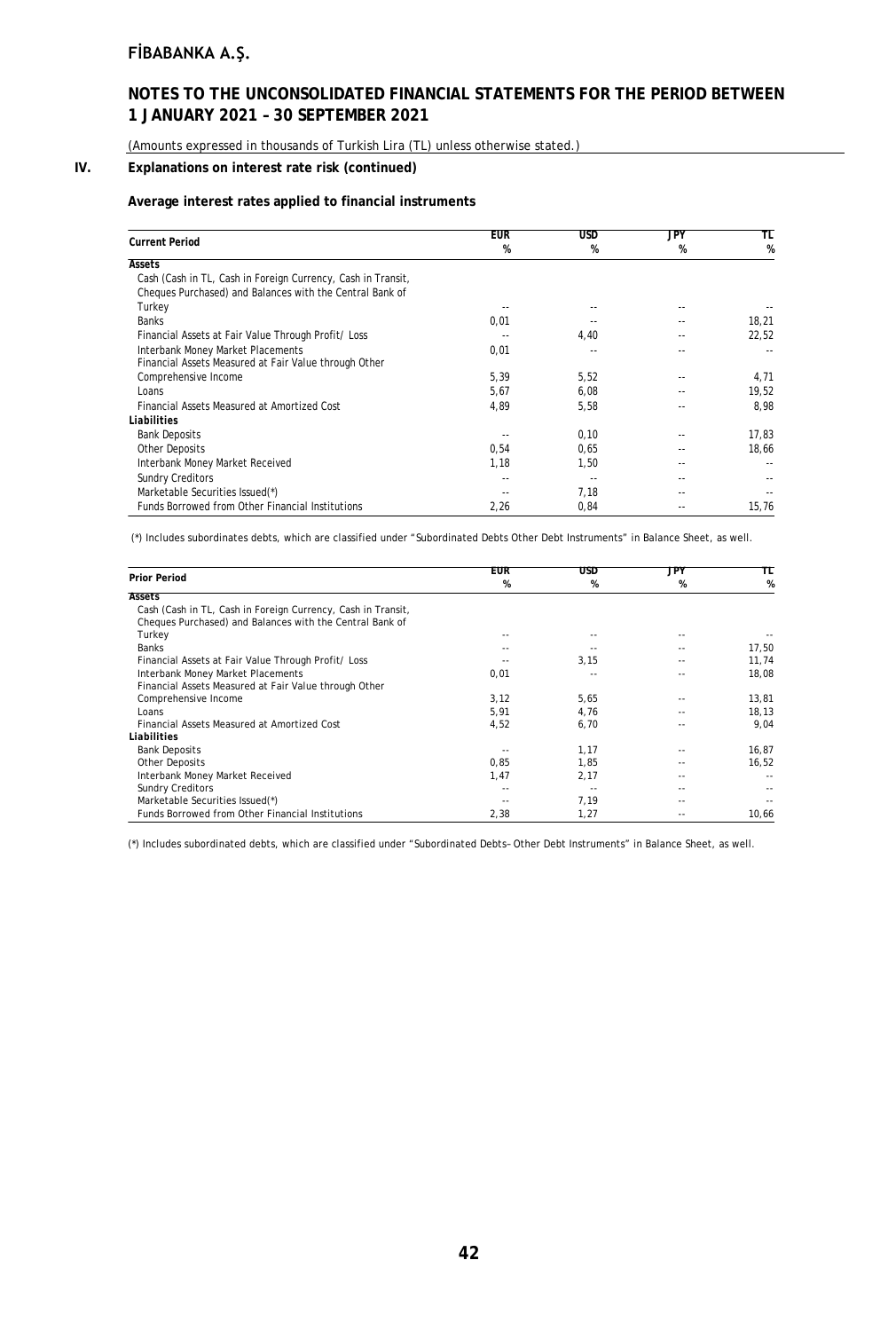(Amounts expressed in thousands of Turkish Lira (TL) unless otherwise stated.)

## IV. Explanations on interest rate risk (continued)

### Average interest rates applied to financial instruments

| Current Period | EUR % | USD % | JPY % | TL % |
|---|---|---|---|---|
| **Assets** | | | | |
| Cash (Cash in TL, Cash in Foreign Currency, Cash in Transit, Cheques Purchased) and Balances with the Central Bank of Turkey | -- | -- | -- | -- |
| Banks | 0,01 | -- | -- | 18,21 |
| Financial Assets at Fair Value Through Profit/ Loss | -- | 4,40 | -- | 22,52 |
| Interbank Money Market Placements | 0,01 | -- | -- | -- |
| Financial Assets Measured at Fair Value through Other Comprehensive Income | 5,39 | 5,52 | -- | 4,71 |
| Loans | 5,67 | 6,08 | -- | 19,52 |
| Financial Assets Measured at Amortized Cost | 4,89 | 5,58 | -- | 8,98 |
| **Liabilities** | | | | |
| Bank Deposits | -- | 0,10 | -- | 17,83 |
| Other Deposits | 0,54 | 0,65 | -- | 18,66 |
| Interbank Money Market Received | 1,18 | 1,50 | -- | -- |
| Sundry Creditors | -- | -- | -- | -- |
| Marketable Securities Issued(*) | -- | 7,18 | -- | -- |
| Funds Borrowed from Other Financial Institutions | 2,26 | 0,84 | -- | 15,76 |

(*) Includes subordinates debts, which are classified under "Subordinated Debts Other Debt Instruments" in Balance Sheet, as well.

| Prior Period | EUR % | USD % | JPY % | TL % |
|---|---|---|---|---|
| **Assets** | | | | |
| Cash (Cash in TL, Cash in Foreign Currency, Cash in Transit, Cheques Purchased) and Balances with the Central Bank of Turkey | -- | -- | -- | -- |
| Banks | -- | -- | -- | 17,50 |
| Financial Assets at Fair Value Through Profit/ Loss | -- | 3,15 | -- | 11,74 |
| Interbank Money Market Placements | 0,01 | -- | -- | 18,08 |
| Financial Assets Measured at Fair Value through Other Comprehensive Income | 3,12 | 5,65 | -- | 13,81 |
| Loans | 5,91 | 4,76 | -- | 18,13 |
| Financial Assets Measured at Amortized Cost | 4,52 | 6,70 | -- | 9,04 |
| **Liabilities** | | | | |
| Bank Deposits | -- | 1,17 | -- | 16,87 |
| Other Deposits | 0,85 | 1,85 | -- | 16,52 |
| Interbank Money Market Received | 1,47 | 2,17 | -- | -- |
| Sundry Creditors | -- | -- | -- | -- |
| Marketable Securities Issued(*) | -- | 7,19 | -- | -- |
| Funds Borrowed from Other Financial Institutions | 2,38 | 1,27 | -- | 10,66 |

(*) Includes subordinated debts, which are classified under "Subordinated Debts–Other Debt Instruments" in Balance Sheet, as well.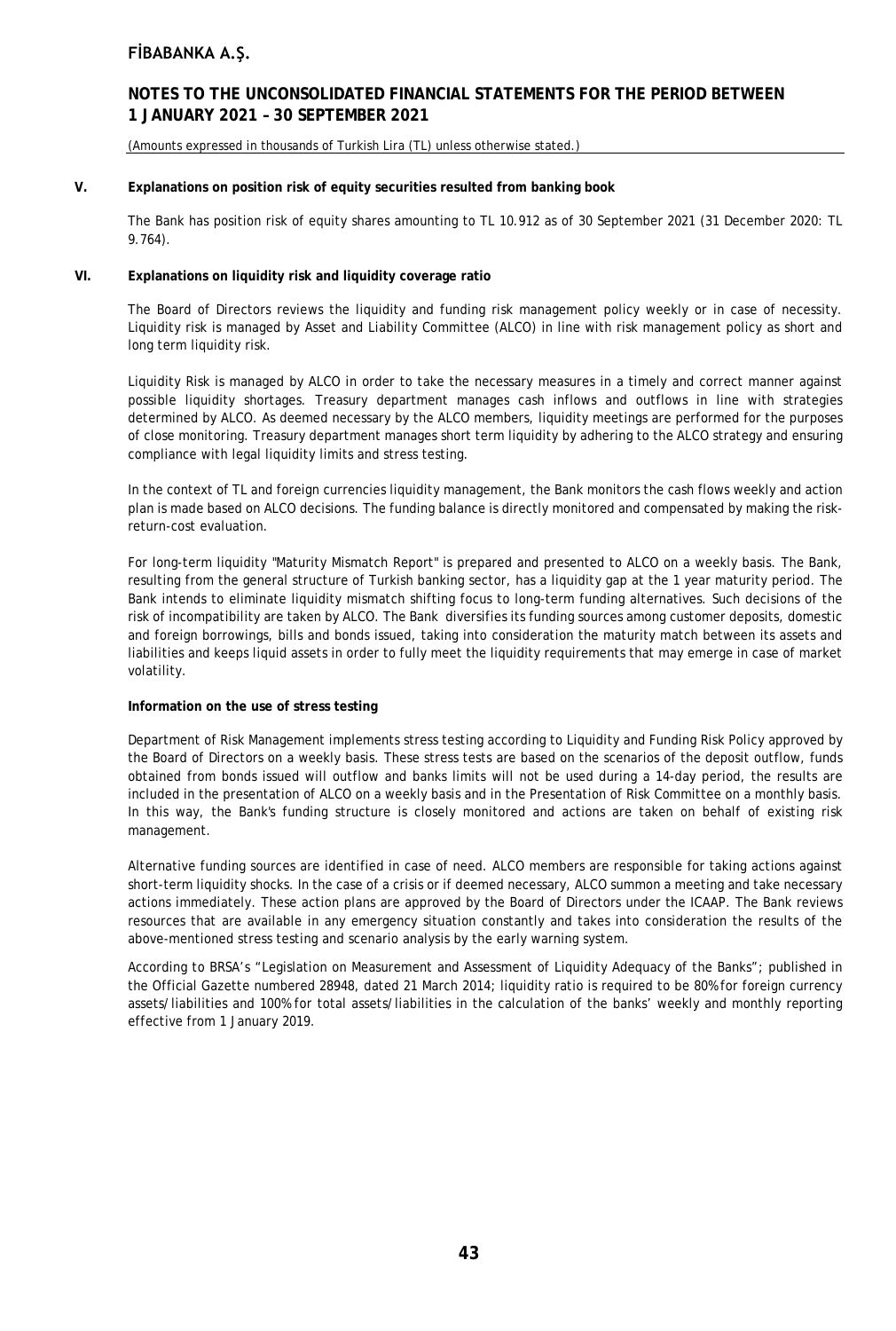## V. Explanations on position risk of equity securities resulted from banking book

The Bank has position risk of equity shares amounting to TL 10.912 as of 30 September 2021 (31 December 2020: TL 9.764).

## VI. Explanations on liquidity risk and liquidity coverage ratio

The Board of Directors reviews the liquidity and funding risk management policy weekly or in case of necessity. Liquidity risk is managed by Asset and Liability Committee (ALCO) in line with risk management policy as short and long term liquidity risk.

Liquidity Risk is managed by ALCO in order to take the necessary measures in a timely and correct manner against possible liquidity shortages. Treasury department manages cash inflows and outflows in line with strategies determined by ALCO. As deemed necessary by the ALCO members, liquidity meetings are performed for the purposes of close monitoring. Treasury department manages short term liquidity by adhering to the ALCO strategy and ensuring compliance with legal liquidity limits and stress testing.

In the context of TL and foreign currencies liquidity management, the Bank monitors the cash flows weekly and action plan is made based on ALCO decisions. The funding balance is directly monitored and compensated by making the risk-return-cost evaluation.

For long-term liquidity "Maturity Mismatch Report" is prepared and presented to ALCO on a weekly basis. The Bank, resulting from the general structure of Turkish banking sector, has a liquidity gap at the 1 year maturity period. The Bank intends to eliminate liquidity mismatch shifting focus to long-term funding alternatives. Such decisions of the risk of incompatibility are taken by ALCO. The Bank diversifies its funding sources among customer deposits, domestic and foreign borrowings, bills and bonds issued, taking into consideration the maturity match between its assets and liabilities and keeps liquid assets in order to fully meet the liquidity requirements that may emerge in case of market volatility.

**Information on the use of stress testing**

Department of Risk Management implements stress testing according to Liquidity and Funding Risk Policy approved by the Board of Directors on a weekly basis. These stress tests are based on the scenarios of the deposit outflow, funds obtained from bonds issued will outflow and banks limits will not be used during a 14-day period, the results are included in the presentation of ALCO on a weekly basis and in the Presentation of Risk Committee on a monthly basis. In this way, the Bank's funding structure is closely monitored and actions are taken on behalf of existing risk management.

Alternative funding sources are identified in case of need. ALCO members are responsible for taking actions against short-term liquidity shocks. In the case of a crisis or if deemed necessary, ALCO summon a meeting and take necessary actions immediately. These action plans are approved by the Board of Directors under the ICAAP. The Bank reviews resources that are available in any emergency situation constantly and takes into consideration the results of the above-mentioned stress testing and scenario analysis by the early warning system.

According to BRSA's "Legislation on Measurement and Assessment of Liquidity Adequacy of the Banks"; published in the Official Gazette numbered 28948, dated 21 March 2014; liquidity ratio is required to be 80% for foreign currency assets/liabilities and 100% for total assets/liabilities in the calculation of the banks' weekly and monthly reporting effective from 1 January 2019.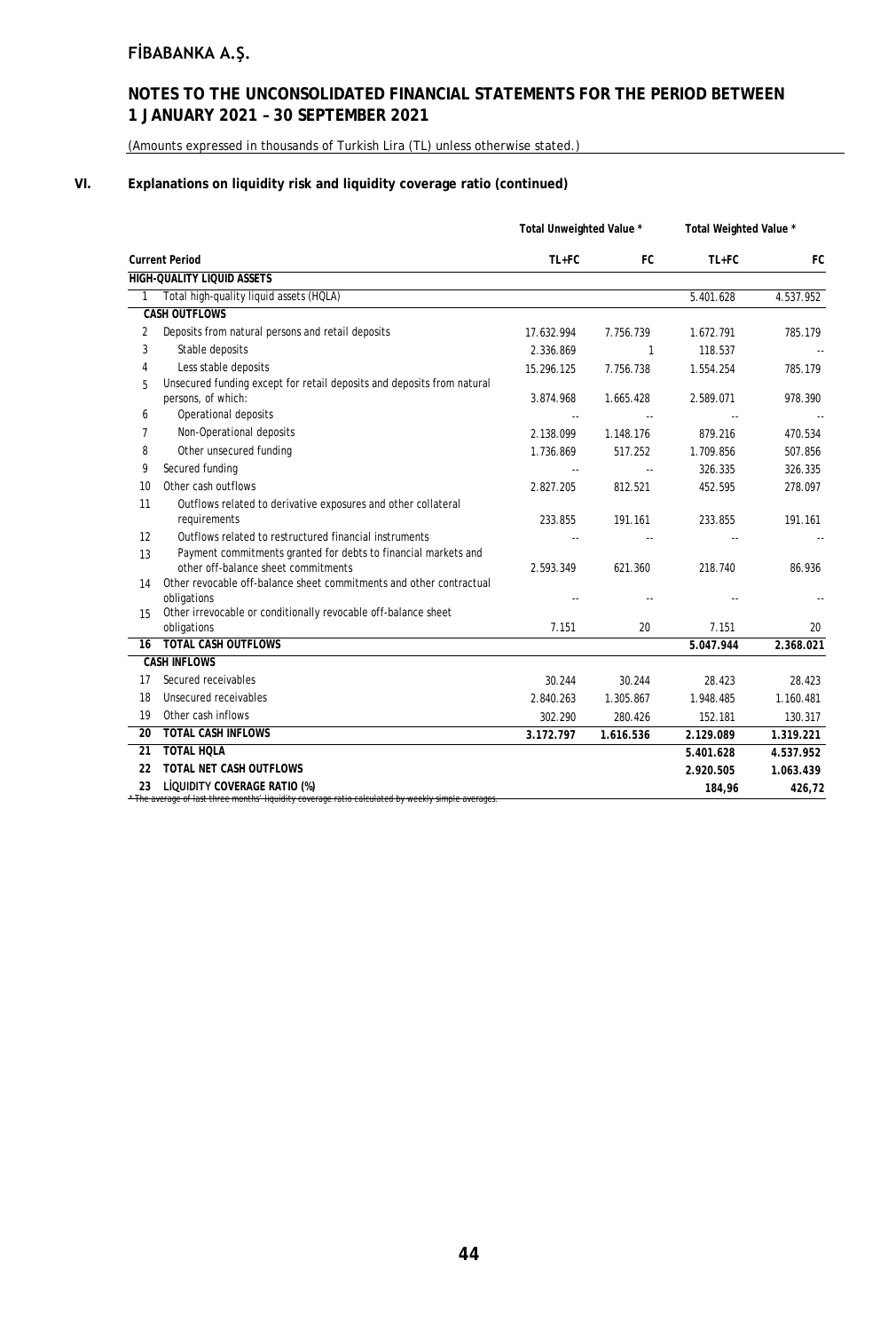# FİBABANKA A.Ş.

## NOTES TO THE UNCONSOLIDATED FINANCIAL STATEMENTS FOR THE PERIOD BETWEEN 1 JANUARY 2021 – 30 SEPTEMBER 2021

(Amounts expressed in thousands of Turkish Lira (TL) unless otherwise stated.)

### VI. Explanations on liquidity risk and liquidity coverage ratio (continued)

| | | Total Unweighted Value * | | Total Weighted Value * | |
|---|---|---|---|---|---|
| | **Current Period** | **TL+FC** | **FC** | **TL+FC** | **FC** |
| | **HIGH-QUALITY LIQUID ASSETS** | | | | |
| 1 | Total high-quality liquid assets (HQLA) | | | 5.401.628 | 4.537.952 |
| | **CASH OUTFLOWS** | | | | |
| 2 | Deposits from natural persons and retail deposits | 17.632.994 | 7.756.739 | 1.672.791 | 785.179 |
| 3 | Stable deposits | 2.336.869 | 1 | 118.537 | -- |
| 4 | Less stable deposits | 15.296.125 | 7.756.738 | 1.554.254 | 785.179 |
| 5 | Unsecured funding except for retail deposits and deposits from natural persons, of which: | 3.874.968 | 1.665.428 | 2.589.071 | 978.390 |
| 6 | Operational deposits | -- | -- | -- | -- |
| 7 | Non-Operational deposits | 2.138.099 | 1.148.176 | 879.216 | 470.534 |
| 8 | Other unsecured funding | 1.736.869 | 517.252 | 1.709.856 | 507.856 |
| 9 | Secured funding | -- | -- | 326.335 | 326.335 |
| 10 | Other cash outflows | 2.827.205 | 812.521 | 452.595 | 278.097 |
| 11 | Outflows related to derivative exposures and other collateral requirements | 233.855 | 191.161 | 233.855 | 191.161 |
| 12 | Outflows related to restructured financial instruments | -- | -- | -- | -- |
| 13 | Payment commitments granted for debts to financial markets and other off-balance sheet commitments | 2.593.349 | 621.360 | 218.740 | 86.936 |
| 14 | Other revocable off-balance sheet commitments and other contractual obligations | -- | -- | -- | -- |
| 15 | Other irrevocable or conditionally revocable off-balance sheet obligations | 7.151 | 20 | 7.151 | 20 |
| 16 | **TOTAL CASH OUTFLOWS** | | | **5.047.944** | **2.368.021** |
| | **CASH INFLOWS** | | | | |
| 17 | Secured receivables | 30.244 | 30.244 | 28.423 | 28.423 |
| 18 | Unsecured receivables | 2.840.263 | 1.305.867 | 1.948.485 | 1.160.481 |
| 19 | Other cash inflows | 302.290 | 280.426 | 152.181 | 130.317 |
| 20 | **TOTAL CASH INFLOWS** | **3.172.797** | **1.616.536** | **2.129.089** | **1.319.221** |
| 21 | **TOTAL HQLA** | | | **5.401.628** | **4.537.952** |
| 22 | **TOTAL NET CASH OUTFLOWS** | | | **2.920.505** | **1.063.439** |
| 23 | **LİQUIDITY COVERAGE RATIO (%)** | | | **184,96** | **426,72** |

* The average of last three months' liquidity coverage ratio calculated by weekly simple averages.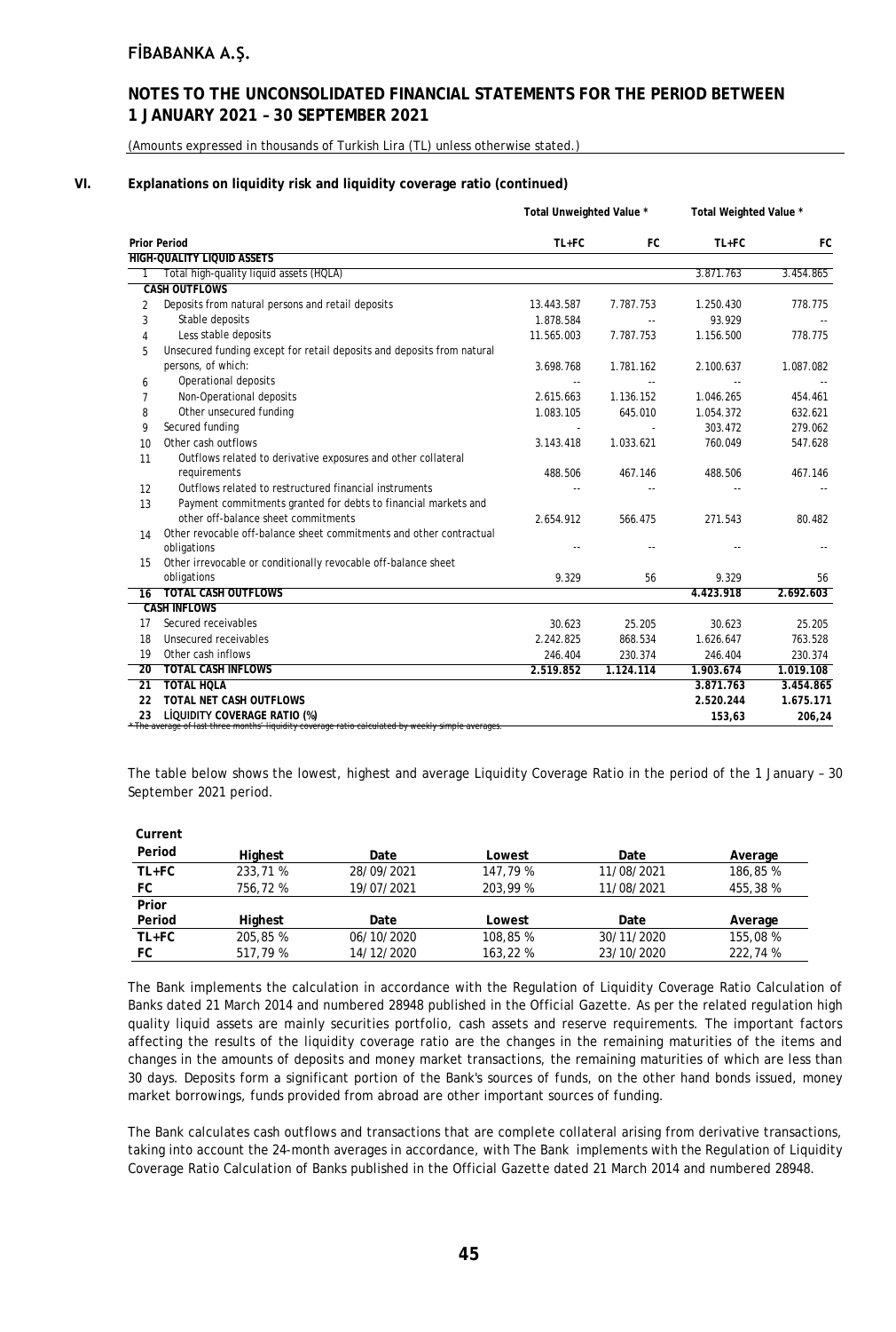## VI. Explanations on liquidity risk and liquidity coverage ratio (continued)

| Prior Period | | Total Unweighted Value * | | Total Weighted Value * | |
|---|---|---|---|---|---|
| | | TL+FC | FC | TL+FC | FC |
| | **HIGH-QUALITY LIQUID ASSETS** | | | | |
| 1 | Total high-quality liquid assets (HQLA) | | | 3.871.763 | 3.454.865 |
| | **CASH OUTFLOWS** | | | | |
| 2 | Deposits from natural persons and retail deposits | 13.443.587 | 7.787.753 | 1.250.430 | 778.775 |
| 3 | Stable deposits | 1.878.584 | -- | 93.929 | -- |
| 4 | Less stable deposits | 11.565.003 | 7.787.753 | 1.156.500 | 778.775 |
| 5 | Unsecured funding except for retail deposits and deposits from natural persons, of which: | 3.698.768 | 1.781.162 | 2.100.637 | 1.087.082 |
| 6 | Operational deposits | -- | -- | -- | -- |
| 7 | Non-Operational deposits | 2.615.663 | 1.136.152 | 1.046.265 | 454.461 |
| 8 | Other unsecured funding | 1.083.105 | 645.010 | 1.054.372 | 632.621 |
| 9 | Secured funding | - | - | 303.472 | 279.062 |
| 10 | Other cash outflows | 3.143.418 | 1.033.621 | 760.049 | 547.628 |
| 11 | Outflows related to derivative exposures and other collateral requirements | 488.506 | 467.146 | 488.506 | 467.146 |
| 12 | Outflows related to restructured financial instruments | -- | -- | -- | -- |
| 13 | Payment commitments granted for debts to financial markets and other off-balance sheet commitments | 2.654.912 | 566.475 | 271.543 | 80.482 |
| 14 | Other revocable off-balance sheet commitments and other contractual obligations | -- | -- | -- | -- |
| 15 | Other irrevocable or conditionally revocable off-balance sheet obligations | 9.329 | 56 | 9.329 | 56 |
| 16 | **TOTAL CASH OUTFLOWS** | | | **4.423.918** | **2.692.603** |
| | **CASH INFLOWS** | | | | |
| 17 | Secured receivables | 30.623 | 25.205 | 30.623 | 25.205 |
| 18 | Unsecured receivables | 2.242.825 | 868.534 | 1.626.647 | 763.528 |
| 19 | Other cash inflows | 246.404 | 230.374 | 246.404 | 230.374 |
| 20 | **TOTAL CASH INFLOWS** | **2.519.852** | **1.124.114** | **1.903.674** | **1.019.108** |
| 21 | **TOTAL HQLA** | | | **3.871.763** | **3.454.865** |
| 22 | **TOTAL NET CASH OUTFLOWS** | | | **2.520.244** | **1.675.171** |
| 23 | **LİQUIDITY COVERAGE RATIO (%)** | | | **153,63** | **206,24** |

* The average of last three months' liquidity coverage ratio calculated by weekly simple averages.

The table below shows the lowest, highest and average Liquidity Coverage Ratio in the period of the 1 January – 30 September 2021 period.

| Current Period | Highest | Date | Lowest | Date | Average |
|---|---|---|---|---|---|
| TL+FC | 233,71 % | 28/09/2021 | 147,79 % | 11/08/2021 | 186,85 % |
| FC | 756,72 % | 19/07/2021 | 203,99 % | 11/08/2021 | 455,38 % |
| **Prior Period** | **Highest** | **Date** | **Lowest** | **Date** | **Average** |
| TL+FC | 205,85 % | 06/10/2020 | 108,85 % | 30/11/2020 | 155,08 % |
| FC | 517,79 % | 14/12/2020 | 163,22 % | 23/10/2020 | 222,74 % |

The Bank implements the calculation in accordance with the Regulation of Liquidity Coverage Ratio Calculation of Banks dated 21 March 2014 and numbered 28948 published in the Official Gazette. As per the related regulation high quality liquid assets are mainly securities portfolio, cash assets and reserve requirements. The important factors affecting the results of the liquidity coverage ratio are the changes in the remaining maturities of the items and changes in the amounts of deposits and money market transactions, the remaining maturities of which are less than 30 days. Deposits form a significant portion of the Bank's sources of funds, on the other hand bonds issued, money market borrowings, funds provided from abroad are other important sources of funding.

The Bank calculates cash outflows and transactions that are complete collateral arising from derivative transactions, taking into account the 24-month averages in accordance, with The Bank implements with the Regulation of Liquidity Coverage Ratio Calculation of Banks published in the Official Gazette dated 21 March 2014 and numbered 28948.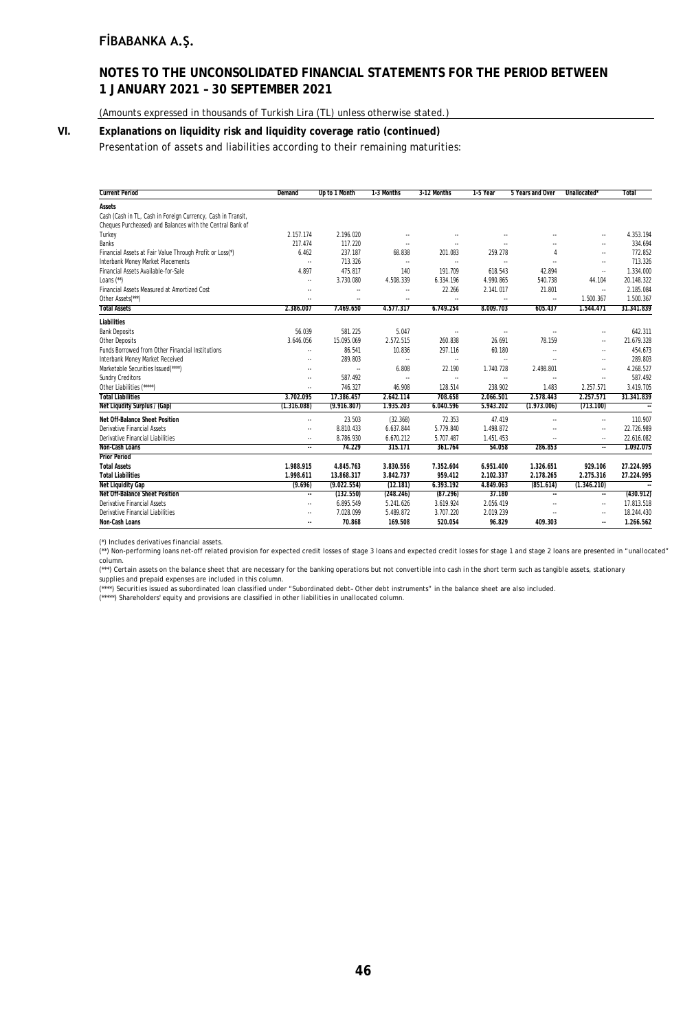## FİBABANKA A.Ş.

## NOTES TO THE UNCONSOLIDATED FINANCIAL STATEMENTS FOR THE PERIOD BETWEEN 1 JANUARY 2021 – 30 SEPTEMBER 2021

(Amounts expressed in thousands of Turkish Lira (TL) unless otherwise stated.)

### VI. Explanations on liquidity risk and liquidity coverage ratio (continued)

Presentation of assets and liabilities according to their remaining maturities:

| Current Period | Demand | Up to 1 Month | 1-3 Months | 3-12 Months | 1-5 Year | 5 Years and Over | Unallocated* | Total |
|---|---|---|---|---|---|---|---|---|
| **Assets** | | | | | | | | |
| Cash (Cash in TL, Cash in Foreign Currency, Cash in Transit, Cheques Purcheased) and Balances with the Central Bank of Turkey | 2.157.174 | 2.196.020 | -- | -- | -- | -- | -- | 4.353.194 |
| Banks | 217.474 | 117.220 | -- | -- | -- | -- | -- | 334.694 |
| Financial Assets at Fair Value Through Profit or Loss(*) | 6.462 | 237.187 | 68.838 | 201.083 | 259.278 | 4 | -- | 772.852 |
| Interbank Money Market Placements | -- | 713.326 | -- | -- | -- | -- | -- | 713.326 |
| Financial Assets Available-for-Sale | 4.897 | 475.817 | 140 | 191.709 | 618.543 | 42.894 | -- | 1.334.000 |
| Loans (**) | -- | 3.730.080 | 4.508.339 | 6.334.196 | 4.990.865 | 540.738 | 44.104 | 20.148.322 |
| Financial Assets Measured at Amortized Cost | -- | -- | -- | 22.266 | 2.141.017 | 21.801 | -- | 2.185.084 |
| Other Assets(***) | -- | -- | -- | -- | -- | -- | 1.500.367 | 1.500.367 |
| **Total Assets** | **2.386.007** | **7.469.650** | **4.577.317** | **6.749.254** | **8.009.703** | **605.437** | **1.544.471** | **31.341.839** |
| **Liabilities** | | | | | | | | |
| Bank Deposits | 56.039 | 581.225 | 5.047 | -- | -- | -- | -- | 642.311 |
| Other Deposits | 3.646.056 | 15.095.069 | 2.572.515 | 260.838 | 26.691 | 78.159 | -- | 21.679.328 |
| Funds Borrowed from Other Financial Institutions | -- | 86.541 | 10.836 | 297.116 | 60.180 | -- | -- | 454.673 |
| Interbank Money Market Received | -- | 289.803 | -- | -- | -- | -- | -- | 289.803 |
| Marketable Securities Issued(****) | -- | -- | 6.808 | 22.190 | 1.740.728 | 2.498.801 | -- | 4.268.527 |
| Sundry Creditors | -- | 587.492 | -- | -- | -- | -- | -- | 587.492 |
| Other Liabilities (*****) | -- | 746.327 | 46.908 | 128.514 | 238.902 | 1.483 | 2.257.571 | 3.419.705 |
| **Total Liabilities** | **3.702.095** | **17.386.457** | **2.642.114** | **708.658** | **2.066.501** | **2.578.443** | **2.257.571** | **31.341.839** |
| **Net Liqudity Surplus / (Gap)** | **(1.316.088)** | **(9.916.807)** | **1.935.203** | **6.040.596** | **5.943.202** | **(1.973.006)** | **(713.100)** | **--** |
| **Net Off-Balance Sheet Position** | -- | 23.503 | (32.368) | 72.353 | 47.419 | -- | -- | 110.907 |
| Derivative Financial Assets | -- | 8.810.433 | 6.637.844 | 5.779.840 | 1.498.872 | -- | -- | 22.726.989 |
| Derivative Financial Liabilities | -- | 8.786.930 | 6.670.212 | 5.707.487 | 1.451.453 | -- | -- | 22.616.082 |
| **Non-Cash Loans** | **--** | **74.229** | **315.171** | **361.764** | **54.058** | **286.853** | **--** | **1.092.075** |
| **Prior Period** | | | | | | | | |
| **Total Assets** | **1.988.915** | **4.845.763** | **3.830.556** | **7.352.604** | **6.951.400** | **1.326.651** | **929.106** | **27.224.995** |
| **Total Liabilities** | **1.998.611** | **13.868.317** | **3.842.737** | **959.412** | **2.102.337** | **2.178.265** | **2.275.316** | **27.224.995** |
| **Net Liquidity Gap** | **(9.696)** | **(9.022.554)** | **(12.181)** | **6.393.192** | **4.849.063** | **(851.614)** | **(1.346.210)** | **--** |
| **Net Off-Balance Sheet Position** | **--** | **(132.550)** | **(248.246)** | **(87.296)** | **37.180** | **--** | **--** | **(430.912)** |
| Derivative Financial Assets | -- | 6.895.549 | 5.241.626 | 3.619.924 | 2.056.419 | -- | -- | 17.813.518 |
| Derivative Financial Liabilities | -- | 7.028.099 | 5.489.872 | 3.707.220 | 2.019.239 | -- | -- | 18.244.430 |
| **Non-Cash Loans** | **--** | **70.868** | **169.508** | **520.054** | **96.829** | **409.303** | **--** | **1.266.562** |

(*) Includes derivatives financial assets.
(**) Non-performing loans net-off related provision for expected credit losses of stage 3 loans and expected credit losses for stage 1 and stage 2 loans are presented in "unallocated" column.
(***) Certain assets on the balance sheet that are necessary for the banking operations but not convertible into cash in the short term such as tangible assets, stationary supplies and prepaid expenses are included in this column.
(****) Securities issued as subordinated loan classified under "Subordinated debt– Other debt instruments" in the balance sheet are also included.
(*****) Shareholders' equity and provisions are classified in other liabilities in unallocated column.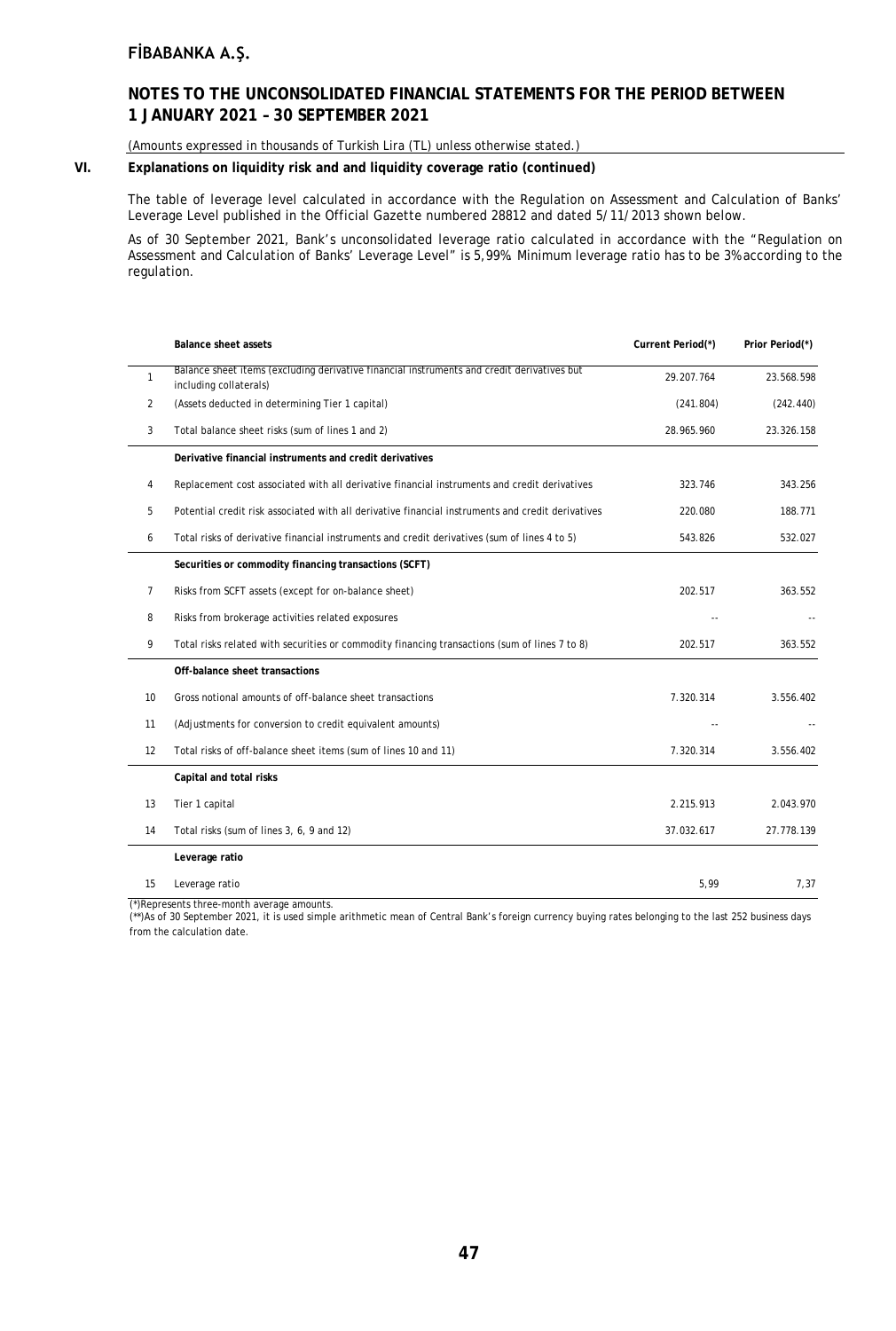# FİBABANKA A.Ş.

## NOTES TO THE UNCONSOLIDATED FINANCIAL STATEMENTS FOR THE PERIOD BETWEEN 1 JANUARY 2021 – 30 SEPTEMBER 2021

(Amounts expressed in thousands of Turkish Lira (TL) unless otherwise stated.)

### VI. Explanations on liquidity risk and and liquidity coverage ratio (continued)

The table of leverage level calculated in accordance with the Regulation on Assessment and Calculation of Banks' Leverage Level published in the Official Gazette numbered 28812 and dated 5/11/2013 shown below.

As of 30 September 2021, Bank's unconsolidated leverage ratio calculated in accordance with the "Regulation on Assessment and Calculation of Banks' Leverage Level" is 5,99%. Minimum leverage ratio has to be 3% according to the regulation.

| | Balance sheet assets | Current Period(*) | Prior Period(*) |
|---|---|---|---|
| 1 | Balance sheet items (excluding derivative financial instruments and credit derivatives but including collaterals) | 29.207.764 | 23.568.598 |
| 2 | (Assets deducted in determining Tier 1 capital) | (241.804) | (242.440) |
| 3 | Total balance sheet risks (sum of lines 1 and 2) | 28.965.960 | 23.326.158 |
| | **Derivative financial instruments and credit derivatives** | | |
| 4 | Replacement cost associated with all derivative financial instruments and credit derivatives | 323.746 | 343.256 |
| 5 | Potential credit risk associated with all derivative financial instruments and credit derivatives | 220.080 | 188.771 |
| 6 | Total risks of derivative financial instruments and credit derivatives (sum of lines 4 to 5) | 543.826 | 532.027 |
| | **Securities or commodity financing transactions (SCFT)** | | |
| 7 | Risks from SCFT assets (except for on-balance sheet) | 202.517 | 363.552 |
| 8 | Risks from brokerage activities related exposures | -- | -- |
| 9 | Total risks related with securities or commodity financing transactions (sum of lines 7 to 8) | 202.517 | 363.552 |
| | **Off-balance sheet transactions** | | |
| 10 | Gross notional amounts of off-balance sheet transactions | 7.320.314 | 3.556.402 |
| 11 | (Adjustments for conversion to credit equivalent amounts) | -- | -- |
| 12 | Total risks of off-balance sheet items (sum of lines 10 and 11) | 7.320.314 | 3.556.402 |
| | **Capital and total risks** | | |
| 13 | Tier 1 capital | 2.215.913 | 2.043.970 |
| 14 | Total risks (sum of lines 3, 6, 9 and 12) | 37.032.617 | 27.778.139 |
| | **Leverage ratio** | | |
| 15 | Leverage ratio | 5,99 | 7,37 |

(*)Represents three-month average amounts.

(**)As of 30 September 2021, it is used simple arithmetic mean of Central Bank's foreign currency buying rates belonging to the last 252 business days from the calculation date.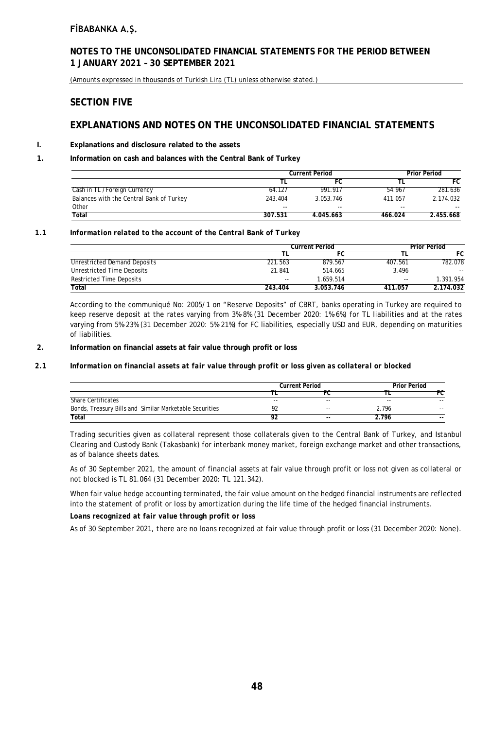## SECTION FIVE

## EXPLANATIONS AND NOTES ON THE UNCONSOLIDATED FINANCIAL STATEMENTS

### I. Explanations and disclosure related to the assets

### 1. Information on cash and balances with the Central Bank of Turkey

| | Current Period | | Prior Period | |
|---|---|---|---|---|
| | TL | FC | TL | FC |
| Cash in TL / Foreign Currency | 64.127 | 991.917 | 54.967 | 281.636 |
| Balances with the Central Bank of Turkey | 243.404 | 3.053.746 | 411.057 | 2.174.032 |
| Other | -- | -- | -- | -- |
| **Total** | **307.531** | **4.045.663** | **466.024** | **2.455.668** |

### 1.1 *Information related to the account of the Central Bank of Turkey*

| | Current Period | | Prior Period | |
|---|---|---|---|---|
| | TL | FC | TL | FC |
| Unrestricted Demand Deposits | 221.563 | 879.567 | 407.561 | 782.078 |
| Unrestricted Time Deposits | 21.841 | 514.665 | 3.496 | -- |
| Restricted Time Deposits | -- | 1.659.514 | -- | 1.391.954 |
| **Total** | **243.404** | **3.053.746** | **411.057** | **2.174.032** |

According to the communiqué No: 2005/1 on "Reserve Deposits" of CBRT, banks operating in Turkey are required to keep reserve deposit at the rates varying from 3%-8% (31 December 2020: 1%-6%) for TL liabilities and at the rates varying from 5%-23% (31 December 2020: 5%-21%) for FC liabilities, especially USD and EUR, depending on maturities of liabilities.

### 2. Information on financial assets at fair value through profit or loss

### 2.1 *Information on financial assets at fair value through profit or loss given as collateral or blocked*

| | Current Period | | Prior Period | |
|---|---|---|---|---|
| | TL | FC | TL | FC |
| Share Certificates | -- | -- | -- | -- |
| Bonds, Treasury Bills and Similar Marketable Securities | 92 | -- | 2.796 | -- |
| **Total** | **92** | **--** | **2.796** | **--** |

Trading securities given as collateral represent those collaterals given to the Central Bank of Turkey, and Istanbul Clearing and Custody Bank (Takasbank) for interbank money market, foreign exchange market and other transactions, as of balance sheets dates.

As of 30 September 2021, the amount of financial assets at fair value through profit or loss not given as collateral or not blocked is TL 81.064 (31 December 2020: TL 121.342).

When fair value hedge accounting terminated, the fair value amount on the hedged financial instruments are reflected into the statement of profit or loss by amortization during the life time of the hedged financial instruments.

***Loans recognized at fair value through profit or loss***

As of 30 September 2021, there are no loans recognized at fair value through profit or loss (31 December 2020: None).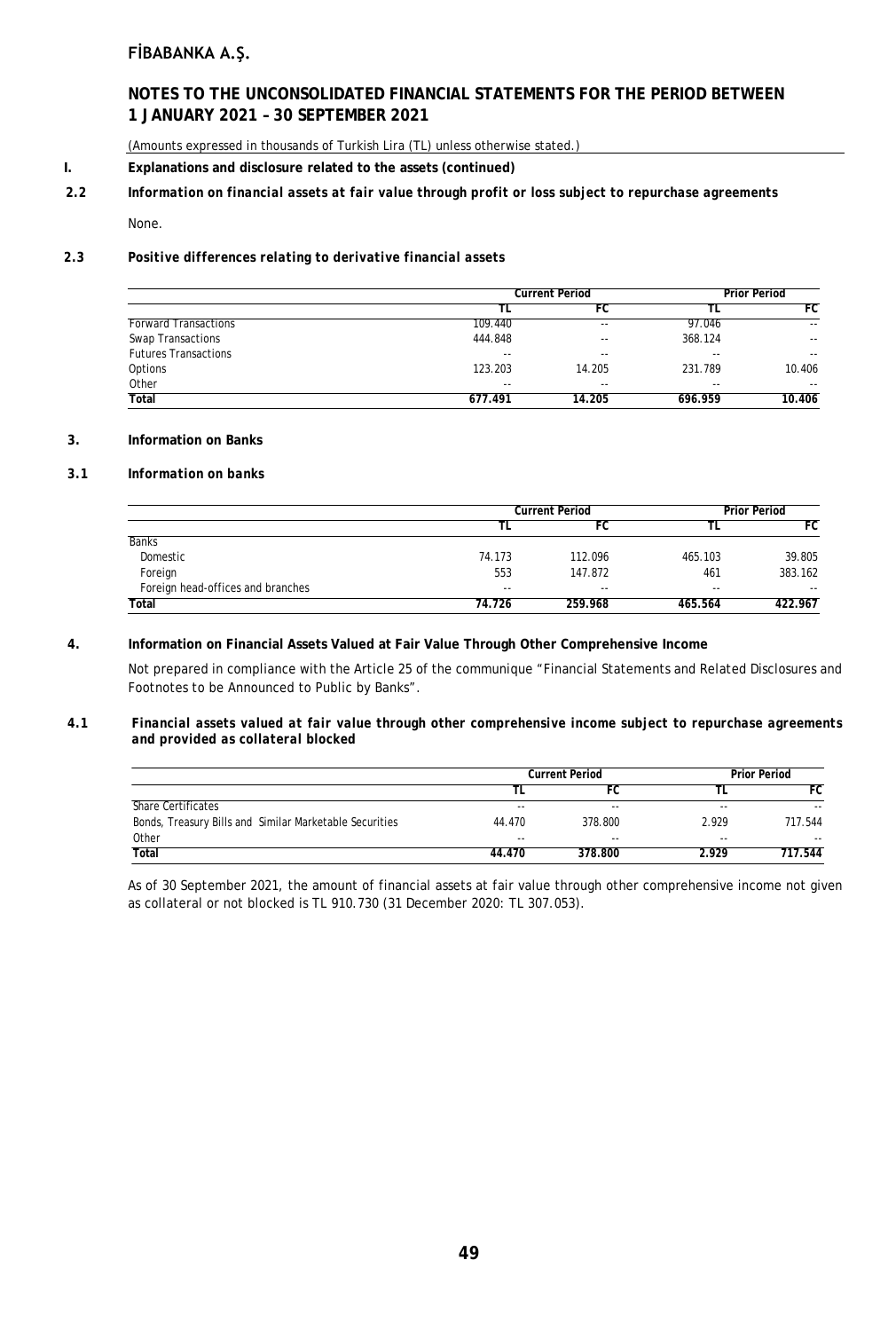(Amounts expressed in thousands of Turkish Lira (TL) unless otherwise stated.)

**I. Explanations and disclosure related to the assets (continued)**

**2.2 *Information on financial assets at fair value through profit or loss subject to repurchase agreements***

None.

**2.3 *Positive differences relating to derivative financial assets***

| | Current Period | | Prior Period | |
|---|---|---|---|---|
| | TL | FC | TL | FC |
| Forward Transactions | 109.440 | -- | 97.046 | -- |
| Swap Transactions | 444.848 | -- | 368.124 | -- |
| Futures Transactions | -- | -- | -- | -- |
| Options | 123.203 | 14.205 | 231.789 | 10.406 |
| Other | -- | -- | -- | -- |
| **Total** | **677.491** | **14.205** | **696.959** | **10.406** |

**3. Information on Banks**

**3.1 *Information on banks***

| | Current Period | | Prior Period | |
|---|---|---|---|---|
| | TL | FC | TL | FC |
| Banks | | | | |
| Domestic | 74.173 | 112.096 | 465.103 | 39.805 |
| Foreign | 553 | 147.872 | 461 | 383.162 |
| Foreign head-offices and branches | -- | -- | -- | -- |
| **Total** | **74.726** | **259.968** | **465.564** | **422.967** |

**4. Information on Financial Assets Valued at Fair Value Through Other Comprehensive Income**

Not prepared in compliance with the Article 25 of the communique "Financial Statements and Related Disclosures and Footnotes to be Announced to Public by Banks".

**4.1 *Financial assets valued at fair value through other comprehensive income subject to repurchase agreements and provided as collateral blocked***

| | Current Period | | Prior Period | |
|---|---|---|---|---|
| | TL | FC | TL | FC |
| Share Certificates | -- | -- | -- | -- |
| Bonds, Treasury Bills and Similar Marketable Securities | 44.470 | 378.800 | 2.929 | 717.544 |
| Other | -- | -- | -- | -- |
| **Total** | **44.470** | **378.800** | **2.929** | **717.544** |

As of 30 September 2021, the amount of financial assets at fair value through other comprehensive income not given as collateral or not blocked is TL 910.730 (31 December 2020: TL 307.053).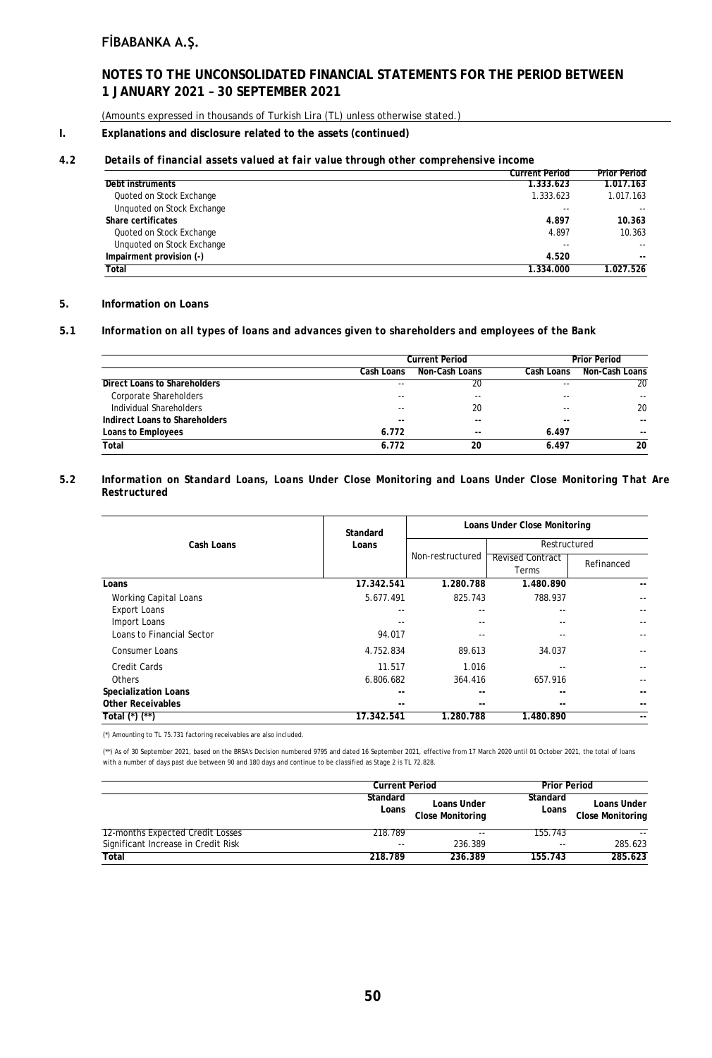## I. Explanations and disclosure related to the assets (continued)

### 4.2 *Details of financial assets valued at fair value through other comprehensive income*

| | Current Period | Prior Period |
|---|---|---|
| **Debt instruments** | **1.333.623** | **1.017.163** |
| Quoted on Stock Exchange | 1.333.623 | 1.017.163 |
| Unquoted on Stock Exchange | -- | -- |
| **Share certificates** | **4.897** | **10.363** |
| Quoted on Stock Exchange | 4.897 | 10.363 |
| Unquoted on Stock Exchange | -- | -- |
| **Impairment provision (-)** | **4.520** | **--** |
| **Total** | **1.334.000** | **1.027.526** |

### 5. Information on Loans

### 5.1 *Information on all types of loans and advances given to shareholders and employees of the Bank*

| | Current Period | | Prior Period | |
|---|---|---|---|---|
| | Cash Loans | Non-Cash Loans | Cash Loans | Non-Cash Loans |
| **Direct Loans to Shareholders** | -- | 20 | -- | 20 |
| Corporate Shareholders | -- | -- | -- | -- |
| Individual Shareholders | -- | 20 | -- | 20 |
| **Indirect Loans to Shareholders** | -- | -- | -- | -- |
| **Loans to Employees** | **6.772** | **--** | **6.497** | **--** |
| **Total** | **6.772** | **20** | **6.497** | **20** |

### 5.2 *Information on Standard Loans, Loans Under Close Monitoring and Loans Under Close Monitoring That Are Restructured*

| Cash Loans | Standard Loans | Loans Under Close Monitoring | | |
|---|---|---|---|---|
| | | Non-restructured | Restructured | |
| | | | Revised Contract Terms | Refinanced |
| **Loans** | **17.342.541** | **1.280.788** | **1.480.890** | **--** |
| Working Capital Loans | 5.677.491 | 825.743 | 788.937 | -- |
| Export Loans | -- | -- | -- | -- |
| Import Loans | -- | -- | -- | -- |
| Loans to Financial Sector | 94.017 | -- | -- | -- |
| Consumer Loans | 4.752.834 | 89.613 | 34.037 | -- |
| Credit Cards | 11.517 | 1.016 | -- | -- |
| Others | 6.806.682 | 364.416 | 657.916 | -- |
| **Specialization Loans** | **--** | **--** | **--** | **--** |
| **Other Receivables** | **--** | **--** | **--** | **--** |
| **Total (*) (**)** | **17.342.541** | **1.280.788** | **1.480.890** | **--** |

(*) Amounting to TL 75.731 factoring receivables are also included.

(**) As of 30 September 2021, based on the BRSA's Decision numbered 9795 and dated 16 September 2021, effective from 17 March 2020 until 01 October 2021, the total of loans with a number of days past due between 90 and 180 days and continue to be classified as Stage 2 is TL 72.828.

| | Current Period | | Prior Period | |
|---|---|---|---|---|
| | Standard Loans | Loans Under Close Monitoring | Standard Loans | Loans Under Close Monitoring |
| 12-months Expected Credit Losses | 218.789 | -- | 155.743 | -- |
| Significant Increase in Credit Risk | -- | 236.389 | -- | 285.623 |
| **Total** | **218.789** | **236.389** | **155.743** | **285.623** |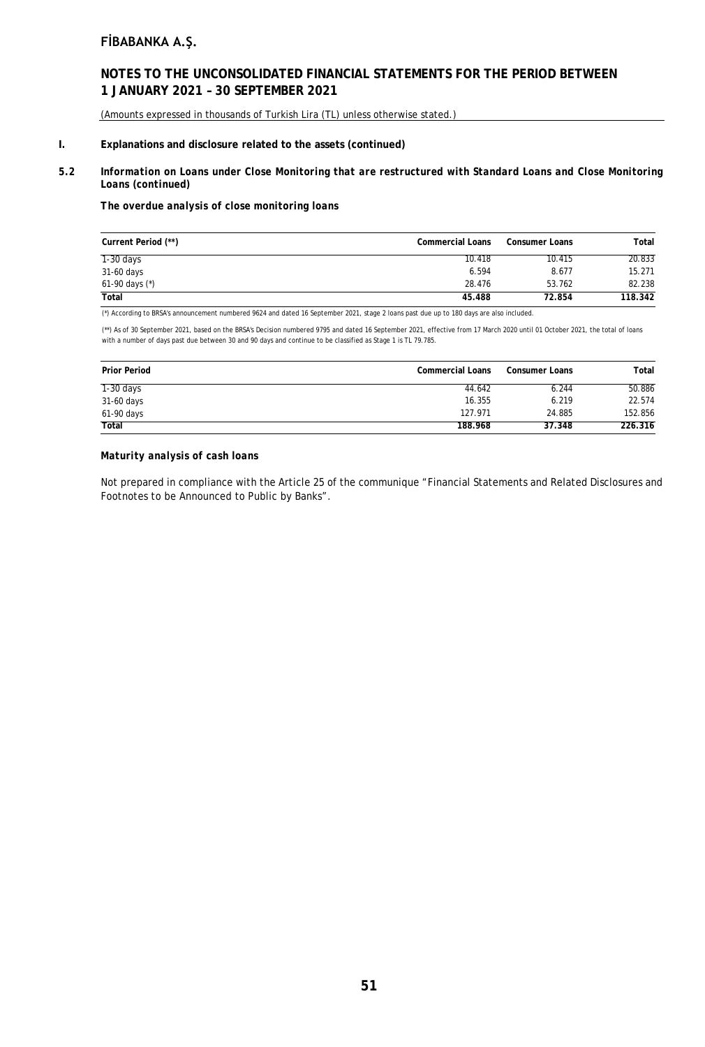## I. Explanations and disclosure related to the assets (continued)

### 5.2 *Information on Loans under Close Monitoring that are restructured with Standard Loans and Close Monitoring Loans (continued)*

***The overdue analysis of close monitoring loans***

| Current Period (**) | Commercial Loans | Consumer Loans | Total |
|---|---|---|---|
| 1-30 days | 10.418 | 10.415 | 20.833 |
| 31-60 days | 6.594 | 8.677 | 15.271 |
| 61-90 days (*) | 28.476 | 53.762 | 82.238 |
| **Total** | **45.488** | **72.854** | **118.342** |

(*) According to BRSA's announcement numbered 9624 and dated 16 September 2021, stage 2 loans past due up to 180 days are also included.

(**) As of 30 September 2021, based on the BRSA's Decision numbered 9795 and dated 16 September 2021, effective from 17 March 2020 until 01 October 2021, the total of loans with a number of days past due between 30 and 90 days and continue to be classified as Stage 1 is TL 79.785.

| Prior Period | Commercial Loans | Consumer Loans | Total |
|---|---|---|---|
| 1-30 days | 44.642 | 6.244 | 50.886 |
| 31-60 days | 16.355 | 6.219 | 22.574 |
| 61-90 days | 127.971 | 24.885 | 152.856 |
| **Total** | **188.968** | **37.348** | **226.316** |

***Maturity analysis of cash loans***

Not prepared in compliance with the Article 25 of the communique "Financial Statements and Related Disclosures and Footnotes to be Announced to Public by Banks".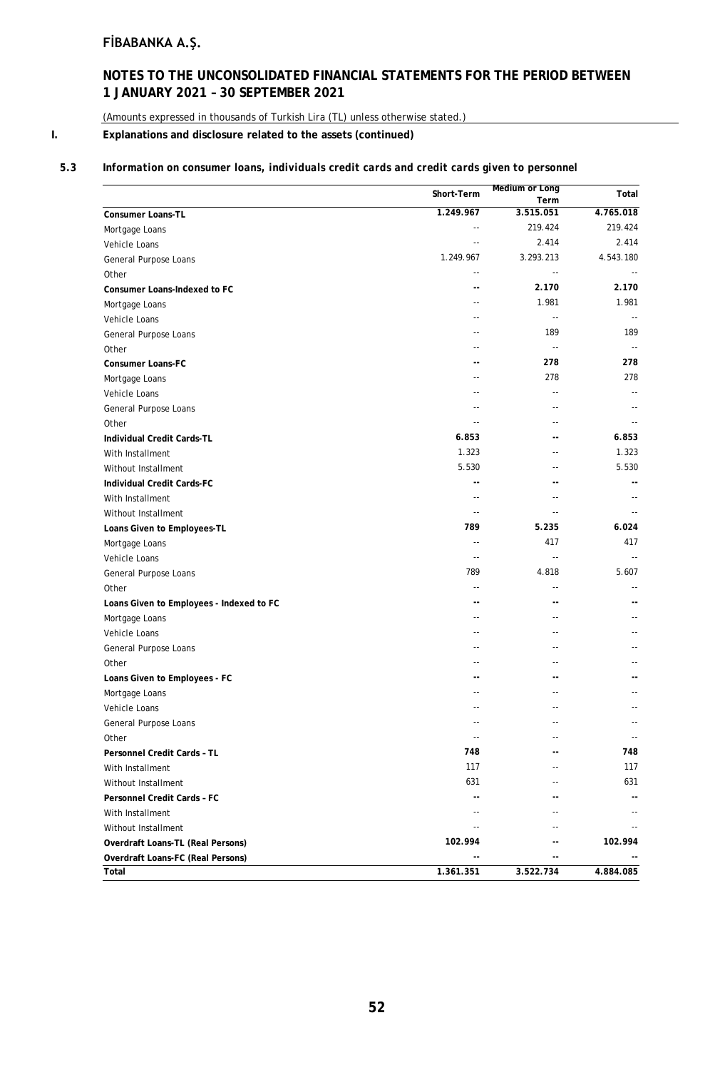# FİBABANKA A.Ş.

## NOTES TO THE UNCONSOLIDATED FINANCIAL STATEMENTS FOR THE PERIOD BETWEEN 1 JANUARY 2021 – 30 SEPTEMBER 2021

(Amounts expressed in thousands of Turkish Lira (TL) unless otherwise stated.)

**I. Explanations and disclosure related to the assets (continued)**

**5.3 *Information on consumer loans, individuals credit cards and credit cards given to personnel***

| | Short-Term | Medium or Long Term | Total |
|---|---|---|---|
| **Consumer Loans-TL** | **1.249.967** | **3.515.051** | **4.765.018** |
| Mortgage Loans | -- | 219.424 | 219.424 |
| Vehicle Loans | -- | 2.414 | 2.414 |
| General Purpose Loans | 1.249.967 | 3.293.213 | 4.543.180 |
| Other | -- | -- | -- |
| **Consumer Loans-Indexed to FC** | **--** | **2.170** | **2.170** |
| Mortgage Loans | -- | 1.981 | 1.981 |
| Vehicle Loans | -- | -- | -- |
| General Purpose Loans | -- | 189 | 189 |
| Other | -- | -- | -- |
| **Consumer Loans-FC** | **--** | **278** | **278** |
| Mortgage Loans | -- | 278 | 278 |
| Vehicle Loans | -- | -- | -- |
| General Purpose Loans | -- | -- | -- |
| Other | -- | -- | -- |
| **Individual Credit Cards-TL** | **6.853** | **--** | **6.853** |
| With Installment | 1.323 | -- | 1.323 |
| Without Installment | 5.530 | -- | 5.530 |
| **Individual Credit Cards-FC** | **--** | **--** | **--** |
| With Installment | -- | -- | -- |
| Without Installment | -- | -- | -- |
| **Loans Given to Employees-TL** | **789** | **5.235** | **6.024** |
| Mortgage Loans | -- | 417 | 417 |
| Vehicle Loans | -- | -- | -- |
| General Purpose Loans | 789 | 4.818 | 5.607 |
| Other | -- | -- | -- |
| **Loans Given to Employees - Indexed to FC** | **--** | **--** | **--** |
| Mortgage Loans | -- | -- | -- |
| Vehicle Loans | -- | -- | -- |
| General Purpose Loans | -- | -- | -- |
| Other | -- | -- | -- |
| **Loans Given to Employees - FC** | **--** | **--** | **--** |
| Mortgage Loans | -- | -- | -- |
| Vehicle Loans | -- | -- | -- |
| General Purpose Loans | -- | -- | -- |
| Other | -- | -- | -- |
| **Personnel Credit Cards – TL** | **748** | **--** | **748** |
| With Installment | 117 | -- | 117 |
| Without Installment | 631 | -- | 631 |
| **Personnel Credit Cards – FC** | **--** | **--** | **--** |
| With Installment | -- | -- | -- |
| Without Installment | -- | -- | -- |
| **Overdraft Loans-TL (Real Persons)** | **102.994** | **--** | **102.994** |
| **Overdraft Loans-FC (Real Persons)** | **--** | **--** | **--** |
| **Total** | **1.361.351** | **3.522.734** | **4.884.085** |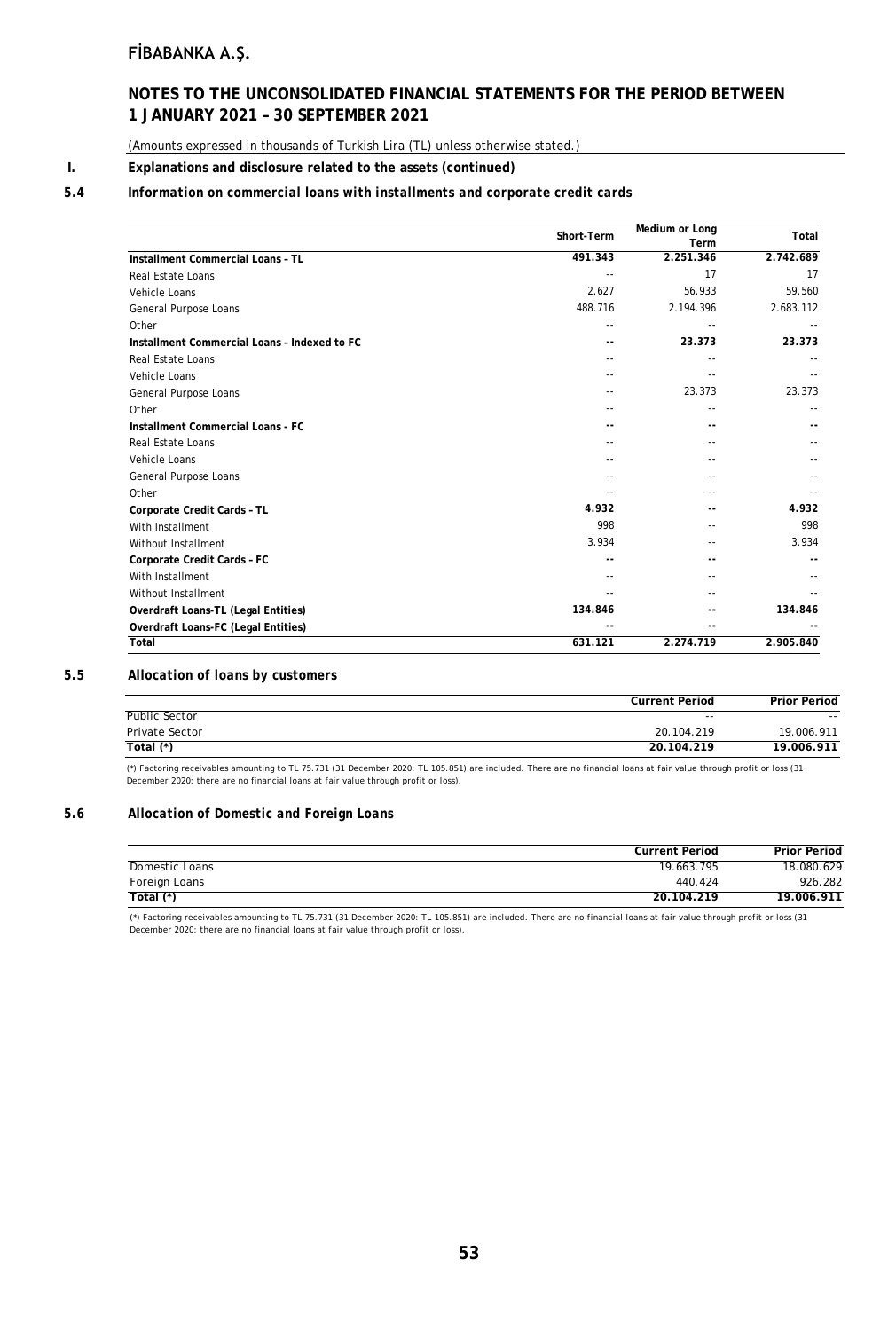## I. Explanations and disclosure related to the assets (continued)

### 5.4 *Information on commercial loans with installments and corporate credit cards*

| | Short-Term | Medium or Long Term | Total |
|---|---|---|---|
| **Installment Commercial Loans – TL** | **491.343** | **2.251.346** | **2.742.689** |
| Real Estate Loans | -- | 17 | 17 |
| Vehicle Loans | 2.627 | 56.933 | 59.560 |
| General Purpose Loans | 488.716 | 2.194.396 | 2.683.112 |
| Other | -- | -- | -- |
| **Installment Commercial Loans – Indexed to FC** | **--** | **23.373** | **23.373** |
| Real Estate Loans | -- | -- | -- |
| Vehicle Loans | -- | -- | -- |
| General Purpose Loans | -- | 23.373 | 23.373 |
| Other | -- | -- | -- |
| **Installment Commercial Loans - FC** | **--** | **--** | **--** |
| Real Estate Loans | -- | -- | -- |
| Vehicle Loans | -- | -- | -- |
| General Purpose Loans | -- | -- | -- |
| Other | -- | -- | -- |
| **Corporate Credit Cards – TL** | **4.932** | **--** | **4.932** |
| With Installment | 998 | -- | 998 |
| Without Installment | 3.934 | -- | 3.934 |
| **Corporate Credit Cards – FC** | **--** | **--** | **--** |
| With Installment | -- | -- | -- |
| Without Installment | -- | -- | -- |
| **Overdraft Loans-TL (Legal Entities)** | **134.846** | **--** | **134.846** |
| **Overdraft Loans-FC (Legal Entities)** | **--** | **--** | **--** |
| **Total** | **631.121** | **2.274.719** | **2.905.840** |

### 5.5 *Allocation of loans by customers*

| | Current Period | Prior Period |
|---|---|---|
| Public Sector | -- | -- |
| Private Sector | 20.104.219 | 19.006.911 |
| **Total (*)** | **20.104.219** | **19.006.911** |

(*) Factoring receivables amounting to TL 75.731 (31 December 2020: TL 105.851) are included. There are no financial loans at fair value through profit or loss (31 December 2020: there are no financial loans at fair value through profit or loss).

### 5.6 *Allocation of Domestic and Foreign Loans*

| | Current Period | Prior Period |
|---|---|---|
| Domestic Loans | 19.663.795 | 18.080.629 |
| Foreign Loans | 440.424 | 926.282 |
| **Total (*)** | **20.104.219** | **19.006.911** |

(*) Factoring receivables amounting to TL 75.731 (31 December 2020: TL 105.851) are included. There are no financial loans at fair value through profit or loss (31 December 2020: there are no financial loans at fair value through profit or loss).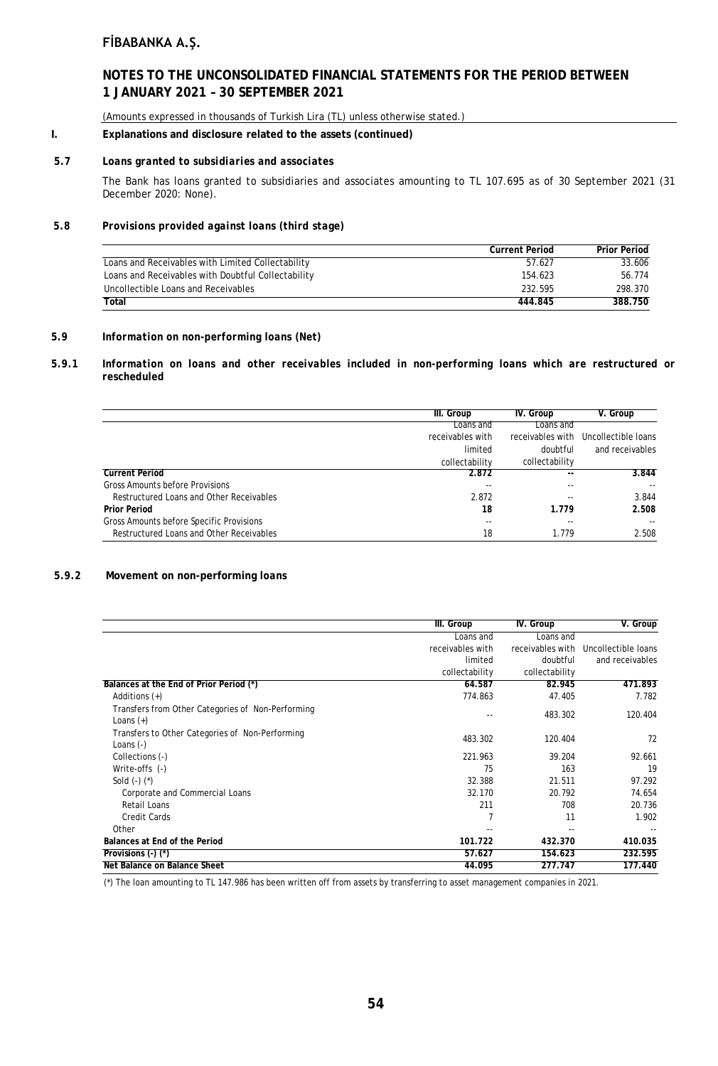## I. Explanations and disclosure related to the assets (continued)

### 5.7 Loans granted to subsidiaries and associates

The Bank has loans granted to subsidiaries and associates amounting to TL 107.695 as of 30 September 2021 (31 December 2020: None).

### 5.8 Provisions provided against loans (third stage)

| | Current Period | Prior Period |
|---|---|---|
| Loans and Receivables with Limited Collectability | 57.627 | 33.606 |
| Loans and Receivables with Doubtful Collectability | 154.623 | 56.774 |
| Uncollectible Loans and Receivables | 232.595 | 298.370 |
| **Total** | **444.845** | **388.750** |

### 5.9 Information on non-performing loans (Net)

#### 5.9.1 Information on loans and other receivables included in non-performing loans which are restructured or rescheduled

| | III. Group | IV. Group | V. Group |
|---|---|---|---|
| | Loans and receivables with limited collectability | Loans and receivables with doubtful collectability | Uncollectible loans and receivables |
| **Current Period** | **2.872** | **--** | **3.844** |
| Gross Amounts before Provisions | -- | -- | -- |
| Restructured Loans and Other Receivables | 2.872 | -- | 3.844 |
| **Prior Period** | **18** | **1.779** | **2.508** |
| Gross Amounts before Specific Provisions | -- | -- | -- |
| Restructured Loans and Other Receivables | 18 | 1.779 | 2.508 |

#### 5.9.2 Movement on non-performing loans

| | III. Group | IV. Group | V. Group |
|---|---|---|---|
| | Loans and receivables with limited collectability | Loans and receivables with doubtful collectability | Uncollectible loans and receivables |
| **Balances at the End of Prior Period (*)** | **64.587** | **82.945** | **471.893** |
| Additions (+) | 774.863 | 47.405 | 7.782 |
| Transfers from Other Categories of Non-Performing Loans (+) | -- | 483.302 | 120.404 |
| Transfers to Other Categories of Non-Performing Loans (-) | 483.302 | 120.404 | 72 |
| Collections (-) | 221.963 | 39.204 | 92.661 |
| Write-offs (-) | 75 | 163 | 19 |
| Sold (-) (*) | 32.388 | 21.511 | 97.292 |
| Corporate and Commercial Loans | 32.170 | 20.792 | 74.654 |
| Retail Loans | 211 | 708 | 20.736 |
| Credit Cards | 7 | 11 | 1.902 |
| Other | -- | -- | -- |
| **Balances at End of the Period** | **101.722** | **432.370** | **410.035** |
| **Provisions (-) (*)** | **57.627** | **154.623** | **232.595** |
| **Net Balance on Balance Sheet** | **44.095** | **277.747** | **177.440** |

(*) The loan amounting to TL 147.986 has been written off from assets by transferring to asset management companies in 2021.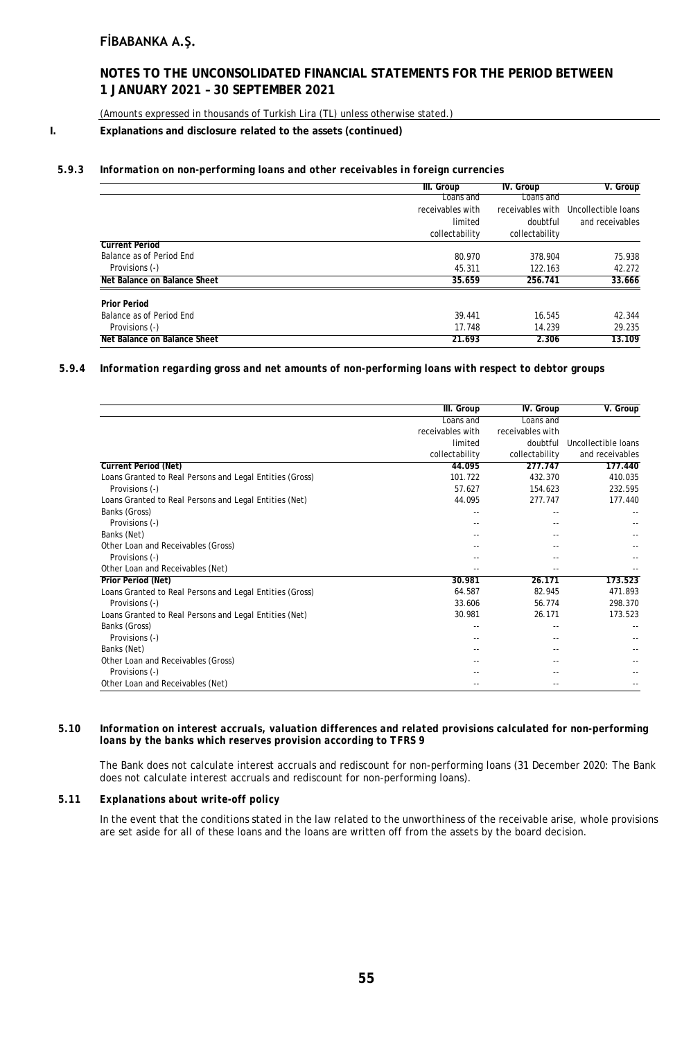## I. Explanations and disclosure related to the assets (continued)

### 5.9.3 *Information on non-performing loans and other receivables in foreign currencies*

| | III. Group | IV. Group | V. Group |
|---|---|---|---|
| | Loans and receivables with limited collectability | Loans and receivables with doubtful collectability | Uncollectible loans and receivables |
| **Current Period** | | | |
| Balance as of Period End | 80.970 | 378.904 | 75.938 |
| Provisions (-) | 45.311 | 122.163 | 42.272 |
| **Net Balance on Balance Sheet** | **35.659** | **256.741** | **33.666** |
| **Prior Period** | | | |
| Balance as of Period End | 39.441 | 16.545 | 42.344 |
| Provisions (-) | 17.748 | 14.239 | 29.235 |
| **Net Balance on Balance Sheet** | **21.693** | **2.306** | **13.109** |

### 5.9.4 *Information regarding gross and net amounts of non-performing loans with respect to debtor groups*

| | III. Group | IV. Group | V. Group |
|---|---|---|---|
| | Loans and receivables with limited collectability | Loans and receivables with doubtful collectability | Uncollectible loans and receivables |
| **Current Period (Net)** | **44.095** | **277.747** | **177.440** |
| Loans Granted to Real Persons and Legal Entities (Gross) | 101.722 | 432.370 | 410.035 |
| Provisions (-) | 57.627 | 154.623 | 232.595 |
| Loans Granted to Real Persons and Legal Entities (Net) | 44.095 | 277.747 | 177.440 |
| Banks (Gross) | -- | -- | -- |
| Provisions (-) | -- | -- | -- |
| Banks (Net) | -- | -- | -- |
| Other Loan and Receivables (Gross) | -- | -- | -- |
| Provisions (-) | -- | -- | -- |
| Other Loan and Receivables (Net) | -- | -- | -- |
| **Prior Period (Net)** | **30.981** | **26.171** | **173.523** |
| Loans Granted to Real Persons and Legal Entities (Gross) | 64.587 | 82.945 | 471.893 |
| Provisions (-) | 33.606 | 56.774 | 298.370 |
| Loans Granted to Real Persons and Legal Entities (Net) | 30.981 | 26.171 | 173.523 |
| Banks (Gross) | -- | -- | -- |
| Provisions (-) | -- | -- | -- |
| Banks (Net) | -- | -- | -- |
| Other Loan and Receivables (Gross) | -- | -- | -- |
| Provisions (-) | -- | -- | -- |
| Other Loan and Receivables (Net) | -- | -- | -- |

### 5.10 *Information on interest accruals, valuation differences and related provisions calculated for non-performing loans by the banks which reserves provision according to TFRS 9*

The Bank does not calculate interest accruals and rediscount for non-performing loans (31 December 2020: The Bank does not calculate interest accruals and rediscount for non-performing loans).

### 5.11 *Explanations about write-off policy*

In the event that the conditions stated in the law related to the unworthiness of the receivable arise, whole provisions are set aside for all of these loans and the loans are written off from the assets by the board decision.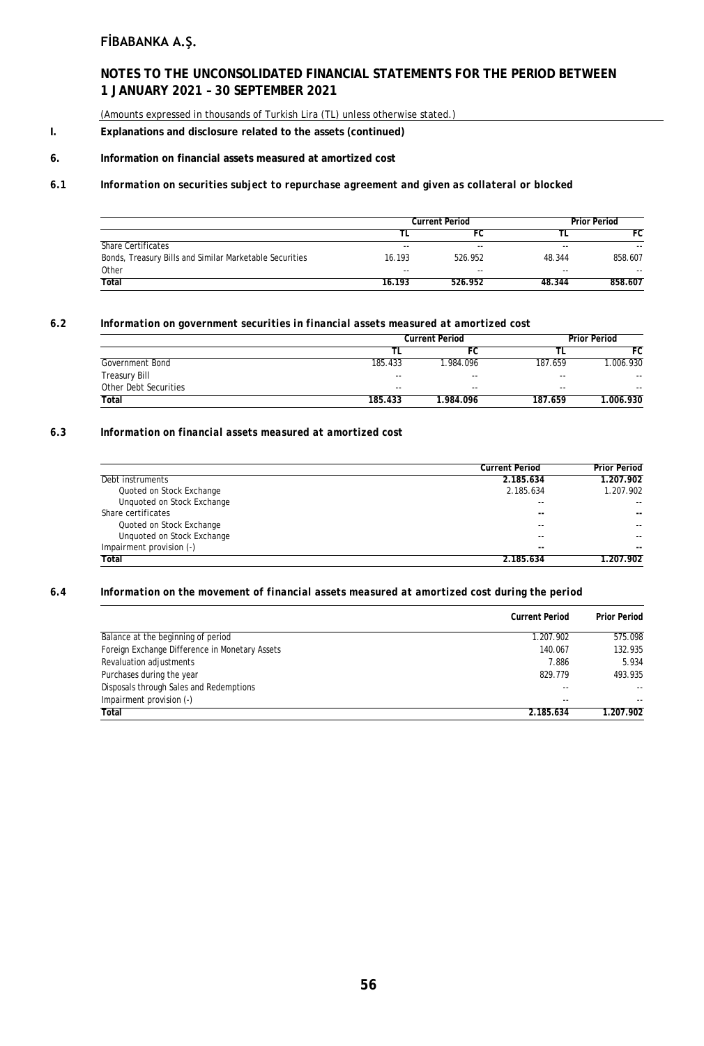## I. Explanations and disclosure related to the assets (continued)

### 6. Information on financial assets measured at amortized cost

#### 6.1 *Information on securities subject to repurchase agreement and given as collateral or blocked*

| | Current Period | | Prior Period | |
|---|---|---|---|---|
| | TL | FC | TL | FC |
| Share Certificates | -- | -- | -- | -- |
| Bonds, Treasury Bills and Similar Marketable Securities | 16.193 | 526.952 | 48.344 | 858.607 |
| Other | -- | -- | -- | -- |
| **Total** | **16.193** | **526.952** | **48.344** | **858.607** |

#### 6.2 *Information on government securities in financial assets measured at amortized cost*

| | Current Period | | Prior Period | |
|---|---|---|---|---|
| | TL | FC | TL | FC |
| Government Bond | 185.433 | 1.984.096 | 187.659 | 1.006.930 |
| Treasury Bill | -- | -- | -- | -- |
| Other Debt Securities | -- | -- | -- | -- |
| **Total** | **185.433** | **1.984.096** | **187.659** | **1.006.930** |

#### 6.3 *Information on financial assets measured at amortized cost*

| | Current Period | Prior Period |
|---|---|---|
| Debt instruments | **2.185.634** | **1.207.902** |
| Quoted on Stock Exchange | 2.185.634 | 1.207.902 |
| Unquoted on Stock Exchange | -- | -- |
| Share certificates | **--** | **--** |
| Quoted on Stock Exchange | -- | -- |
| Unquoted on Stock Exchange | -- | -- |
| Impairment provision (-) | **--** | **--** |
| **Total** | **2.185.634** | **1.207.902** |

#### 6.4 *Information on the movement of financial assets measured at amortized cost during the period*

| | Current Period | Prior Period |
|---|---|---|
| Balance at the beginning of period | 1.207.902 | 575.098 |
| Foreign Exchange Difference in Monetary Assets | 140.067 | 132.935 |
| Revaluation adjustments | 7.886 | 5.934 |
| Purchases during the year | 829.779 | 493.935 |
| Disposals through Sales and Redemptions | -- | -- |
| Impairment provision (-) | -- | -- |
| **Total** | **2.185.634** | **1.207.902** |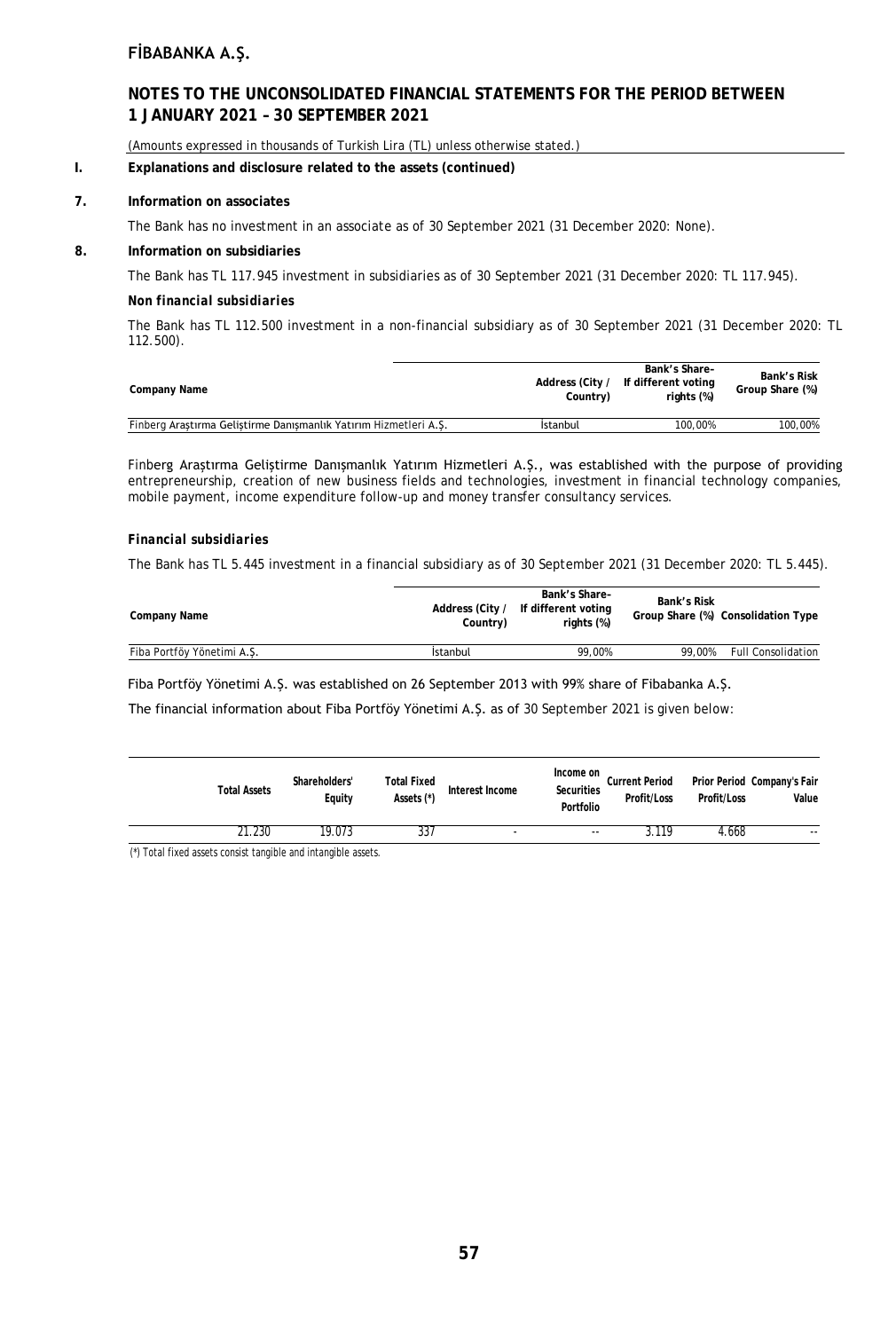(Amounts expressed in thousands of Turkish Lira (TL) unless otherwise stated.)

## I. Explanations and disclosure related to the assets (continued)

### 7. Information on associates

The Bank has no investment in an associate as of 30 September 2021 (31 December 2020: None).

### 8. Information on subsidiaries

The Bank has TL 117.945 investment in subsidiaries as of 30 September 2021 (31 December 2020: TL 117.945).

***Non financial subsidiaries***

The Bank has TL 112.500 investment in a non-financial subsidiary as of 30 September 2021 (31 December 2020: TL 112.500).

| Company Name | Address (City / Country) | Bank's Share– If different voting rights (%) | Bank's Risk Group Share (%) |
|---|---|---|---|
| Finberg Araştırma Geliştirme Danışmanlık Yatırım Hizmetleri A.Ş. | İstanbul | 100,00% | 100,00% |

Finberg Araştırma Geliştirme Danışmanlık Yatırım Hizmetleri A.Ş., was established with the purpose of providing entrepreneurship, creation of new business fields and technologies, investment in financial technology companies, mobile payment, income expenditure follow-up and money transfer consultancy services.

***Financial subsidiaries***

The Bank has TL 5.445 investment in a financial subsidiary as of 30 September 2021 (31 December 2020: TL 5.445).

| Company Name | Address (City / Country) | Bank's Share– If different voting rights (%) | Bank's Risk Group Share (%) | Consolidation Type |
|---|---|---|---|---|
| Fiba Portföy Yönetimi A.Ş. | İstanbul | 99,00% | 99,00% | Full Consolidation |

Fiba Portföy Yönetimi A.Ş. was established on 26 September 2013 with 99% share of Fibabanka A.Ş.

The financial information about Fiba Portföy Yönetimi A.Ş. as of 30 September 2021 is given below:

| Total Assets | Shareholders' Equity | Total Fixed Assets (*) | Interest Income | Income on Securities Portfolio | Current Period Profit/Loss | Prior Period Profit/Loss | Company's Fair Value |
|---|---|---|---|---|---|---|---|
| 21.230 | 19.073 | 337 | - | -- | 3.119 | 4.668 | -- |

(*) Total fixed assets consist tangible and intangible assets.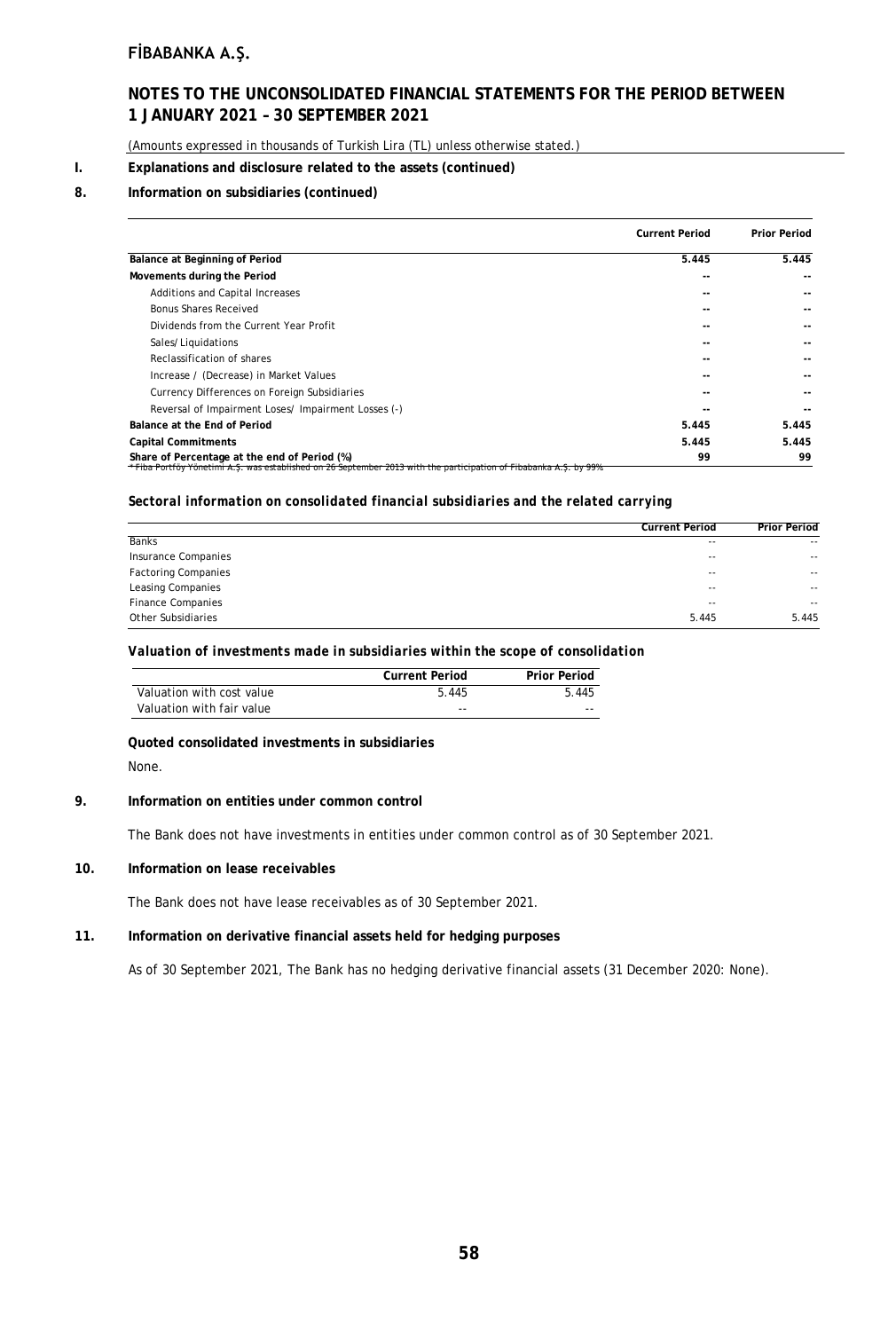## I. Explanations and disclosure related to the assets (continued)

### 8. Information on subsidiaries (continued)

| | Current Period | Prior Period |
|---|---|---|
| **Balance at Beginning of Period** | **5.445** | **5.445** |
| **Movements during the Period** | -- | -- |
| Additions and Capital Increases | -- | -- |
| Bonus Shares Received | -- | -- |
| Dividends from the Current Year Profit | -- | -- |
| Sales/ Liquidations | -- | -- |
| Reclassification of shares | -- | -- |
| Increase / (Decrease) in Market Values | -- | -- |
| Currency Differences on Foreign Subsidiaries | -- | -- |
| Reversal of Impairment Loses/ Impairment Losses (-) | -- | -- |
| **Balance at the End of Period** | **5.445** | **5.445** |
| **Capital Commitments** | **5.445** | **5.445** |
| **Share of Percentage at the end of Period (%)** | **99** | **99** |

* Fiba Portföy Yönetimi A.Ş. was established on 26 September 2013 with the participation of Fibabanka A.Ş. by 99%

***Sectoral information on consolidated financial subsidiaries and the related carrying***

| | Current Period | Prior Period |
|---|---|---|
| Banks | -- | -- |
| Insurance Companies | -- | -- |
| Factoring Companies | -- | -- |
| Leasing Companies | -- | -- |
| Finance Companies | -- | -- |
| Other Subsidiaries | 5.445 | 5.445 |

***Valuation of investments made in subsidiaries within the scope of consolidation***

| | Current Period | Prior Period |
|---|---|---|
| Valuation with cost value | 5.445 | 5.445 |
| Valuation with fair value | -- | -- |

**Quoted consolidated investments in subsidiaries**

None.

### 9. Information on entities under common control

The Bank does not have investments in entities under common control as of 30 September 2021.

### 10. Information on lease receivables

The Bank does not have lease receivables as of 30 September 2021.

### 11. Information on derivative financial assets held for hedging purposes

As of 30 September 2021, The Bank has no hedging derivative financial assets (31 December 2020: None).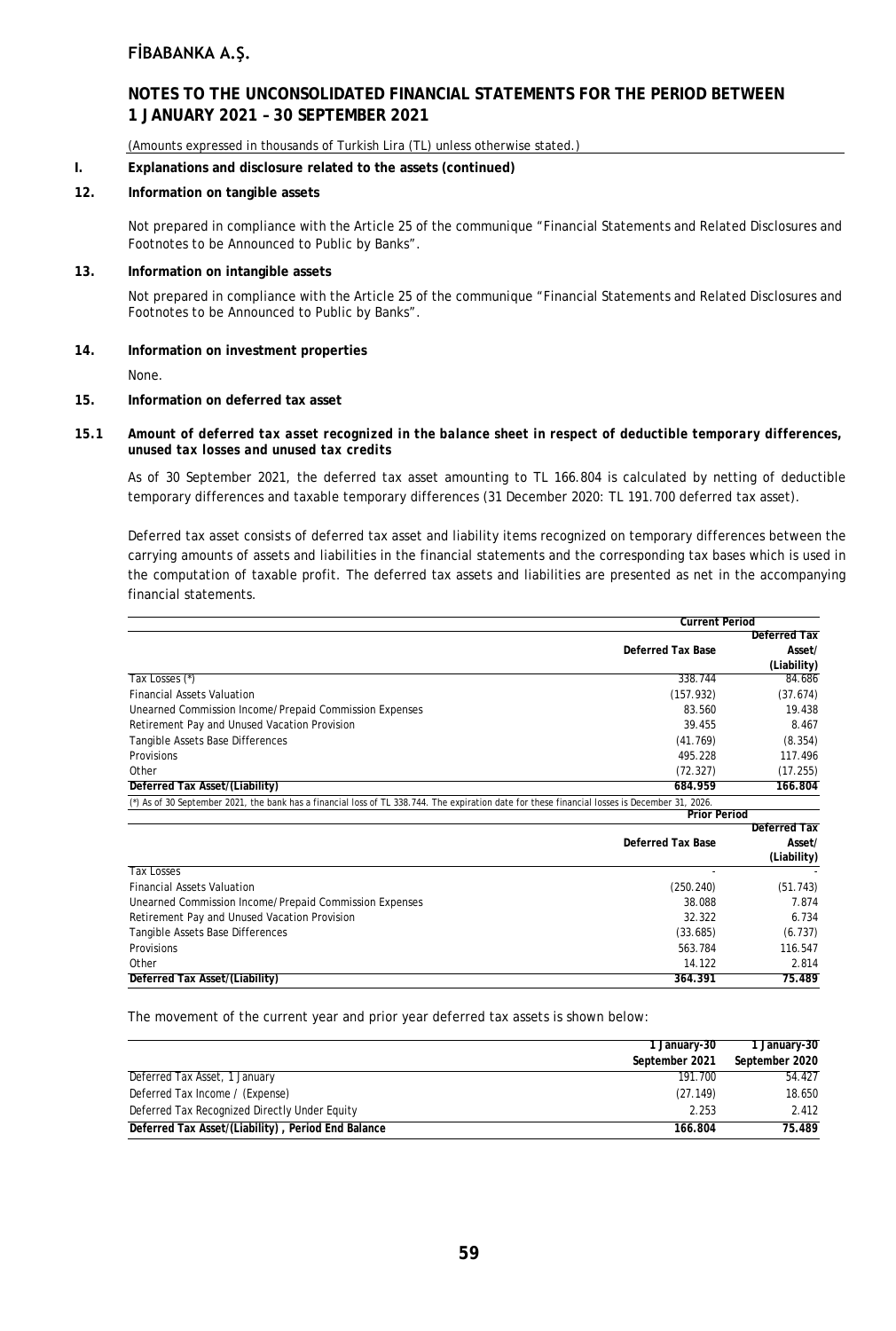(Amounts expressed in thousands of Turkish Lira (TL) unless otherwise stated.)

## I. Explanations and disclosure related to the assets (continued)

### 12. Information on tangible assets

Not prepared in compliance with the Article 25 of the communique "Financial Statements and Related Disclosures and Footnotes to be Announced to Public by Banks".

### 13. Information on intangible assets

Not prepared in compliance with the Article 25 of the communique "Financial Statements and Related Disclosures and Footnotes to be Announced to Public by Banks".

### 14. Information on investment properties

None.

### 15. Information on deferred tax asset

#### 15.1 *Amount of deferred tax asset recognized in the balance sheet in respect of deductible temporary differences, unused tax losses and unused tax credits*

As of 30 September 2021, the deferred tax asset amounting to TL 166.804 is calculated by netting of deductible temporary differences and taxable temporary differences (31 December 2020: TL 191.700 deferred tax asset).

Deferred tax asset consists of deferred tax asset and liability items recognized on temporary differences between the carrying amounts of assets and liabilities in the financial statements and the corresponding tax bases which is used in the computation of taxable profit. The deferred tax assets and liabilities are presented as net in the accompanying financial statements.

| | Current Period | |
|---|---|---|
| | Deferred Tax Base | Deferred Tax Asset/ (Liability) |
| Tax Losses (*) | 338.744 | 84.686 |
| Financial Assets Valuation | (157.932) | (37.674) |
| Unearned Commission Income/Prepaid Commission Expenses | 83.560 | 19.438 |
| Retirement Pay and Unused Vacation Provision | 39.455 | 8.467 |
| Tangible Assets Base Differences | (41.769) | (8.354) |
| Provisions | 495.228 | 117.496 |
| Other | (72.327) | (17.255) |
| **Deferred Tax Asset/(Liability)** | **684.959** | **166.804** |

(*) As of 30 September 2021, the bank has a financial loss of TL 338.744. The expiration date for these financial losses is December 31, 2026.

| | Prior Period | |
|---|---|---|
| | Deferred Tax Base | Deferred Tax Asset/ (Liability) |
| Tax Losses | - | - |
| Financial Assets Valuation | (250.240) | (51.743) |
| Unearned Commission Income/Prepaid Commission Expenses | 38.088 | 7.874 |
| Retirement Pay and Unused Vacation Provision | 32.322 | 6.734 |
| Tangible Assets Base Differences | (33.685) | (6.737) |
| Provisions | 563.784 | 116.547 |
| Other | 14.122 | 2.814 |
| **Deferred Tax Asset/(Liability)** | **364.391** | **75.489** |

The movement of the current year and prior year deferred tax assets is shown below:

| | 1 January-30 September 2021 | 1 January-30 September 2020 |
|---|---|---|
| Deferred Tax Asset, 1 January | 191.700 | 54.427 |
| Deferred Tax Income / (Expense) | (27.149) | 18.650 |
| Deferred Tax Recognized Directly Under Equity | 2.253 | 2.412 |
| **Deferred Tax Asset/(Liability) , Period End Balance** | **166.804** | **75.489** |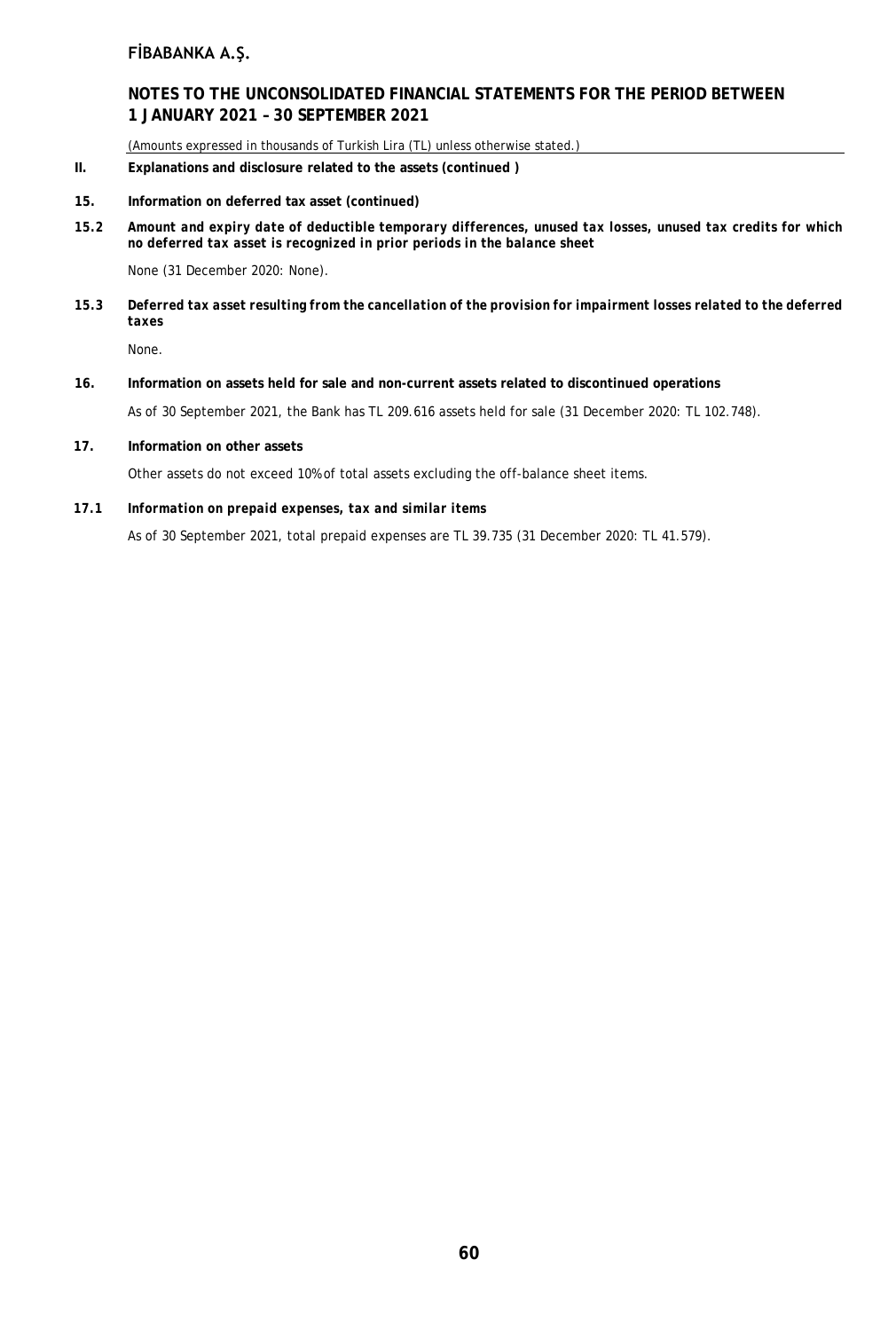(Amounts expressed in thousands of Turkish Lira (TL) unless otherwise stated.)

**II. Explanations and disclosure related to the assets (continued )**

**15. Information on deferred tax asset (continued)**

***15.2 Amount and expiry date of deductible temporary differences, unused tax losses, unused tax credits for which no deferred tax asset is recognized in prior periods in the balance sheet***

None (31 December 2020: None).

***15.3 Deferred tax asset resulting from the cancellation of the provision for impairment losses related to the deferred taxes***

None.

**16. Information on assets held for sale and non-current assets related to discontinued operations**

As of 30 September 2021, the Bank has TL 209.616 assets held for sale (31 December 2020: TL 102.748).

**17. Information on other assets**

Other assets do not exceed 10% of total assets excluding the off-balance sheet items.

***17.1 Information on prepaid expenses, tax and similar items***

As of 30 September 2021, total prepaid expenses are TL 39.735 (31 December 2020: TL 41.579).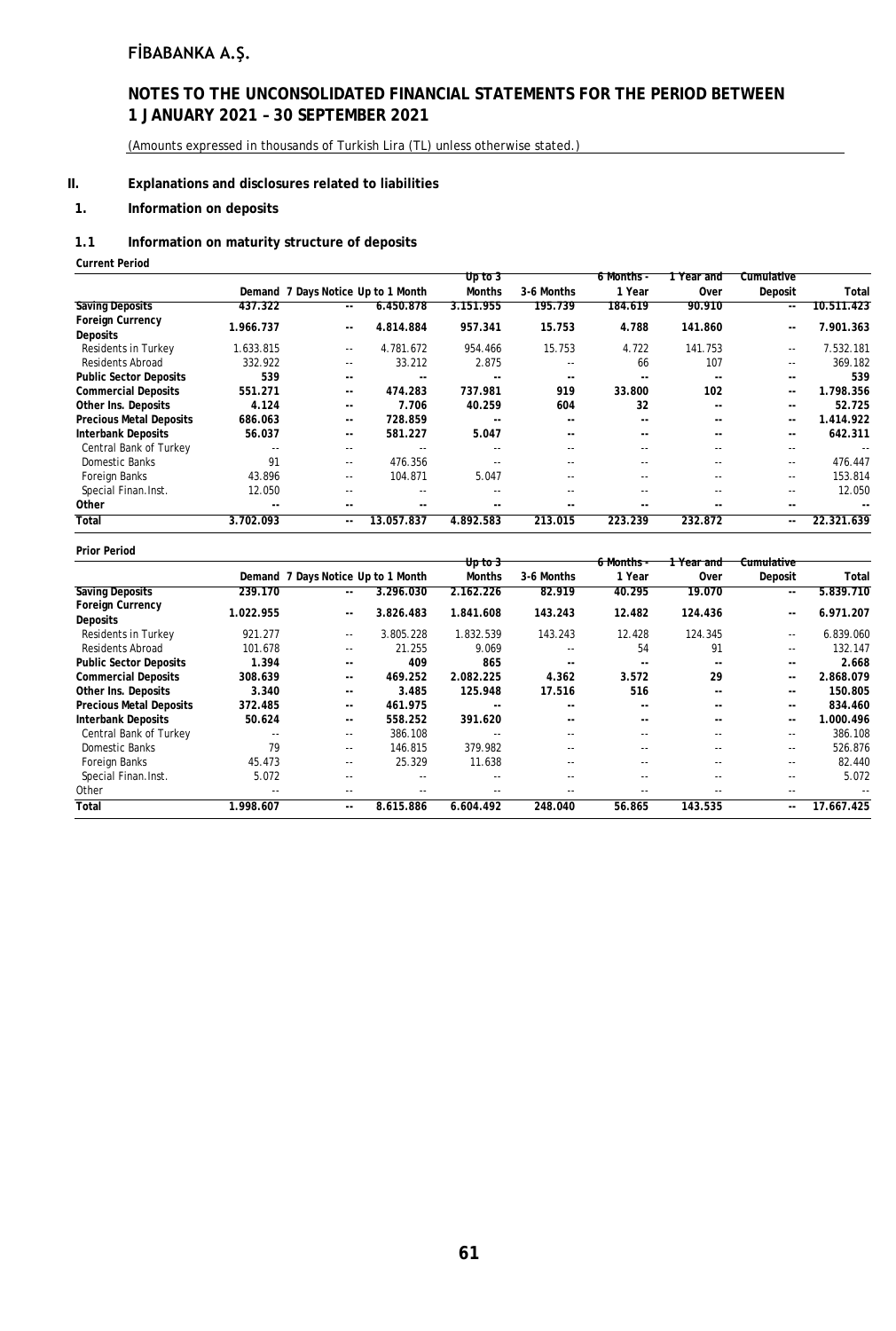## II. Explanations and disclosures related to liabilities

### 1. Information on deposits

#### 1.1 Information on maturity structure of deposits

**Current Period**

| | Demand | 7 Days Notice | Up to 1 Month | Up to 3 Months | 3-6 Months | 6 Months - 1 Year | 1 Year and Over | Cumulative Deposit | Total |
|---|---|---|---|---|---|---|---|---|---|
| **Saving Deposits** | **437.322** | **--** | **6.450.878** | **3.151.955** | **195.739** | **184.619** | **90.910** | **--** | **10.511.423** |
| **Foreign Currency Deposits** | **1.966.737** | **--** | **4.814.884** | **957.341** | **15.753** | **4.788** | **141.860** | **--** | **7.901.363** |
| Residents in Turkey | 1.633.815 | -- | 4.781.672 | 954.466 | 15.753 | 4.722 | 141.753 | -- | 7.532.181 |
| Residents Abroad | 332.922 | -- | 33.212 | 2.875 | -- | 66 | 107 | -- | 369.182 |
| **Public Sector Deposits** | **539** | **--** | **--** | **--** | **--** | **--** | **--** | **--** | **539** |
| **Commercial Deposits** | **551.271** | **--** | **474.283** | **737.981** | **919** | **33.800** | **102** | **--** | **1.798.356** |
| **Other Ins. Deposits** | **4.124** | **--** | **7.706** | **40.259** | **604** | **32** | **--** | **--** | **52.725** |
| **Precious Metal Deposits** | **686.063** | **--** | **728.859** | **--** | **--** | **--** | **--** | **--** | **1.414.922** |
| **Interbank Deposits** | **56.037** | **--** | **581.227** | **5.047** | **--** | **--** | **--** | **--** | **642.311** |
| Central Bank of Turkey | -- | -- | -- | -- | -- | -- | -- | -- | -- |
| Domestic Banks | 91 | -- | 476.356 | -- | -- | -- | -- | -- | 476.447 |
| Foreign Banks | 43.896 | -- | 104.871 | 5.047 | -- | -- | -- | -- | 153.814 |
| Special Finan.Inst. | 12.050 | -- | -- | -- | -- | -- | -- | -- | 12.050 |
| **Other** | **--** | **--** | **--** | **--** | **--** | **--** | **--** | **--** | **--** |
| **Total** | **3.702.093** | **--** | **13.057.837** | **4.892.583** | **213.015** | **223.239** | **232.872** | **--** | **22.321.639** |

**Prior Period**

| | Demand | 7 Days Notice | Up to 1 Month | Up to 3 Months | 3-6 Months | 6 Months - 1 Year | 1 Year and Over | Cumulative Deposit | Total |
|---|---|---|---|---|---|---|---|---|---|
| **Saving Deposits** | **239.170** | **--** | **3.296.030** | **2.162.226** | **82.919** | **40.295** | **19.070** | **--** | **5.839.710** |
| **Foreign Currency Deposits** | **1.022.955** | **--** | **3.826.483** | **1.841.608** | **143.243** | **12.482** | **124.436** | **--** | **6.971.207** |
| Residents in Turkey | 921.277 | -- | 3.805.228 | 1.832.539 | 143.243 | 12.428 | 124.345 | -- | 6.839.060 |
| Residents Abroad | 101.678 | -- | 21.255 | 9.069 | -- | 54 | 91 | -- | 132.147 |
| **Public Sector Deposits** | **1.394** | **--** | **409** | **865** | **--** | **--** | **--** | **--** | **2.668** |
| **Commercial Deposits** | **308.639** | **--** | **469.252** | **2.082.225** | **4.362** | **3.572** | **29** | **--** | **2.868.079** |
| **Other Ins. Deposits** | **3.340** | **--** | **3.485** | **125.948** | **17.516** | **516** | **--** | **--** | **150.805** |
| **Precious Metal Deposits** | **372.485** | **--** | **461.975** | **--** | **--** | **--** | **--** | **--** | **834.460** |
| **Interbank Deposits** | **50.624** | **--** | **558.252** | **391.620** | **--** | **--** | **--** | **--** | **1.000.496** |
| Central Bank of Turkey | -- | -- | 386.108 | -- | -- | -- | -- | -- | 386.108 |
| Domestic Banks | 79 | -- | 146.815 | 379.982 | -- | -- | -- | -- | 526.876 |
| Foreign Banks | 45.473 | -- | 25.329 | 11.638 | -- | -- | -- | -- | 82.440 |
| Special Finan.Inst. | 5.072 | -- | -- | -- | -- | -- | -- | -- | 5.072 |
| Other | -- | -- | -- | -- | -- | -- | -- | -- | -- |
| **Total** | **1.998.607** | **--** | **8.615.886** | **6.604.492** | **248.040** | **56.865** | **143.535** | **--** | **17.667.425** |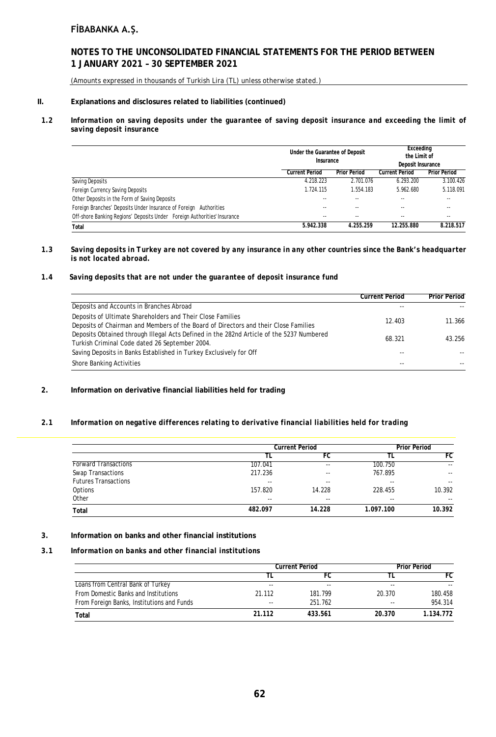## II. Explanations and disclosures related to liabilities (continued)

### 1.2 *Information on saving deposits under the guarantee of saving deposit insurance and exceeding the limit of saving deposit insurance*

| | Under the Guarantee of Deposit Insurance | | Exceeding the Limit of Deposit Insurance | |
|---|---|---|---|---|
| | Current Period | Prior Period | Current Period | Prior Period |
| Saving Deposits | 4.218.223 | 2.701.076 | 6.293.200 | 3.100.426 |
| Foreign Currency Saving Deposits | 1.724.115 | 1.554.183 | 5.962.680 | 5.118.091 |
| Other Deposits in the Form of Saving Deposits | -- | -- | -- | -- |
| Foreign Branches' Deposits Under Insurance of Foreign Authorities | -- | -- | -- | -- |
| Off-shore Banking Regions' Deposits Under Foreign Authorities' Insurance | -- | -- | -- | -- |
| **Total** | **5.942.338** | **4.255.259** | **12.255.880** | **8.218.517** |

### 1.3 *Saving deposits in Turkey are not covered by any insurance in any other countries since the Bank's headquarter is not located abroad.*

### 1.4 *Saving deposits that are not under the guarantee of deposit insurance fund*

| | Current Period | Prior Period |
|---|---|---|
| Deposits and Accounts in Branches Abroad | -- | -- |
| Deposits of Ultimate Shareholders and Their Close Families<br>Deposits of Chairman and Members of the Board of Directors and their Close Families | 12.403 | 11.366 |
| Deposits Obtained through Illegal Acts Defined in the 282nd Article of the 5237 Numbered Turkish Criminal Code dated 26 September 2004. | 68.321 | 43.256 |
| Saving Deposits in Banks Established in Turkey Exclusively for Off | -- | -- |
| Shore Banking Activities | -- | -- |

## 2. Information on derivative financial liabilities held for trading

### 2.1 *Information on negative differences relating to derivative financial liabilities held for trading*

| | Current Period | | Prior Period | |
|---|---|---|---|---|
| | TL | FC | TL | FC |
| Forward Transactions | 107.041 | -- | 100.750 | -- |
| Swap Transactions | 217.236 | -- | 767.895 | -- |
| Futures Transactions | -- | -- | -- | -- |
| Options | 157.820 | 14.228 | 228.455 | 10.392 |
| Other | -- | -- | -- | -- |
| **Total** | **482.097** | **14.228** | **1.097.100** | **10.392** |

## 3. Information on banks and other financial institutions

### 3.1 *Information on banks and other financial institutions*

| | Current Period | | Prior Period | |
|---|---|---|---|---|
| | TL | FC | TL | FC |
| Loans from Central Bank of Turkey | -- | -- | -- | -- |
| From Domestic Banks and Institutions | 21.112 | 181.799 | 20.370 | 180.458 |
| From Foreign Banks, Institutions and Funds | -- | 251.762 | -- | 954.314 |
| **Total** | **21.112** | **433.561** | **20.370** | **1.134.772** |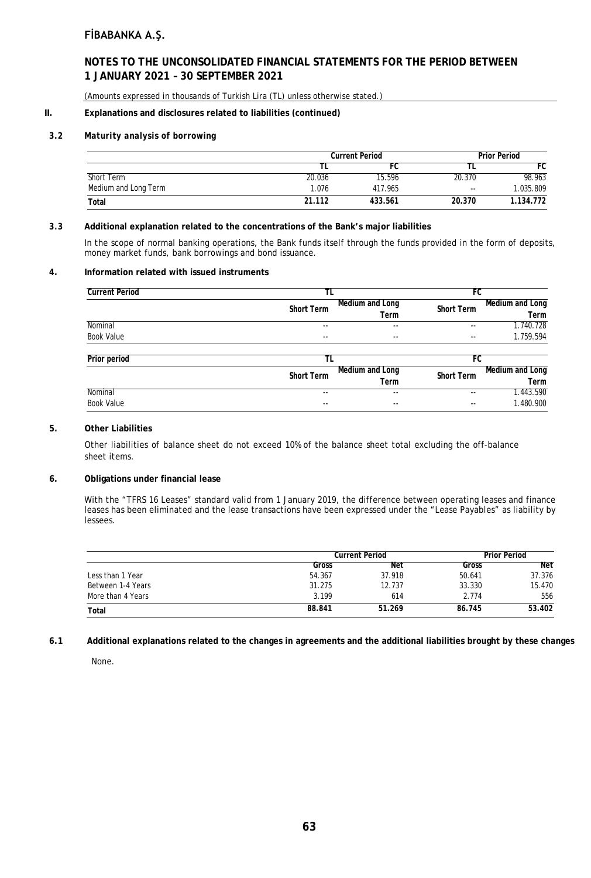(Amounts expressed in thousands of Turkish Lira (TL) unless otherwise stated.)

## II. Explanations and disclosures related to liabilities (continued)

### 3.2 *Maturity analysis of borrowing*

| | Current Period | | Prior Period | |
|---|---|---|---|---|
| | TL | FC | TL | FC |
| Short Term | 20.036 | 15.596 | 20.370 | 98.963 |
| Medium and Long Term | 1.076 | 417.965 | -- | 1.035.809 |
| **Total** | **21.112** | **433.561** | **20.370** | **1.134.772** |

### 3.3 Additional explanation related to the concentrations of the Bank's major liabilities

In the scope of normal banking operations, the Bank funds itself through the funds provided in the form of deposits, money market funds, bank borrowings and bond issuance.

### 4. Information related with issued instruments

| **Current Period** | TL | | FC | |
|---|---|---|---|---|
| | **Short Term** | **Medium and Long Term** | **Short Term** | **Medium and Long Term** |
| Nominal | -- | -- | -- | 1.740.728 |
| Book Value | -- | -- | -- | 1.759.594 |

| **Prior period** | TL | | FC | |
|---|---|---|---|---|
| | **Short Term** | **Medium and Long Term** | **Short Term** | **Medium and Long Term** |
| Nominal | -- | -- | -- | 1.443.590 |
| Book Value | -- | -- | -- | 1.480.900 |

### 5. Other Liabilities

Other liabilities of balance sheet do not exceed 10% of the balance sheet total excluding the off-balance sheet items.

### 6. Obligations under financial lease

With the "TFRS 16 Leases" standard valid from 1 January 2019, the difference between operating leases and finance leases has been eliminated and the lease transactions have been expressed under the "Lease Payables" as liability by lessees.

| | Current Period | | Prior Period | |
|---|---|---|---|---|
| | Gross | Net | Gross | Net |
| Less than 1 Year | 54.367 | 37.918 | 50.641 | 37.376 |
| Between 1-4 Years | 31.275 | 12.737 | 33.330 | 15.470 |
| More than 4 Years | 3.199 | 614 | 2.774 | 556 |
| **Total** | **88.841** | **51.269** | **86.745** | **53.402** |

### 6.1 Additional explanations related to the changes in agreements and the additional liabilities brought by these changes

None.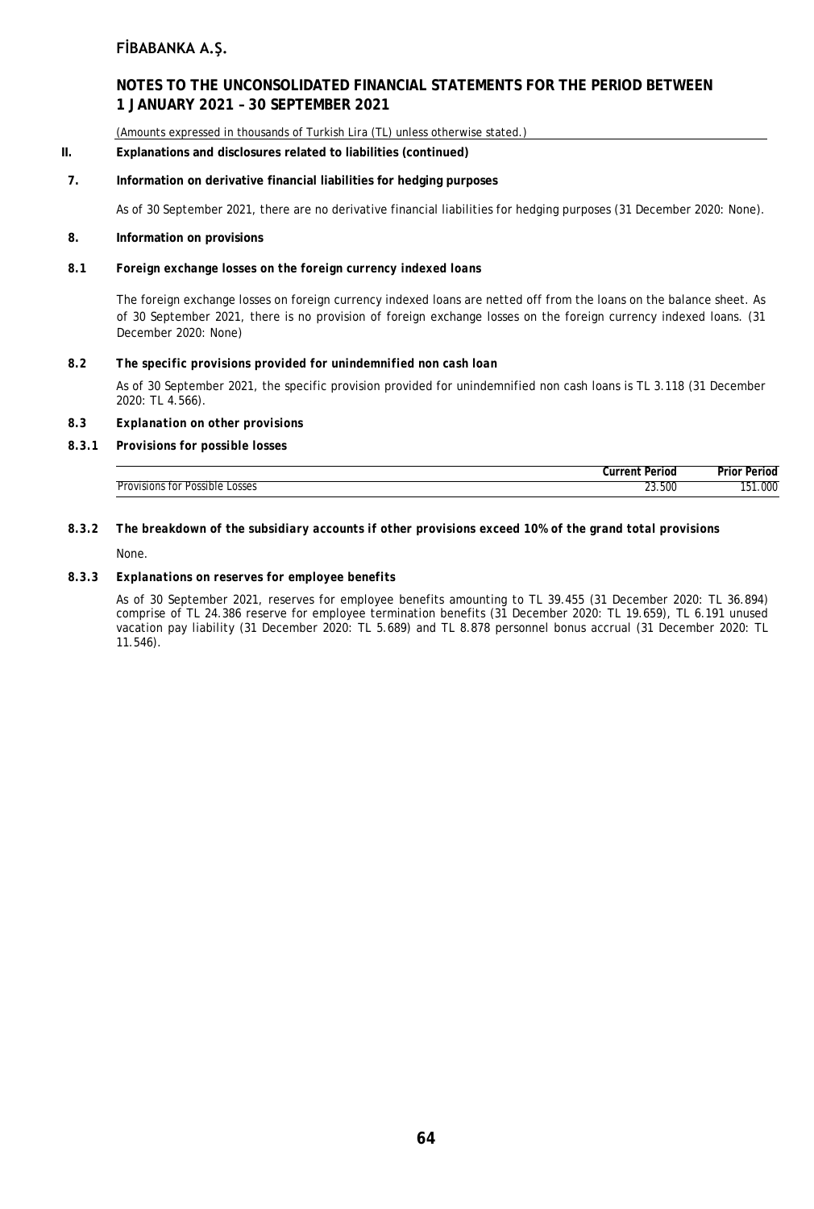# II. Explanations and disclosures related to liabilities (continued)

## 7. Information on derivative financial liabilities for hedging purposes

As of 30 September 2021, there are no derivative financial liabilities for hedging purposes (31 December 2020: None).

## 8. Information on provisions

### 8.1 *Foreign exchange losses on the foreign currency indexed loans*

The foreign exchange losses on foreign currency indexed loans are netted off from the loans on the balance sheet. As of 30 September 2021, there is no provision of foreign exchange losses on the foreign currency indexed loans. (31 December 2020: None)

### 8.2 *The specific provisions provided for unindemnified non cash loan*

As of 30 September 2021, the specific provision provided for unindemnified non cash loans is TL 3.118 (31 December 2020: TL 4.566).

### 8.3 *Explanation on other provisions*

#### 8.3.1 *Provisions for possible losses*

| | Current Period | Prior Period |
|---|---|---|
| Provisions for Possible Losses | 23.500 | 151.000 |

#### 8.3.2 *The breakdown of the subsidiary accounts if other provisions exceed 10% of the grand total provisions*

None.

#### 8.3.3 *Explanations on reserves for employee benefits*

As of 30 September 2021, reserves for employee benefits amounting to TL 39.455 (31 December 2020: TL 36.894) comprise of TL 24.386 reserve for employee termination benefits (31 December 2020: TL 19.659), TL 6.191 unused vacation pay liability (31 December 2020: TL 5.689) and TL 8.878 personnel bonus accrual (31 December 2020: TL 11.546).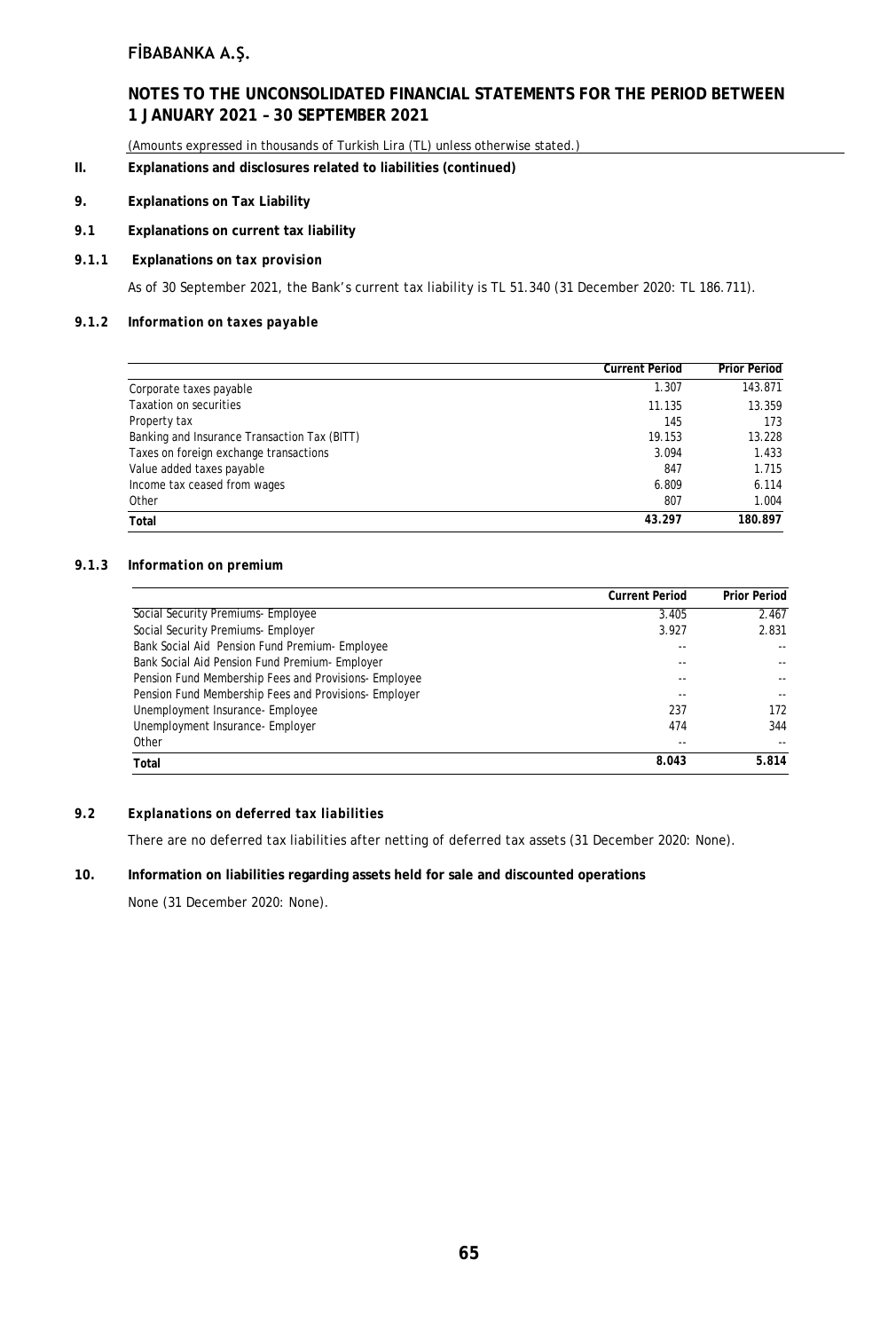# FİBABANKA A.Ş.

## NOTES TO THE UNCONSOLIDATED FINANCIAL STATEMENTS FOR THE PERIOD BETWEEN 1 JANUARY 2021 – 30 SEPTEMBER 2021

(Amounts expressed in thousands of Turkish Lira (TL) unless otherwise stated.)

**II. Explanations and disclosures related to liabilities (continued)**

**9. Explanations on Tax Liability**

**9.1 Explanations on current tax liability**

***9.1.1 Explanations on tax provision***

As of 30 September 2021, the Bank's current tax liability is TL 51.340 (31 December 2020: TL 186.711).

***9.1.2 Information on taxes payable***

| | Current Period | Prior Period |
|---|---|---|
| Corporate taxes payable | 1.307 | 143.871 |
| Taxation on securities | 11.135 | 13.359 |
| Property tax | 145 | 173 |
| Banking and Insurance Transaction Tax (BITT) | 19.153 | 13.228 |
| Taxes on foreign exchange transactions | 3.094 | 1.433 |
| Value added taxes payable | 847 | 1.715 |
| Income tax ceased from wages | 6.809 | 6.114 |
| Other | 807 | 1.004 |
| **Total** | **43.297** | **180.897** |

***9.1.3 Information on premium***

| | Current Period | Prior Period |
|---|---|---|
| Social Security Premiums- Employee | 3.405 | 2.467 |
| Social Security Premiums- Employer | 3.927 | 2.831 |
| Bank Social Aid Pension Fund Premium- Employee | -- | -- |
| Bank Social Aid Pension Fund Premium- Employer | -- | -- |
| Pension Fund Membership Fees and Provisions- Employee | -- | -- |
| Pension Fund Membership Fees and Provisions- Employer | -- | -- |
| Unemployment Insurance- Employee | 237 | 172 |
| Unemployment Insurance- Employer | 474 | 344 |
| Other | -- | -- |
| **Total** | **8.043** | **5.814** |

***9.2 Explanations on deferred tax liabilities***

There are no deferred tax liabilities after netting of deferred tax assets (31 December 2020: None).

**10. Information on liabilities regarding assets held for sale and discounted operations**

None (31 December 2020: None).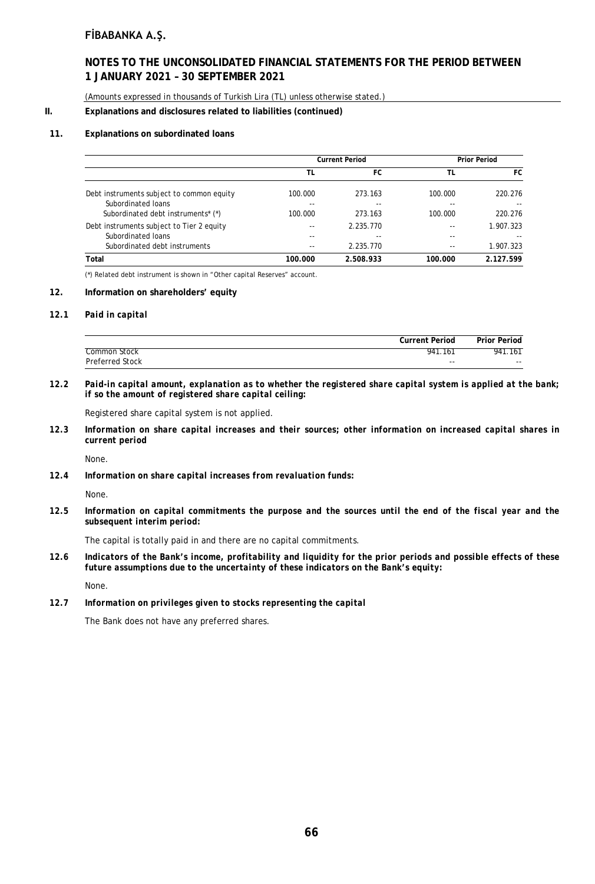## FİBABANKA A.Ş.

## NOTES TO THE UNCONSOLIDATED FINANCIAL STATEMENTS FOR THE PERIOD BETWEEN 1 JANUARY 2021 – 30 SEPTEMBER 2021

(Amounts expressed in thousands of Turkish Lira (TL) unless otherwise stated.)

**II. Explanations and disclosures related to liabilities (continued)**

**11. Explanations on subordinated loans**

| | Current Period | | Prior Period | |
|---|---|---|---|---|
| | TL | FC | TL | FC |
| Debt instruments subject to common equity | 100.000 | 273.163 | 100.000 | 220.276 |
| Subordinated loans | -- | -- | -- | -- |
| Subordinated debt instruments* (*) | 100.000 | 273.163 | 100.000 | 220.276 |
| Debt instruments subject to Tier 2 equity | -- | 2.235.770 | -- | 1.907.323 |
| Subordinated loans | -- | -- | -- | -- |
| Subordinated debt instruments | -- | 2.235.770 | -- | 1.907.323 |
| **Total** | **100.000** | **2.508.933** | **100.000** | **2.127.599** |

(*) Related debt instrument is shown in "Other capital Reserves" account.

**12. Information on shareholders' equity**

**12.1 *Paid in capital***

| | Current Period | Prior Period |
|---|---|---|
| Common Stock | 941.161 | 941.161 |
| Preferred Stock | -- | -- |

**12.2 *Paid-in capital amount, explanation as to whether the registered share capital system is applied at the bank; if so the amount of registered share capital ceiling:***

Registered share capital system is not applied.

**12.3 *Information on share capital increases and their sources; other information on increased capital shares in current period***

None.

**12.4 *Information on share capital increases from revaluation funds:***

None.

**12.5 *Information on capital commitments the purpose and the sources until the end of the fiscal year and the subsequent interim period:***

The capital is totally paid in and there are no capital commitments.

**12.6 *Indicators of the Bank's income, profitability and liquidity for the prior periods and possible effects of these future assumptions due to the uncertainty of these indicators on the Bank's equity:***

None.

**12.7 *Information on privileges given to stocks representing the capital***

The Bank does not have any preferred shares.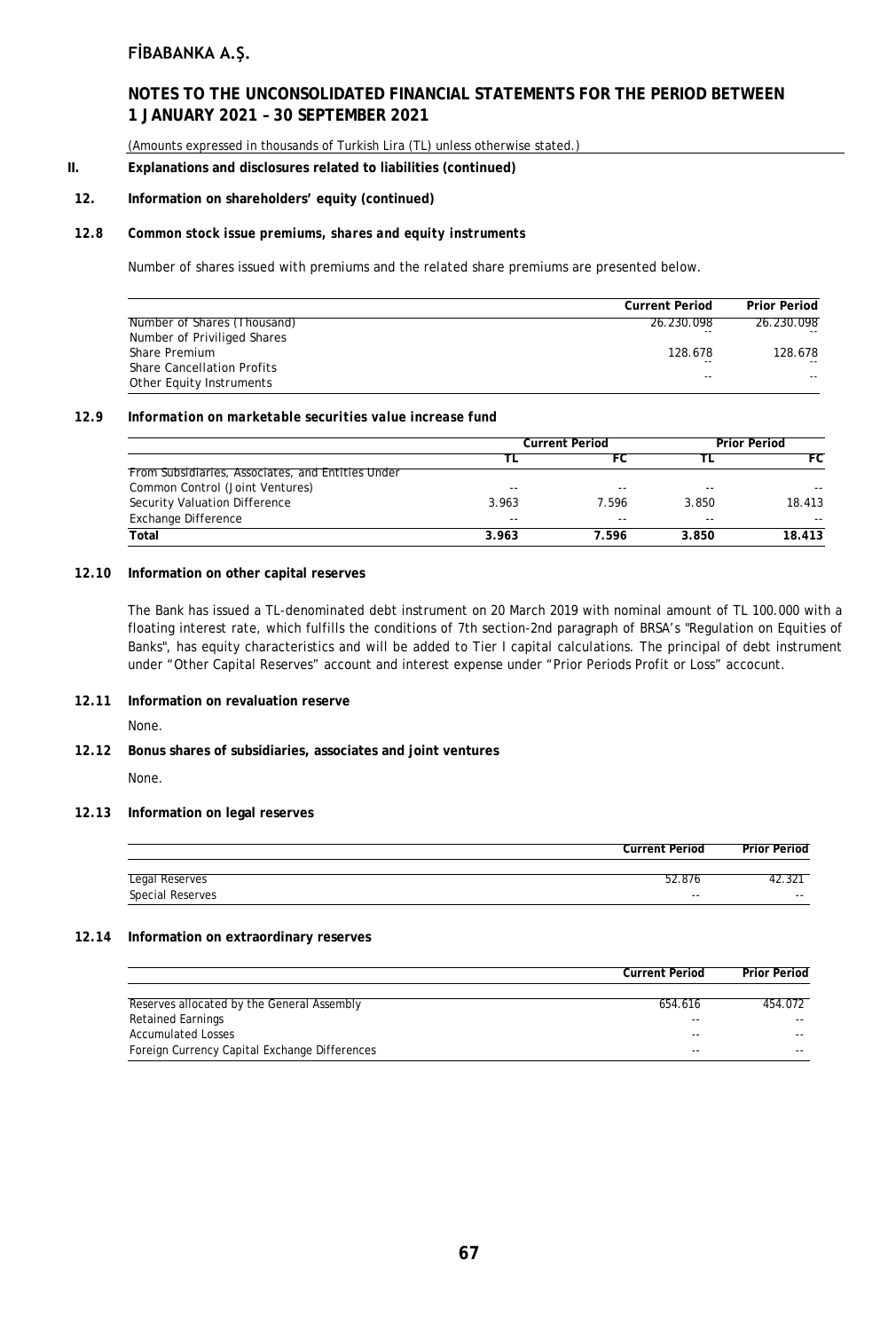## II. Explanations and disclosures related to liabilities (continued)

### 12. Information on shareholders' equity (continued)

#### 12.8 *Common stock issue premiums, shares and equity instruments*

Number of shares issued with premiums and the related share premiums are presented below.

| | Current Period | Prior Period |
|---|---|---|
| Number of Shares (Thousand) | 26.230.098 | 26.230.098 |
| Number of Priviliged Shares | -- | -- |
| Share Premium | 128.678 | 128.678 |
| Share Cancellation Profits | -- | -- |
| Other Equity Instruments | -- | -- |

#### 12.9 *Information on marketable securities value increase fund*

| | Current Period | | Prior Period | |
|---|---|---|---|---|
| | TL | FC | TL | FC |
| From Subsidiaries, Associates, and Entities Under Common Control (Joint Ventures) | -- | -- | -- | -- |
| Security Valuation Difference | 3.963 | 7.596 | 3.850 | 18.413 |
| Exchange Difference | -- | -- | -- | -- |
| **Total** | **3.963** | **7.596** | **3.850** | **18.413** |

#### 12.10 Information on other capital reserves

The Bank has issued a TL-denominated debt instrument on 20 March 2019 with nominal amount of TL 100.000 with a floating interest rate, which fulfills the conditions of 7th section-2nd paragraph of BRSA's "Regulation on Equities of Banks", has equity characteristics and will be added to Tier I capital calculations. The principal of debt instrument under "Other Capital Reserves" account and interest expense under "Prior Periods Profit or Loss" accocunt.

#### 12.11 Information on revaluation reserve

None.

#### 12.12 Bonus shares of subsidiaries, associates and joint ventures

None.

#### 12.13 Information on legal reserves

| | Current Period | Prior Period |
|---|---|---|
| Legal Reserves | 52.876 | 42.321 |
| Special Reserves | -- | -- |

#### 12.14 Information on extraordinary reserves

| | Current Period | Prior Period |
|---|---|---|
| Reserves allocated by the General Assembly | 654.616 | 454.072 |
| Retained Earnings | -- | -- |
| Accumulated Losses | -- | -- |
| Foreign Currency Capital Exchange Differences | -- | -- |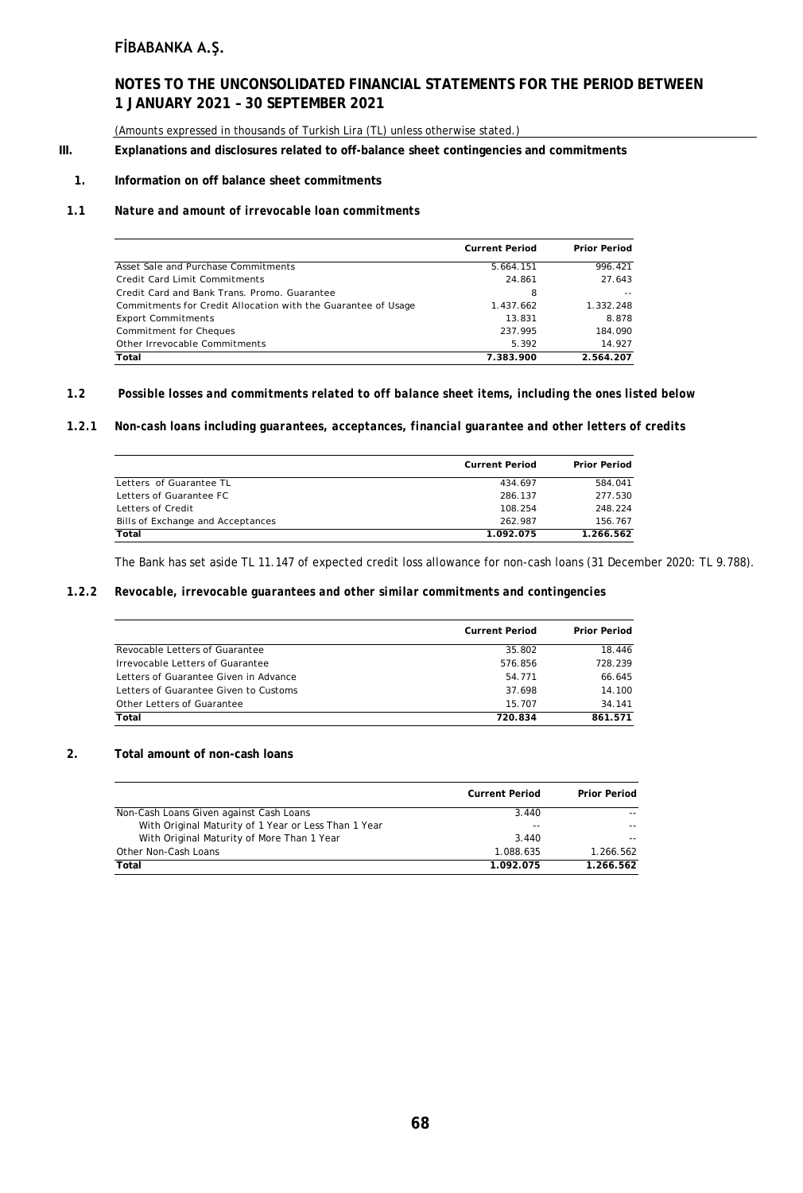## III. Explanations and disclosures related to off-balance sheet contingencies and commitments

### 1. Information on off balance sheet commitments

#### 1.1 *Nature and amount of irrevocable loan commitments*

| | Current Period | Prior Period |
|---|---|---|
| Asset Sale and Purchase Commitments | 5.664.151 | 996.421 |
| Credit Card Limit Commitments | 24.861 | 27.643 |
| Credit Card and Bank Trans. Promo. Guarantee | 8 | -- |
| Commitments for Credit Allocation with the Guarantee of Usage | 1.437.662 | 1.332.248 |
| Export Commitments | 13.831 | 8.878 |
| Commitment for Cheques | 237.995 | 184.090 |
| Other Irrevocable Commitments | 5.392 | 14.927 |
| **Total** | **7.383.900** | **2.564.207** |

#### 1.2 *Possible losses and commitments related to off balance sheet items, including the ones listed below*

#### 1.2.1 *Non-cash loans including guarantees, acceptances, financial guarantee and other letters of credits*

| | Current Period | Prior Period |
|---|---|---|
| Letters of Guarantee TL | 434.697 | 584.041 |
| Letters of Guarantee FC | 286.137 | 277.530 |
| Letters of Credit | 108.254 | 248.224 |
| Bills of Exchange and Acceptances | 262.987 | 156.767 |
| **Total** | **1.092.075** | **1.266.562** |

The Bank has set aside TL 11.147 of expected credit loss allowance for non-cash loans (31 December 2020: TL 9.788).

#### 1.2.2 *Revocable, irrevocable guarantees and other similar commitments and contingencies*

| | Current Period | Prior Period |
|---|---|---|
| Revocable Letters of Guarantee | 35.802 | 18.446 |
| Irrevocable Letters of Guarantee | 576.856 | 728.239 |
| Letters of Guarantee Given in Advance | 54.771 | 66.645 |
| Letters of Guarantee Given to Customs | 37.698 | 14.100 |
| Other Letters of Guarantee | 15.707 | 34.141 |
| **Total** | **720.834** | **861.571** |

### 2. Total amount of non-cash loans

| | Current Period | Prior Period |
|---|---|---|
| Non-Cash Loans Given against Cash Loans | 3.440 | -- |
| With Original Maturity of 1 Year or Less Than 1 Year | -- | -- |
| With Original Maturity of More Than 1 Year | 3.440 | -- |
| Other Non-Cash Loans | 1.088.635 | 1.266.562 |
| **Total** | **1.092.075** | **1.266.562** |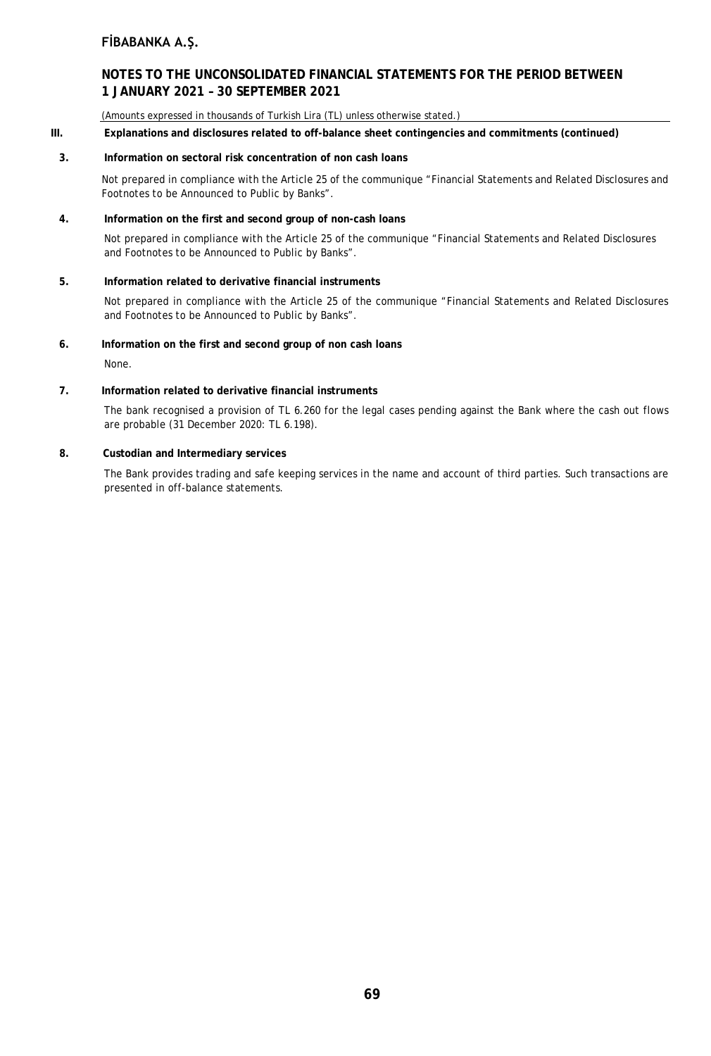### III. Explanations and disclosures related to off-balance sheet contingencies and commitments (continued)

#### 3. Information on sectoral risk concentration of non cash loans

Not prepared in compliance with the Article 25 of the communique "Financial Statements and Related Disclosures and Footnotes to be Announced to Public by Banks".

#### 4. Information on the first and second group of non-cash loans

Not prepared in compliance with the Article 25 of the communique "Financial Statements and Related Disclosures and Footnotes to be Announced to Public by Banks".

#### 5. Information related to derivative financial instruments

Not prepared in compliance with the Article 25 of the communique "Financial Statements and Related Disclosures and Footnotes to be Announced to Public by Banks".

#### 6. Information on the first and second group of non cash loans

None.

#### 7. Information related to derivative financial instruments

The bank recognised a provision of TL 6.260 for the legal cases pending against the Bank where the cash out flows are probable (31 December 2020: TL 6.198).

#### 8. Custodian and Intermediary services

The Bank provides trading and safe keeping services in the name and account of third parties. Such transactions are presented in off-balance statements.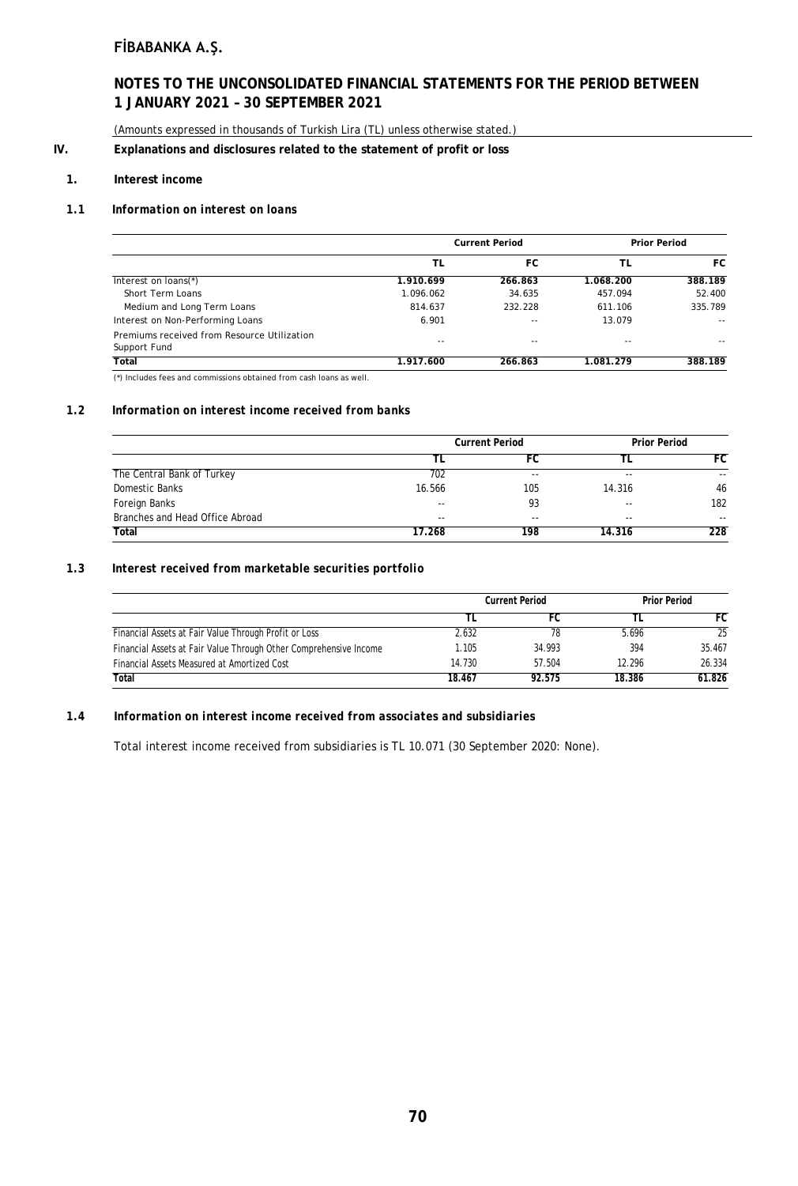# FİBABANKA A.Ş.

## NOTES TO THE UNCONSOLIDATED FINANCIAL STATEMENTS FOR THE PERIOD BETWEEN 1 JANUARY 2021 – 30 SEPTEMBER 2021

(Amounts expressed in thousands of Turkish Lira (TL) unless otherwise stated.)

## IV. Explanations and disclosures related to the statement of profit or loss

### 1. Interest income

#### 1.1 *Information on interest on loans*

| | Current Period | | Prior Period | |
|---|---|---|---|---|
| | TL | FC | TL | FC |
| Interest on loans(*) | 1.910.699 | 266.863 | 1.068.200 | 388.189 |
| Short Term Loans | 1.096.062 | 34.635 | 457.094 | 52.400 |
| Medium and Long Term Loans | 814.637 | 232.228 | 611.106 | 335.789 |
| Interest on Non-Performing Loans | 6.901 | -- | 13.079 | -- |
| Premiums received from Resource Utilization Support Fund | -- | -- | -- | -- |
| **Total** | **1.917.600** | **266.863** | **1.081.279** | **388.189** |

(*) Includes fees and commissions obtained from cash loans as well.

#### 1.2 *Information on interest income received from banks*

| | Current Period | | Prior Period | |
|---|---|---|---|---|
| | TL | FC | TL | FC |
| The Central Bank of Turkey | 702 | -- | -- | -- |
| Domestic Banks | 16.566 | 105 | 14.316 | 46 |
| Foreign Banks | -- | 93 | -- | 182 |
| Branches and Head Office Abroad | -- | -- | -- | -- |
| **Total** | **17.268** | **198** | **14.316** | **228** |

#### 1.3 *Interest received from marketable securities portfolio*

| | Current Period | | Prior Period | |
|---|---|---|---|---|
| | TL | FC | TL | FC |
| Financial Assets at Fair Value Through Profit or Loss | 2.632 | 78 | 5.696 | 25 |
| Financial Assets at Fair Value Through Other Comprehensive Income | 1.105 | 34.993 | 394 | 35.467 |
| Financial Assets Measured at Amortized Cost | 14.730 | 57.504 | 12.296 | 26.334 |
| **Total** | **18.467** | **92.575** | **18.386** | **61.826** |

#### 1.4 *Information on interest income received from associates and subsidiaries*

Total interest income received from subsidiaries is TL 10.071 (30 September 2020: None).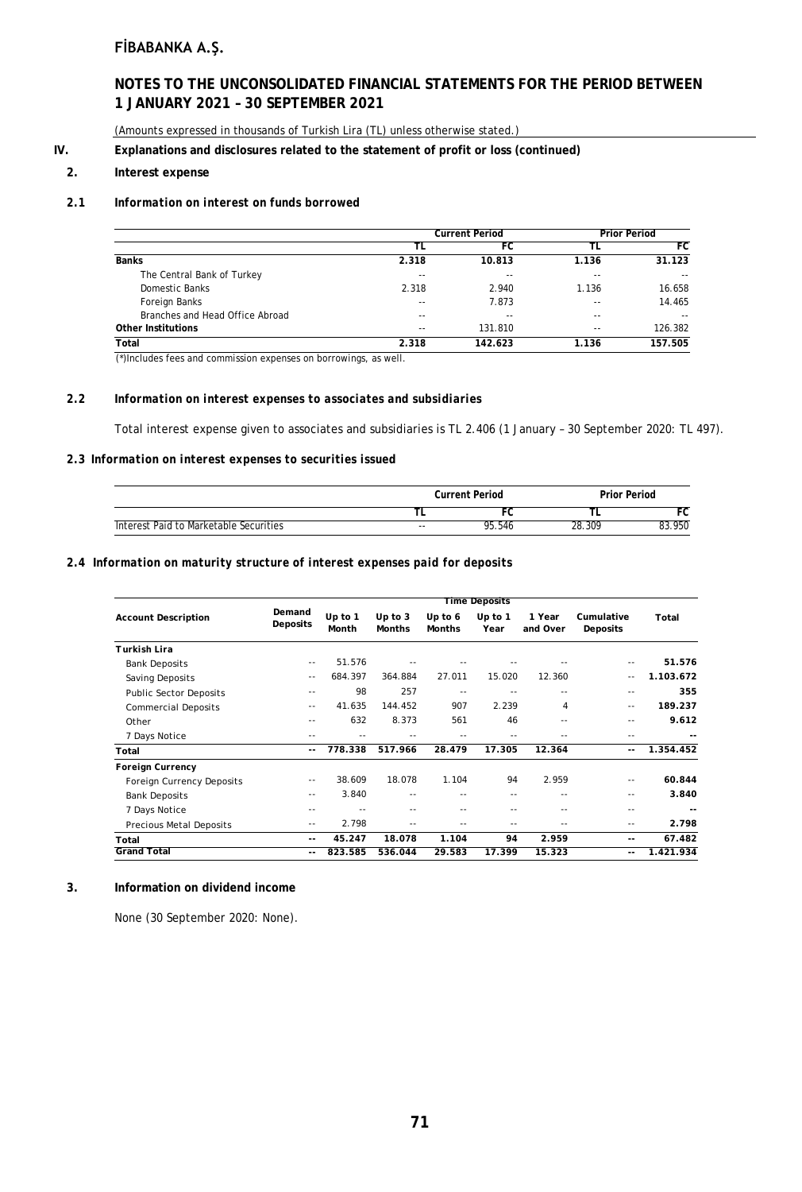## IV. Explanations and disclosures related to the statement of profit or loss (continued)

### 2. Interest expense

#### 2.1 *Information on interest on funds borrowed*

| | Current Period | | Prior Period | |
|---|---|---|---|---|
| | TL | FC | TL | FC |
| **Banks** | **2.318** | **10.813** | **1.136** | **31.123** |
| The Central Bank of Turkey | -- | -- | -- | -- |
| Domestic Banks | 2.318 | 2.940 | 1.136 | 16.658 |
| Foreign Banks | -- | 7.873 | -- | 14.465 |
| Branches and Head Office Abroad | -- | -- | -- | -- |
| **Other Institutions** | -- | 131.810 | -- | 126.382 |
| **Total** | **2.318** | **142.623** | **1.136** | **157.505** |

(*)Includes fees and commission expenses on borrowings, as well.

#### 2.2 *Information on interest expenses to associates and subsidiaries*

Total interest expense given to associates and subsidiaries is TL 2.406 (1 January – 30 September 2020: TL 497).

#### 2.3 *Information on interest expenses to securities issued*

| | Current Period | | Prior Period | |
|---|---|---|---|---|
| | TL | FC | TL | FC |
| Interest Paid to Marketable Securities | -- | 95.546 | 28.309 | 83.950 |

#### 2.4 *Information on maturity structure of interest expenses paid for deposits*

| | | Time Deposits | | | | | | |
|---|---|---|---|---|---|---|---|---|
| **Account Description** | **Demand Deposits** | **Up to 1 Month** | **Up to 3 Months** | **Up to 6 Months** | **Up to 1 Year** | **1 Year and Over** | **Cumulative Deposits** | **Total** |
| **Turkish Lira** | | | | | | | | |
| Bank Deposits | -- | 51.576 | -- | -- | -- | -- | -- | **51.576** |
| Saving Deposits | -- | 684.397 | 364.884 | 27.011 | 15.020 | 12.360 | -- | **1.103.672** |
| Public Sector Deposits | -- | 98 | 257 | -- | -- | -- | -- | **355** |
| Commercial Deposits | -- | 41.635 | 144.452 | 907 | 2.239 | 4 | -- | **189.237** |
| Other | -- | 632 | 8.373 | 561 | 46 | -- | -- | **9.612** |
| 7 Days Notice | -- | -- | -- | -- | -- | -- | -- | **--** |
| **Total** | **--** | **778.338** | **517.966** | **28.479** | **17.305** | **12.364** | **--** | **1.354.452** |
| **Foreign Currency** | | | | | | | | |
| Foreign Currency Deposits | -- | 38.609 | 18.078 | 1.104 | 94 | 2.959 | -- | **60.844** |
| Bank Deposits | -- | 3.840 | -- | -- | -- | -- | -- | **3.840** |
| 7 Days Notice | -- | -- | -- | -- | -- | -- | -- | **--** |
| Precious Metal Deposits | -- | 2.798 | -- | -- | -- | -- | -- | **2.798** |
| **Total** | **--** | **45.247** | **18.078** | **1.104** | **94** | **2.959** | **--** | **67.482** |
| **Grand Total** | **--** | **823.585** | **536.044** | **29.583** | **17.399** | **15.323** | **--** | **1.421.934** |

### 3. Information on dividend income

None (30 September 2020: None).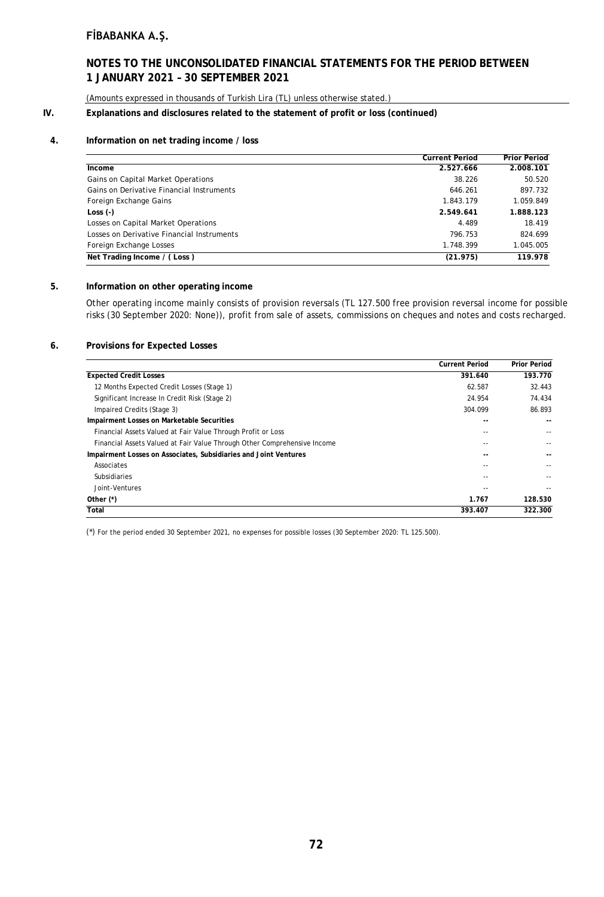# FİBABANKA A.Ş.

## NOTES TO THE UNCONSOLIDATED FINANCIAL STATEMENTS FOR THE PERIOD BETWEEN 1 JANUARY 2021 – 30 SEPTEMBER 2021

(Amounts expressed in thousands of Turkish Lira (TL) unless otherwise stated.)

**IV. Explanations and disclosures related to the statement of profit or loss (continued)**

**4. Information on net trading income / loss**

| | Current Period | Prior Period |
|---|---|---|
| **Income** | **2.527.666** | **2.008.101** |
| Gains on Capital Market Operations | 38.226 | 50.520 |
| Gains on Derivative Financial Instruments | 646.261 | 897.732 |
| Foreign Exchange Gains | 1.843.179 | 1.059.849 |
| **Loss (-)** | **2.549.641** | **1.888.123** |
| Losses on Capital Market Operations | 4.489 | 18.419 |
| Losses on Derivative Financial Instruments | 796.753 | 824.699 |
| Foreign Exchange Losses | 1.748.399 | 1.045.005 |
| **Net Trading Income / ( Loss )** | **(21.975)** | **119.978** |

**5. Information on other operating income**

Other operating income mainly consists of provision reversals (TL 127.500 free provision reversal income for possible risks (30 September 2020: None)), profit from sale of assets, commissions on cheques and notes and costs recharged.

**6. Provisions for Expected Losses**

| | Current Period | Prior Period |
|---|---|---|
| **Expected Credit Losses** | **391.640** | **193.770** |
| 12 Months Expected Credit Losses (Stage 1) | 62.587 | 32.443 |
| Significant Increase In Credit Risk (Stage 2) | 24.954 | 74.434 |
| Impaired Credits (Stage 3) | 304.099 | 86.893 |
| **Impairment Losses on Marketable Securities** | **--** | **--** |
| Financial Assets Valued at Fair Value Through Profit or Loss | -- | -- |
| Financial Assets Valued at Fair Value Through Other Comprehensive Income | -- | -- |
| **Impairment Losses on Associates, Subsidiaries and Joint Ventures** | **--** | **--** |
| Associates | -- | -- |
| Subsidiaries | -- | -- |
| Joint-Ventures | -- | -- |
| **Other (*)** | **1.767** | **128.530** |
| **Total** | **393.407** | **322.300** |

(*) For the period ended 30 September 2021, no expenses for possible losses (30 September 2020: TL 125.500).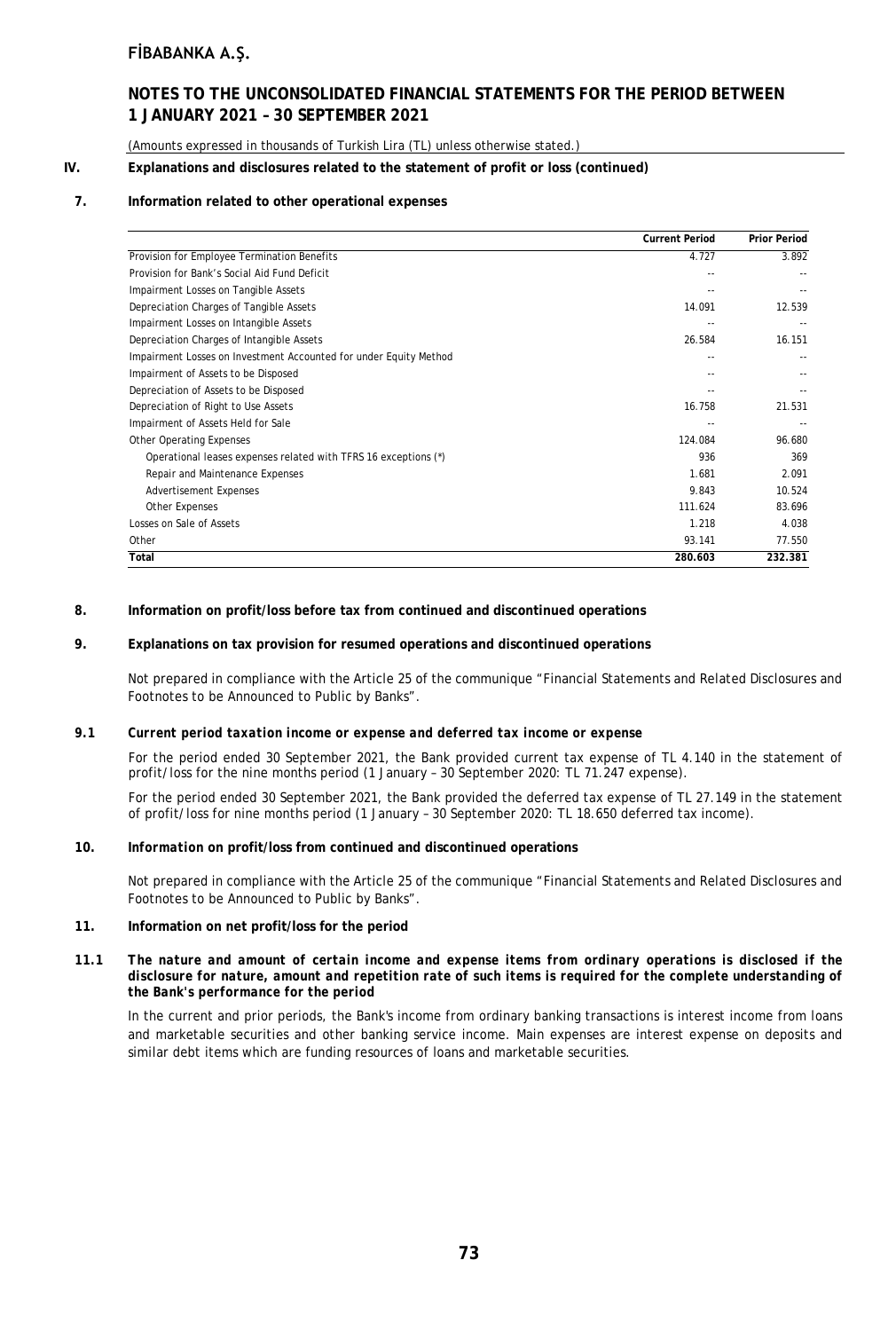## FİBABANKA A.Ş.

## NOTES TO THE UNCONSOLIDATED FINANCIAL STATEMENTS FOR THE PERIOD BETWEEN 1 JANUARY 2021 – 30 SEPTEMBER 2021

(Amounts expressed in thousands of Turkish Lira (TL) unless otherwise stated.)

### IV. Explanations and disclosures related to the statement of profit or loss (continued)

#### 7. Information related to other operational expenses

| | Current Period | Prior Period |
|---|---|---|
| Provision for Employee Termination Benefits | 4.727 | 3.892 |
| Provision for Bank's Social Aid Fund Deficit | -- | -- |
| Impairment Losses on Tangible Assets | -- | -- |
| Depreciation Charges of Tangible Assets | 14.091 | 12.539 |
| Impairment Losses on Intangible Assets | -- | -- |
| Depreciation Charges of Intangible Assets | 26.584 | 16.151 |
| Impairment Losses on Investment Accounted for under Equity Method | -- | -- |
| Impairment of Assets to be Disposed | -- | -- |
| Depreciation of Assets to be Disposed | -- | -- |
| Depreciation of Right to Use Assets | 16.758 | 21.531 |
| Impairment of Assets Held for Sale | -- | -- |
| Other Operating Expenses | 124.084 | 96.680 |
| Operational leases expenses related with TFRS 16 exceptions (*) | 936 | 369 |
| Repair and Maintenance Expenses | 1.681 | 2.091 |
| Advertisement Expenses | 9.843 | 10.524 |
| Other Expenses | 111.624 | 83.696 |
| Losses on Sale of Assets | 1.218 | 4.038 |
| Other | 93.141 | 77.550 |
| **Total** | **280.603** | **232.381** |

#### 8. Information on profit/loss before tax from continued and discontinued operations

#### 9. Explanations on tax provision for resumed operations and discontinued operations

Not prepared in compliance with the Article 25 of the communique "Financial Statements and Related Disclosures and Footnotes to be Announced to Public by Banks".

#### 9.1 *Current period taxation income or expense and deferred tax income or expense*

For the period ended 30 September 2021, the Bank provided current tax expense of TL 4.140 in the statement of profit/loss for the nine months period (1 January – 30 September 2020: TL 71.247 expense).

For the period ended 30 September 2021, the Bank provided the deferred tax expense of TL 27.149 in the statement of profit/loss for nine months period (1 January – 30 September 2020: TL 18.650 deferred tax income).

#### 10. *Information on profit/loss from continued and discontinued operations*

Not prepared in compliance with the Article 25 of the communique "Financial Statements and Related Disclosures and Footnotes to be Announced to Public by Banks".

#### 11. Information on net profit/loss for the period

#### 11.1 *The nature and amount of certain income and expense items from ordinary operations is disclosed if the disclosure for nature, amount and repetition rate of such items is required for the complete understanding of the Bank's performance for the period*

In the current and prior periods, the Bank's income from ordinary banking transactions is interest income from loans and marketable securities and other banking service income. Main expenses are interest expense on deposits and similar debt items which are funding resources of loans and marketable securities.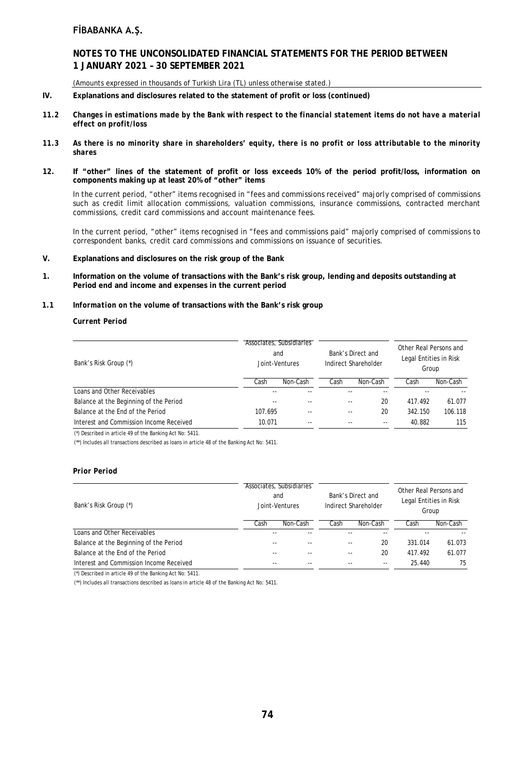(Amounts expressed in thousands of Turkish Lira (TL) unless otherwise stated.)

**IV. Explanations and disclosures related to the statement of profit or loss (continued)**

**11.2** ***Changes in estimations made by the Bank with respect to the financial statement items do not have a material effect on profit/loss***

**11.3** ***As there is no minority share in shareholders' equity, there is no profit or loss attributable to the minority shares***

**12. If "other" lines of the statement of profit or loss exceeds 10% of the period profit/loss, information on components making up at least 20% of "other" items**

In the current period, "other" items recognised in "fees and commissions received" majorly comprised of commissions such as credit limit allocation commissions, valuation commissions, insurance commissions, contracted merchant commissions, credit card commissions and account maintenance fees.

In the current period, "other" items recognised in "fees and commissions paid" majorly comprised of commissions to correspondent banks, credit card commissions and commissions on issuance of securities.

**V. Explanations and disclosures on the risk group of the Bank**

**1. Information on the volume of transactions with the Bank's risk group, lending and deposits outstanding at Period end and income and expenses in the current period**

**1.1** ***Information on the volume of transactions with the Bank's risk group***

***Current Period***

| Bank's Risk Group (*) | Associates, Subsidiaries and Joint-Ventures | | Bank's Direct and Indirect Shareholder | | Other Real Persons and Legal Entities in Risk Group | |
|---|---|---|---|---|---|---|
| | Cash | Non-Cash | Cash | Non-Cash | Cash | Non-Cash |
| Loans and Other Receivables | -- | -- | -- | -- | -- | -- |
| Balance at the Beginning of the Period | -- | -- | -- | 20 | 417.492 | 61.077 |
| Balance at the End of the Period | 107.695 | -- | -- | 20 | 342.150 | 106.118 |
| Interest and Commission Income Received | 10.071 | -- | -- | -- | 40.882 | 115 |

(*) Described in article 49 of the Banking Act No: 5411.

(**) Includes all transactions described as loans in article 48 of the Banking Act No: 5411.

***Prior Period***

| Bank's Risk Group (*) | Associates, Subsidiaries and Joint-Ventures | | Bank's Direct and Indirect Shareholder | | Other Real Persons and Legal Entities in Risk Group | |
|---|---|---|---|---|---|---|
| | Cash | Non-Cash | Cash | Non-Cash | Cash | Non-Cash |
| Loans and Other Receivables | -- | -- | -- | -- | -- | -- |
| Balance at the Beginning of the Period | -- | -- | -- | 20 | 331.014 | 61.073 |
| Balance at the End of the Period | -- | -- | -- | 20 | 417.492 | 61.077 |
| Interest and Commission Income Received | -- | -- | -- | -- | 25.440 | 75 |

(*) Described in article 49 of the Banking Act No: 5411.

(**) Includes all transactions described as loans in article 48 of the Banking Act No: 5411.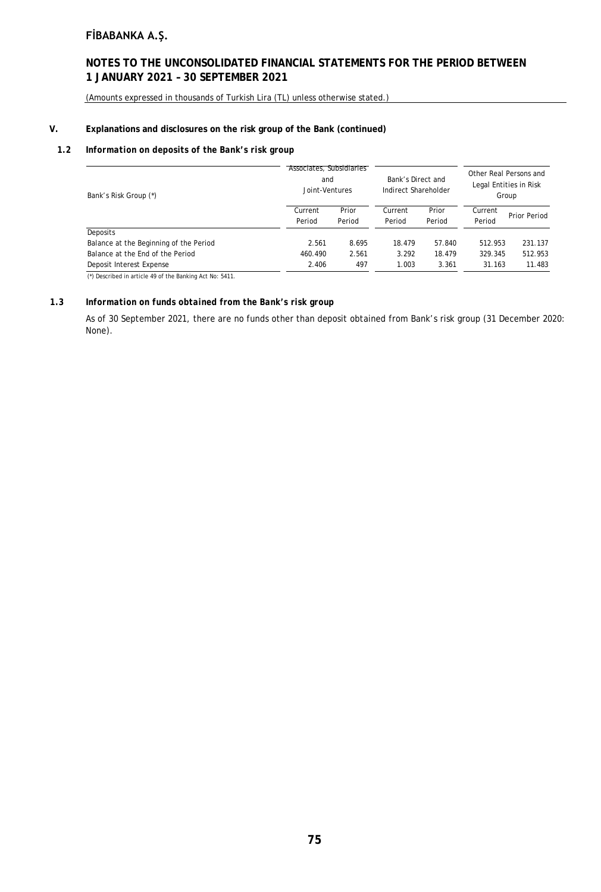## V. Explanations and disclosures on the risk group of the Bank (continued)

### 1.2 *Information on deposits of the Bank's risk group*

| Bank's Risk Group (*) | Associates, Subsidiaries and Joint-Ventures | | Bank's Direct and Indirect Shareholder | | Other Real Persons and Legal Entities in Risk Group | |
|---|---|---|---|---|---|---|
| | Current Period | Prior Period | Current Period | Prior Period | Current Period | Prior Period |
| Deposits | | | | | | |
| Balance at the Beginning of the Period | 2.561 | 8.695 | 18.479 | 57.840 | 512.953 | 231.137 |
| Balance at the End of the Period | 460.490 | 2.561 | 3.292 | 18.479 | 329.345 | 512.953 |
| Deposit Interest Expense | 2.406 | 497 | 1.003 | 3.361 | 31.163 | 11.483 |

(*) Described in article 49 of the Banking Act No: 5411.

### 1.3 *Information on funds obtained from the Bank's risk group*

As of 30 September 2021, there are no funds other than deposit obtained from Bank's risk group (31 December 2020: None).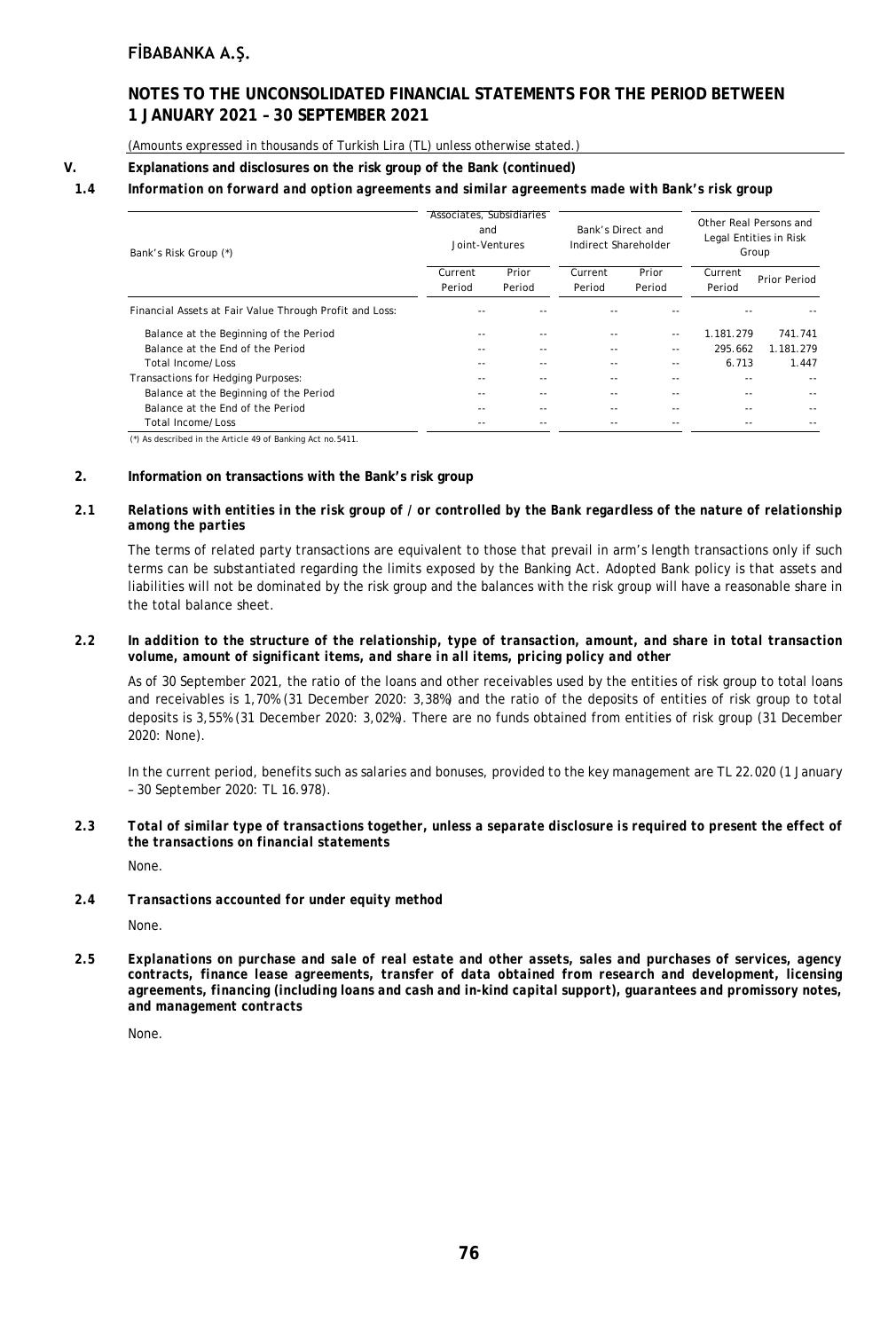(Amounts expressed in thousands of Turkish Lira (TL) unless otherwise stated.)

## V. Explanations and disclosures on the risk group of the Bank (continued)

### 1.4 *Information on forward and option agreements and similar agreements made with Bank's risk group*

| Bank's Risk Group (*) | Associates, Subsidiaries and Joint-Ventures | | Bank's Direct and Indirect Shareholder | | Other Real Persons and Legal Entities in Risk Group | |
|---|---|---|---|---|---|---|
| | Current Period | Prior Period | Current Period | Prior Period | Current Period | Prior Period |
| Financial Assets at Fair Value Through Profit and Loss: | -- | -- | -- | -- | -- | -- |
| Balance at the Beginning of the Period | -- | -- | -- | -- | 1.181.279 | 741.741 |
| Balance at the End of the Period | -- | -- | -- | -- | 295.662 | 1.181.279 |
| Total Income/Loss | -- | -- | -- | -- | 6.713 | 1.447 |
| Transactions for Hedging Purposes: | -- | -- | -- | -- | -- | -- |
| Balance at the Beginning of the Period | -- | -- | -- | -- | -- | -- |
| Balance at the End of the Period | -- | -- | -- | -- | -- | -- |
| Total Income/Loss | -- | -- | -- | -- | -- | -- |

(*) As described in the Article 49 of Banking Act no.5411.

### 2. Information on transactions with the Bank's risk group

#### 2.1 *Relations with entities in the risk group of / or controlled by the Bank regardless of the nature of relationship among the parties*

The terms of related party transactions are equivalent to those that prevail in arm's length transactions only if such terms can be substantiated regarding the limits exposed by the Banking Act. Adopted Bank policy is that assets and liabilities will not be dominated by the risk group and the balances with the risk group will have a reasonable share in the total balance sheet.

#### 2.2 *In addition to the structure of the relationship, type of transaction, amount, and share in total transaction volume, amount of significant items, and share in all items, pricing policy and other*

As of 30 September 2021, the ratio of the loans and other receivables used by the entities of risk group to total loans and receivables is 1,70% (31 December 2020: 3,38%) and the ratio of the deposits of entities of risk group to total deposits is 3,55% (31 December 2020: 3,02%). There are no funds obtained from entities of risk group (31 December 2020: None).

In the current period, benefits such as salaries and bonuses, provided to the key management are TL 22.020 (1 January – 30 September 2020: TL 16.978).

#### 2.3 *Total of similar type of transactions together, unless a separate disclosure is required to present the effect of the transactions on financial statements*

None.

#### 2.4 *Transactions accounted for under equity method*

None.

#### 2.5 *Explanations on purchase and sale of real estate and other assets, sales and purchases of services, agency contracts, finance lease agreements, transfer of data obtained from research and development, licensing agreements, financing (including loans and cash and in-kind capital support), guarantees and promissory notes, and management contracts*

None.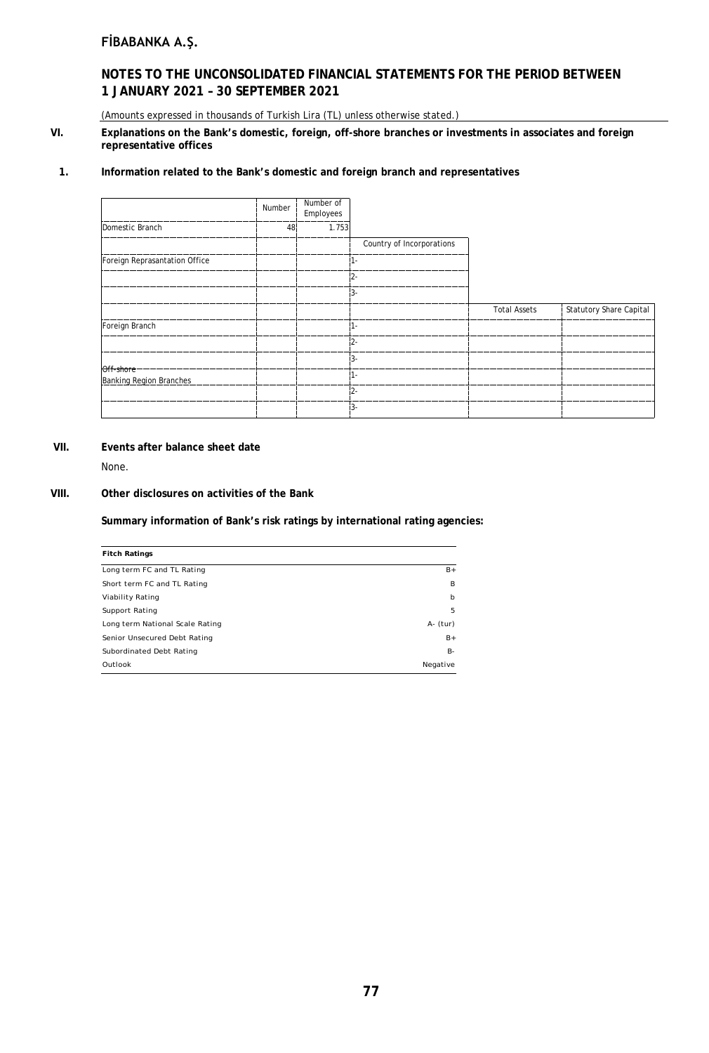## VI. Explanations on the Bank's domestic, foreign, off-shore branches or investments in associates and foreign representative offices

### 1. Information related to the Bank's domestic and foreign branch and representatives

| | Number | Number of Employees | | | |
|---|---|---|---|---|---|
| Domestic Branch | 48 | 1.753 | | | |
| | | | Country of Incorporations | | |
| Foreign Reprasantation Office | | | 1- | | |
| | | | 2- | | |
| | | | 3- | | |
| | | | | Total Assets | Statutory Share Capital |
| Foreign Branch | | | 1- | | |
| | | | 2- | | |
| | | | 3- | | |
| ~~Off-shore~~ Banking Region Branches | | | 1- | | |
| | | | 2- | | |
| | | | 3- | | |

## VII. Events after balance sheet date

None.

## VIII. Other disclosures on activities of the Bank

**Summary information of Bank's risk ratings by international rating agencies:**

| Fitch Ratings | |
|---|---|
| Long term FC and TL Rating | B+ |
| Short term FC and TL Rating | B |
| Viability Rating | b |
| Support Rating | 5 |
| Long term National Scale Rating | A- (tur) |
| Senior Unsecured Debt Rating | B+ |
| Subordinated Debt Rating | B- |
| Outlook | Negative |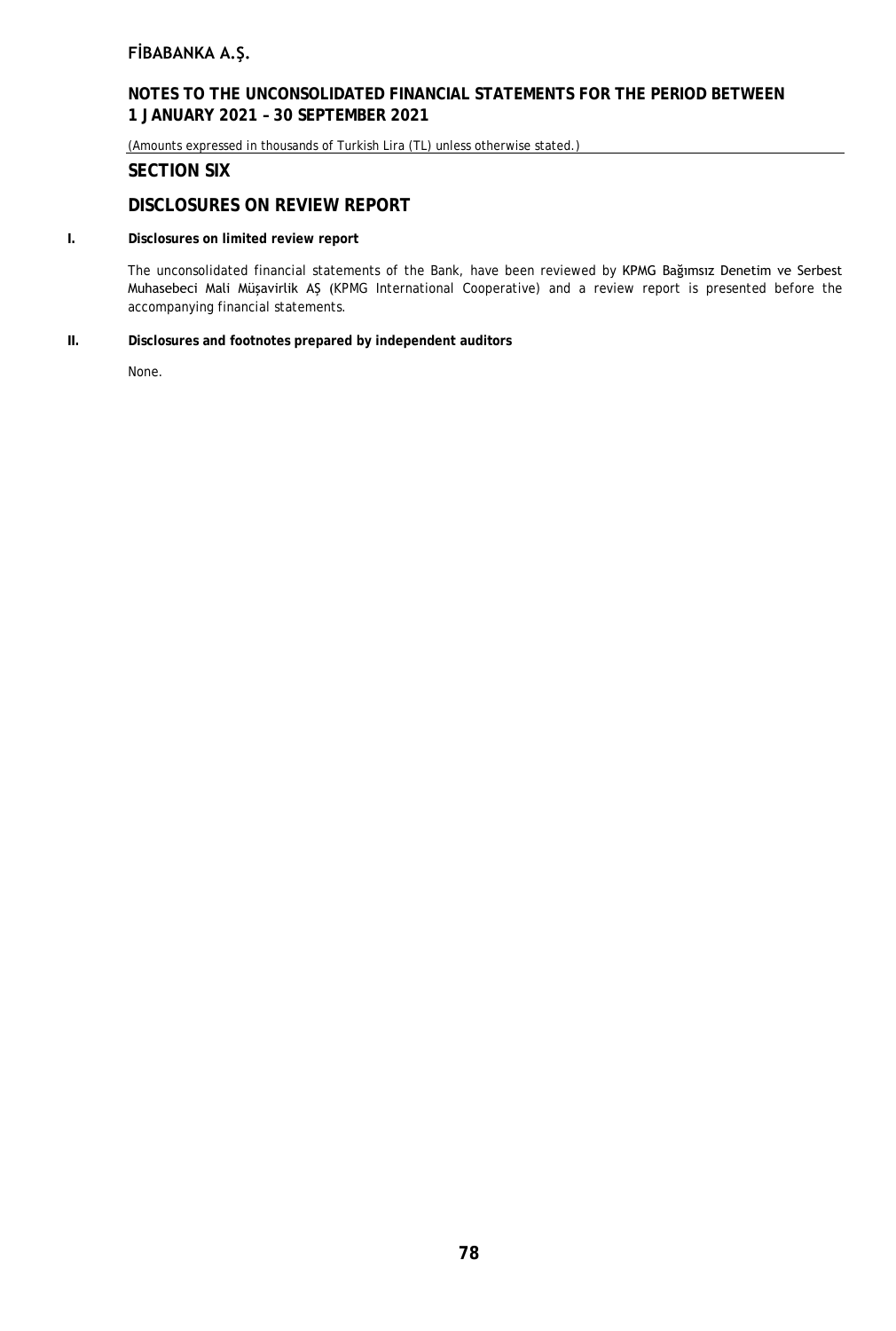## SECTION SIX

## DISCLOSURES ON REVIEW REPORT

### I. Disclosures on limited review report

The unconsolidated financial statements of the Bank, have been reviewed by KPMG Bağımsız Denetim ve Serbest Muhasebeci Mali Müşavirlik AŞ (KPMG International Cooperative) and a review report is presented before the accompanying financial statements.

### II. Disclosures and footnotes prepared by independent auditors

None.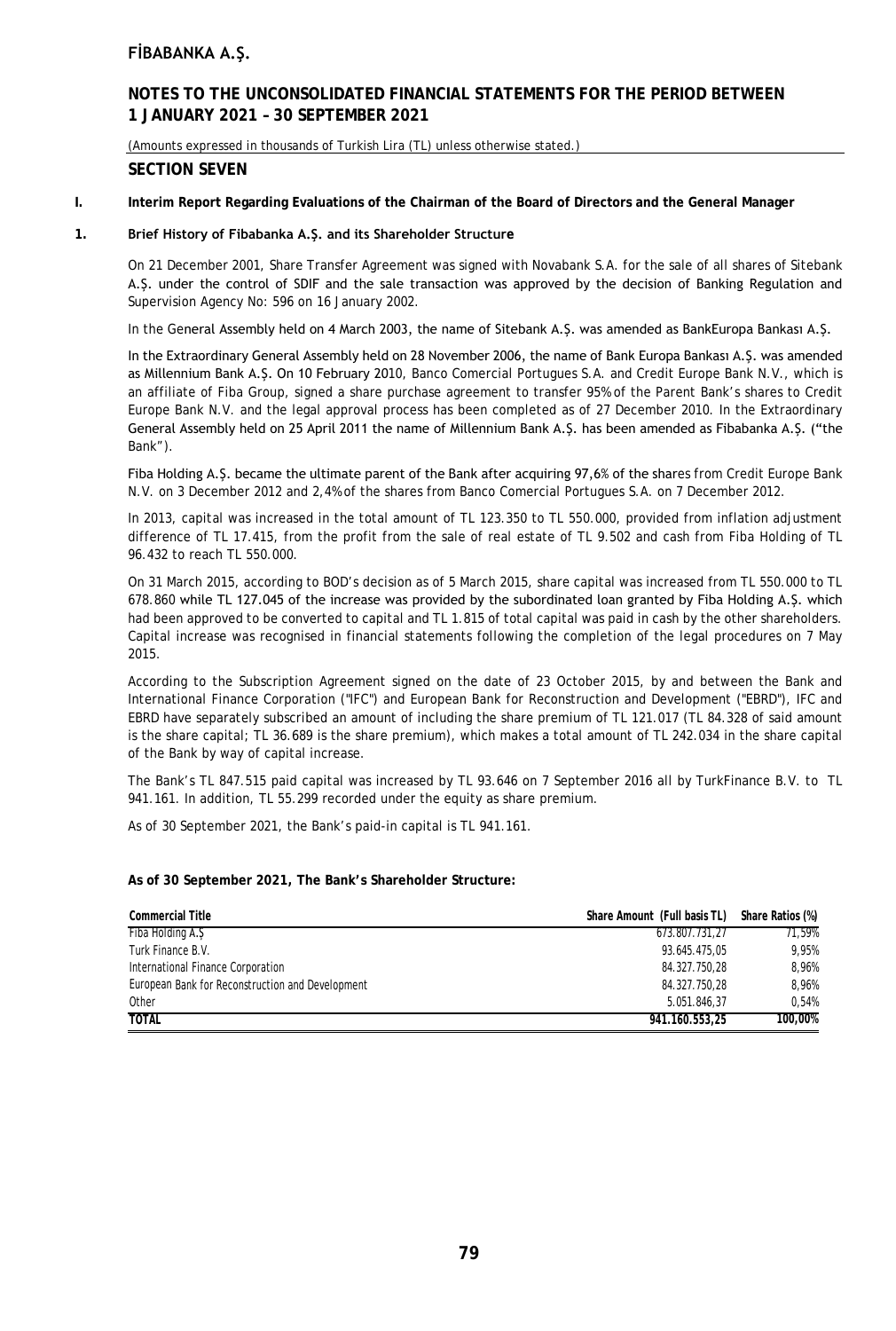# FİBABANKA A.Ş.

## NOTES TO THE UNCONSOLIDATED FINANCIAL STATEMENTS FOR THE PERIOD BETWEEN 1 JANUARY 2021 – 30 SEPTEMBER 2021

(Amounts expressed in thousands of Turkish Lira (TL) unless otherwise stated.)

## SECTION SEVEN

### I. Interim Report Regarding Evaluations of the Chairman of the Board of Directors and the General Manager

### 1. Brief History of Fibabanka A.Ş. and its Shareholder Structure

On 21 December 2001, Share Transfer Agreement was signed with Novabank S.A. for the sale of all shares of Sitebank A.Ş. under the control of SDIF and the sale transaction was approved by the decision of Banking Regulation and Supervision Agency No: 596 on 16 January 2002.

In the General Assembly held on 4 March 2003, the name of Sitebank A.Ş. was amended as BankEuropa Bankası A.Ş.

In the Extraordinary General Assembly held on 28 November 2006, the name of Bank Europa Bankası A.Ş. was amended as Millennium Bank A.Ş. On 10 February 2010, Banco Comercial Portugues S.A. and Credit Europe Bank N.V., which is an affiliate of Fiba Group, signed a share purchase agreement to transfer 95% of the Parent Bank's shares to Credit Europe Bank N.V. and the legal approval process has been completed as of 27 December 2010. In the Extraordinary General Assembly held on 25 April 2011 the name of Millennium Bank A.Ş. has been amended as Fibabanka A.Ş. ("the Bank").

Fiba Holding A.Ş. became the ultimate parent of the Bank after acquiring 97,6% of the shares from Credit Europe Bank N.V. on 3 December 2012 and 2,4% of the shares from Banco Comercial Portugues S.A. on 7 December 2012.

In 2013, capital was increased in the total amount of TL 123.350 to TL 550.000, provided from inflation adjustment difference of TL 17.415, from the profit from the sale of real estate of TL 9.502 and cash from Fiba Holding of TL 96.432 to reach TL 550.000.

On 31 March 2015, according to BOD's decision as of 5 March 2015, share capital was increased from TL 550.000 to TL 678.860 while TL 127.045 of the increase was provided by the subordinated loan granted by Fiba Holding A.Ş. which had been approved to be converted to capital and TL 1.815 of total capital was paid in cash by the other shareholders. Capital increase was recognised in financial statements following the completion of the legal procedures on 7 May 2015.

According to the Subscription Agreement signed on the date of 23 October 2015, by and between the Bank and International Finance Corporation ("IFC") and European Bank for Reconstruction and Development ("EBRD"), IFC and EBRD have separately subscribed an amount of including the share premium of TL 121.017 (TL 84.328 of said amount is the share capital; TL 36.689 is the share premium), which makes a total amount of TL 242.034 in the share capital of the Bank by way of capital increase.

The Bank's TL 847.515 paid capital was increased by TL 93.646 on 7 September 2016 all by TurkFinance B.V. to TL 941.161. In addition, TL 55.299 recorded under the equity as share premium.

As of 30 September 2021, the Bank's paid-in capital is TL 941.161.

**As of 30 September 2021, The Bank's Shareholder Structure:**

| Commercial Title | Share Amount (Full basis TL) | Share Ratios (%) |
|---|---|---|
| Fiba Holding A.Ş | 673.807.731,27 | 71,59% |
| Turk Finance B.V. | 93.645.475,05 | 9,95% |
| International Finance Corporation | 84.327.750,28 | 8,96% |
| European Bank for Reconstruction and Development | 84.327.750,28 | 8,96% |
| Other | 5.051.846,37 | 0,54% |
| **TOTAL** | **941.160.553,25** | **100,00%** |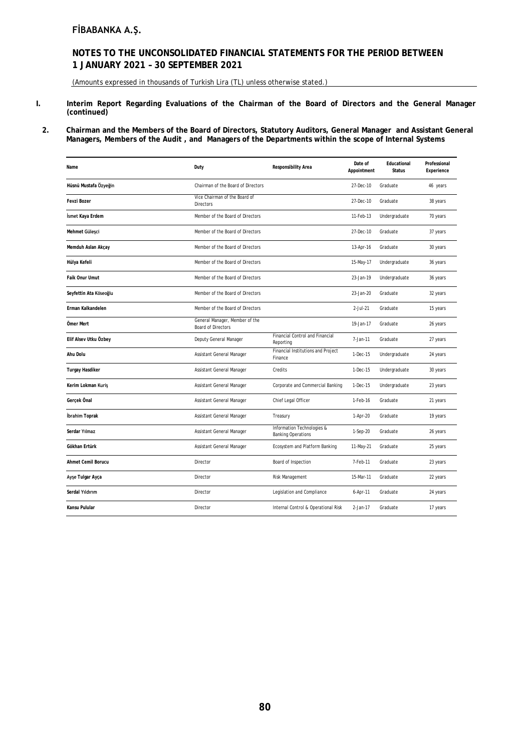# FİBABANKA A.Ş.

## NOTES TO THE UNCONSOLIDATED FINANCIAL STATEMENTS FOR THE PERIOD BETWEEN 1 JANUARY 2021 – 30 SEPTEMBER 2021

(Amounts expressed in thousands of Turkish Lira (TL) unless otherwise stated.)

## I. Interim Report Regarding Evaluations of the Chairman of the Board of Directors and the General Manager (continued)

### 2. Chairman and the Members of the Board of Directors, Statutory Auditors, General Manager and Assistant General Managers, Members of the Audit , and Managers of the Departments within the scope of Internal Systems

| Name | Duty | Responsibility Area | Date of Appointment | Educational Status | Professional Experience |
|---|---|---|---|---|---|
| Hüsnü Mustafa Özyeğin | Chairman of the Board of Directors | | 27-Dec-10 | Graduate | 46 years |
| Fevzi Bozer | Vice Chairman of the Board of Directors | | 27-Dec-10 | Graduate | 38 years |
| İsmet Kaya Erdem | Member of the Board of Directors | | 11-Feb-13 | Undergraduate | 70 years |
| Mehmet Güleşci | Member of the Board of Directors | | 27-Dec-10 | Graduate | 37 years |
| Memduh Aslan Akçay | Member of the Board of Directors | | 13-Apr-16 | Graduate | 30 years |
| Hülya Kefeli | Member of the Board of Directors | | 15-May-17 | Undergraduate | 36 years |
| Faik Onur Umut | Member of the Board of Directors | | 23-Jan-19 | Undergraduate | 36 years |
| Seyfettin Ata Köseoğlu | Member of the Board of Directors | | 23-Jan-20 | Graduate | 32 years |
| Erman Kalkandelen | Member of the Board of Directors | | 2-Jul-21 | Graduate | 15 years |
| Ömer Mert | General Manager, Member of the Board of Directors | | 19-Jan-17 | Graduate | 26 years |
| Elif Alsev Utku Özbey | Deputy General Manager | Financial Control and Financial Reporting | 7-Jan-11 | Graduate | 27 years |
| Ahu Dolu | Assistant General Manager | Financial Institutions and Project Finance | 1-Dec-15 | Undergraduate | 24 years |
| Turgay Hasdiker | Assistant General Manager | Credits | 1-Dec-15 | Undergraduate | 30 years |
| Kerim Lokman Kuriş | Assistant General Manager | Corporate and Commercial Banking | 1-Dec-15 | Undergraduate | 23 years |
| Gerçek Önal | Assistant General Manager | Chief Legal Officer | 1-Feb-16 | Graduate | 21 years |
| İbrahim Toprak | Assistant General Manager | Treasury | 1-Apr-20 | Graduate | 19 years |
| Serdar Yılmaz | Assistant General Manager | Information Technologies & Banking Operations | 1-Sep-20 | Graduate | 26 years |
| Gökhan Ertürk | Assistant General Manager | Ecosystem and Platform Banking | 11-May-21 | Graduate | 25 years |
| Ahmet Cemil Borucu | Director | Board of Inspection | 7-Feb-11 | Graduate | 23 years |
| Ayşe Tulgar Ayça | Director | Risk Management | 15-Mar-11 | Graduate | 22 years |
| Serdal Yıldırım | Director | Legislation and Compliance | 6-Apr-11 | Graduate | 24 years |
| Kansu Pulular | Director | Internal Control & Operational Risk | 2-Jan-17 | Graduate | 17 years |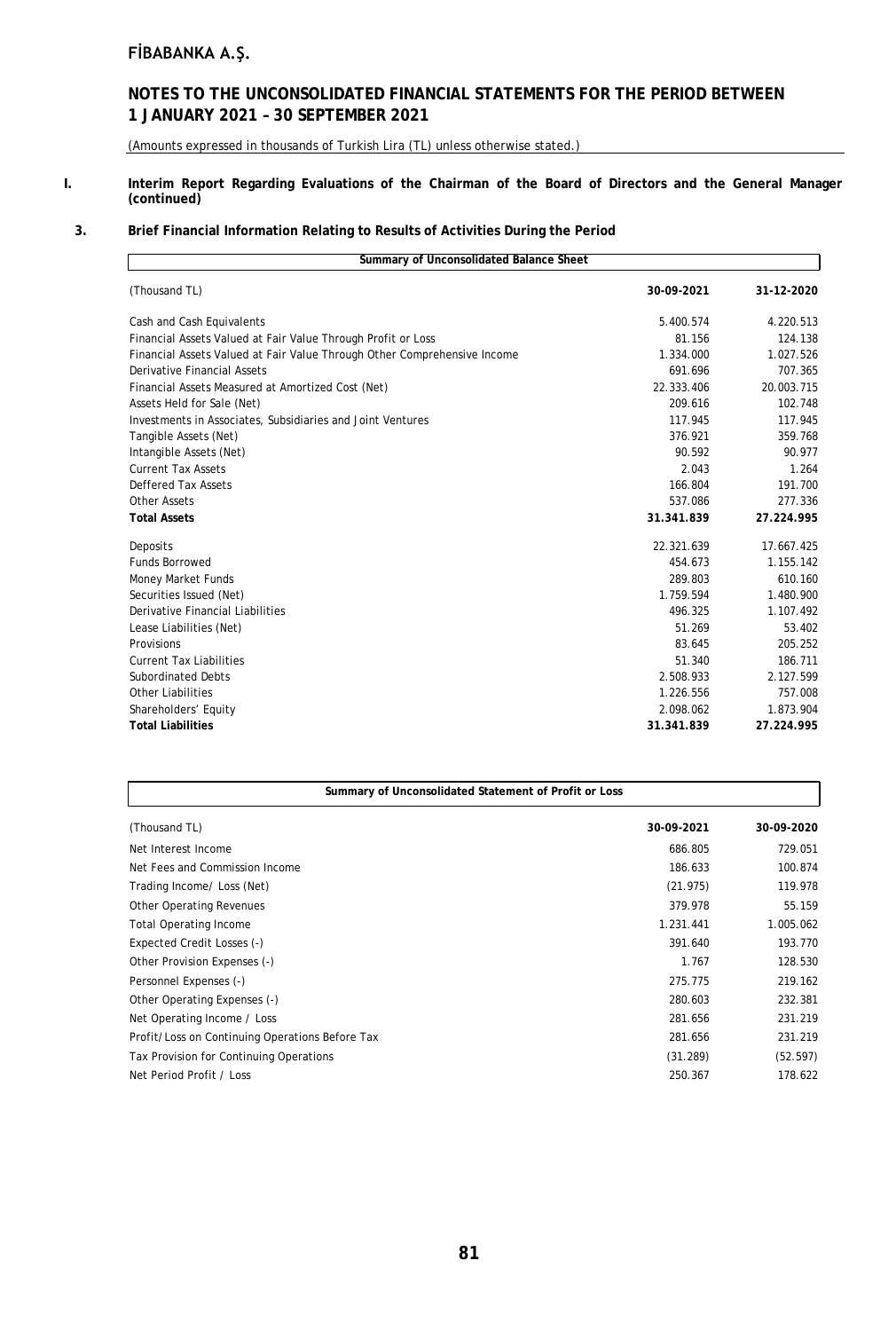# FİBABANKA A.Ş.

## NOTES TO THE UNCONSOLIDATED FINANCIAL STATEMENTS FOR THE PERIOD BETWEEN 1 JANUARY 2021 – 30 SEPTEMBER 2021

(Amounts expressed in thousands of Turkish Lira (TL) unless otherwise stated.)

## I. Interim Report Regarding Evaluations of the Chairman of the Board of Directors and the General Manager (continued)

### 3. Brief Financial Information Relating to Results of Activities During the Period

| Summary of Unconsolidated Balance Sheet | | |
|---|---|---|
| (Thousand TL) | **30-09-2021** | **31-12-2020** |
| Cash and Cash Equivalents | 5.400.574 | 4.220.513 |
| Financial Assets Valued at Fair Value Through Profit or Loss | 81.156 | 124.138 |
| Financial Assets Valued at Fair Value Through Other Comprehensive Income | 1.334.000 | 1.027.526 |
| Derivative Financial Assets | 691.696 | 707.365 |
| Financial Assets Measured at Amortized Cost (Net) | 22.333.406 | 20.003.715 |
| Assets Held for Sale (Net) | 209.616 | 102.748 |
| Investments in Associates, Subsidiaries and Joint Ventures | 117.945 | 117.945 |
| Tangible Assets (Net) | 376.921 | 359.768 |
| Intangible Assets (Net) | 90.592 | 90.977 |
| Current Tax Assets | 2.043 | 1.264 |
| Deffered Tax Assets | 166.804 | 191.700 |
| Other Assets | 537.086 | 277.336 |
| **Total Assets** | **31.341.839** | **27.224.995** |
| Deposits | 22.321.639 | 17.667.425 |
| Funds Borrowed | 454.673 | 1.155.142 |
| Money Market Funds | 289.803 | 610.160 |
| Securities Issued (Net) | 1.759.594 | 1.480.900 |
| Derivative Financial Liabilities | 496.325 | 1.107.492 |
| Lease Liabilities (Net) | 51.269 | 53.402 |
| Provisions | 83.645 | 205.252 |
| Current Tax Liabilities | 51.340 | 186.711 |
| Subordinated Debts | 2.508.933 | 2.127.599 |
| Other Liabilities | 1.226.556 | 757.008 |
| Shareholders' Equity | 2.098.062 | 1.873.904 |
| **Total Liabilities** | **31.341.839** | **27.224.995** |

| Summary of Unconsolidated Statement of Profit or Loss | | |
|---|---|---|
| (Thousand TL) | **30-09-2021** | **30-09-2020** |
| Net Interest Income | 686.805 | 729.051 |
| Net Fees and Commission Income | 186.633 | 100.874 |
| Trading Income/ Loss (Net) | (21.975) | 119.978 |
| Other Operating Revenues | 379.978 | 55.159 |
| Total Operating Income | 1.231.441 | 1.005.062 |
| Expected Credit Losses (-) | 391.640 | 193.770 |
| Other Provision Expenses (-) | 1.767 | 128.530 |
| Personnel Expenses (-) | 275.775 | 219.162 |
| Other Operating Expenses (-) | 280.603 | 232.381 |
| Net Operating Income / Loss | 281.656 | 231.219 |
| Profit/Loss on Continuing Operations Before Tax | 281.656 | 231.219 |
| Tax Provision for Continuing Operations | (31.289) | (52.597) |
| Net Period Profit / Loss | 250.367 | 178.622 |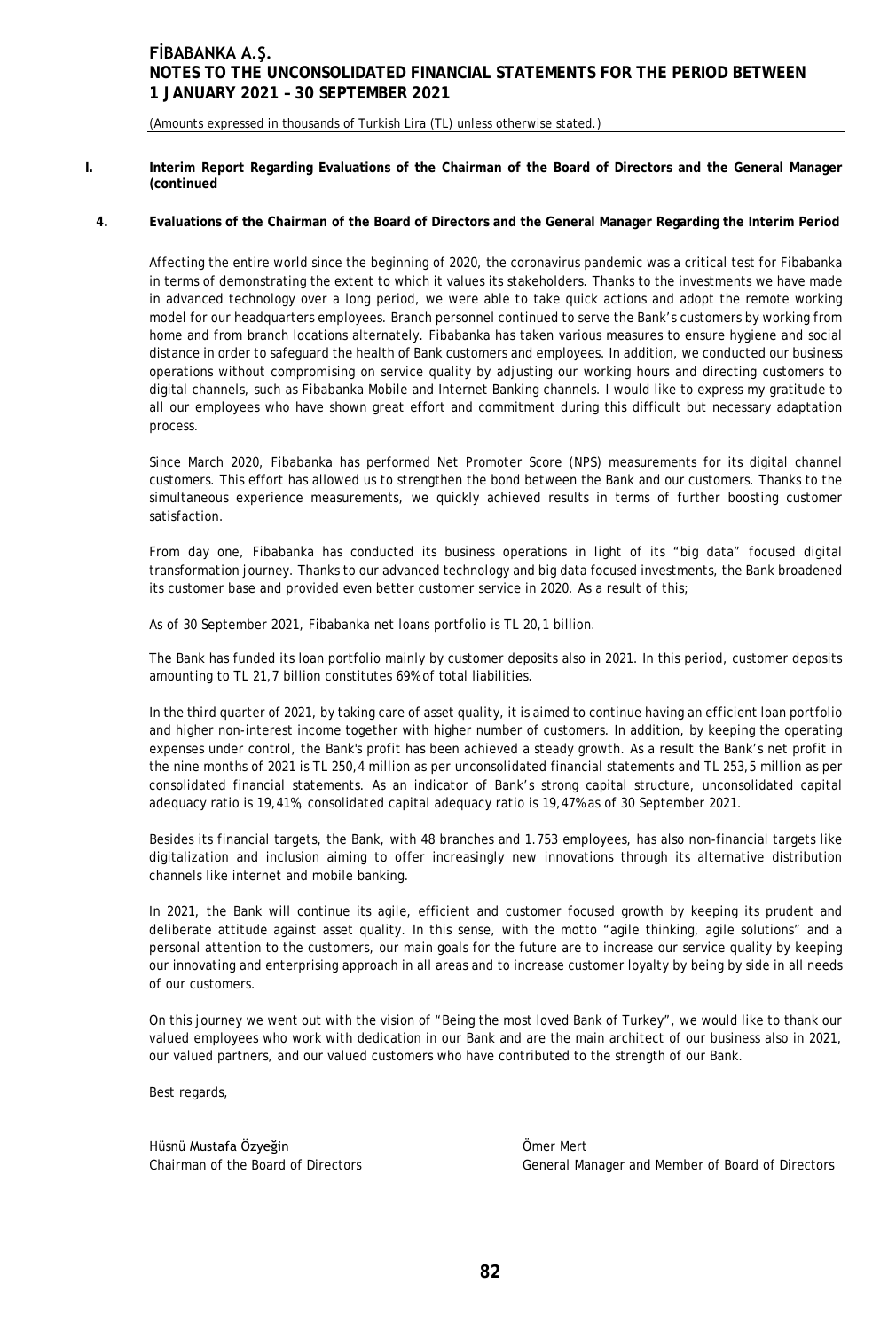## I. Interim Report Regarding Evaluations of the Chairman of the Board of Directors and the General Manager (continued

### 4. Evaluations of the Chairman of the Board of Directors and the General Manager Regarding the Interim Period

Affecting the entire world since the beginning of 2020, the coronavirus pandemic was a critical test for Fibabanka in terms of demonstrating the extent to which it values its stakeholders. Thanks to the investments we have made in advanced technology over a long period, we were able to take quick actions and adopt the remote working model for our headquarters employees. Branch personnel continued to serve the Bank's customers by working from home and from branch locations alternately. Fibabanka has taken various measures to ensure hygiene and social distance in order to safeguard the health of Bank customers and employees. In addition, we conducted our business operations without compromising on service quality by adjusting our working hours and directing customers to digital channels, such as Fibabanka Mobile and Internet Banking channels. I would like to express my gratitude to all our employees who have shown great effort and commitment during this difficult but necessary adaptation process.

Since March 2020, Fibabanka has performed Net Promoter Score (NPS) measurements for its digital channel customers. This effort has allowed us to strengthen the bond between the Bank and our customers. Thanks to the simultaneous experience measurements, we quickly achieved results in terms of further boosting customer satisfaction.

From day one, Fibabanka has conducted its business operations in light of its "big data" focused digital transformation journey. Thanks to our advanced technology and big data focused investments, the Bank broadened its customer base and provided even better customer service in 2020. As a result of this;

As of 30 September 2021, Fibabanka net loans portfolio is TL 20,1 billion.

The Bank has funded its loan portfolio mainly by customer deposits also in 2021. In this period, customer deposits amounting to TL 21,7 billion constitutes 69% of total liabilities.

In the third quarter of 2021, by taking care of asset quality, it is aimed to continue having an efficient loan portfolio and higher non-interest income together with higher number of customers. In addition, by keeping the operating expenses under control, the Bank's profit has been achieved a steady growth. As a result the Bank's net profit in the nine months of 2021 is TL 250,4 million as per unconsolidated financial statements and TL 253,5 million as per consolidated financial statements. As an indicator of Bank's strong capital structure, unconsolidated capital adequacy ratio is 19,41%, consolidated capital adequacy ratio is 19,47% as of 30 September 2021.

Besides its financial targets, the Bank, with 48 branches and 1.753 employees, has also non-financial targets like digitalization and inclusion aiming to offer increasingly new innovations through its alternative distribution channels like internet and mobile banking.

In 2021, the Bank will continue its agile, efficient and customer focused growth by keeping its prudent and deliberate attitude against asset quality. In this sense, with the motto "agile thinking, agile solutions" and a personal attention to the customers, our main goals for the future are to increase our service quality by keeping our innovating and enterprising approach in all areas and to increase customer loyalty by being by side in all needs of our customers.

On this journey we went out with the vision of "Being the most loved Bank of Turkey", we would like to thank our valued employees who work with dedication in our Bank and are the main architect of our business also in 2021, our valued partners, and our valued customers who have contributed to the strength of our Bank.

Best regards,

| Hüsnü Mustafa Özyeğin | Ömer Mert |
|---|---|
| Chairman of the Board of Directors | General Manager and Member of Board of Directors |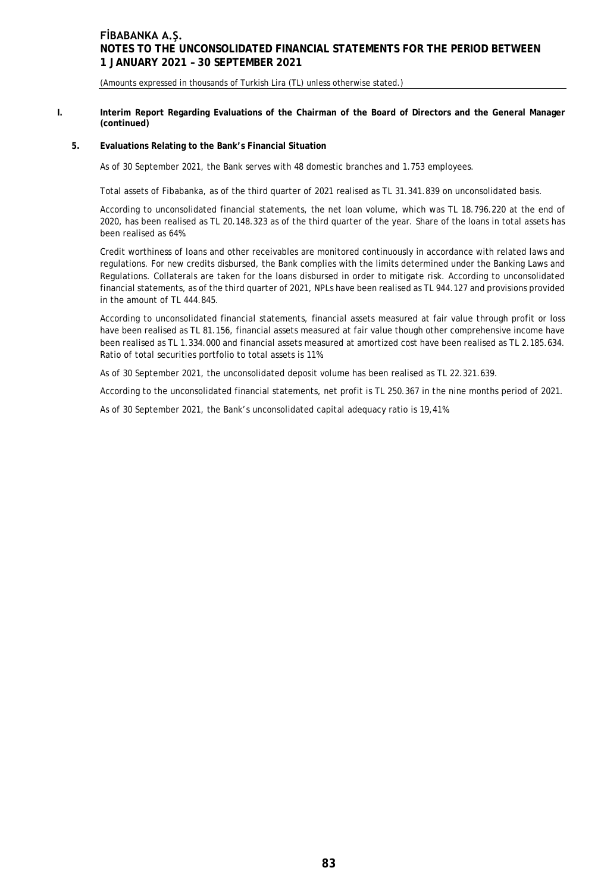## I. Interim Report Regarding Evaluations of the Chairman of the Board of Directors and the General Manager (continued)

### 5. Evaluations Relating to the Bank's Financial Situation

As of 30 September 2021, the Bank serves with 48 domestic branches and 1.753 employees.

Total assets of Fibabanka, as of the third quarter of 2021 realised as TL 31.341.839 on unconsolidated basis.

According to unconsolidated financial statements, the net loan volume, which was TL 18.796.220 at the end of 2020, has been realised as TL 20.148.323 as of the third quarter of the year. Share of the loans in total assets has been realised as 64%.

Credit worthiness of loans and other receivables are monitored continuously in accordance with related laws and regulations. For new credits disbursed, the Bank complies with the limits determined under the Banking Laws and Regulations. Collaterals are taken for the loans disbursed in order to mitigate risk. According to unconsolidated financial statements, as of the third quarter of 2021, NPLs have been realised as TL 944.127 and provisions provided in the amount of TL 444.845.

According to unconsolidated financial statements, financial assets measured at fair value through profit or loss have been realised as TL 81.156, financial assets measured at fair value though other comprehensive income have been realised as TL 1.334.000 and financial assets measured at amortized cost have been realised as TL 2.185.634. Ratio of total securities portfolio to total assets is 11%.

As of 30 September 2021, the unconsolidated deposit volume has been realised as TL 22.321.639.

According to the unconsolidated financial statements, net profit is TL 250.367 in the nine months period of 2021.

As of 30 September 2021, the Bank's unconsolidated capital adequacy ratio is 19,41%.